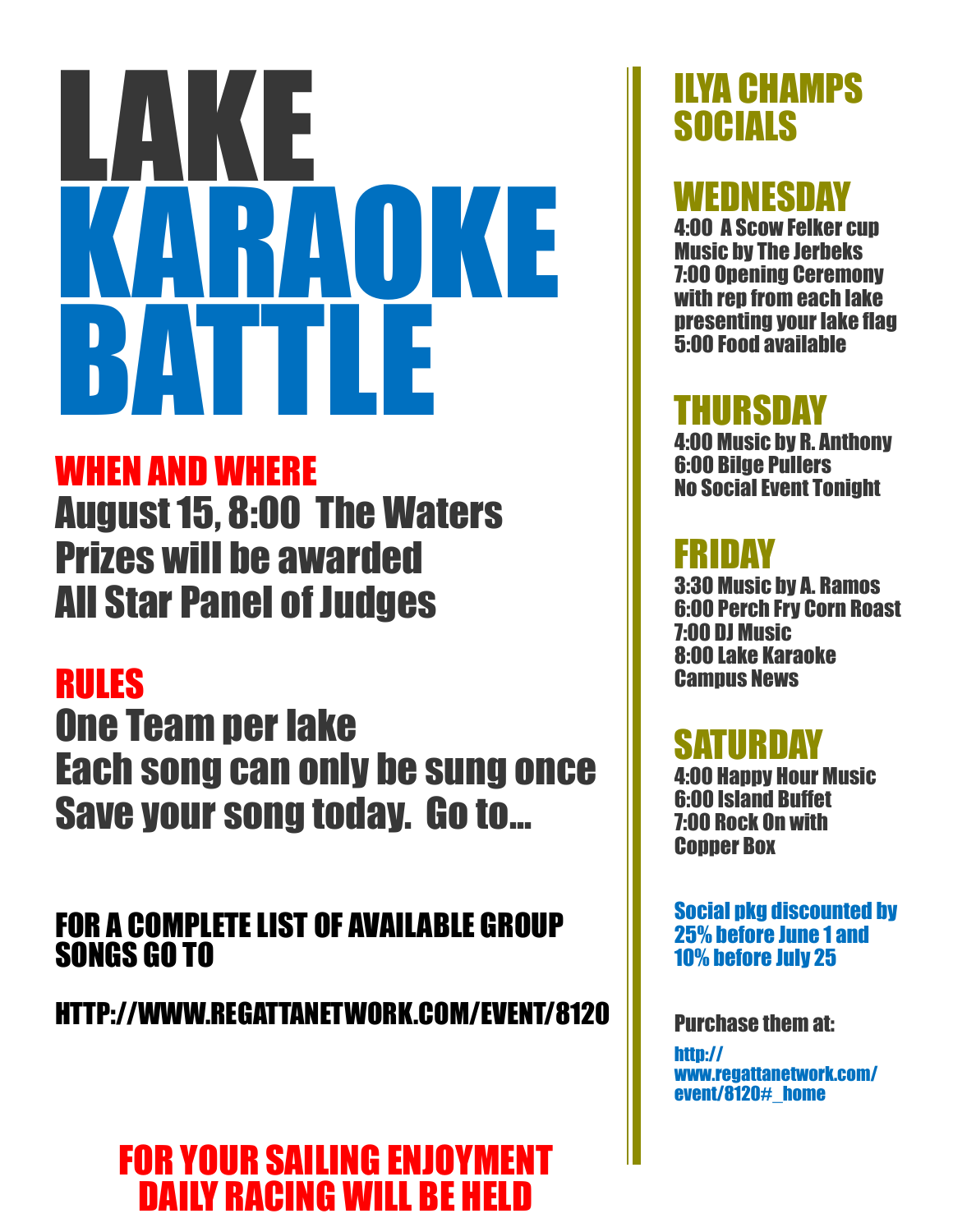# LAKE KARAOKE BATTLE

## WHEN AND WHERE

August 15, 8:00 The Waters
Prizes will be awarded
All Star Panel of Judges

## RULES

One Team per lake
Each song can only be sung once
Save your song today. Go to...

FOR A COMPLETE LIST OF AVAILABLE GROUP SONGS GO TO

HTTP://WWW.REGATTANETWORK.COM/EVENT/8120

**FOR YOUR SAILING ENJOYMENT DAILY RACING WILL BE HELD**

## ILYA CHAMPS SOCIALS

### WEDNESDAY

4:00 A Scow Felker cup
Music by The Jerbeks
7:00 Opening Ceremony with rep from each lake presenting your lake flag
5:00 Food available

### THURSDAY

4:00 Music by R. Anthony
6:00 Bilge Pullers
No Social Event Tonight

### FRIDAY

3:30 Music by A. Ramos
6:00 Perch Fry Corn Roast
7:00 DJ Music
8:00 Lake Karaoke
Campus News

### SATURDAY

4:00 Happy Hour Music
6:00 Island Buffet
7:00 Rock On with Copper Box

Social pkg discounted by 25% before June 1 and 10% before July 25

Purchase them at:

http://www.regattanetwork.com/event/8120#_home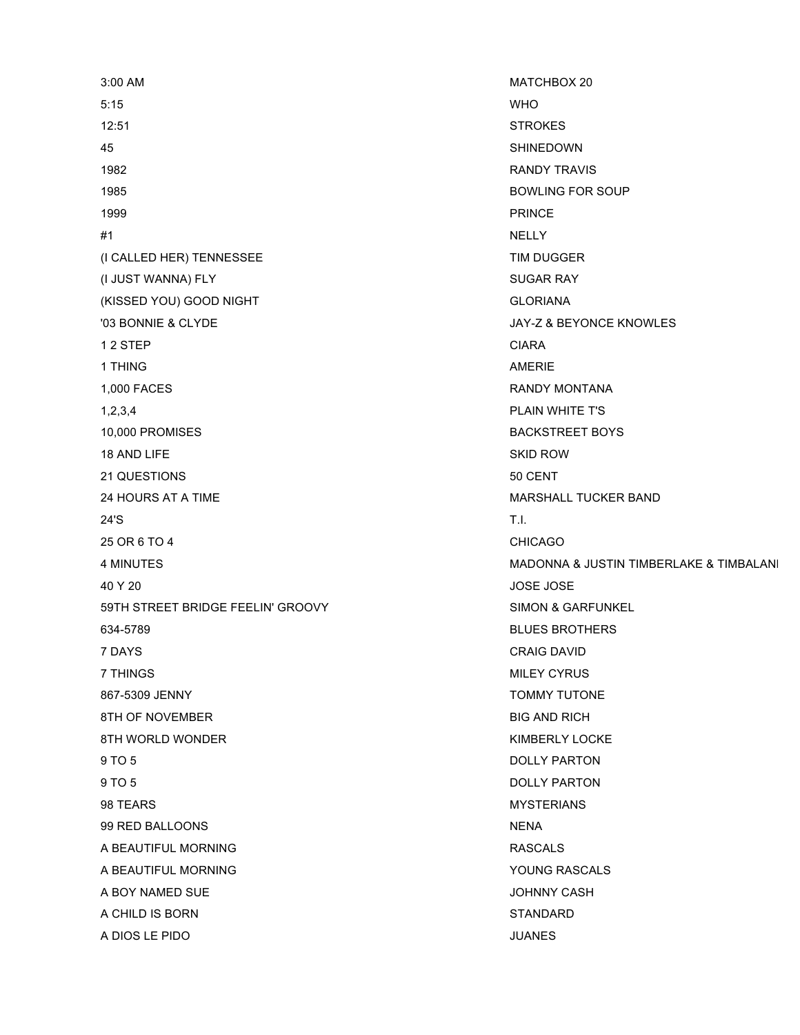| | |
|---|---|
| 3:00 AM | MATCHBOX 20 |
| 5:15 | WHO |
| 12:51 | STROKES |
| 45 | SHINEDOWN |
| 1982 | RANDY TRAVIS |
| 1985 | BOWLING FOR SOUP |
| 1999 | PRINCE |
| #1 | NELLY |
| (I CALLED HER) TENNESSEE | TIM DUGGER |
| (I JUST WANNA) FLY | SUGAR RAY |
| (KISSED YOU) GOOD NIGHT | GLORIANA |
| '03 BONNIE & CLYDE | JAY-Z & BEYONCE KNOWLES |
| 1 2 STEP | CIARA |
| 1 THING | AMERIE |
| 1,000 FACES | RANDY MONTANA |
| 1,2,3,4 | PLAIN WHITE T'S |
| 10,000 PROMISES | BACKSTREET BOYS |
| 18 AND LIFE | SKID ROW |
| 21 QUESTIONS | 50 CENT |
| 24 HOURS AT A TIME | MARSHALL TUCKER BAND |
| 24'S | T.I. |
| 25 OR 6 TO 4 | CHICAGO |
| 4 MINUTES | MADONNA & JUSTIN TIMBERLAKE & TIMBALANI |
| 40 Y 20 | JOSE JOSE |
| 59TH STREET BRIDGE FEELIN' GROOVY | SIMON & GARFUNKEL |
| 634-5789 | BLUES BROTHERS |
| 7 DAYS | CRAIG DAVID |
| 7 THINGS | MILEY CYRUS |
| 867-5309 JENNY | TOMMY TUTONE |
| 8TH OF NOVEMBER | BIG AND RICH |
| 8TH WORLD WONDER | KIMBERLY LOCKE |
| 9 TO 5 | DOLLY PARTON |
| 9 TO 5 | DOLLY PARTON |
| 98 TEARS | MYSTERIANS |
| 99 RED BALLOONS | NENA |
| A BEAUTIFUL MORNING | RASCALS |
| A BEAUTIFUL MORNING | YOUNG RASCALS |
| A BOY NAMED SUE | JOHNNY CASH |
| A CHILD IS BORN | STANDARD |
| A DIOS LE PIDO | JUANES |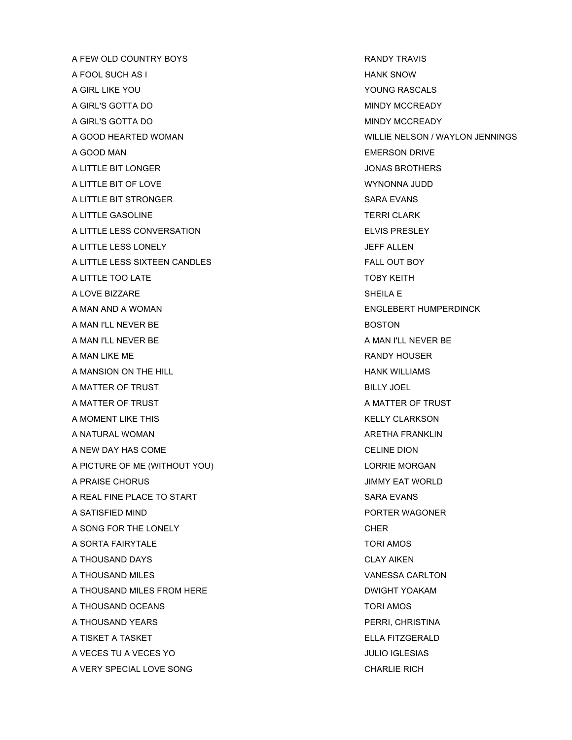| | |
|---|---|
| A FEW OLD COUNTRY BOYS | RANDY TRAVIS |
| A FOOL SUCH AS I | HANK SNOW |
| A GIRL LIKE YOU | YOUNG RASCALS |
| A GIRL'S GOTTA DO | MINDY MCCREADY |
| A GIRL'S GOTTA DO | MINDY MCCREADY |
| A GOOD HEARTED WOMAN | WILLIE NELSON / WAYLON JENNINGS |
| A GOOD MAN | EMERSON DRIVE |
| A LITTLE BIT LONGER | JONAS BROTHERS |
| A LITTLE BIT OF LOVE | WYNONNA JUDD |
| A LITTLE BIT STRONGER | SARA EVANS |
| A LITTLE GASOLINE | TERRI CLARK |
| A LITTLE LESS CONVERSATION | ELVIS PRESLEY |
| A LITTLE LESS LONELY | JEFF ALLEN |
| A LITTLE LESS SIXTEEN CANDLES | FALL OUT BOY |
| A LITTLE TOO LATE | TOBY KEITH |
| A LOVE BIZZARE | SHEILA E |
| A MAN AND A WOMAN | ENGLEBERT HUMPERDINCK |
| A MAN I'LL NEVER BE | BOSTON |
| A MAN I'LL NEVER BE | A MAN I'LL NEVER BE |
| A MAN LIKE ME | RANDY HOUSER |
| A MANSION ON THE HILL | HANK WILLIAMS |
| A MATTER OF TRUST | BILLY JOEL |
| A MATTER OF TRUST | A MATTER OF TRUST |
| A MOMENT LIKE THIS | KELLY CLARKSON |
| A NATURAL WOMAN | ARETHA FRANKLIN |
| A NEW DAY HAS COME | CELINE DION |
| A PICTURE OF ME (WITHOUT YOU) | LORRIE MORGAN |
| A PRAISE CHORUS | JIMMY EAT WORLD |
| A REAL FINE PLACE TO START | SARA EVANS |
| A SATISFIED MIND | PORTER WAGONER |
| A SONG FOR THE LONELY | CHER |
| A SORTA FAIRYTALE | TORI AMOS |
| A THOUSAND DAYS | CLAY AIKEN |
| A THOUSAND MILES | VANESSA CARLTON |
| A THOUSAND MILES FROM HERE | DWIGHT YOAKAM |
| A THOUSAND OCEANS | TORI AMOS |
| A THOUSAND YEARS | PERRI, CHRISTINA |
| A TISKET A TASKET | ELLA FITZGERALD |
| A VECES TU A VECES YO | JULIO IGLESIAS |
| A VERY SPECIAL LOVE SONG | CHARLIE RICH |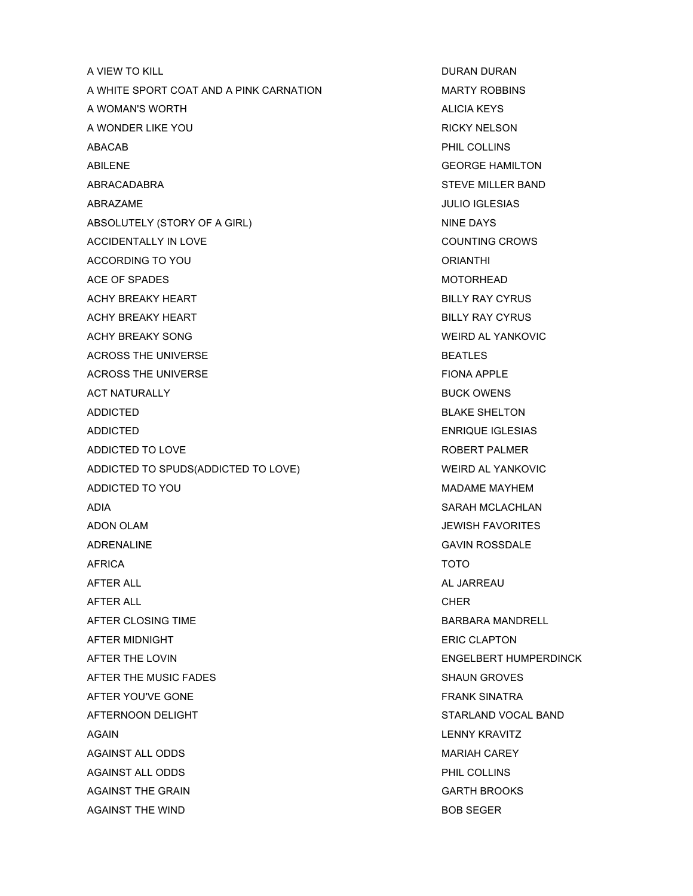| | |
|---|---|
| A VIEW TO KILL | DURAN DURAN |
| A WHITE SPORT COAT AND A PINK CARNATION | MARTY ROBBINS |
| A WOMAN'S WORTH | ALICIA KEYS |
| A WONDER LIKE YOU | RICKY NELSON |
| ABACAB | PHIL COLLINS |
| ABILENE | GEORGE HAMILTON |
| ABRACADABRA | STEVE MILLER BAND |
| ABRAZAME | JULIO IGLESIAS |
| ABSOLUTELY (STORY OF A GIRL) | NINE DAYS |
| ACCIDENTALLY IN LOVE | COUNTING CROWS |
| ACCORDING TO YOU | ORIANTHI |
| ACE OF SPADES | MOTORHEAD |
| ACHY BREAKY HEART | BILLY RAY CYRUS |
| ACHY BREAKY HEART | BILLY RAY CYRUS |
| ACHY BREAKY SONG | WEIRD AL YANKOVIC |
| ACROSS THE UNIVERSE | BEATLES |
| ACROSS THE UNIVERSE | FIONA APPLE |
| ACT NATURALLY | BUCK OWENS |
| ADDICTED | BLAKE SHELTON |
| ADDICTED | ENRIQUE IGLESIAS |
| ADDICTED TO LOVE | ROBERT PALMER |
| ADDICTED TO SPUDS(ADDICTED TO LOVE) | WEIRD AL YANKOVIC |
| ADDICTED TO YOU | MADAME MAYHEM |
| ADIA | SARAH MCLACHLAN |
| ADON OLAM | JEWISH FAVORITES |
| ADRENALINE | GAVIN ROSSDALE |
| AFRICA | TOTO |
| AFTER ALL | AL JARREAU |
| AFTER ALL | CHER |
| AFTER CLOSING TIME | BARBARA MANDRELL |
| AFTER MIDNIGHT | ERIC CLAPTON |
| AFTER THE LOVIN | ENGELBERT HUMPERDINCK |
| AFTER THE MUSIC FADES | SHAUN GROVES |
| AFTER YOU'VE GONE | FRANK SINATRA |
| AFTERNOON DELIGHT | STARLAND VOCAL BAND |
| AGAIN | LENNY KRAVITZ |
| AGAINST ALL ODDS | MARIAH CAREY |
| AGAINST ALL ODDS | PHIL COLLINS |
| AGAINST THE GRAIN | GARTH BROOKS |
| AGAINST THE WIND | BOB SEGER |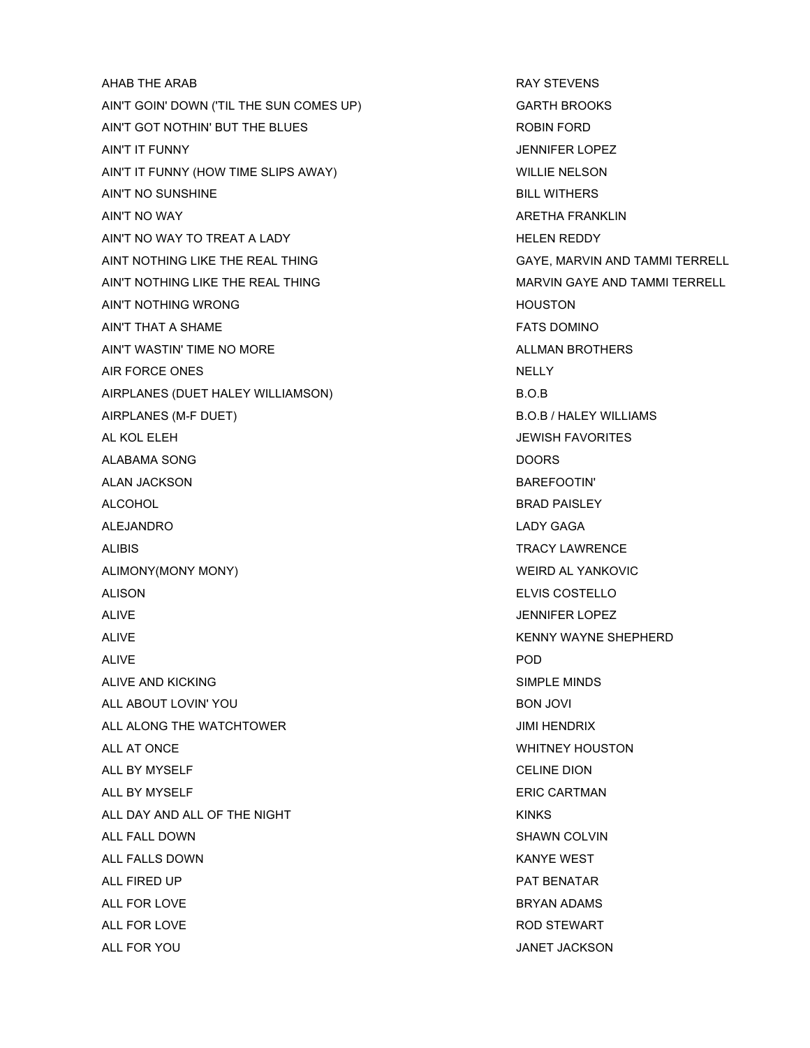| | |
|---|---|
| AHAB THE ARAB | RAY STEVENS |
| AIN'T GOIN' DOWN ('TIL THE SUN COMES UP) | GARTH BROOKS |
| AIN'T GOT NOTHIN' BUT THE BLUES | ROBIN FORD |
| AIN'T IT FUNNY | JENNIFER LOPEZ |
| AIN'T IT FUNNY (HOW TIME SLIPS AWAY) | WILLIE NELSON |
| AIN'T NO SUNSHINE | BILL WITHERS |
| AIN'T NO WAY | ARETHA FRANKLIN |
| AIN'T NO WAY TO TREAT A LADY | HELEN REDDY |
| AINT NOTHING LIKE THE REAL THING | GAYE, MARVIN AND TAMMI TERRELL |
| AIN'T NOTHING LIKE THE REAL THING | MARVIN GAYE AND TAMMI TERRELL |
| AIN'T NOTHING WRONG | HOUSTON |
| AIN'T THAT A SHAME | FATS DOMINO |
| AIN'T WASTIN' TIME NO MORE | ALLMAN BROTHERS |
| AIR FORCE ONES | NELLY |
| AIRPLANES (DUET HALEY WILLIAMSON) | B.O.B |
| AIRPLANES (M-F DUET) | B.O.B / HALEY WILLIAMS |
| AL KOL ELEH | JEWISH FAVORITES |
| ALABAMA SONG | DOORS |
| ALAN JACKSON | BAREFOOTIN' |
| ALCOHOL | BRAD PAISLEY |
| ALEJANDRO | LADY GAGA |
| ALIBIS | TRACY LAWRENCE |
| ALIMONY(MONY MONY) | WEIRD AL YANKOVIC |
| ALISON | ELVIS COSTELLO |
| ALIVE | JENNIFER LOPEZ |
| ALIVE | KENNY WAYNE SHEPHERD |
| ALIVE | POD |
| ALIVE AND KICKING | SIMPLE MINDS |
| ALL ABOUT LOVIN' YOU | BON JOVI |
| ALL ALONG THE WATCHTOWER | JIMI HENDRIX |
| ALL AT ONCE | WHITNEY HOUSTON |
| ALL BY MYSELF | CELINE DION |
| ALL BY MYSELF | ERIC CARTMAN |
| ALL DAY AND ALL OF THE NIGHT | KINKS |
| ALL FALL DOWN | SHAWN COLVIN |
| ALL FALLS DOWN | KANYE WEST |
| ALL FIRED UP | PAT BENATAR |
| ALL FOR LOVE | BRYAN ADAMS |
| ALL FOR LOVE | ROD STEWART |
| ALL FOR YOU | JANET JACKSON |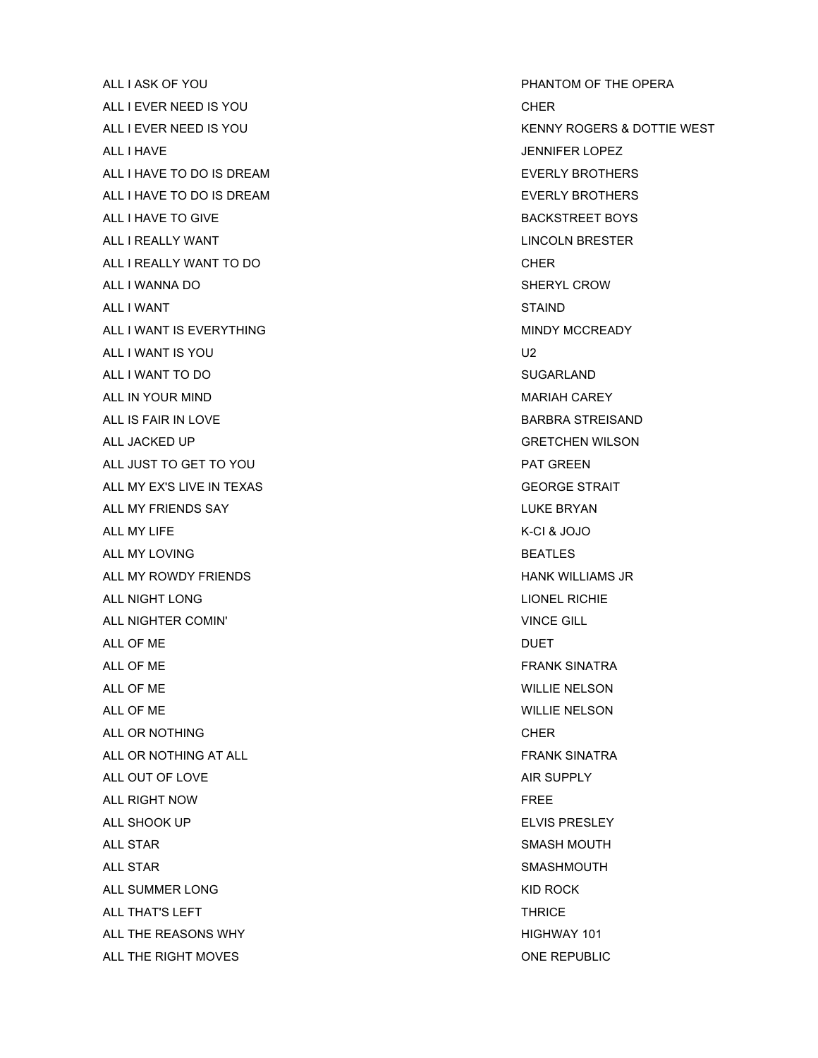| | |
|---|---|
| ALL I ASK OF YOU | PHANTOM OF THE OPERA |
| ALL I EVER NEED IS YOU | CHER |
| ALL I EVER NEED IS YOU | KENNY ROGERS & DOTTIE WEST |
| ALL I HAVE | JENNIFER LOPEZ |
| ALL I HAVE TO DO IS DREAM | EVERLY BROTHERS |
| ALL I HAVE TO DO IS DREAM | EVERLY BROTHERS |
| ALL I HAVE TO GIVE | BACKSTREET BOYS |
| ALL I REALLY WANT | LINCOLN BRESTER |
| ALL I REALLY WANT TO DO | CHER |
| ALL I WANNA DO | SHERYL CROW |
| ALL I WANT | STAIND |
| ALL I WANT IS EVERYTHING | MINDY MCCREADY |
| ALL I WANT IS YOU | U2 |
| ALL I WANT TO DO | SUGARLAND |
| ALL IN YOUR MIND | MARIAH CAREY |
| ALL IS FAIR IN LOVE | BARBRA STREISAND |
| ALL JACKED UP | GRETCHEN WILSON |
| ALL JUST TO GET TO YOU | PAT GREEN |
| ALL MY EX'S LIVE IN TEXAS | GEORGE STRAIT |
| ALL MY FRIENDS SAY | LUKE BRYAN |
| ALL MY LIFE | K-CI & JOJO |
| ALL MY LOVING | BEATLES |
| ALL MY ROWDY FRIENDS | HANK WILLIAMS JR |
| ALL NIGHT LONG | LIONEL RICHIE |
| ALL NIGHTER COMIN' | VINCE GILL |
| ALL OF ME | DUET |
| ALL OF ME | FRANK SINATRA |
| ALL OF ME | WILLIE NELSON |
| ALL OF ME | WILLIE NELSON |
| ALL OR NOTHING | CHER |
| ALL OR NOTHING AT ALL | FRANK SINATRA |
| ALL OUT OF LOVE | AIR SUPPLY |
| ALL RIGHT NOW | FREE |
| ALL SHOOK UP | ELVIS PRESLEY |
| ALL STAR | SMASH MOUTH |
| ALL STAR | SMASHMOUTH |
| ALL SUMMER LONG | KID ROCK |
| ALL THAT'S LEFT | THRICE |
| ALL THE REASONS WHY | HIGHWAY 101 |
| ALL THE RIGHT MOVES | ONE REPUBLIC |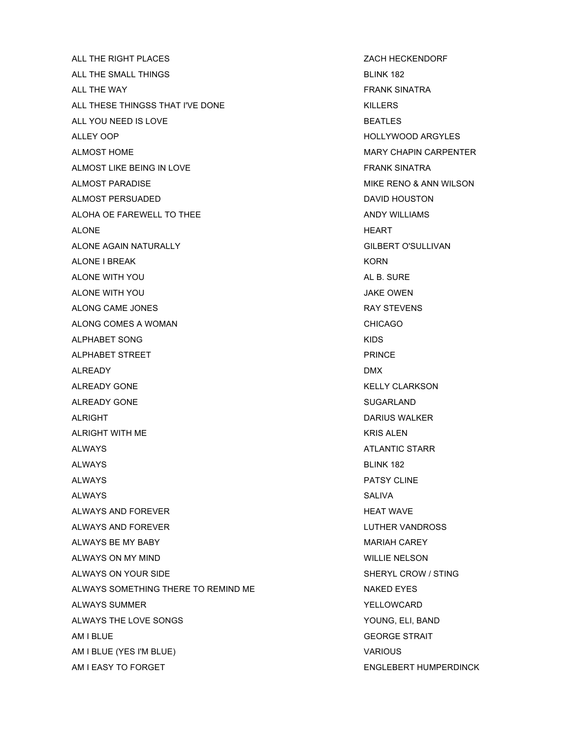| | |
|---|---|
| ALL THE RIGHT PLACES | ZACH HECKENDORF |
| ALL THE SMALL THINGS | BLINK 182 |
| ALL THE WAY | FRANK SINATRA |
| ALL THESE THINGSS THAT I'VE DONE | KILLERS |
| ALL YOU NEED IS LOVE | BEATLES |
| ALLEY OOP | HOLLYWOOD ARGYLES |
| ALMOST HOME | MARY CHAPIN CARPENTER |
| ALMOST LIKE BEING IN LOVE | FRANK SINATRA |
| ALMOST PARADISE | MIKE RENO & ANN WILSON |
| ALMOST PERSUADED | DAVID HOUSTON |
| ALOHA OE FAREWELL TO THEE | ANDY WILLIAMS |
| ALONE | HEART |
| ALONE AGAIN NATURALLY | GILBERT O'SULLIVAN |
| ALONE I BREAK | KORN |
| ALONE WITH YOU | AL B. SURE |
| ALONE WITH YOU | JAKE OWEN |
| ALONG CAME JONES | RAY STEVENS |
| ALONG COMES A WOMAN | CHICAGO |
| ALPHABET SONG | KIDS |
| ALPHABET STREET | PRINCE |
| ALREADY | DMX |
| ALREADY GONE | KELLY CLARKSON |
| ALREADY GONE | SUGARLAND |
| ALRIGHT | DARIUS WALKER |
| ALRIGHT WITH ME | KRIS ALEN |
| ALWAYS | ATLANTIC STARR |
| ALWAYS | BLINK 182 |
| ALWAYS | PATSY CLINE |
| ALWAYS | SALIVA |
| ALWAYS AND FOREVER | HEAT WAVE |
| ALWAYS AND FOREVER | LUTHER VANDROSS |
| ALWAYS BE MY BABY | MARIAH CAREY |
| ALWAYS ON MY MIND | WILLIE NELSON |
| ALWAYS ON YOUR SIDE | SHERYL CROW / STING |
| ALWAYS SOMETHING THERE TO REMIND ME | NAKED EYES |
| ALWAYS SUMMER | YELLOWCARD |
| ALWAYS THE LOVE SONGS | YOUNG, ELI, BAND |
| AM I BLUE | GEORGE STRAIT |
| AM I BLUE (YES I'M BLUE) | VARIOUS |
| AM I EASY TO FORGET | ENGLEBERT HUMPERDINCK |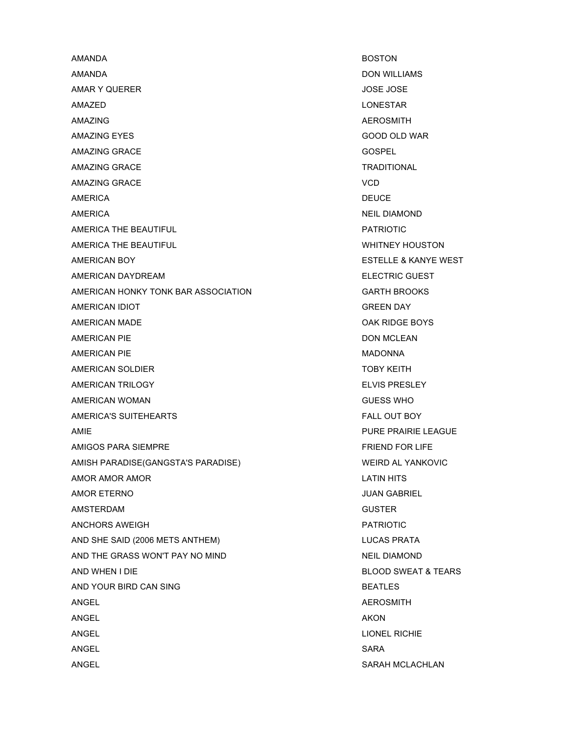| | |
|---|---|
| AMANDA | BOSTON |
| AMANDA | DON WILLIAMS |
| AMAR Y QUERER | JOSE JOSE |
| AMAZED | LONESTAR |
| AMAZING | AEROSMITH |
| AMAZING EYES | GOOD OLD WAR |
| AMAZING GRACE | GOSPEL |
| AMAZING GRACE | TRADITIONAL |
| AMAZING GRACE | VCD |
| AMERICA | DEUCE |
| AMERICA | NEIL DIAMOND |
| AMERICA THE BEAUTIFUL | PATRIOTIC |
| AMERICA THE BEAUTIFUL | WHITNEY HOUSTON |
| AMERICAN BOY | ESTELLE & KANYE WEST |
| AMERICAN DAYDREAM | ELECTRIC GUEST |
| AMERICAN HONKY TONK BAR ASSOCIATION | GARTH BROOKS |
| AMERICAN IDIOT | GREEN DAY |
| AMERICAN MADE | OAK RIDGE BOYS |
| AMERICAN PIE | DON MCLEAN |
| AMERICAN PIE | MADONNA |
| AMERICAN SOLDIER | TOBY KEITH |
| AMERICAN TRILOGY | ELVIS PRESLEY |
| AMERICAN WOMAN | GUESS WHO |
| AMERICA'S SUITEHEARTS | FALL OUT BOY |
| AMIE | PURE PRAIRIE LEAGUE |
| AMIGOS PARA SIEMPRE | FRIEND FOR LIFE |
| AMISH PARADISE(GANGSTA'S PARADISE) | WEIRD AL YANKOVIC |
| AMOR AMOR AMOR | LATIN HITS |
| AMOR ETERNO | JUAN GABRIEL |
| AMSTERDAM | GUSTER |
| ANCHORS AWEIGH | PATRIOTIC |
| AND SHE SAID (2006 METS ANTHEM) | LUCAS PRATA |
| AND THE GRASS WON'T PAY NO MIND | NEIL DIAMOND |
| AND WHEN I DIE | BLOOD SWEAT & TEARS |
| AND YOUR BIRD CAN SING | BEATLES |
| ANGEL | AEROSMITH |
| ANGEL | AKON |
| ANGEL | LIONEL RICHIE |
| ANGEL | SARA |
| ANGEL | SARAH MCLACHLAN |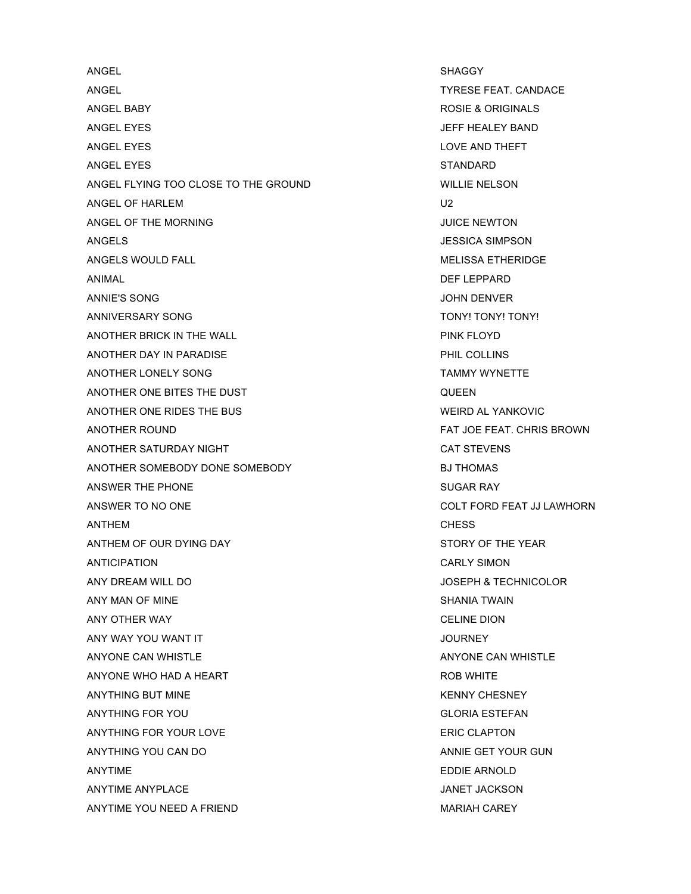| | |
|---|---|
| ANGEL | SHAGGY |
| ANGEL | TYRESE FEAT. CANDACE |
| ANGEL BABY | ROSIE & ORIGINALS |
| ANGEL EYES | JEFF HEALEY BAND |
| ANGEL EYES | LOVE AND THEFT |
| ANGEL EYES | STANDARD |
| ANGEL FLYING TOO CLOSE TO THE GROUND | WILLIE NELSON |
| ANGEL OF HARLEM | U2 |
| ANGEL OF THE MORNING | JUICE NEWTON |
| ANGELS | JESSICA SIMPSON |
| ANGELS WOULD FALL | MELISSA ETHERIDGE |
| ANIMAL | DEF LEPPARD |
| ANNIE'S SONG | JOHN DENVER |
| ANNIVERSARY SONG | TONY! TONY! TONY! |
| ANOTHER BRICK IN THE WALL | PINK FLOYD |
| ANOTHER DAY IN PARADISE | PHIL COLLINS |
| ANOTHER LONELY SONG | TAMMY WYNETTE |
| ANOTHER ONE BITES THE DUST | QUEEN |
| ANOTHER ONE RIDES THE BUS | WEIRD AL YANKOVIC |
| ANOTHER ROUND | FAT JOE FEAT. CHRIS BROWN |
| ANOTHER SATURDAY NIGHT | CAT STEVENS |
| ANOTHER SOMEBODY DONE SOMEBODY | BJ THOMAS |
| ANSWER THE PHONE | SUGAR RAY |
| ANSWER TO NO ONE | COLT FORD FEAT JJ LAWHORN |
| ANTHEM | CHESS |
| ANTHEM OF OUR DYING DAY | STORY OF THE YEAR |
| ANTICIPATION | CARLY SIMON |
| ANY DREAM WILL DO | JOSEPH & TECHNICOLOR |
| ANY MAN OF MINE | SHANIA TWAIN |
| ANY OTHER WAY | CELINE DION |
| ANY WAY YOU WANT IT | JOURNEY |
| ANYONE CAN WHISTLE | ANYONE CAN WHISTLE |
| ANYONE WHO HAD A HEART | ROB WHITE |
| ANYTHING BUT MINE | KENNY CHESNEY |
| ANYTHING FOR YOU | GLORIA ESTEFAN |
| ANYTHING FOR YOUR LOVE | ERIC CLAPTON |
| ANYTHING YOU CAN DO | ANNIE GET YOUR GUN |
| ANYTIME | EDDIE ARNOLD |
| ANYTIME ANYPLACE | JANET JACKSON |
| ANYTIME YOU NEED A FRIEND | MARIAH CAREY |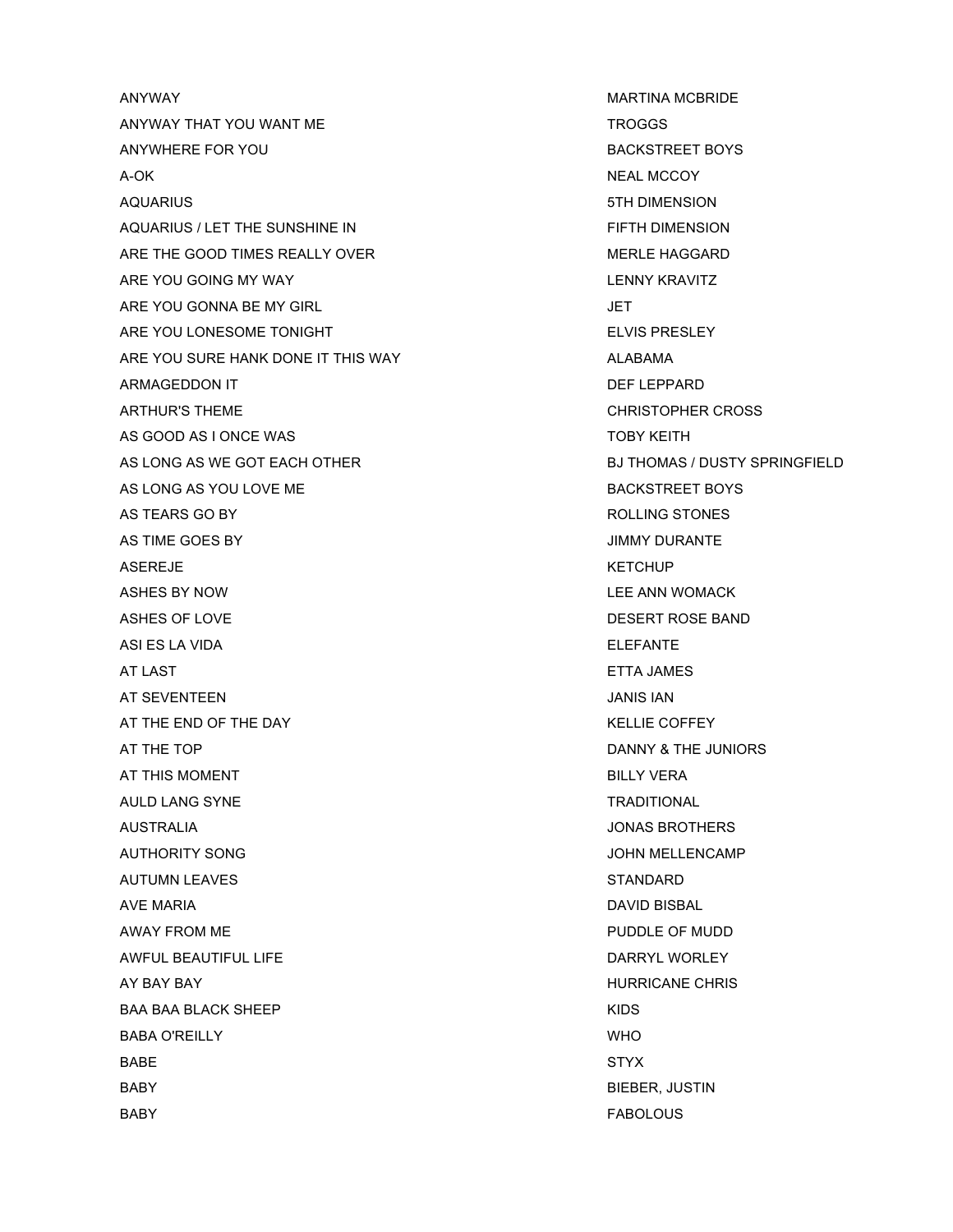| | |
|---|---|
| ANYWAY | MARTINA MCBRIDE |
| ANYWAY THAT YOU WANT ME | TROGGS |
| ANYWHERE FOR YOU | BACKSTREET BOYS |
| A-OK | NEAL MCCOY |
| AQUARIUS | 5TH DIMENSION |
| AQUARIUS / LET THE SUNSHINE IN | FIFTH DIMENSION |
| ARE THE GOOD TIMES REALLY OVER | MERLE HAGGARD |
| ARE YOU GOING MY WAY | LENNY KRAVITZ |
| ARE YOU GONNA BE MY GIRL | JET |
| ARE YOU LONESOME TONIGHT | ELVIS PRESLEY |
| ARE YOU SURE HANK DONE IT THIS WAY | ALABAMA |
| ARMAGEDDON IT | DEF LEPPARD |
| ARTHUR'S THEME | CHRISTOPHER CROSS |
| AS GOOD AS I ONCE WAS | TOBY KEITH |
| AS LONG AS WE GOT EACH OTHER | BJ THOMAS / DUSTY SPRINGFIELD |
| AS LONG AS YOU LOVE ME | BACKSTREET BOYS |
| AS TEARS GO BY | ROLLING STONES |
| AS TIME GOES BY | JIMMY DURANTE |
| ASEREJE | KETCHUP |
| ASHES BY NOW | LEE ANN WOMACK |
| ASHES OF LOVE | DESERT ROSE BAND |
| ASI ES LA VIDA | ELEFANTE |
| AT LAST | ETTA JAMES |
| AT SEVENTEEN | JANIS IAN |
| AT THE END OF THE DAY | KELLIE COFFEY |
| AT THE TOP | DANNY & THE JUNIORS |
| AT THIS MOMENT | BILLY VERA |
| AULD LANG SYNE | TRADITIONAL |
| AUSTRALIA | JONAS BROTHERS |
| AUTHORITY SONG | JOHN MELLENCAMP |
| AUTUMN LEAVES | STANDARD |
| AVE MARIA | DAVID BISBAL |
| AWAY FROM ME | PUDDLE OF MUDD |
| AWFUL BEAUTIFUL LIFE | DARRYL WORLEY |
| AY BAY BAY | HURRICANE CHRIS |
| BAA BAA BLACK SHEEP | KIDS |
| BABA O'REILLY | WHO |
| BABE | STYX |
| BABY | BIEBER, JUSTIN |
| BABY | FABOLOUS |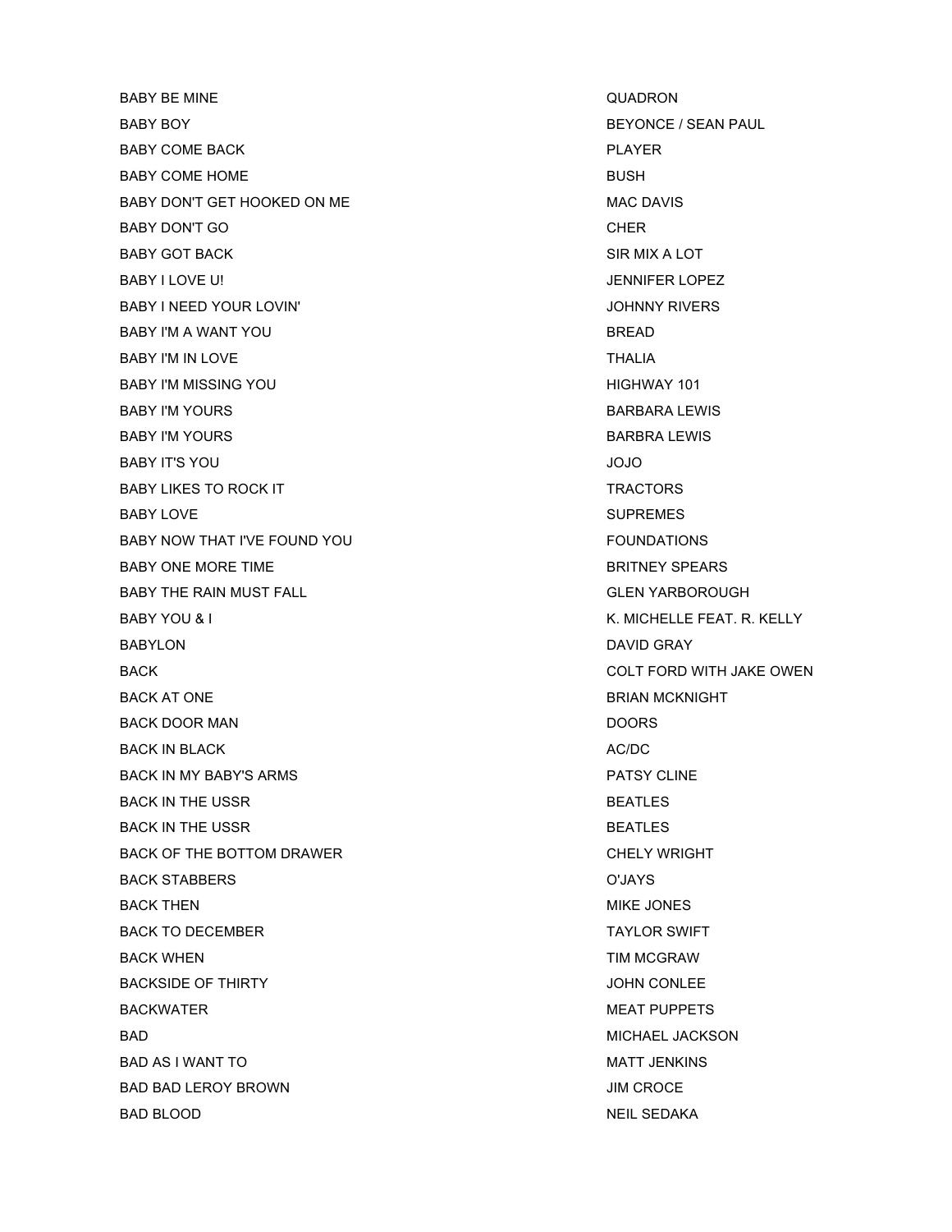| | |
|---|---|
| BABY BE MINE | QUADRON |
| BABY BOY | BEYONCE / SEAN PAUL |
| BABY COME BACK | PLAYER |
| BABY COME HOME | BUSH |
| BABY DON'T GET HOOKED ON ME | MAC DAVIS |
| BABY DON'T GO | CHER |
| BABY GOT BACK | SIR MIX A LOT |
| BABY I LOVE U! | JENNIFER LOPEZ |
| BABY I NEED YOUR LOVIN' | JOHNNY RIVERS |
| BABY I'M A WANT YOU | BREAD |
| BABY I'M IN LOVE | THALIA |
| BABY I'M MISSING YOU | HIGHWAY 101 |
| BABY I'M YOURS | BARBARA LEWIS |
| BABY I'M YOURS | BARBRA LEWIS |
| BABY IT'S YOU | JOJO |
| BABY LIKES TO ROCK IT | TRACTORS |
| BABY LOVE | SUPREMES |
| BABY NOW THAT I'VE FOUND YOU | FOUNDATIONS |
| BABY ONE MORE TIME | BRITNEY SPEARS |
| BABY THE RAIN MUST FALL | GLEN YARBOROUGH |
| BABY YOU & I | K. MICHELLE FEAT. R. KELLY |
| BABYLON | DAVID GRAY |
| BACK | COLT FORD WITH JAKE OWEN |
| BACK AT ONE | BRIAN MCKNIGHT |
| BACK DOOR MAN | DOORS |
| BACK IN BLACK | AC/DC |
| BACK IN MY BABY'S ARMS | PATSY CLINE |
| BACK IN THE USSR | BEATLES |
| BACK IN THE USSR | BEATLES |
| BACK OF THE BOTTOM DRAWER | CHELY WRIGHT |
| BACK STABBERS | O'JAYS |
| BACK THEN | MIKE JONES |
| BACK TO DECEMBER | TAYLOR SWIFT |
| BACK WHEN | TIM MCGRAW |
| BACKSIDE OF THIRTY | JOHN CONLEE |
| BACKWATER | MEAT PUPPETS |
| BAD | MICHAEL JACKSON |
| BAD AS I WANT TO | MATT JENKINS |
| BAD BAD LEROY BROWN | JIM CROCE |
| BAD BLOOD | NEIL SEDAKA |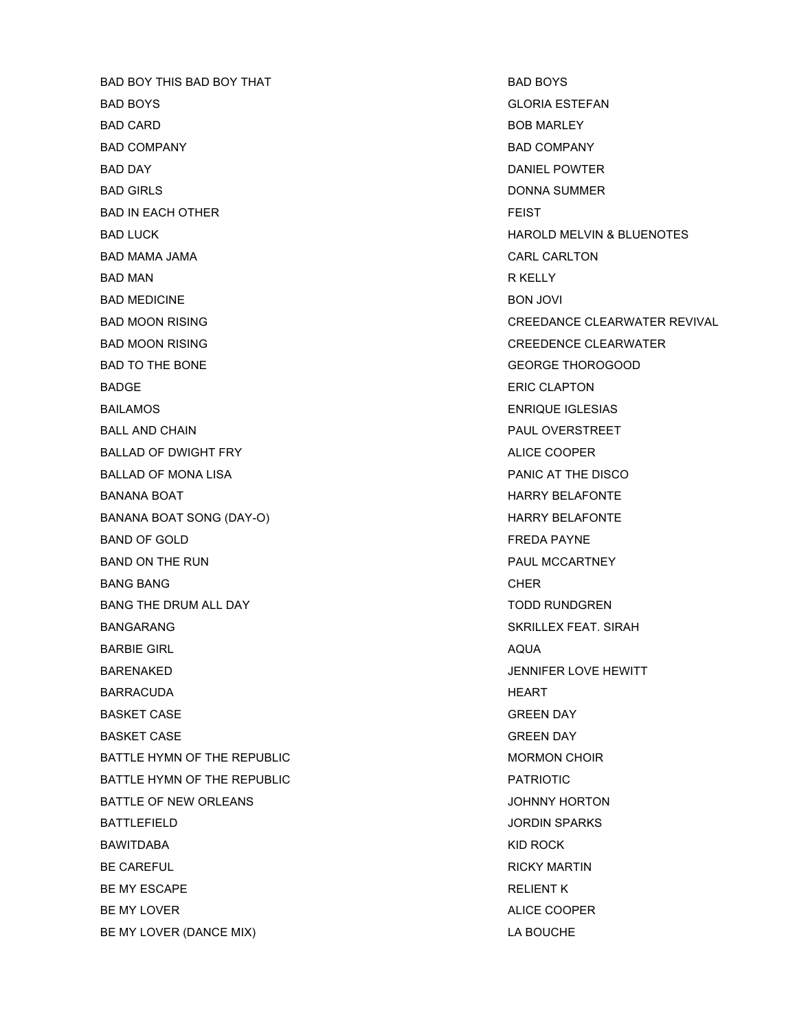| | |
|---|---|
| BAD BOY THIS BAD BOY THAT | BAD BOYS |
| BAD BOYS | GLORIA ESTEFAN |
| BAD CARD | BOB MARLEY |
| BAD COMPANY | BAD COMPANY |
| BAD DAY | DANIEL POWTER |
| BAD GIRLS | DONNA SUMMER |
| BAD IN EACH OTHER | FEIST |
| BAD LUCK | HAROLD MELVIN & BLUENOTES |
| BAD MAMA JAMA | CARL CARLTON |
| BAD MAN | R KELLY |
| BAD MEDICINE | BON JOVI |
| BAD MOON RISING | CREEDANCE CLEARWATER REVIVAL |
| BAD MOON RISING | CREEDENCE CLEARWATER |
| BAD TO THE BONE | GEORGE THOROGOOD |
| BADGE | ERIC CLAPTON |
| BAILAMOS | ENRIQUE IGLESIAS |
| BALL AND CHAIN | PAUL OVERSTREET |
| BALLAD OF DWIGHT FRY | ALICE COOPER |
| BALLAD OF MONA LISA | PANIC AT THE DISCO |
| BANANA BOAT | HARRY BELAFONTE |
| BANANA BOAT SONG (DAY-O) | HARRY BELAFONTE |
| BAND OF GOLD | FREDA PAYNE |
| BAND ON THE RUN | PAUL MCCARTNEY |
| BANG BANG | CHER |
| BANG THE DRUM ALL DAY | TODD RUNDGREN |
| BANGARANG | SKRILLEX FEAT. SIRAH |
| BARBIE GIRL | AQUA |
| BARENAKED | JENNIFER LOVE HEWITT |
| BARRACUDA | HEART |
| BASKET CASE | GREEN DAY |
| BASKET CASE | GREEN DAY |
| BATTLE HYMN OF THE REPUBLIC | MORMON CHOIR |
| BATTLE HYMN OF THE REPUBLIC | PATRIOTIC |
| BATTLE OF NEW ORLEANS | JOHNNY HORTON |
| BATTLEFIELD | JORDIN SPARKS |
| BAWITDABA | KID ROCK |
| BE CAREFUL | RICKY MARTIN |
| BE MY ESCAPE | RELIENT K |
| BE MY LOVER | ALICE COOPER |
| BE MY LOVER (DANCE MIX) | LA BOUCHE |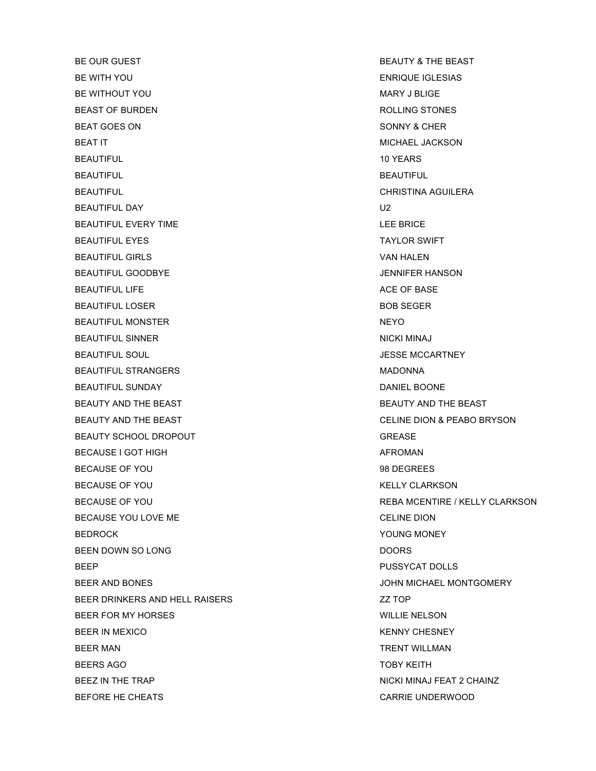| | |
|---|---|
| BE OUR GUEST | BEAUTY & THE BEAST |
| BE WITH YOU | ENRIQUE IGLESIAS |
| BE WITHOUT YOU | MARY J BLIGE |
| BEAST OF BURDEN | ROLLING STONES |
| BEAT GOES ON | SONNY & CHER |
| BEAT IT | MICHAEL JACKSON |
| BEAUTIFUL | 10 YEARS |
| BEAUTIFUL | BEAUTIFUL |
| BEAUTIFUL | CHRISTINA AGUILERA |
| BEAUTIFUL DAY | U2 |
| BEAUTIFUL EVERY TIME | LEE BRICE |
| BEAUTIFUL EYES | TAYLOR SWIFT |
| BEAUTIFUL GIRLS | VAN HALEN |
| BEAUTIFUL GOODBYE | JENNIFER HANSON |
| BEAUTIFUL LIFE | ACE OF BASE |
| BEAUTIFUL LOSER | BOB SEGER |
| BEAUTIFUL MONSTER | NEYO |
| BEAUTIFUL SINNER | NICKI MINAJ |
| BEAUTIFUL SOUL | JESSE MCCARTNEY |
| BEAUTIFUL STRANGERS | MADONNA |
| BEAUTIFUL SUNDAY | DANIEL BOONE |
| BEAUTY AND THE BEAST | BEAUTY AND THE BEAST |
| BEAUTY AND THE BEAST | CELINE DION & PEABO BRYSON |
| BEAUTY SCHOOL DROPOUT | GREASE |
| BECAUSE I GOT HIGH | AFROMAN |
| BECAUSE OF YOU | 98 DEGREES |
| BECAUSE OF YOU | KELLY CLARKSON |
| BECAUSE OF YOU | REBA MCENTIRE / KELLY CLARKSON |
| BECAUSE YOU LOVE ME | CELINE DION |
| BEDROCK | YOUNG MONEY |
| BEEN DOWN SO LONG | DOORS |
| BEEP | PUSSYCAT DOLLS |
| BEER AND BONES | JOHN MICHAEL MONTGOMERY |
| BEER DRINKERS AND HELL RAISERS | ZZ TOP |
| BEER FOR MY HORSES | WILLIE NELSON |
| BEER IN MEXICO | KENNY CHESNEY |
| BEER MAN | TRENT WILLMAN |
| BEERS AGO | TOBY KEITH |
| BEEZ IN THE TRAP | NICKI MINAJ FEAT 2 CHAINZ |
| BEFORE HE CHEATS | CARRIE UNDERWOOD |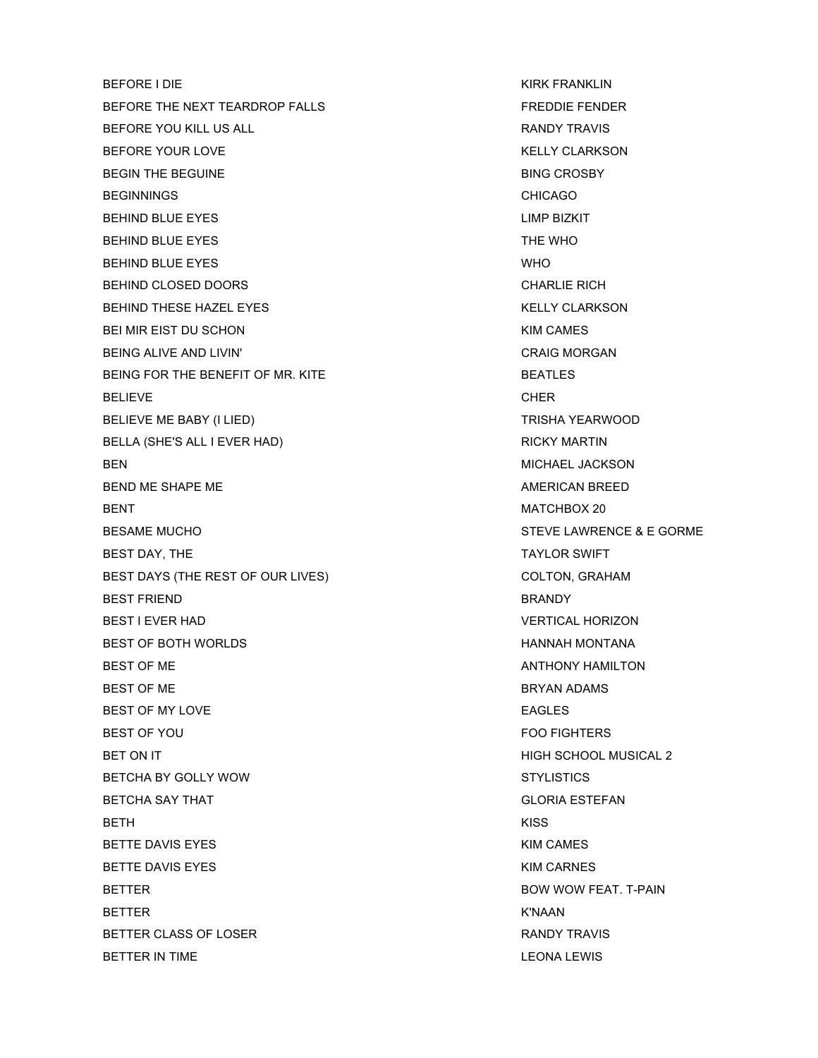| | |
|---|---|
| BEFORE I DIE | KIRK FRANKLIN |
| BEFORE THE NEXT TEARDROP FALLS | FREDDIE FENDER |
| BEFORE YOU KILL US ALL | RANDY TRAVIS |
| BEFORE YOUR LOVE | KELLY CLARKSON |
| BEGIN THE BEGUINE | BING CROSBY |
| BEGINNINGS | CHICAGO |
| BEHIND BLUE EYES | LIMP BIZKIT |
| BEHIND BLUE EYES | THE WHO |
| BEHIND BLUE EYES | WHO |
| BEHIND CLOSED DOORS | CHARLIE RICH |
| BEHIND THESE HAZEL EYES | KELLY CLARKSON |
| BEI MIR EIST DU SCHON | KIM CAMES |
| BEING ALIVE AND LIVIN' | CRAIG MORGAN |
| BEING FOR THE BENEFIT OF MR. KITE | BEATLES |
| BELIEVE | CHER |
| BELIEVE ME BABY (I LIED) | TRISHA YEARWOOD |
| BELLA (SHE'S ALL I EVER HAD) | RICKY MARTIN |
| BEN | MICHAEL JACKSON |
| BEND ME SHAPE ME | AMERICAN BREED |
| BENT | MATCHBOX 20 |
| BESAME MUCHO | STEVE LAWRENCE & E GORME |
| BEST DAY, THE | TAYLOR SWIFT |
| BEST DAYS (THE REST OF OUR LIVES) | COLTON, GRAHAM |
| BEST FRIEND | BRANDY |
| BEST I EVER HAD | VERTICAL HORIZON |
| BEST OF BOTH WORLDS | HANNAH MONTANA |
| BEST OF ME | ANTHONY HAMILTON |
| BEST OF ME | BRYAN ADAMS |
| BEST OF MY LOVE | EAGLES |
| BEST OF YOU | FOO FIGHTERS |
| BET ON IT | HIGH SCHOOL MUSICAL 2 |
| BETCHA BY GOLLY WOW | STYLISTICS |
| BETCHA SAY THAT | GLORIA ESTEFAN |
| BETH | KISS |
| BETTE DAVIS EYES | KIM CAMES |
| BETTE DAVIS EYES | KIM CARNES |
| BETTER | BOW WOW FEAT. T-PAIN |
| BETTER | K'NAAN |
| BETTER CLASS OF LOSER | RANDY TRAVIS |
| BETTER IN TIME | LEONA LEWIS |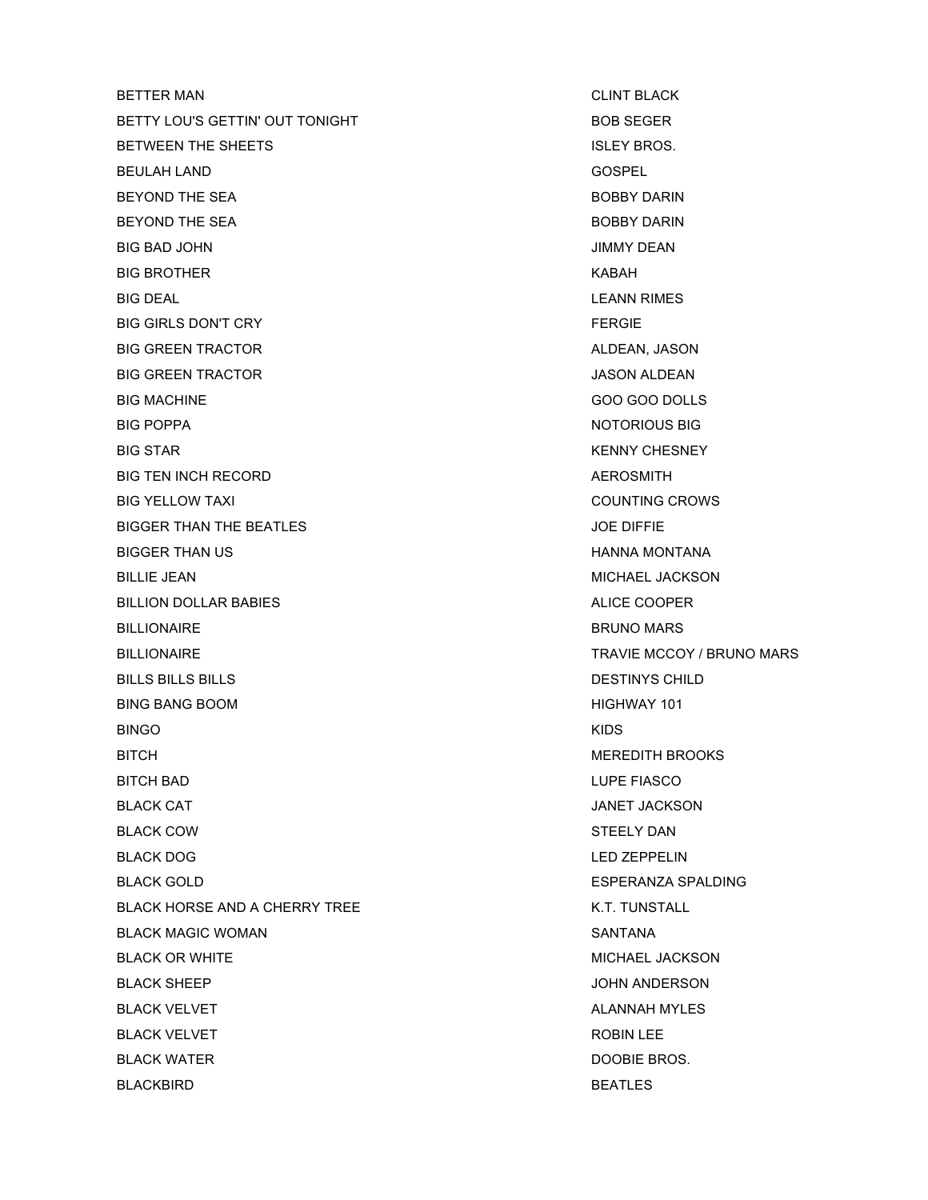| | |
|---|---|
| BETTER MAN | CLINT BLACK |
| BETTY LOU'S GETTIN' OUT TONIGHT | BOB SEGER |
| BETWEEN THE SHEETS | ISLEY BROS. |
| BEULAH LAND | GOSPEL |
| BEYOND THE SEA | BOBBY DARIN |
| BEYOND THE SEA | BOBBY DARIN |
| BIG BAD JOHN | JIMMY DEAN |
| BIG BROTHER | KABAH |
| BIG DEAL | LEANN RIMES |
| BIG GIRLS DON'T CRY | FERGIE |
| BIG GREEN TRACTOR | ALDEAN, JASON |
| BIG GREEN TRACTOR | JASON ALDEAN |
| BIG MACHINE | GOO GOO DOLLS |
| BIG POPPA | NOTORIOUS BIG |
| BIG STAR | KENNY CHESNEY |
| BIG TEN INCH RECORD | AEROSMITH |
| BIG YELLOW TAXI | COUNTING CROWS |
| BIGGER THAN THE BEATLES | JOE DIFFIE |
| BIGGER THAN US | HANNA MONTANA |
| BILLIE JEAN | MICHAEL JACKSON |
| BILLION DOLLAR BABIES | ALICE COOPER |
| BILLIONAIRE | BRUNO MARS |
| BILLIONAIRE | TRAVIE MCCOY / BRUNO MARS |
| BILLS BILLS BILLS | DESTINYS CHILD |
| BING BANG BOOM | HIGHWAY 101 |
| BINGO | KIDS |
| BITCH | MEREDITH BROOKS |
| BITCH BAD | LUPE FIASCO |
| BLACK CAT | JANET JACKSON |
| BLACK COW | STEELY DAN |
| BLACK DOG | LED ZEPPELIN |
| BLACK GOLD | ESPERANZA SPALDING |
| BLACK HORSE AND A CHERRY TREE | K.T. TUNSTALL |
| BLACK MAGIC WOMAN | SANTANA |
| BLACK OR WHITE | MICHAEL JACKSON |
| BLACK SHEEP | JOHN ANDERSON |
| BLACK VELVET | ALANNAH MYLES |
| BLACK VELVET | ROBIN LEE |
| BLACK WATER | DOOBIE BROS. |
| BLACKBIRD | BEATLES |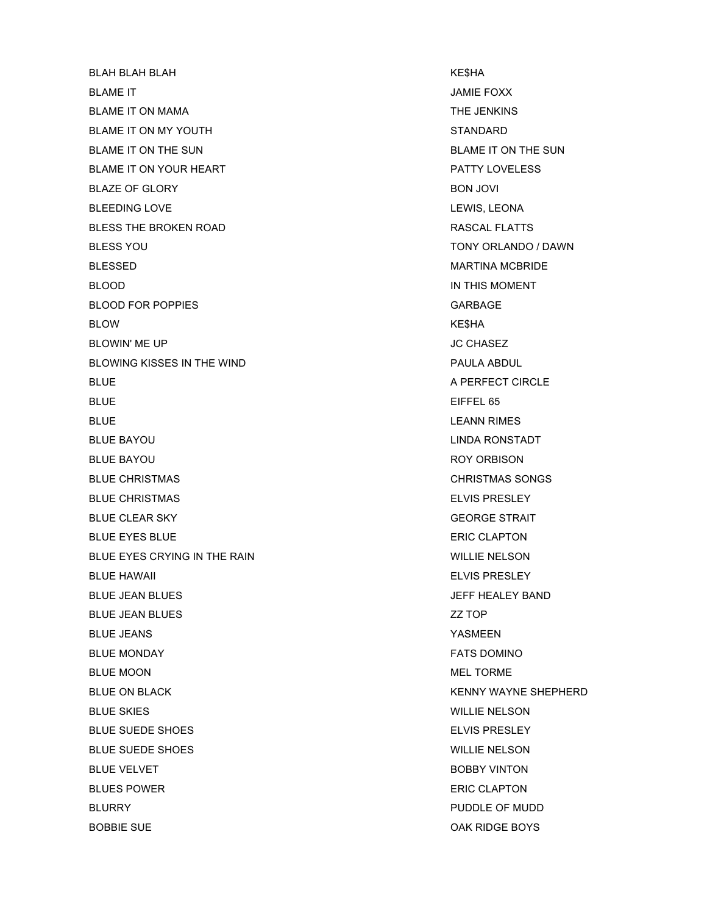| | |
|---|---|
| BLAH BLAH BLAH | KE$HA |
| BLAME IT | JAMIE FOXX |
| BLAME IT ON MAMA | THE JENKINS |
| BLAME IT ON MY YOUTH | STANDARD |
| BLAME IT ON THE SUN | BLAME IT ON THE SUN |
| BLAME IT ON YOUR HEART | PATTY LOVELESS |
| BLAZE OF GLORY | BON JOVI |
| BLEEDING LOVE | LEWIS, LEONA |
| BLESS THE BROKEN ROAD | RASCAL FLATTS |
| BLESS YOU | TONY ORLANDO / DAWN |
| BLESSED | MARTINA MCBRIDE |
| BLOOD | IN THIS MOMENT |
| BLOOD FOR POPPIES | GARBAGE |
| BLOW | KE$HA |
| BLOWIN' ME UP | JC CHASEZ |
| BLOWING KISSES IN THE WIND | PAULA ABDUL |
| BLUE | A PERFECT CIRCLE |
| BLUE | EIFFEL 65 |
| BLUE | LEANN RIMES |
| BLUE BAYOU | LINDA RONSTADT |
| BLUE BAYOU | ROY ORBISON |
| BLUE CHRISTMAS | CHRISTMAS SONGS |
| BLUE CHRISTMAS | ELVIS PRESLEY |
| BLUE CLEAR SKY | GEORGE STRAIT |
| BLUE EYES BLUE | ERIC CLAPTON |
| BLUE EYES CRYING IN THE RAIN | WILLIE NELSON |
| BLUE HAWAII | ELVIS PRESLEY |
| BLUE JEAN BLUES | JEFF HEALEY BAND |
| BLUE JEAN BLUES | ZZ TOP |
| BLUE JEANS | YASMEEN |
| BLUE MONDAY | FATS DOMINO |
| BLUE MOON | MEL TORME |
| BLUE ON BLACK | KENNY WAYNE SHEPHERD |
| BLUE SKIES | WILLIE NELSON |
| BLUE SUEDE SHOES | ELVIS PRESLEY |
| BLUE SUEDE SHOES | WILLIE NELSON |
| BLUE VELVET | BOBBY VINTON |
| BLUES POWER | ERIC CLAPTON |
| BLURRY | PUDDLE OF MUDD |
| BOBBIE SUE | OAK RIDGE BOYS |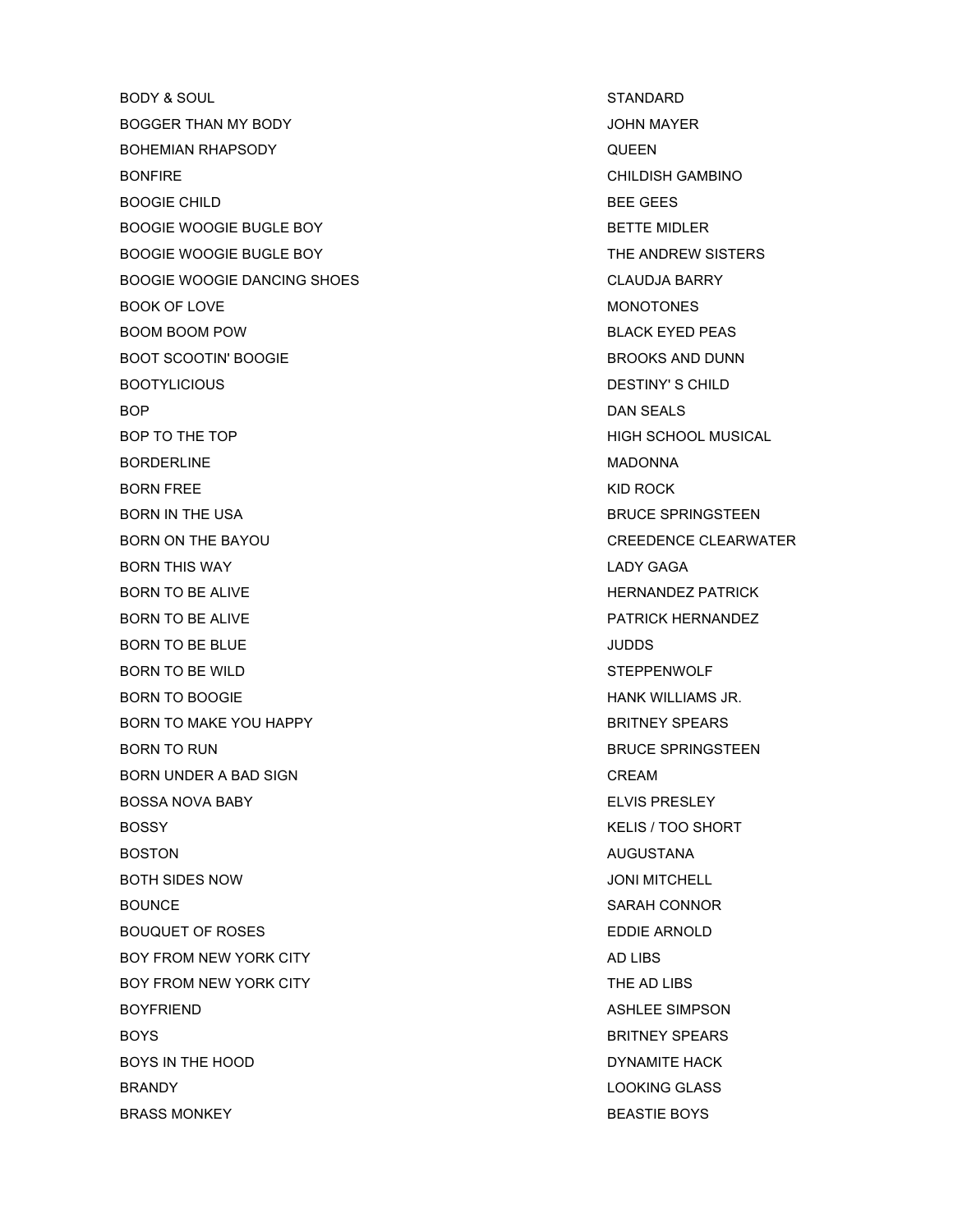| | |
|---|---|
| BODY & SOUL | STANDARD |
| BOGGER THAN MY BODY | JOHN MAYER |
| BOHEMIAN RHAPSODY | QUEEN |
| BONFIRE | CHILDISH GAMBINO |
| BOOGIE CHILD | BEE GEES |
| BOOGIE WOOGIE BUGLE BOY | BETTE MIDLER |
| BOOGIE WOOGIE BUGLE BOY | THE ANDREW SISTERS |
| BOOGIE WOOGIE DANCING SHOES | CLAUDJA BARRY |
| BOOK OF LOVE | MONOTONES |
| BOOM BOOM POW | BLACK EYED PEAS |
| BOOT SCOOTIN' BOOGIE | BROOKS AND DUNN |
| BOOTYLICIOUS | DESTINY' S CHILD |
| BOP | DAN SEALS |
| BOP TO THE TOP | HIGH SCHOOL MUSICAL |
| BORDERLINE | MADONNA |
| BORN FREE | KID ROCK |
| BORN IN THE USA | BRUCE SPRINGSTEEN |
| BORN ON THE BAYOU | CREEDENCE CLEARWATER |
| BORN THIS WAY | LADY GAGA |
| BORN TO BE ALIVE | HERNANDEZ PATRICK |
| BORN TO BE ALIVE | PATRICK HERNANDEZ |
| BORN TO BE BLUE | JUDDS |
| BORN TO BE WILD | STEPPENWOLF |
| BORN TO BOOGIE | HANK WILLIAMS JR. |
| BORN TO MAKE YOU HAPPY | BRITNEY SPEARS |
| BORN TO RUN | BRUCE SPRINGSTEEN |
| BORN UNDER A BAD SIGN | CREAM |
| BOSSA NOVA BABY | ELVIS PRESLEY |
| BOSSY | KELIS / TOO SHORT |
| BOSTON | AUGUSTANA |
| BOTH SIDES NOW | JONI MITCHELL |
| BOUNCE | SARAH CONNOR |
| BOUQUET OF ROSES | EDDIE ARNOLD |
| BOY FROM NEW YORK CITY | AD LIBS |
| BOY FROM NEW YORK CITY | THE AD LIBS |
| BOYFRIEND | ASHLEE SIMPSON |
| BOYS | BRITNEY SPEARS |
| BOYS IN THE HOOD | DYNAMITE HACK |
| BRANDY | LOOKING GLASS |
| BRASS MONKEY | BEASTIE BOYS |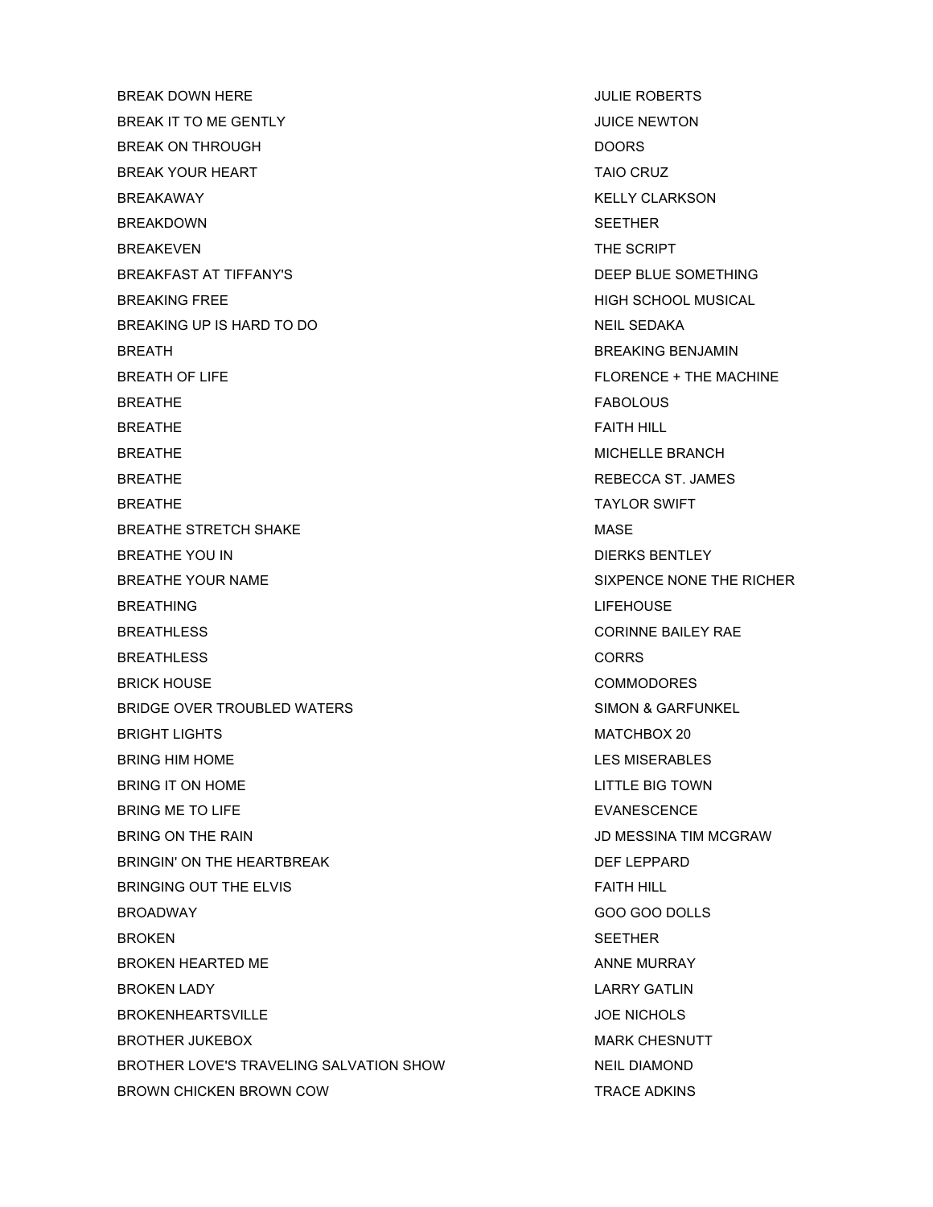| | |
|---|---|
| BREAK DOWN HERE | JULIE ROBERTS |
| BREAK IT TO ME GENTLY | JUICE NEWTON |
| BREAK ON THROUGH | DOORS |
| BREAK YOUR HEART | TAIO CRUZ |
| BREAKAWAY | KELLY CLARKSON |
| BREAKDOWN | SEETHER |
| BREAKEVEN | THE SCRIPT |
| BREAKFAST AT TIFFANY'S | DEEP BLUE SOMETHING |
| BREAKING FREE | HIGH SCHOOL MUSICAL |
| BREAKING UP IS HARD TO DO | NEIL SEDAKA |
| BREATH | BREAKING BENJAMIN |
| BREATH OF LIFE | FLORENCE + THE MACHINE |
| BREATHE | FABOLOUS |
| BREATHE | FAITH HILL |
| BREATHE | MICHELLE BRANCH |
| BREATHE | REBECCA ST. JAMES |
| BREATHE | TAYLOR SWIFT |
| BREATHE STRETCH SHAKE | MASE |
| BREATHE YOU IN | DIERKS BENTLEY |
| BREATHE YOUR NAME | SIXPENCE NONE THE RICHER |
| BREATHING | LIFEHOUSE |
| BREATHLESS | CORINNE BAILEY RAE |
| BREATHLESS | CORRS |
| BRICK HOUSE | COMMODORES |
| BRIDGE OVER TROUBLED WATERS | SIMON & GARFUNKEL |
| BRIGHT LIGHTS | MATCHBOX 20 |
| BRING HIM HOME | LES MISERABLES |
| BRING IT ON HOME | LITTLE BIG TOWN |
| BRING ME TO LIFE | EVANESCENCE |
| BRING ON THE RAIN | JD MESSINA TIM MCGRAW |
| BRINGIN' ON THE HEARTBREAK | DEF LEPPARD |
| BRINGING OUT THE ELVIS | FAITH HILL |
| BROADWAY | GOO GOO DOLLS |
| BROKEN | SEETHER |
| BROKEN HEARTED ME | ANNE MURRAY |
| BROKEN LADY | LARRY GATLIN |
| BROKENHEARTSVILLE | JOE NICHOLS |
| BROTHER JUKEBOX | MARK CHESNUTT |
| BROTHER LOVE'S TRAVELING SALVATION SHOW | NEIL DIAMOND |
| BROWN CHICKEN BROWN COW | TRACE ADKINS |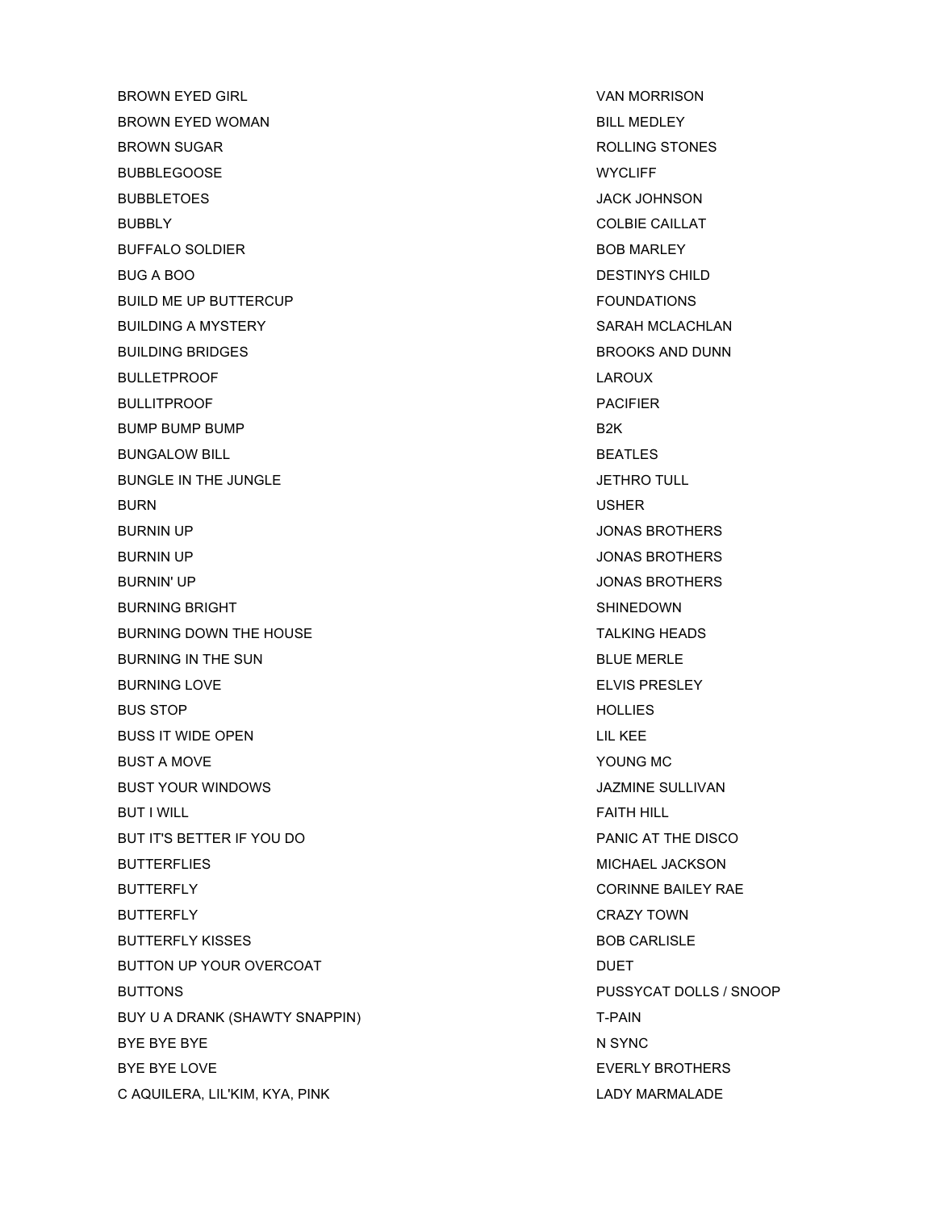| | |
|---|---|
| BROWN EYED GIRL | VAN MORRISON |
| BROWN EYED WOMAN | BILL MEDLEY |
| BROWN SUGAR | ROLLING STONES |
| BUBBLEGOOSE | WYCLIFF |
| BUBBLETOES | JACK JOHNSON |
| BUBBLY | COLBIE CAILLAT |
| BUFFALO SOLDIER | BOB MARLEY |
| BUG A BOO | DESTINYS CHILD |
| BUILD ME UP BUTTERCUP | FOUNDATIONS |
| BUILDING A MYSTERY | SARAH MCLACHLAN |
| BUILDING BRIDGES | BROOKS AND DUNN |
| BULLETPROOF | LAROUX |
| BULLITPROOF | PACIFIER |
| BUMP BUMP BUMP | B2K |
| BUNGALOW BILL | BEATLES |
| BUNGLE IN THE JUNGLE | JETHRO TULL |
| BURN | USHER |
| BURNIN UP | JONAS BROTHERS |
| BURNIN UP | JONAS BROTHERS |
| BURNIN' UP | JONAS BROTHERS |
| BURNING BRIGHT | SHINEDOWN |
| BURNING DOWN THE HOUSE | TALKING HEADS |
| BURNING IN THE SUN | BLUE MERLE |
| BURNING LOVE | ELVIS PRESLEY |
| BUS STOP | HOLLIES |
| BUSS IT WIDE OPEN | LIL KEE |
| BUST A MOVE | YOUNG MC |
| BUST YOUR WINDOWS | JAZMINE SULLIVAN |
| BUT I WILL | FAITH HILL |
| BUT IT'S BETTER IF YOU DO | PANIC AT THE DISCO |
| BUTTERFLIES | MICHAEL JACKSON |
| BUTTERFLY | CORINNE BAILEY RAE |
| BUTTERFLY | CRAZY TOWN |
| BUTTERFLY KISSES | BOB CARLISLE |
| BUTTON UP YOUR OVERCOAT | DUET |
| BUTTONS | PUSSYCAT DOLLS / SNOOP |
| BUY U A DRANK (SHAWTY SNAPPIN) | T-PAIN |
| BYE BYE BYE | N SYNC |
| BYE BYE LOVE | EVERLY BROTHERS |
| C AQUILERA, LIL'KIM, KYA, PINK | LADY MARMALADE |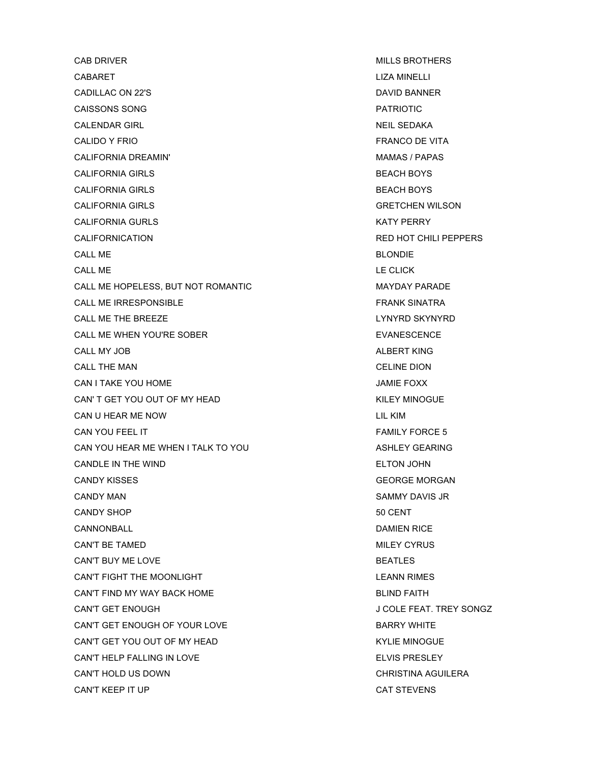| | |
|---|---|
| CAB DRIVER | MILLS BROTHERS |
| CABARET | LIZA MINELLI |
| CADILLAC ON 22'S | DAVID BANNER |
| CAISSONS SONG | PATRIOTIC |
| CALENDAR GIRL | NEIL SEDAKA |
| CALIDO Y FRIO | FRANCO DE VITA |
| CALIFORNIA DREAMIN' | MAMAS / PAPAS |
| CALIFORNIA GIRLS | BEACH BOYS |
| CALIFORNIA GIRLS | BEACH BOYS |
| CALIFORNIA GIRLS | GRETCHEN WILSON |
| CALIFORNIA GURLS | KATY PERRY |
| CALIFORNICATION | RED HOT CHILI PEPPERS |
| CALL ME | BLONDIE |
| CALL ME | LE CLICK |
| CALL ME HOPELESS, BUT NOT ROMANTIC | MAYDAY PARADE |
| CALL ME IRRESPONSIBLE | FRANK SINATRA |
| CALL ME THE BREEZE | LYNYRD SKYNYRD |
| CALL ME WHEN YOU'RE SOBER | EVANESCENCE |
| CALL MY JOB | ALBERT KING |
| CALL THE MAN | CELINE DION |
| CAN I TAKE YOU HOME | JAMIE FOXX |
| CAN' T GET YOU OUT OF MY HEAD | KILEY MINOGUE |
| CAN U HEAR ME NOW | LIL KIM |
| CAN YOU FEEL IT | FAMILY FORCE 5 |
| CAN YOU HEAR ME WHEN I TALK TO YOU | ASHLEY GEARING |
| CANDLE IN THE WIND | ELTON JOHN |
| CANDY KISSES | GEORGE MORGAN |
| CANDY MAN | SAMMY DAVIS JR |
| CANDY SHOP | 50 CENT |
| CANNONBALL | DAMIEN RICE |
| CAN'T BE TAMED | MILEY CYRUS |
| CAN'T BUY ME LOVE | BEATLES |
| CAN'T FIGHT THE MOONLIGHT | LEANN RIMES |
| CAN'T FIND MY WAY BACK HOME | BLIND FAITH |
| CAN'T GET ENOUGH | J COLE FEAT. TREY SONGZ |
| CAN'T GET ENOUGH OF YOUR LOVE | BARRY WHITE |
| CAN'T GET YOU OUT OF MY HEAD | KYLIE MINOGUE |
| CAN'T HELP FALLING IN LOVE | ELVIS PRESLEY |
| CAN'T HOLD US DOWN | CHRISTINA AGUILERA |
| CAN'T KEEP IT UP | CAT STEVENS |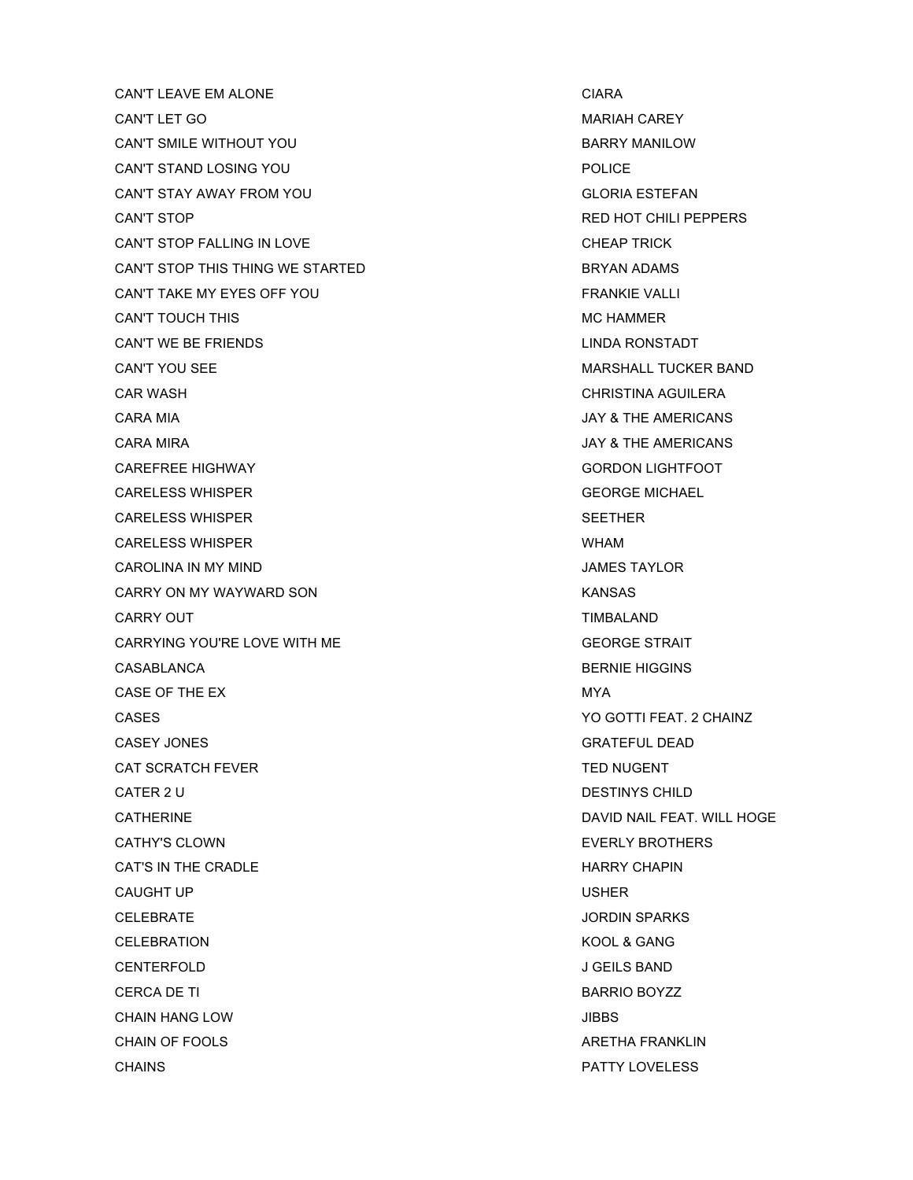| | |
|---|---|
| CAN'T LEAVE EM ALONE | CIARA |
| CAN'T LET GO | MARIAH CAREY |
| CAN'T SMILE WITHOUT YOU | BARRY MANILOW |
| CAN'T STAND LOSING YOU | POLICE |
| CAN'T STAY AWAY FROM YOU | GLORIA ESTEFAN |
| CAN'T STOP | RED HOT CHILI PEPPERS |
| CAN'T STOP FALLING IN LOVE | CHEAP TRICK |
| CAN'T STOP THIS THING WE STARTED | BRYAN ADAMS |
| CAN'T TAKE MY EYES OFF YOU | FRANKIE VALLI |
| CAN'T TOUCH THIS | MC HAMMER |
| CAN'T WE BE FRIENDS | LINDA RONSTADT |
| CAN'T YOU SEE | MARSHALL TUCKER BAND |
| CAR WASH | CHRISTINA AGUILERA |
| CARA MIA | JAY & THE AMERICANS |
| CARA MIRA | JAY & THE AMERICANS |
| CAREFREE HIGHWAY | GORDON LIGHTFOOT |
| CARELESS WHISPER | GEORGE MICHAEL |
| CARELESS WHISPER | SEETHER |
| CARELESS WHISPER | WHAM |
| CAROLINA IN MY MIND | JAMES TAYLOR |
| CARRY ON MY WAYWARD SON | KANSAS |
| CARRY OUT | TIMBALAND |
| CARRYING YOU'RE LOVE WITH ME | GEORGE STRAIT |
| CASABLANCA | BERNIE HIGGINS |
| CASE OF THE EX | MYA |
| CASES | YO GOTTI FEAT. 2 CHAINZ |
| CASEY JONES | GRATEFUL DEAD |
| CAT SCRATCH FEVER | TED NUGENT |
| CATER 2 U | DESTINYS CHILD |
| CATHERINE | DAVID NAIL FEAT. WILL HOGE |
| CATHY'S CLOWN | EVERLY BROTHERS |
| CAT'S IN THE CRADLE | HARRY CHAPIN |
| CAUGHT UP | USHER |
| CELEBRATE | JORDIN SPARKS |
| CELEBRATION | KOOL & GANG |
| CENTERFOLD | J GEILS BAND |
| CERCA DE TI | BARRIO BOYZZ |
| CHAIN HANG LOW | JIBBS |
| CHAIN OF FOOLS | ARETHA FRANKLIN |
| CHAINS | PATTY LOVELESS |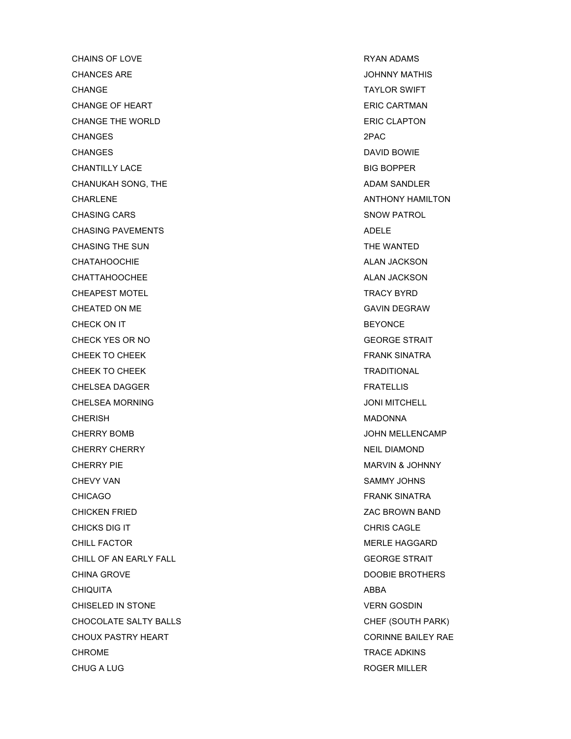| | |
|---|---|
| CHAINS OF LOVE | RYAN ADAMS |
| CHANCES ARE | JOHNNY MATHIS |
| CHANGE | TAYLOR SWIFT |
| CHANGE OF HEART | ERIC CARTMAN |
| CHANGE THE WORLD | ERIC CLAPTON |
| CHANGES | 2PAC |
| CHANGES | DAVID BOWIE |
| CHANTILLY LACE | BIG BOPPER |
| CHANUKAH SONG, THE | ADAM SANDLER |
| CHARLENE | ANTHONY HAMILTON |
| CHASING CARS | SNOW PATROL |
| CHASING PAVEMENTS | ADELE |
| CHASING THE SUN | THE WANTED |
| CHATAHOOCHIE | ALAN JACKSON |
| CHATTAHOOCHEE | ALAN JACKSON |
| CHEAPEST MOTEL | TRACY BYRD |
| CHEATED ON ME | GAVIN DEGRAW |
| CHECK ON IT | BEYONCE |
| CHECK YES OR NO | GEORGE STRAIT |
| CHEEK TO CHEEK | FRANK SINATRA |
| CHEEK TO CHEEK | TRADITIONAL |
| CHELSEA DAGGER | FRATELLIS |
| CHELSEA MORNING | JONI MITCHELL |
| CHERISH | MADONNA |
| CHERRY BOMB | JOHN MELLENCAMP |
| CHERRY CHERRY | NEIL DIAMOND |
| CHERRY PIE | MARVIN & JOHNNY |
| CHEVY VAN | SAMMY JOHNS |
| CHICAGO | FRANK SINATRA |
| CHICKEN FRIED | ZAC BROWN BAND |
| CHICKS DIG IT | CHRIS CAGLE |
| CHILL FACTOR | MERLE HAGGARD |
| CHILL OF AN EARLY FALL | GEORGE STRAIT |
| CHINA GROVE | DOOBIE BROTHERS |
| CHIQUITA | ABBA |
| CHISELED IN STONE | VERN GOSDIN |
| CHOCOLATE SALTY BALLS | CHEF (SOUTH PARK) |
| CHOUX PASTRY HEART | CORINNE BAILEY RAE |
| CHROME | TRACE ADKINS |
| CHUG A LUG | ROGER MILLER |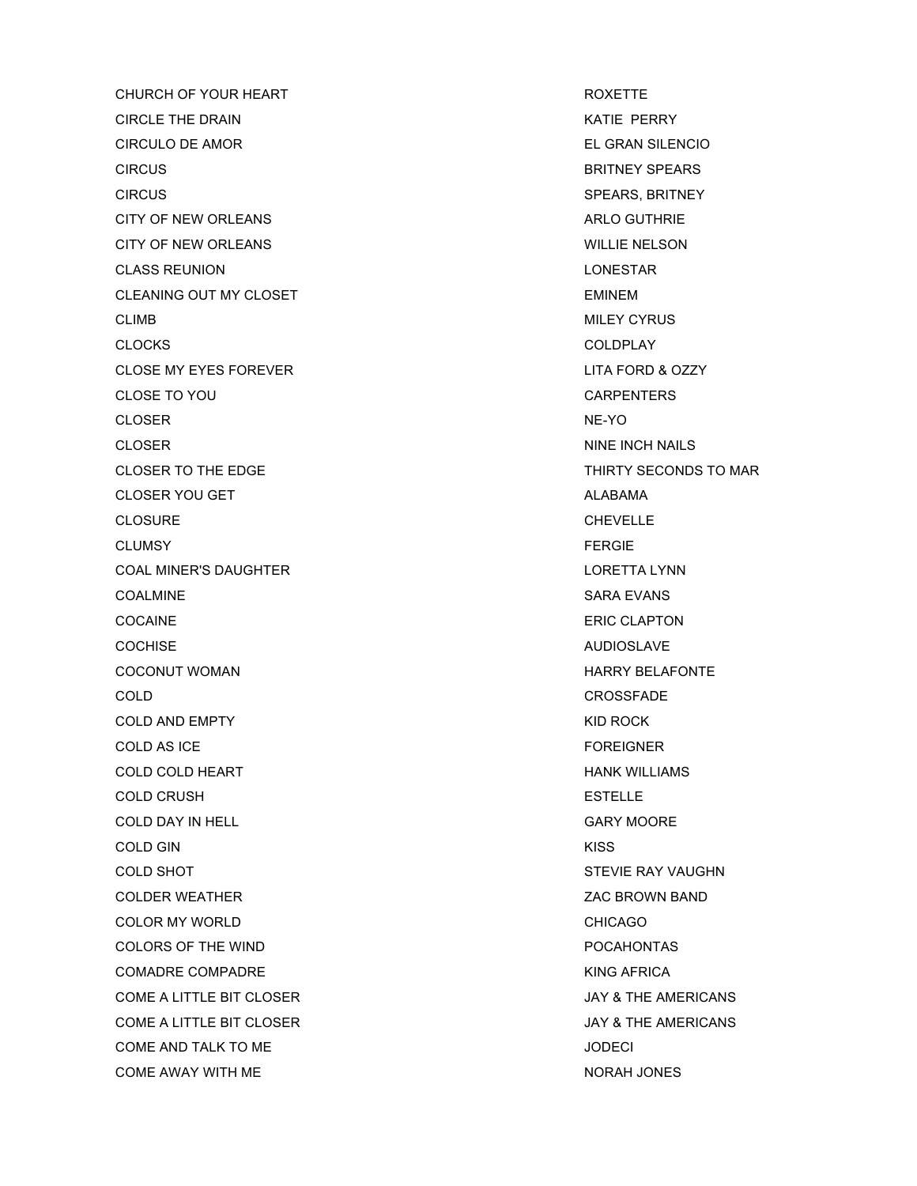| | |
|---|---|
| CHURCH OF YOUR HEART | ROXETTE |
| CIRCLE THE DRAIN | KATIE  PERRY |
| CIRCULO DE AMOR | EL GRAN SILENCIO |
| CIRCUS | BRITNEY SPEARS |
| CIRCUS | SPEARS, BRITNEY |
| CITY OF NEW ORLEANS | ARLO GUTHRIE |
| CITY OF NEW ORLEANS | WILLIE NELSON |
| CLASS REUNION | LONESTAR |
| CLEANING OUT MY CLOSET | EMINEM |
| CLIMB | MILEY CYRUS |
| CLOCKS | COLDPLAY |
| CLOSE MY EYES FOREVER | LITA FORD & OZZY |
| CLOSE TO YOU | CARPENTERS |
| CLOSER | NE-YO |
| CLOSER | NINE INCH NAILS |
| CLOSER TO THE EDGE | THIRTY SECONDS TO MAR |
| CLOSER YOU GET | ALABAMA |
| CLOSURE | CHEVELLE |
| CLUMSY | FERGIE |
| COAL MINER'S DAUGHTER | LORETTA LYNN |
| COALMINE | SARA EVANS |
| COCAINE | ERIC CLAPTON |
| COCHISE | AUDIOSLAVE |
| COCONUT WOMAN | HARRY BELAFONTE |
| COLD | CROSSFADE |
| COLD AND EMPTY | KID ROCK |
| COLD AS ICE | FOREIGNER |
| COLD COLD HEART | HANK WILLIAMS |
| COLD CRUSH | ESTELLE |
| COLD DAY IN HELL | GARY MOORE |
| COLD GIN | KISS |
| COLD SHOT | STEVIE RAY VAUGHN |
| COLDER WEATHER | ZAC BROWN BAND |
| COLOR MY WORLD | CHICAGO |
| COLORS OF THE WIND | POCAHONTAS |
| COMADRE COMPADRE | KING AFRICA |
| COME A LITTLE BIT CLOSER | JAY & THE AMERICANS |
| COME A LITTLE BIT CLOSER | JAY & THE AMERICANS |
| COME AND TALK TO ME | JODECI |
| COME AWAY WITH ME | NORAH JONES |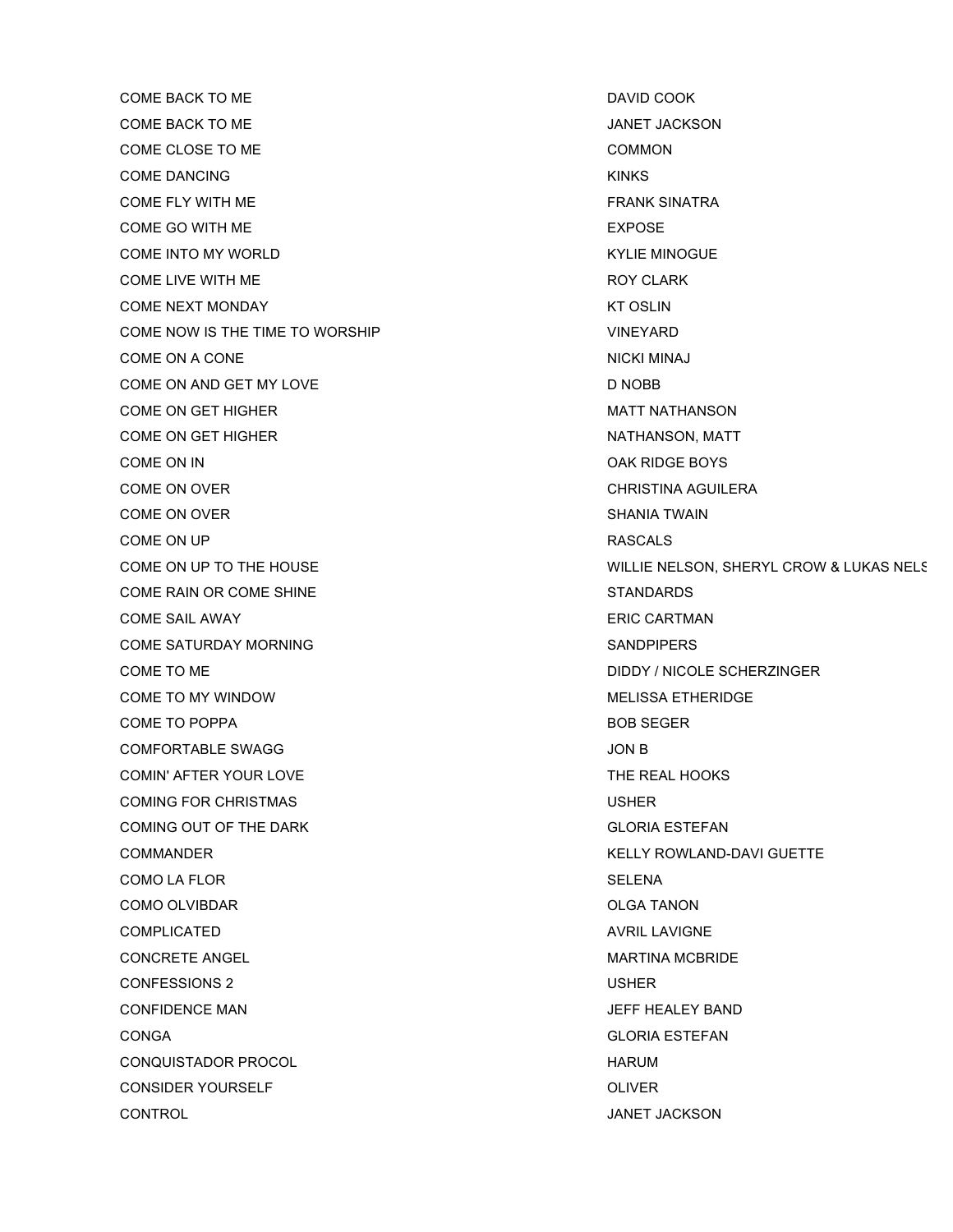| | |
|---|---|
| COME BACK TO ME | DAVID COOK |
| COME BACK TO ME | JANET JACKSON |
| COME CLOSE TO ME | COMMON |
| COME DANCING | KINKS |
| COME FLY WITH ME | FRANK SINATRA |
| COME GO WITH ME | EXPOSE |
| COME INTO MY WORLD | KYLIE MINOGUE |
| COME LIVE WITH ME | ROY CLARK |
| COME NEXT MONDAY | KT OSLIN |
| COME NOW IS THE TIME TO WORSHIP | VINEYARD |
| COME ON A CONE | NICKI MINAJ |
| COME ON AND GET MY LOVE | D NOBB |
| COME ON GET HIGHER | MATT NATHANSON |
| COME ON GET HIGHER | NATHANSON, MATT |
| COME ON IN | OAK RIDGE BOYS |
| COME ON OVER | CHRISTINA AGUILERA |
| COME ON OVER | SHANIA TWAIN |
| COME ON UP | RASCALS |
| COME ON UP TO THE HOUSE | WILLIE NELSON, SHERYL CROW & LUKAS NELS |
| COME RAIN OR COME SHINE | STANDARDS |
| COME SAIL AWAY | ERIC CARTMAN |
| COME SATURDAY MORNING | SANDPIPERS |
| COME TO ME | DIDDY / NICOLE SCHERZINGER |
| COME TO MY WINDOW | MELISSA ETHERIDGE |
| COME TO POPPA | BOB SEGER |
| COMFORTABLE SWAGG | JON B |
| COMIN' AFTER YOUR LOVE | THE REAL HOOKS |
| COMING FOR CHRISTMAS | USHER |
| COMING OUT OF THE DARK | GLORIA ESTEFAN |
| COMMANDER | KELLY ROWLAND-DAVI GUETTE |
| COMO LA FLOR | SELENA |
| COMO OLVIBDAR | OLGA TANON |
| COMPLICATED | AVRIL LAVIGNE |
| CONCRETE ANGEL | MARTINA MCBRIDE |
| CONFESSIONS 2 | USHER |
| CONFIDENCE MAN | JEFF HEALEY BAND |
| CONGA | GLORIA ESTEFAN |
| CONQUISTADOR PROCOL | HARUM |
| CONSIDER YOURSELF | OLIVER |
| CONTROL | JANET JACKSON |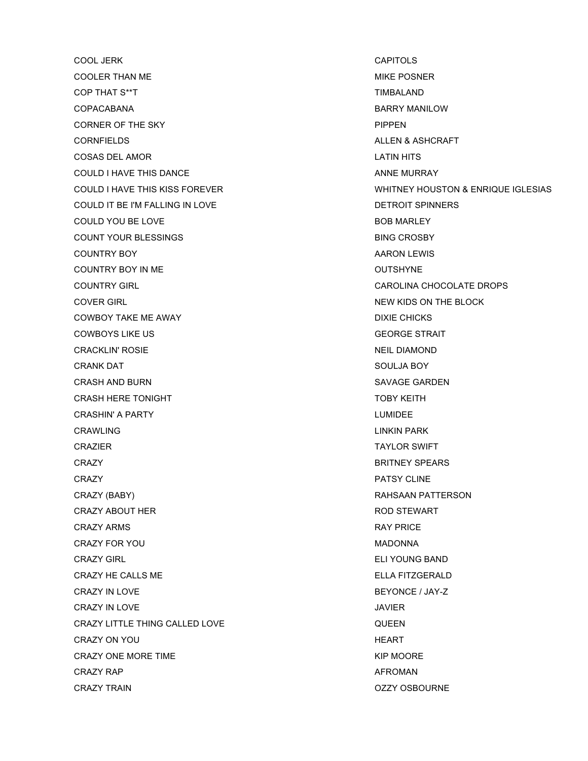| | |
|---|---|
| COOL JERK | CAPITOLS |
| COOLER THAN ME | MIKE POSNER |
| COP THAT S**T | TIMBALAND |
| COPACABANA | BARRY MANILOW |
| CORNER OF THE SKY | PIPPEN |
| CORNFIELDS | ALLEN & ASHCRAFT |
| COSAS DEL AMOR | LATIN HITS |
| COULD I HAVE THIS DANCE | ANNE MURRAY |
| COULD I HAVE THIS KISS FOREVER | WHITNEY HOUSTON & ENRIQUE IGLESIAS |
| COULD IT BE I'M FALLING IN LOVE | DETROIT SPINNERS |
| COULD YOU BE LOVE | BOB MARLEY |
| COUNT YOUR BLESSINGS | BING CROSBY |
| COUNTRY BOY | AARON LEWIS |
| COUNTRY BOY IN ME | OUTSHYNE |
| COUNTRY GIRL | CAROLINA CHOCOLATE DROPS |
| COVER GIRL | NEW KIDS ON THE BLOCK |
| COWBOY TAKE ME AWAY | DIXIE CHICKS |
| COWBOYS LIKE US | GEORGE STRAIT |
| CRACKLIN' ROSIE | NEIL DIAMOND |
| CRANK DAT | SOULJA BOY |
| CRASH AND BURN | SAVAGE GARDEN |
| CRASH HERE TONIGHT | TOBY KEITH |
| CRASHIN' A PARTY | LUMIDEE |
| CRAWLING | LINKIN PARK |
| CRAZIER | TAYLOR SWIFT |
| CRAZY | BRITNEY SPEARS |
| CRAZY | PATSY CLINE |
| CRAZY (BABY) | RAHSAAN PATTERSON |
| CRAZY ABOUT HER | ROD STEWART |
| CRAZY ARMS | RAY PRICE |
| CRAZY FOR YOU | MADONNA |
| CRAZY GIRL | ELI YOUNG BAND |
| CRAZY HE CALLS ME | ELLA FITZGERALD |
| CRAZY IN LOVE | BEYONCE / JAY-Z |
| CRAZY IN LOVE | JAVIER |
| CRAZY LITTLE THING CALLED LOVE | QUEEN |
| CRAZY ON YOU | HEART |
| CRAZY ONE MORE TIME | KIP MOORE |
| CRAZY RAP | AFROMAN |
| CRAZY TRAIN | OZZY OSBOURNE |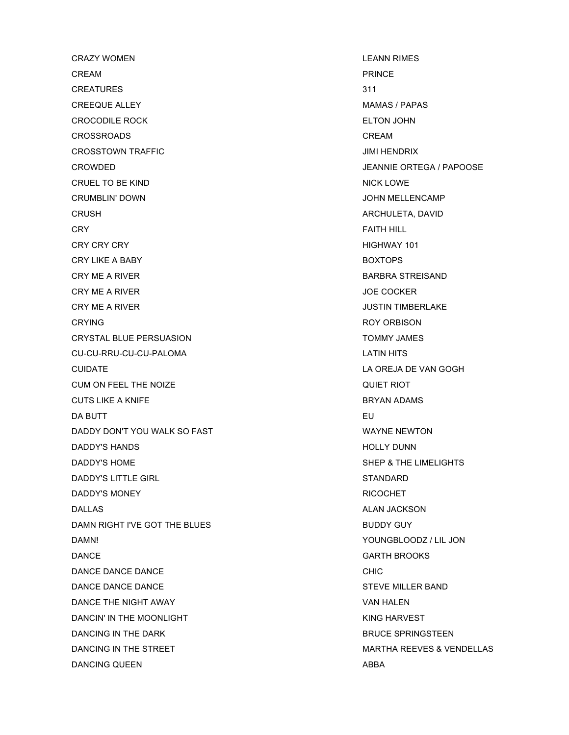| | |
|---|---|
| CRAZY WOMEN | LEANN RIMES |
| CREAM | PRINCE |
| CREATURES | 311 |
| CREEQUE ALLEY | MAMAS / PAPAS |
| CROCODILE ROCK | ELTON JOHN |
| CROSSROADS | CREAM |
| CROSSTOWN TRAFFIC | JIMI HENDRIX |
| CROWDED | JEANNIE ORTEGA / PAPOOSE |
| CRUEL TO BE KIND | NICK LOWE |
| CRUMBLIN' DOWN | JOHN MELLENCAMP |
| CRUSH | ARCHULETA, DAVID |
| CRY | FAITH HILL |
| CRY CRY CRY | HIGHWAY 101 |
| CRY LIKE A BABY | BOXTOPS |
| CRY ME A RIVER | BARBRA STREISAND |
| CRY ME A RIVER | JOE COCKER |
| CRY ME A RIVER | JUSTIN TIMBERLAKE |
| CRYING | ROY ORBISON |
| CRYSTAL BLUE PERSUASION | TOMMY JAMES |
| CU-CU-RRU-CU-CU-PALOMA | LATIN HITS |
| CUIDATE | LA OREJA DE VAN GOGH |
| CUM ON FEEL THE NOIZE | QUIET RIOT |
| CUTS LIKE A KNIFE | BRYAN ADAMS |
| DA BUTT | EU |
| DADDY DON'T YOU WALK SO FAST | WAYNE NEWTON |
| DADDY'S HANDS | HOLLY DUNN |
| DADDY'S HOME | SHEP & THE LIMELIGHTS |
| DADDY'S LITTLE GIRL | STANDARD |
| DADDY'S MONEY | RICOCHET |
| DALLAS | ALAN JACKSON |
| DAMN RIGHT I'VE GOT THE BLUES | BUDDY GUY |
| DAMN! | YOUNGBLOODZ / LIL JON |
| DANCE | GARTH BROOKS |
| DANCE DANCE DANCE | CHIC |
| DANCE DANCE DANCE | STEVE MILLER BAND |
| DANCE THE NIGHT AWAY | VAN HALEN |
| DANCIN' IN THE MOONLIGHT | KING HARVEST |
| DANCING IN THE DARK | BRUCE SPRINGSTEEN |
| DANCING IN THE STREET | MARTHA REEVES & VENDELLAS |
| DANCING QUEEN | ABBA |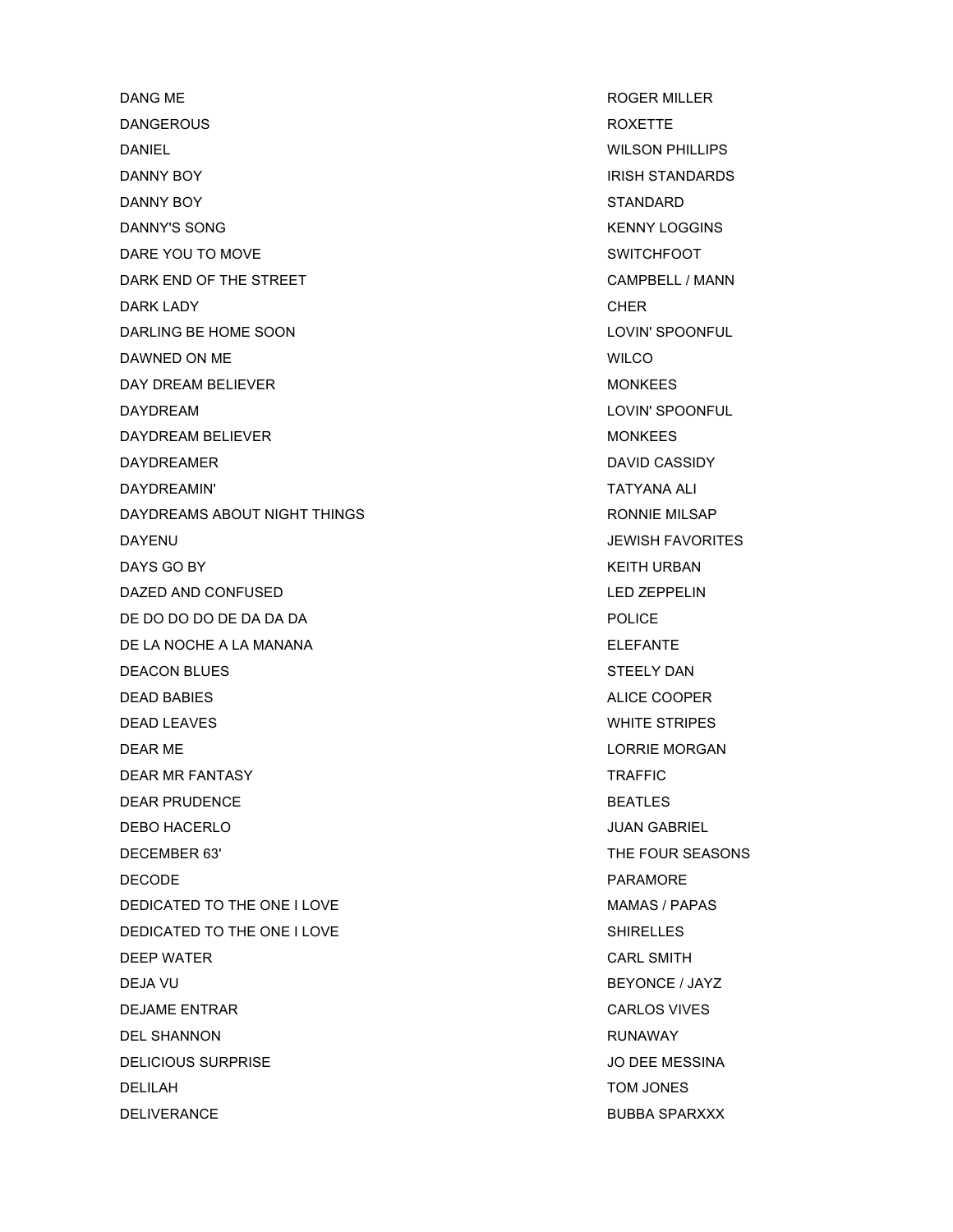| | |
|---|---|
| DANG ME | ROGER MILLER |
| DANGEROUS | ROXETTE |
| DANIEL | WILSON PHILLIPS |
| DANNY BOY | IRISH STANDARDS |
| DANNY BOY | STANDARD |
| DANNY'S SONG | KENNY LOGGINS |
| DARE YOU TO MOVE | SWITCHFOOT |
| DARK END OF THE STREET | CAMPBELL / MANN |
| DARK LADY | CHER |
| DARLING BE HOME SOON | LOVIN' SPOONFUL |
| DAWNED ON ME | WILCO |
| DAY DREAM BELIEVER | MONKEES |
| DAYDREAM | LOVIN' SPOONFUL |
| DAYDREAM BELIEVER | MONKEES |
| DAYDREAMER | DAVID CASSIDY |
| DAYDREAMIN' | TATYANA ALI |
| DAYDREAMS ABOUT NIGHT THINGS | RONNIE MILSAP |
| DAYENU | JEWISH FAVORITES |
| DAYS GO BY | KEITH URBAN |
| DAZED AND CONFUSED | LED ZEPPELIN |
| DE DO DO DO DE DA DA DA | POLICE |
| DE LA NOCHE A LA MANANA | ELEFANTE |
| DEACON BLUES | STEELY DAN |
| DEAD BABIES | ALICE COOPER |
| DEAD LEAVES | WHITE STRIPES |
| DEAR ME | LORRIE MORGAN |
| DEAR MR FANTASY | TRAFFIC |
| DEAR PRUDENCE | BEATLES |
| DEBO HACERLO | JUAN GABRIEL |
| DECEMBER 63' | THE FOUR SEASONS |
| DECODE | PARAMORE |
| DEDICATED TO THE ONE I LOVE | MAMAS / PAPAS |
| DEDICATED TO THE ONE I LOVE | SHIRELLES |
| DEEP WATER | CARL SMITH |
| DEJA VU | BEYONCE / JAYZ |
| DEJAME ENTRAR | CARLOS VIVES |
| DEL SHANNON | RUNAWAY |
| DELICIOUS SURPRISE | JO DEE MESSINA |
| DELILAH | TOM JONES |
| DELIVERANCE | BUBBA SPARXXX |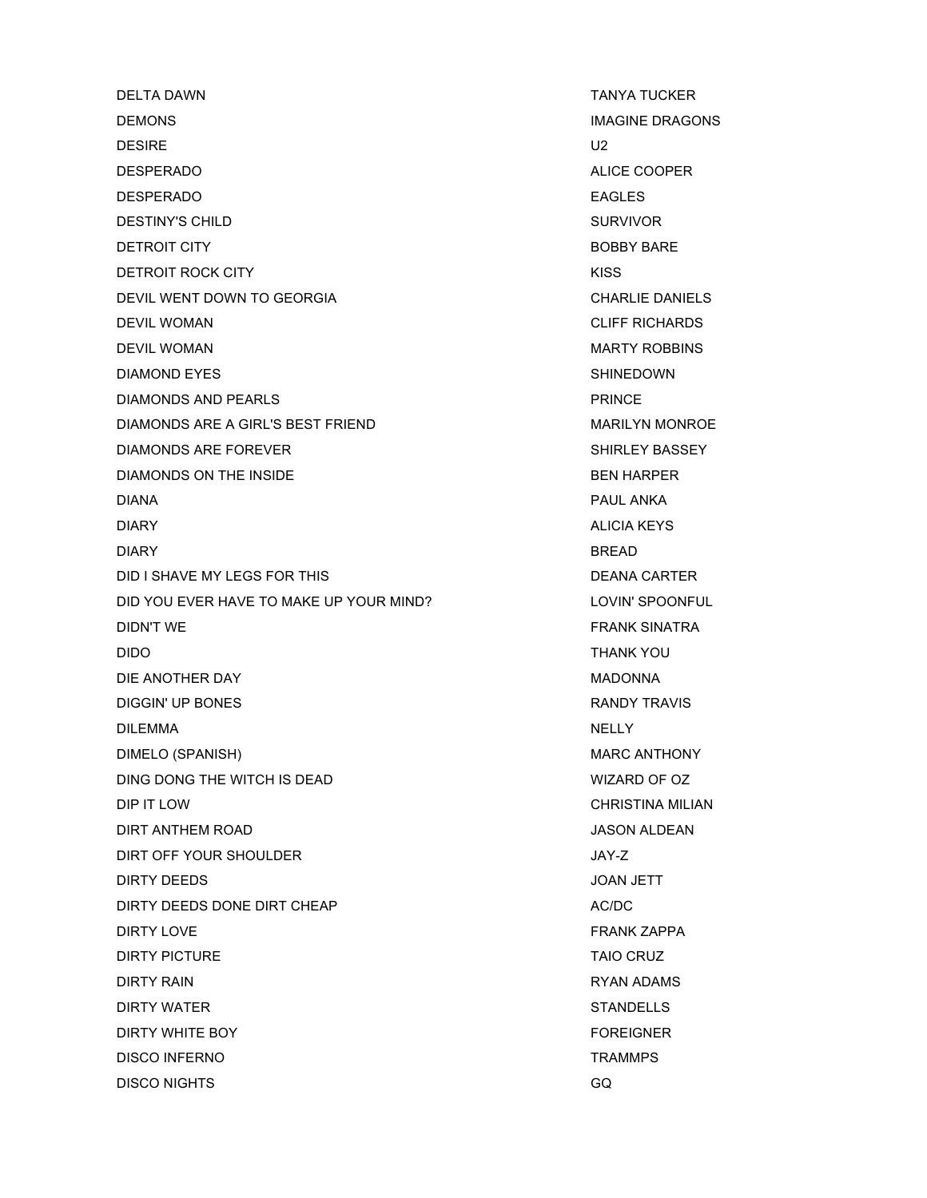| | |
|---|---|
| DELTA DAWN | TANYA TUCKER |
| DEMONS | IMAGINE DRAGONS |
| DESIRE | U2 |
| DESPERADO | ALICE COOPER |
| DESPERADO | EAGLES |
| DESTINY'S CHILD | SURVIVOR |
| DETROIT CITY | BOBBY BARE |
| DETROIT ROCK CITY | KISS |
| DEVIL WENT DOWN TO GEORGIA | CHARLIE DANIELS |
| DEVIL WOMAN | CLIFF RICHARDS |
| DEVIL WOMAN | MARTY ROBBINS |
| DIAMOND EYES | SHINEDOWN |
| DIAMONDS AND PEARLS | PRINCE |
| DIAMONDS ARE A GIRL'S BEST FRIEND | MARILYN MONROE |
| DIAMONDS ARE FOREVER | SHIRLEY BASSEY |
| DIAMONDS ON THE INSIDE | BEN HARPER |
| DIANA | PAUL ANKA |
| DIARY | ALICIA KEYS |
| DIARY | BREAD |
| DID I SHAVE MY LEGS FOR THIS | DEANA CARTER |
| DID YOU EVER HAVE TO MAKE UP YOUR MIND? | LOVIN' SPOONFUL |
| DIDN'T WE | FRANK SINATRA |
| DIDO | THANK YOU |
| DIE ANOTHER DAY | MADONNA |
| DIGGIN' UP BONES | RANDY TRAVIS |
| DILEMMA | NELLY |
| DIMELO (SPANISH) | MARC ANTHONY |
| DING DONG THE WITCH IS DEAD | WIZARD OF OZ |
| DIP IT LOW | CHRISTINA MILIAN |
| DIRT ANTHEM ROAD | JASON ALDEAN |
| DIRT OFF YOUR SHOULDER | JAY-Z |
| DIRTY DEEDS | JOAN JETT |
| DIRTY DEEDS DONE DIRT CHEAP | AC/DC |
| DIRTY LOVE | FRANK ZAPPA |
| DIRTY PICTURE | TAIO CRUZ |
| DIRTY RAIN | RYAN ADAMS |
| DIRTY WATER | STANDELLS |
| DIRTY WHITE BOY | FOREIGNER |
| DISCO INFERNO | TRAMMPS |
| DISCO NIGHTS | GQ |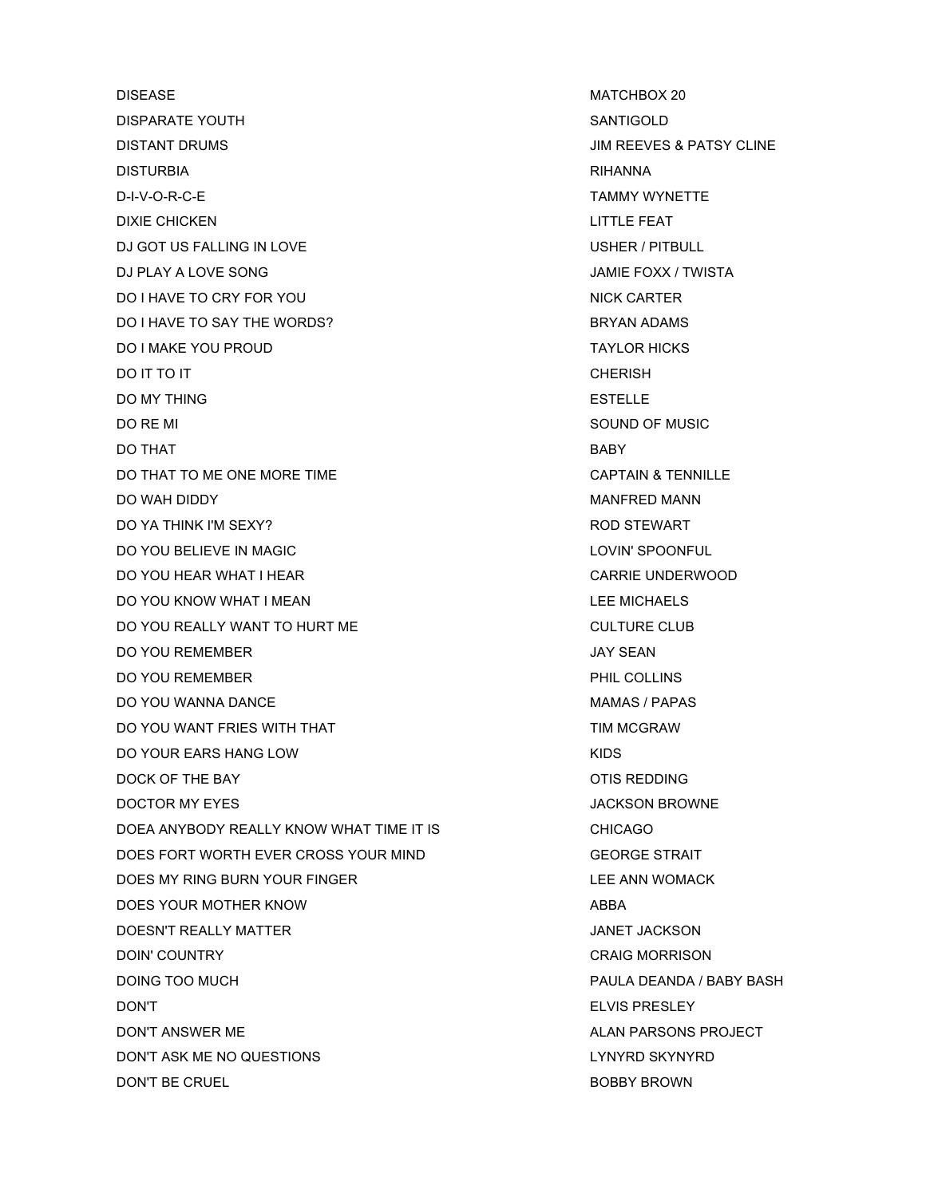| | |
|---|---|
| DISEASE | MATCHBOX 20 |
| DISPARATE YOUTH | SANTIGOLD |
| DISTANT DRUMS | JIM REEVES & PATSY CLINE |
| DISTURBIA | RIHANNA |
| D-I-V-O-R-C-E | TAMMY WYNETTE |
| DIXIE CHICKEN | LITTLE FEAT |
| DJ GOT US FALLING IN LOVE | USHER / PITBULL |
| DJ PLAY A LOVE SONG | JAMIE FOXX / TWISTA |
| DO I HAVE TO CRY FOR YOU | NICK CARTER |
| DO I HAVE TO SAY THE WORDS? | BRYAN ADAMS |
| DO I MAKE YOU PROUD | TAYLOR HICKS |
| DO IT TO IT | CHERISH |
| DO MY THING | ESTELLE |
| DO RE MI | SOUND OF MUSIC |
| DO THAT | BABY |
| DO THAT TO ME ONE MORE TIME | CAPTAIN & TENNILLE |
| DO WAH DIDDY | MANFRED MANN |
| DO YA THINK I'M SEXY? | ROD STEWART |
| DO YOU BELIEVE IN MAGIC | LOVIN' SPOONFUL |
| DO YOU HEAR WHAT I HEAR | CARRIE UNDERWOOD |
| DO YOU KNOW WHAT I MEAN | LEE MICHAELS |
| DO YOU REALLY WANT TO HURT ME | CULTURE CLUB |
| DO YOU REMEMBER | JAY SEAN |
| DO YOU REMEMBER | PHIL COLLINS |
| DO YOU WANNA DANCE | MAMAS / PAPAS |
| DO YOU WANT FRIES WITH THAT | TIM MCGRAW |
| DO YOUR EARS HANG LOW | KIDS |
| DOCK OF THE BAY | OTIS REDDING |
| DOCTOR MY EYES | JACKSON BROWNE |
| DOEA ANYBODY REALLY KNOW WHAT TIME IT IS | CHICAGO |
| DOES FORT WORTH EVER CROSS YOUR MIND | GEORGE STRAIT |
| DOES MY RING BURN YOUR FINGER | LEE ANN WOMACK |
| DOES YOUR MOTHER KNOW | ABBA |
| DOESN'T REALLY MATTER | JANET JACKSON |
| DOIN' COUNTRY | CRAIG MORRISON |
| DOING TOO MUCH | PAULA DEANDA / BABY BASH |
| DON'T | ELVIS PRESLEY |
| DON'T ANSWER ME | ALAN PARSONS PROJECT |
| DON'T ASK ME NO QUESTIONS | LYNYRD SKYNYRD |
| DON'T BE CRUEL | BOBBY BROWN |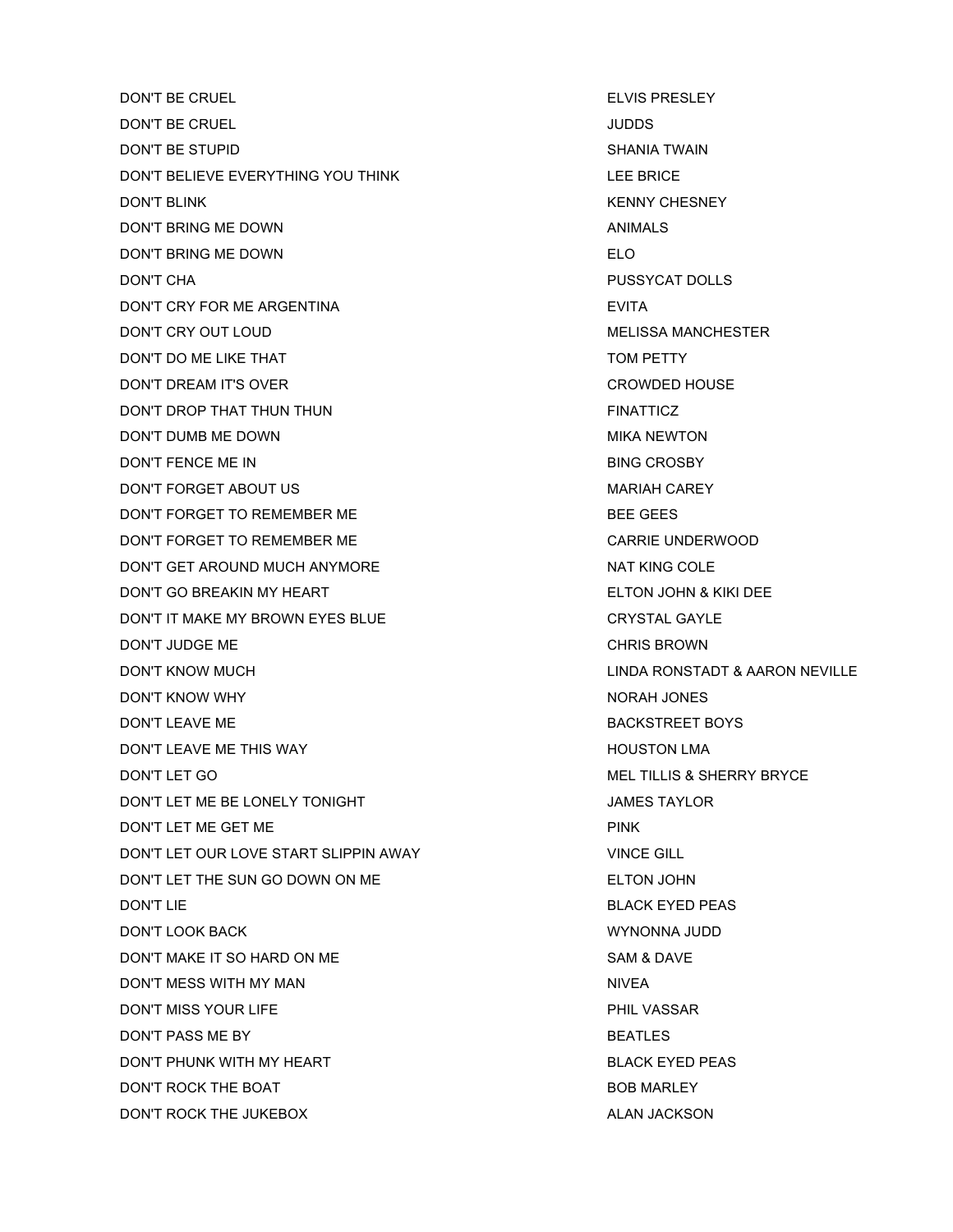| | |
|---|---|
| DON'T BE CRUEL | ELVIS PRESLEY |
| DON'T BE CRUEL | JUDDS |
| DON'T BE STUPID | SHANIA TWAIN |
| DON'T BELIEVE EVERYTHING YOU THINK | LEE BRICE |
| DON'T BLINK | KENNY CHESNEY |
| DON'T BRING ME DOWN | ANIMALS |
| DON'T BRING ME DOWN | ELO |
| DON'T CHA | PUSSYCAT DOLLS |
| DON'T CRY FOR ME ARGENTINA | EVITA |
| DON'T CRY OUT LOUD | MELISSA MANCHESTER |
| DON'T DO ME LIKE THAT | TOM PETTY |
| DON'T DREAM IT'S OVER | CROWDED HOUSE |
| DON'T DROP THAT THUN THUN | FINATTICZ |
| DON'T DUMB ME DOWN | MIKA NEWTON |
| DON'T FENCE ME IN | BING CROSBY |
| DON'T FORGET ABOUT US | MARIAH CAREY |
| DON'T FORGET TO REMEMBER ME | BEE GEES |
| DON'T FORGET TO REMEMBER ME | CARRIE UNDERWOOD |
| DON'T GET AROUND MUCH ANYMORE | NAT KING COLE |
| DON'T GO BREAKIN MY HEART | ELTON JOHN & KIKI DEE |
| DON'T IT MAKE MY BROWN EYES BLUE | CRYSTAL GAYLE |
| DON'T JUDGE ME | CHRIS BROWN |
| DON'T KNOW MUCH | LINDA RONSTADT & AARON NEVILLE |
| DON'T KNOW WHY | NORAH JONES |
| DON'T LEAVE ME | BACKSTREET BOYS |
| DON'T LEAVE ME THIS WAY | HOUSTON LMA |
| DON'T LET GO | MEL TILLIS & SHERRY BRYCE |
| DON'T LET ME BE LONELY TONIGHT | JAMES TAYLOR |
| DON'T LET ME GET ME | PINK |
| DON'T LET OUR LOVE START SLIPPIN AWAY | VINCE GILL |
| DON'T LET THE SUN GO DOWN ON ME | ELTON JOHN |
| DON'T LIE | BLACK EYED PEAS |
| DON'T LOOK BACK | WYNONNA JUDD |
| DON'T MAKE IT SO HARD ON ME | SAM & DAVE |
| DON'T MESS WITH MY MAN | NIVEA |
| DON'T MISS YOUR LIFE | PHIL VASSAR |
| DON'T PASS ME BY | BEATLES |
| DON'T PHUNK WITH MY HEART | BLACK EYED PEAS |
| DON'T ROCK THE BOAT | BOB MARLEY |
| DON'T ROCK THE JUKEBOX | ALAN JACKSON |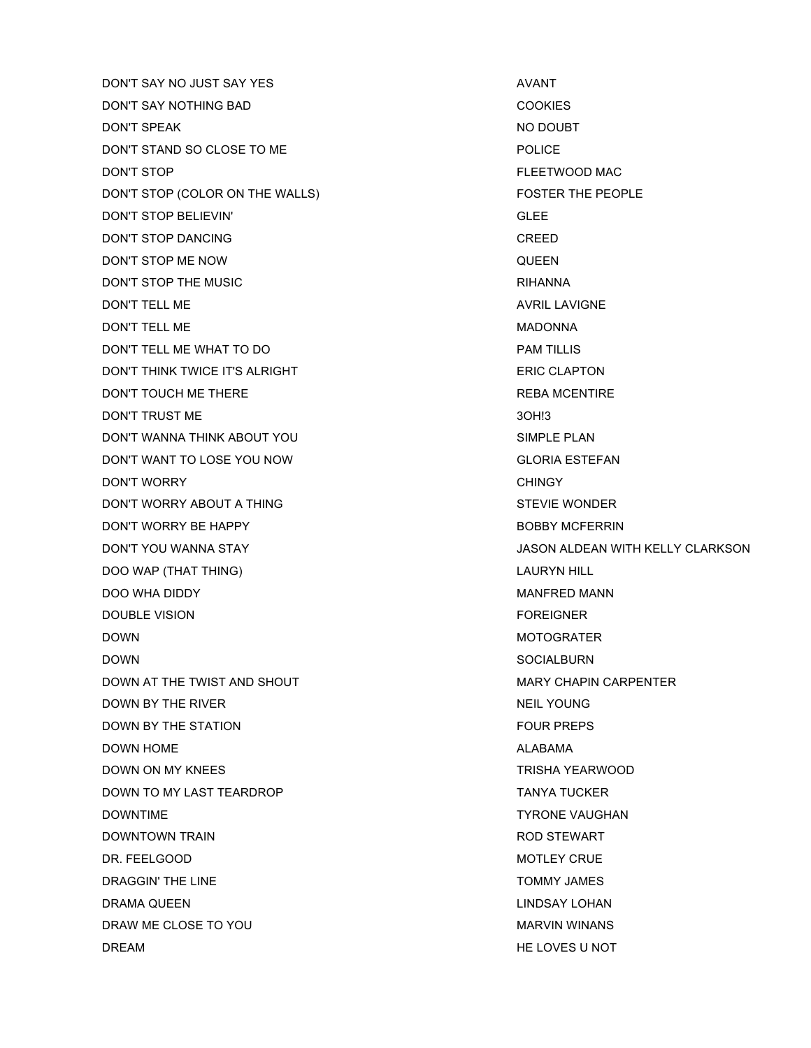| | |
|---|---|
| DON'T SAY NO JUST SAY YES | AVANT |
| DON'T SAY NOTHING BAD | COOKIES |
| DON'T SPEAK | NO DOUBT |
| DON'T STAND SO CLOSE TO ME | POLICE |
| DON'T STOP | FLEETWOOD MAC |
| DON'T STOP (COLOR ON THE WALLS) | FOSTER THE PEOPLE |
| DON'T STOP BELIEVIN' | GLEE |
| DON'T STOP DANCING | CREED |
| DON'T STOP ME NOW | QUEEN |
| DON'T STOP THE MUSIC | RIHANNA |
| DON'T TELL ME | AVRIL LAVIGNE |
| DON'T TELL ME | MADONNA |
| DON'T TELL ME WHAT TO DO | PAM TILLIS |
| DON'T THINK TWICE IT'S ALRIGHT | ERIC CLAPTON |
| DON'T TOUCH ME THERE | REBA MCENTIRE |
| DON'T TRUST ME | 3OH!3 |
| DON'T WANNA THINK ABOUT YOU | SIMPLE PLAN |
| DON'T WANT TO LOSE YOU NOW | GLORIA ESTEFAN |
| DON'T WORRY | CHINGY |
| DON'T WORRY ABOUT A THING | STEVIE WONDER |
| DON'T WORRY BE HAPPY | BOBBY MCFERRIN |
| DON'T YOU WANNA STAY | JASON ALDEAN WITH KELLY CLARKSON |
| DOO WAP (THAT THING) | LAURYN HILL |
| DOO WHA DIDDY | MANFRED MANN |
| DOUBLE VISION | FOREIGNER |
| DOWN | MOTOGRATER |
| DOWN | SOCIALBURN |
| DOWN AT THE TWIST AND SHOUT | MARY CHAPIN CARPENTER |
| DOWN BY THE RIVER | NEIL YOUNG |
| DOWN BY THE STATION | FOUR PREPS |
| DOWN HOME | ALABAMA |
| DOWN ON MY KNEES | TRISHA YEARWOOD |
| DOWN TO MY LAST TEARDROP | TANYA TUCKER |
| DOWNTIME | TYRONE VAUGHAN |
| DOWNTOWN TRAIN | ROD STEWART |
| DR. FEELGOOD | MOTLEY CRUE |
| DRAGGIN' THE LINE | TOMMY JAMES |
| DRAMA QUEEN | LINDSAY LOHAN |
| DRAW ME CLOSE TO YOU | MARVIN WINANS |
| DREAM | HE LOVES U NOT |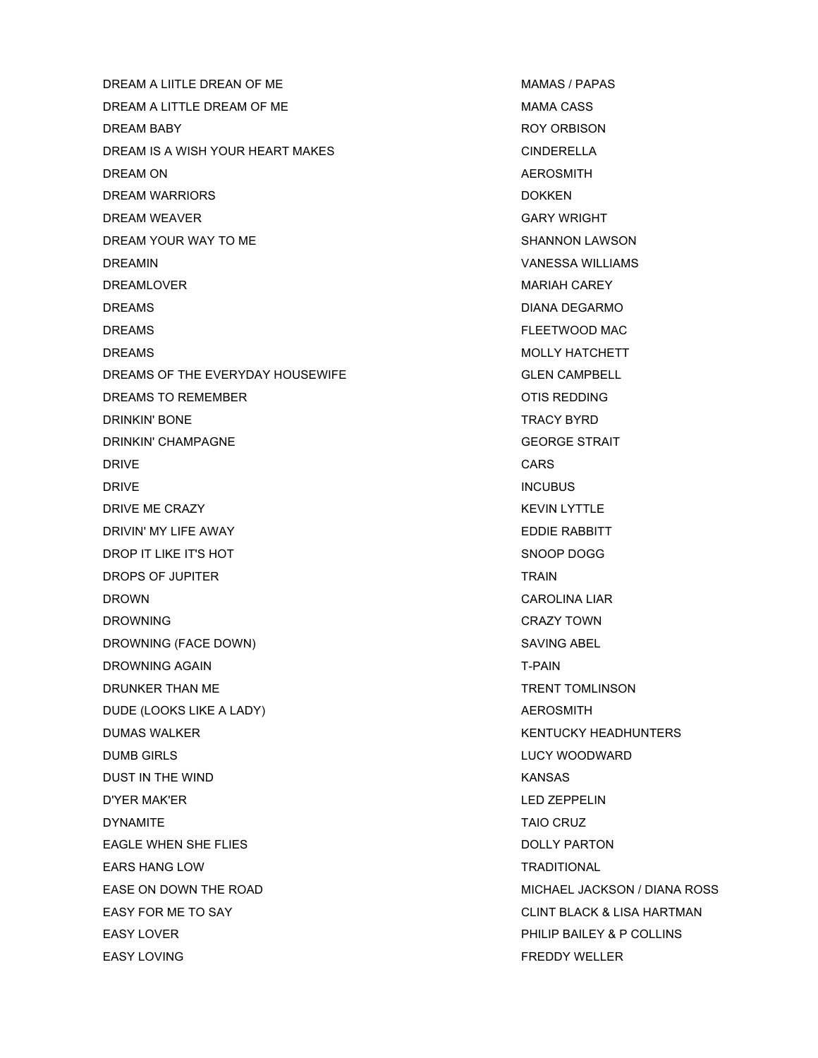| | |
|---|---|
| DREAM A LIITLE DREAN OF ME | MAMAS / PAPAS |
| DREAM A LITTLE DREAM OF ME | MAMA CASS |
| DREAM BABY | ROY ORBISON |
| DREAM IS A WISH YOUR HEART MAKES | CINDERELLA |
| DREAM ON | AEROSMITH |
| DREAM WARRIORS | DOKKEN |
| DREAM WEAVER | GARY WRIGHT |
| DREAM YOUR WAY TO ME | SHANNON LAWSON |
| DREAMIN | VANESSA WILLIAMS |
| DREAMLOVER | MARIAH CAREY |
| DREAMS | DIANA DEGARMO |
| DREAMS | FLEETWOOD MAC |
| DREAMS | MOLLY HATCHETT |
| DREAMS OF THE EVERYDAY HOUSEWIFE | GLEN CAMPBELL |
| DREAMS TO REMEMBER | OTIS REDDING |
| DRINKIN' BONE | TRACY BYRD |
| DRINKIN' CHAMPAGNE | GEORGE STRAIT |
| DRIVE | CARS |
| DRIVE | INCUBUS |
| DRIVE ME CRAZY | KEVIN LYTTLE |
| DRIVIN' MY LIFE AWAY | EDDIE RABBITT |
| DROP IT LIKE IT'S HOT | SNOOP DOGG |
| DROPS OF JUPITER | TRAIN |
| DROWN | CAROLINA LIAR |
| DROWNING | CRAZY TOWN |
| DROWNING (FACE DOWN) | SAVING ABEL |
| DROWNING AGAIN | T-PAIN |
| DRUNKER THAN ME | TRENT TOMLINSON |
| DUDE (LOOKS LIKE A LADY) | AEROSMITH |
| DUMAS WALKER | KENTUCKY HEADHUNTERS |
| DUMB GIRLS | LUCY WOODWARD |
| DUST IN THE WIND | KANSAS |
| D'YER MAK'ER | LED ZEPPELIN |
| DYNAMITE | TAIO CRUZ |
| EAGLE WHEN SHE FLIES | DOLLY PARTON |
| EARS HANG LOW | TRADITIONAL |
| EASE ON DOWN THE ROAD | MICHAEL JACKSON / DIANA ROSS |
| EASY FOR ME TO SAY | CLINT BLACK & LISA HARTMAN |
| EASY LOVER | PHILIP BAILEY & P COLLINS |
| EASY LOVING | FREDDY WELLER |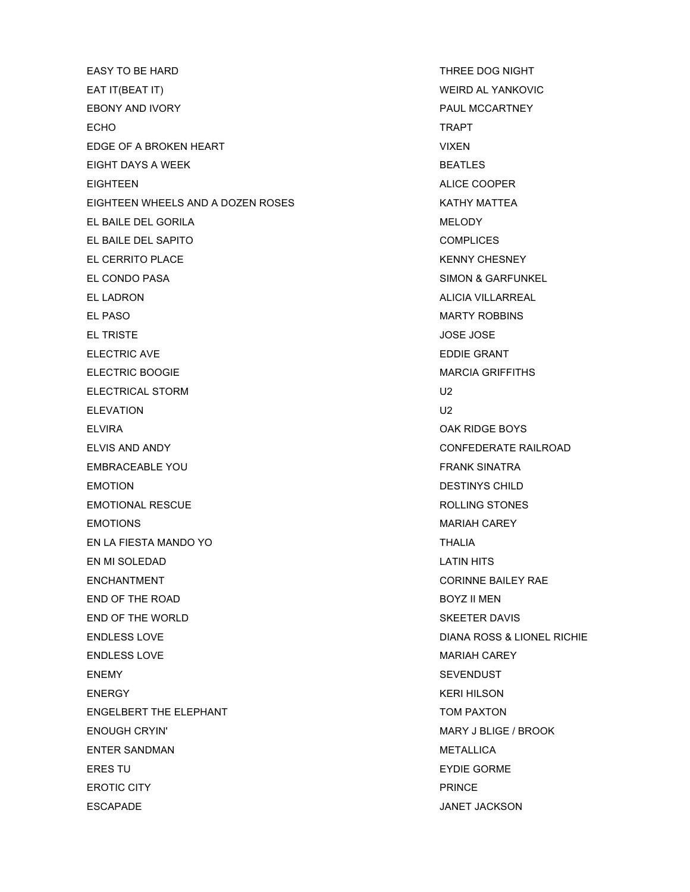| | |
|---|---|
| EASY TO BE HARD | THREE DOG NIGHT |
| EAT IT(BEAT IT) | WEIRD AL YANKOVIC |
| EBONY AND IVORY | PAUL MCCARTNEY |
| ECHO | TRAPT |
| EDGE OF A BROKEN HEART | VIXEN |
| EIGHT DAYS A WEEK | BEATLES |
| EIGHTEEN | ALICE COOPER |
| EIGHTEEN WHEELS AND A DOZEN ROSES | KATHY MATTEA |
| EL BAILE DEL GORILA | MELODY |
| EL BAILE DEL SAPITO | COMPLICES |
| EL CERRITO PLACE | KENNY CHESNEY |
| EL CONDO PASA | SIMON & GARFUNKEL |
| EL LADRON | ALICIA VILLARREAL |
| EL PASO | MARTY ROBBINS |
| EL TRISTE | JOSE JOSE |
| ELECTRIC AVE | EDDIE GRANT |
| ELECTRIC BOOGIE | MARCIA GRIFFITHS |
| ELECTRICAL STORM | U2 |
| ELEVATION | U2 |
| ELVIRA | OAK RIDGE BOYS |
| ELVIS AND ANDY | CONFEDERATE RAILROAD |
| EMBRACEABLE YOU | FRANK SINATRA |
| EMOTION | DESTINYS CHILD |
| EMOTIONAL RESCUE | ROLLING STONES |
| EMOTIONS | MARIAH CAREY |
| EN LA FIESTA MANDO YO | THALIA |
| EN MI SOLEDAD | LATIN HITS |
| ENCHANTMENT | CORINNE BAILEY RAE |
| END OF THE ROAD | BOYZ II MEN |
| END OF THE WORLD | SKEETER DAVIS |
| ENDLESS LOVE | DIANA ROSS & LIONEL RICHIE |
| ENDLESS LOVE | MARIAH CAREY |
| ENEMY | SEVENDUST |
| ENERGY | KERI HILSON |
| ENGELBERT THE ELEPHANT | TOM PAXTON |
| ENOUGH CRYIN' | MARY J BLIGE / BROOK |
| ENTER SANDMAN | METALLICA |
| ERES TU | EYDIE GORME |
| EROTIC CITY | PRINCE |
| ESCAPADE | JANET JACKSON |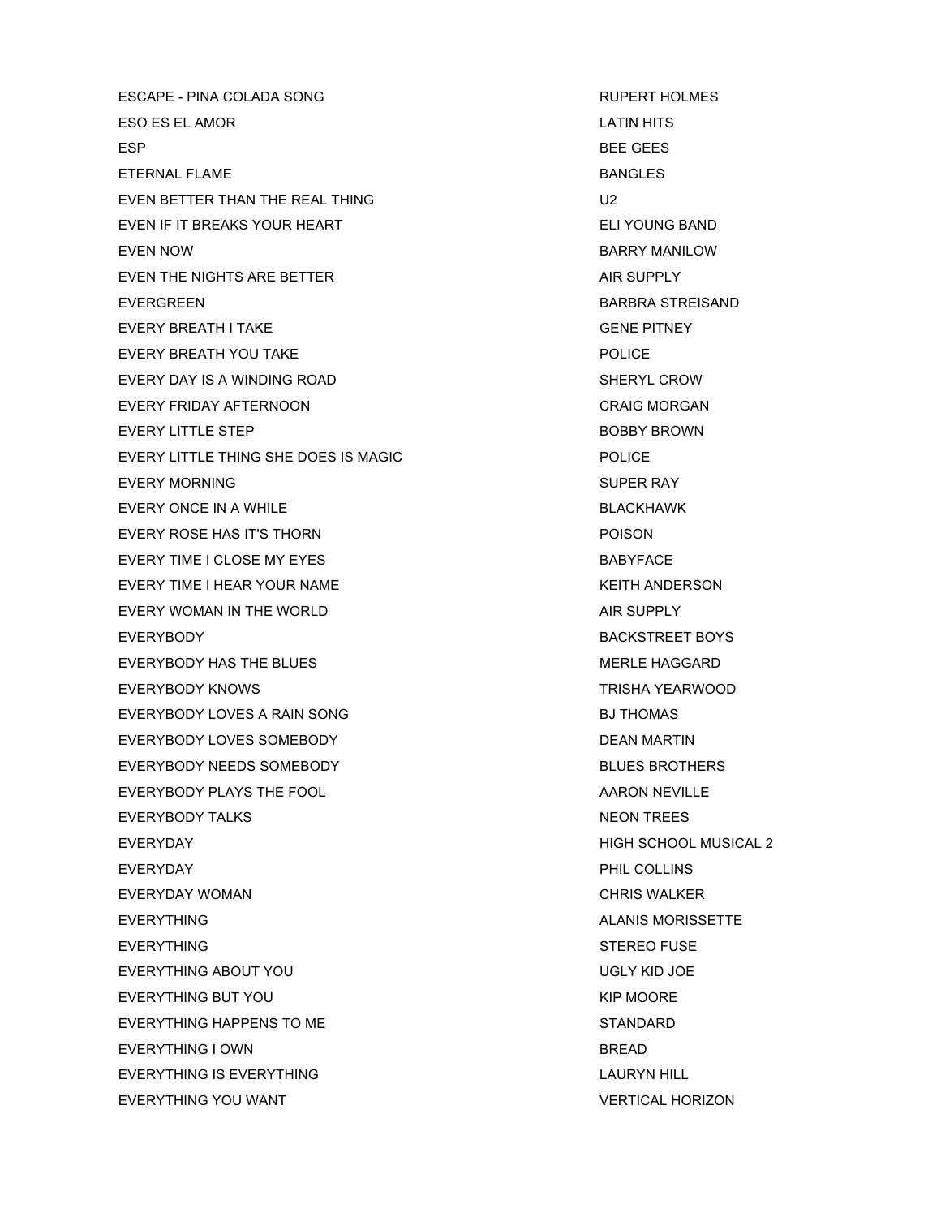| | |
|---|---|
| ESCAPE - PINA COLADA SONG | RUPERT HOLMES |
| ESO ES EL AMOR | LATIN HITS |
| ESP | BEE GEES |
| ETERNAL FLAME | BANGLES |
| EVEN BETTER THAN THE REAL THING | U2 |
| EVEN IF IT BREAKS YOUR HEART | ELI YOUNG BAND |
| EVEN NOW | BARRY MANILOW |
| EVEN THE NIGHTS ARE BETTER | AIR SUPPLY |
| EVERGREEN | BARBRA STREISAND |
| EVERY BREATH I TAKE | GENE PITNEY |
| EVERY BREATH YOU TAKE | POLICE |
| EVERY DAY IS A WINDING ROAD | SHERYL CROW |
| EVERY FRIDAY AFTERNOON | CRAIG MORGAN |
| EVERY LITTLE STEP | BOBBY BROWN |
| EVERY LITTLE THING SHE DOES IS MAGIC | POLICE |
| EVERY MORNING | SUPER RAY |
| EVERY ONCE IN A WHILE | BLACKHAWK |
| EVERY ROSE HAS IT'S THORN | POISON |
| EVERY TIME I CLOSE MY EYES | BABYFACE |
| EVERY TIME I HEAR YOUR NAME | KEITH ANDERSON |
| EVERY WOMAN IN THE WORLD | AIR SUPPLY |
| EVERYBODY | BACKSTREET BOYS |
| EVERYBODY HAS THE BLUES | MERLE HAGGARD |
| EVERYBODY KNOWS | TRISHA YEARWOOD |
| EVERYBODY LOVES A RAIN SONG | BJ THOMAS |
| EVERYBODY LOVES SOMEBODY | DEAN MARTIN |
| EVERYBODY NEEDS SOMEBODY | BLUES BROTHERS |
| EVERYBODY PLAYS THE FOOL | AARON NEVILLE |
| EVERYBODY TALKS | NEON TREES |
| EVERYDAY | HIGH SCHOOL MUSICAL 2 |
| EVERYDAY | PHIL COLLINS |
| EVERYDAY WOMAN | CHRIS WALKER |
| EVERYTHING | ALANIS MORISSETTE |
| EVERYTHING | STEREO FUSE |
| EVERYTHING ABOUT YOU | UGLY KID JOE |
| EVERYTHING BUT YOU | KIP MOORE |
| EVERYTHING HAPPENS TO ME | STANDARD |
| EVERYTHING I OWN | BREAD |
| EVERYTHING IS EVERYTHING | LAURYN HILL |
| EVERYTHING YOU WANT | VERTICAL HORIZON |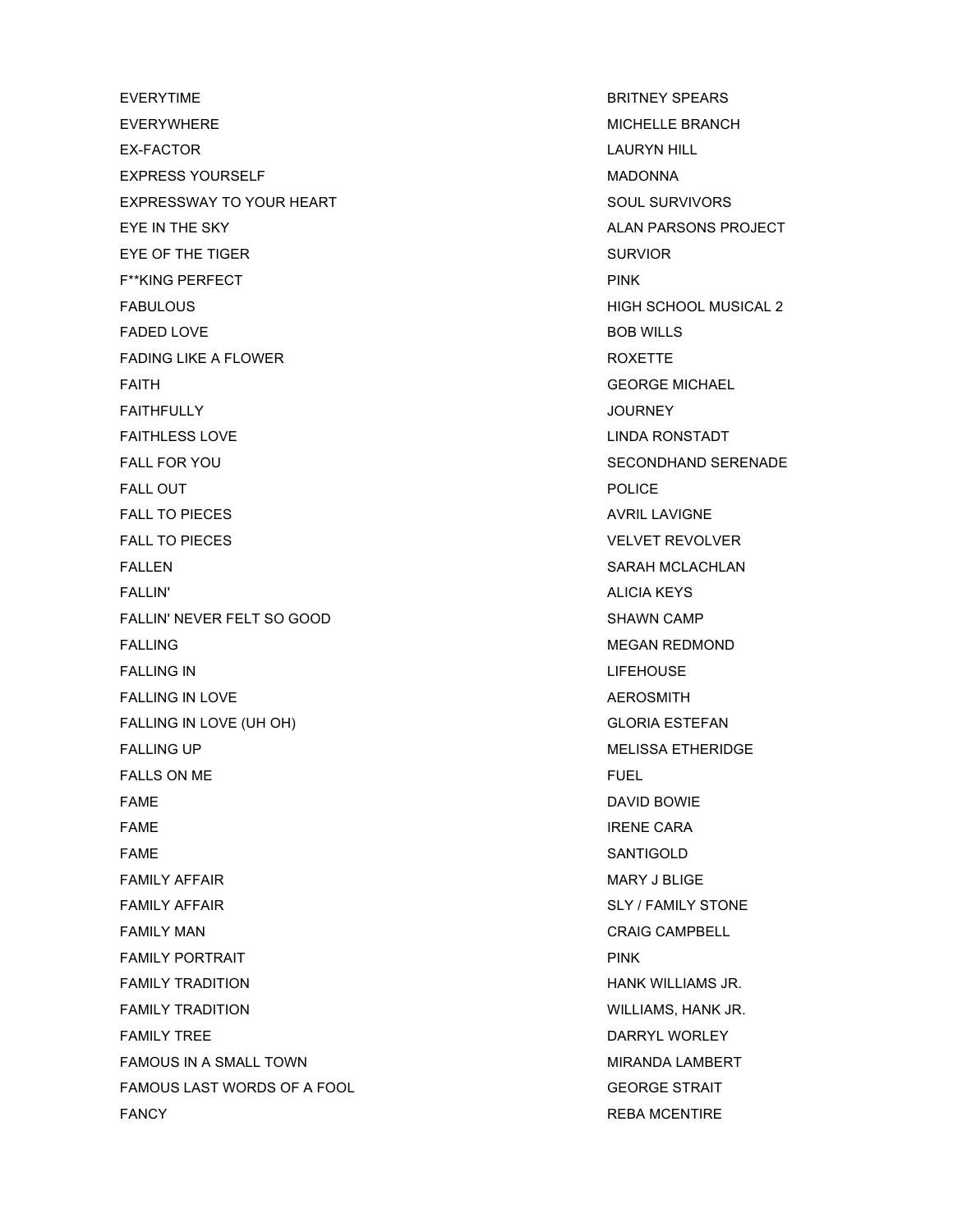| | |
|---|---|
| EVERYTIME | BRITNEY SPEARS |
| EVERYWHERE | MICHELLE BRANCH |
| EX-FACTOR | LAURYN HILL |
| EXPRESS YOURSELF | MADONNA |
| EXPRESSWAY TO YOUR HEART | SOUL SURVIVORS |
| EYE IN THE SKY | ALAN PARSONS PROJECT |
| EYE OF THE TIGER | SURVIOR |
| F**KING PERFECT | PINK |
| FABULOUS | HIGH SCHOOL MUSICAL 2 |
| FADED LOVE | BOB WILLS |
| FADING LIKE A FLOWER | ROXETTE |
| FAITH | GEORGE MICHAEL |
| FAITHFULLY | JOURNEY |
| FAITHLESS LOVE | LINDA RONSTADT |
| FALL FOR YOU | SECONDHAND SERENADE |
| FALL OUT | POLICE |
| FALL TO PIECES | AVRIL LAVIGNE |
| FALL TO PIECES | VELVET REVOLVER |
| FALLEN | SARAH MCLACHLAN |
| FALLIN' | ALICIA KEYS |
| FALLIN' NEVER FELT SO GOOD | SHAWN CAMP |
| FALLING | MEGAN REDMOND |
| FALLING IN | LIFEHOUSE |
| FALLING IN LOVE | AEROSMITH |
| FALLING IN LOVE (UH OH) | GLORIA ESTEFAN |
| FALLING UP | MELISSA ETHERIDGE |
| FALLS ON ME | FUEL |
| FAME | DAVID BOWIE |
| FAME | IRENE CARA |
| FAME | SANTIGOLD |
| FAMILY AFFAIR | MARY J BLIGE |
| FAMILY AFFAIR | SLY / FAMILY STONE |
| FAMILY MAN | CRAIG CAMPBELL |
| FAMILY PORTRAIT | PINK |
| FAMILY TRADITION | HANK WILLIAMS JR. |
| FAMILY TRADITION | WILLIAMS, HANK JR. |
| FAMILY TREE | DARRYL WORLEY |
| FAMOUS IN A SMALL TOWN | MIRANDA LAMBERT |
| FAMOUS LAST WORDS OF A FOOL | GEORGE STRAIT |
| FANCY | REBA MCENTIRE |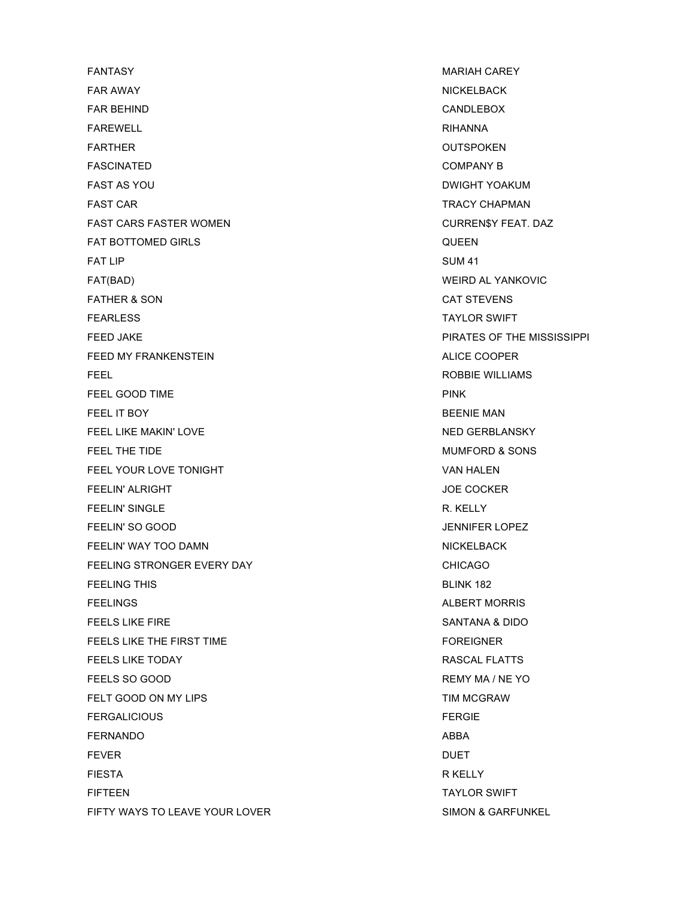| | |
|---|---|
| FANTASY | MARIAH CAREY |
| FAR AWAY | NICKELBACK |
| FAR BEHIND | CANDLEBOX |
| FAREWELL | RIHANNA |
| FARTHER | OUTSPOKEN |
| FASCINATED | COMPANY B |
| FAST AS YOU | DWIGHT YOAKUM |
| FAST CAR | TRACY CHAPMAN |
| FAST CARS FASTER WOMEN | CURREN$Y FEAT. DAZ |
| FAT BOTTOMED GIRLS | QUEEN |
| FAT LIP | SUM 41 |
| FAT(BAD) | WEIRD AL YANKOVIC |
| FATHER & SON | CAT STEVENS |
| FEARLESS | TAYLOR SWIFT |
| FEED JAKE | PIRATES OF THE MISSISSIPPI |
| FEED MY FRANKENSTEIN | ALICE COOPER |
| FEEL | ROBBIE WILLIAMS |
| FEEL GOOD TIME | PINK |
| FEEL IT BOY | BEENIE MAN |
| FEEL LIKE MAKIN' LOVE | NED GERBLANSKY |
| FEEL THE TIDE | MUMFORD & SONS |
| FEEL YOUR LOVE TONIGHT | VAN HALEN |
| FEELIN' ALRIGHT | JOE COCKER |
| FEELIN' SINGLE | R. KELLY |
| FEELIN' SO GOOD | JENNIFER LOPEZ |
| FEELIN' WAY TOO DAMN | NICKELBACK |
| FEELING STRONGER EVERY DAY | CHICAGO |
| FEELING THIS | BLINK 182 |
| FEELINGS | ALBERT MORRIS |
| FEELS LIKE FIRE | SANTANA & DIDO |
| FEELS LIKE THE FIRST TIME | FOREIGNER |
| FEELS LIKE TODAY | RASCAL FLATTS |
| FEELS SO GOOD | REMY MA / NE YO |
| FELT GOOD ON MY LIPS | TIM MCGRAW |
| FERGALICIOUS | FERGIE |
| FERNANDO | ABBA |
| FEVER | DUET |
| FIESTA | R KELLY |
| FIFTEEN | TAYLOR SWIFT |
| FIFTY WAYS TO LEAVE YOUR LOVER | SIMON & GARFUNKEL |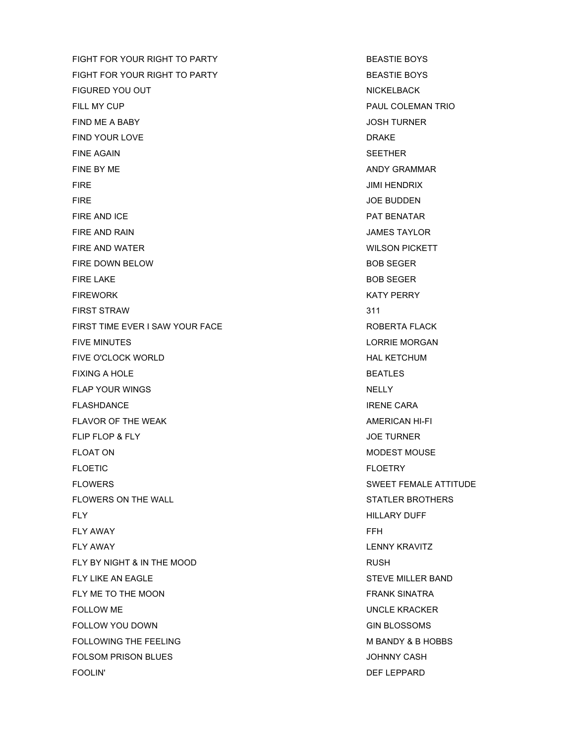| | |
|---|---|
| FIGHT FOR YOUR RIGHT TO PARTY | BEASTIE BOYS |
| FIGHT FOR YOUR RIGHT TO PARTY | BEASTIE BOYS |
| FIGURED YOU OUT | NICKELBACK |
| FILL MY CUP | PAUL COLEMAN TRIO |
| FIND ME A BABY | JOSH TURNER |
| FIND YOUR LOVE | DRAKE |
| FINE AGAIN | SEETHER |
| FINE BY ME | ANDY GRAMMAR |
| FIRE | JIMI HENDRIX |
| FIRE | JOE BUDDEN |
| FIRE AND ICE | PAT BENATAR |
| FIRE AND RAIN | JAMES TAYLOR |
| FIRE AND WATER | WILSON PICKETT |
| FIRE DOWN BELOW | BOB SEGER |
| FIRE LAKE | BOB SEGER |
| FIREWORK | KATY PERRY |
| FIRST STRAW | 311 |
| FIRST TIME EVER I SAW YOUR FACE | ROBERTA FLACK |
| FIVE MINUTES | LORRIE MORGAN |
| FIVE O'CLOCK WORLD | HAL KETCHUM |
| FIXING A HOLE | BEATLES |
| FLAP YOUR WINGS | NELLY |
| FLASHDANCE | IRENE CARA |
| FLAVOR OF THE WEAK | AMERICAN HI-FI |
| FLIP FLOP & FLY | JOE TURNER |
| FLOAT ON | MODEST MOUSE |
| FLOETIC | FLOETRY |
| FLOWERS | SWEET FEMALE ATTITUDE |
| FLOWERS ON THE WALL | STATLER BROTHERS |
| FLY | HILLARY DUFF |
| FLY AWAY | FFH |
| FLY AWAY | LENNY KRAVITZ |
| FLY BY NIGHT & IN THE MOOD | RUSH |
| FLY LIKE AN EAGLE | STEVE MILLER BAND |
| FLY ME TO THE MOON | FRANK SINATRA |
| FOLLOW ME | UNCLE KRACKER |
| FOLLOW YOU DOWN | GIN BLOSSOMS |
| FOLLOWING THE FEELING | M BANDY & B HOBBS |
| FOLSOM PRISON BLUES | JOHNNY CASH |
| FOOLIN' | DEF LEPPARD |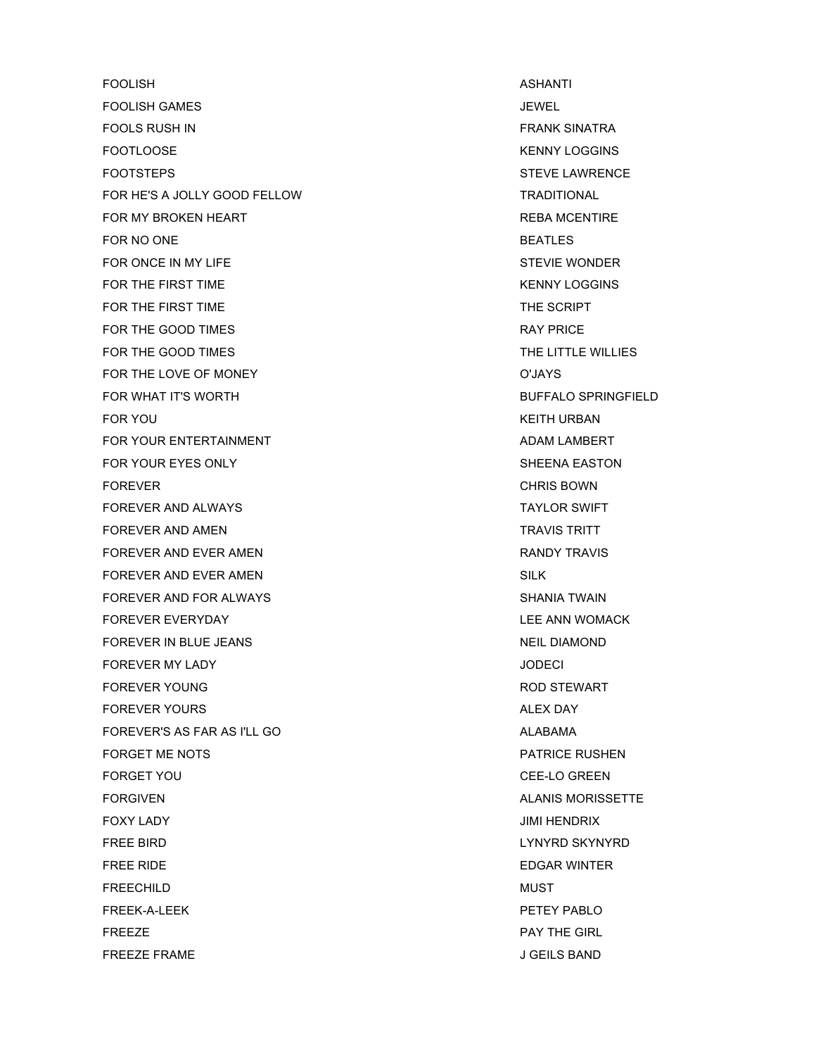| | |
|---|---|
| FOOLISH | ASHANTI |
| FOOLISH GAMES | JEWEL |
| FOOLS RUSH IN | FRANK SINATRA |
| FOOTLOOSE | KENNY LOGGINS |
| FOOTSTEPS | STEVE LAWRENCE |
| FOR HE'S A JOLLY GOOD FELLOW | TRADITIONAL |
| FOR MY BROKEN HEART | REBA MCENTIRE |
| FOR NO ONE | BEATLES |
| FOR ONCE IN MY LIFE | STEVIE WONDER |
| FOR THE FIRST TIME | KENNY LOGGINS |
| FOR THE FIRST TIME | THE SCRIPT |
| FOR THE GOOD TIMES | RAY PRICE |
| FOR THE GOOD TIMES | THE LITTLE WILLIES |
| FOR THE LOVE OF MONEY | O'JAYS |
| FOR WHAT IT'S WORTH | BUFFALO SPRINGFIELD |
| FOR YOU | KEITH URBAN |
| FOR YOUR ENTERTAINMENT | ADAM LAMBERT |
| FOR YOUR EYES ONLY | SHEENA EASTON |
| FOREVER | CHRIS BOWN |
| FOREVER AND ALWAYS | TAYLOR SWIFT |
| FOREVER AND AMEN | TRAVIS TRITT |
| FOREVER AND EVER AMEN | RANDY TRAVIS |
| FOREVER AND EVER AMEN | SILK |
| FOREVER AND FOR ALWAYS | SHANIA TWAIN |
| FOREVER EVERYDAY | LEE ANN WOMACK |
| FOREVER IN BLUE JEANS | NEIL DIAMOND |
| FOREVER MY LADY | JODECI |
| FOREVER YOUNG | ROD STEWART |
| FOREVER YOURS | ALEX DAY |
| FOREVER'S AS FAR AS I'LL GO | ALABAMA |
| FORGET ME NOTS | PATRICE RUSHEN |
| FORGET YOU | CEE-LO GREEN |
| FORGIVEN | ALANIS MORISSETTE |
| FOXY LADY | JIMI HENDRIX |
| FREE BIRD | LYNYRD SKYNYRD |
| FREE RIDE | EDGAR WINTER |
| FREECHILD | MUST |
| FREEK-A-LEEK | PETEY PABLO |
| FREEZE | PAY THE GIRL |
| FREEZE FRAME | J GEILS BAND |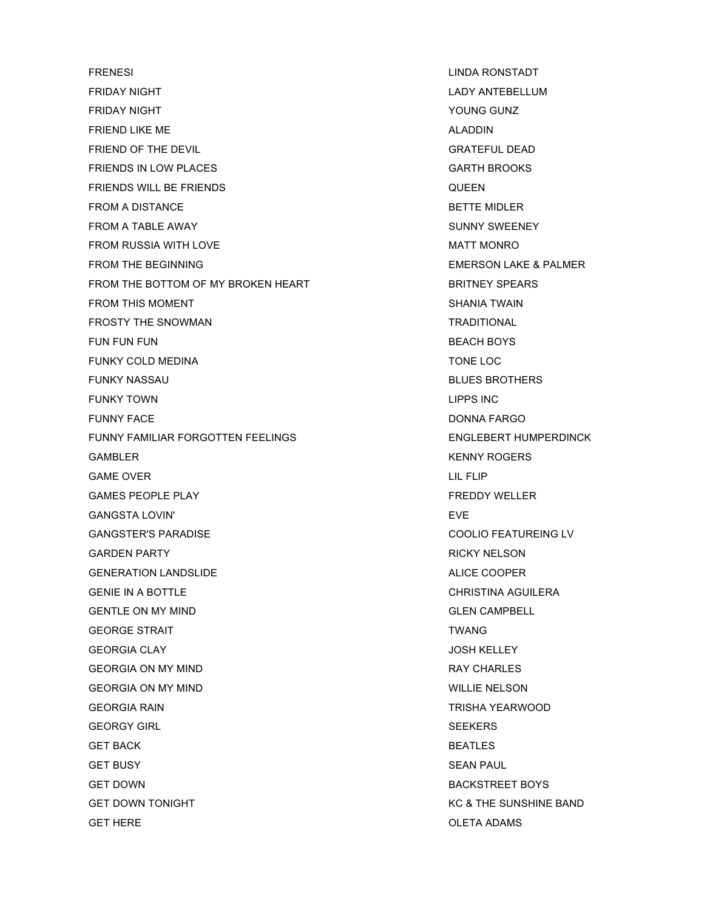| | |
|---|---|
| FRENESI | LINDA RONSTADT |
| FRIDAY NIGHT | LADY ANTEBELLUM |
| FRIDAY NIGHT | YOUNG GUNZ |
| FRIEND LIKE ME | ALADDIN |
| FRIEND OF THE DEVIL | GRATEFUL DEAD |
| FRIENDS IN LOW PLACES | GARTH BROOKS |
| FRIENDS WILL BE FRIENDS | QUEEN |
| FROM A DISTANCE | BETTE MIDLER |
| FROM A TABLE AWAY | SUNNY SWEENEY |
| FROM RUSSIA WITH LOVE | MATT MONRO |
| FROM THE BEGINNING | EMERSON LAKE & PALMER |
| FROM THE BOTTOM OF MY BROKEN HEART | BRITNEY SPEARS |
| FROM THIS MOMENT | SHANIA TWAIN |
| FROSTY THE SNOWMAN | TRADITIONAL |
| FUN FUN FUN | BEACH BOYS |
| FUNKY COLD MEDINA | TONE LOC |
| FUNKY NASSAU | BLUES BROTHERS |
| FUNKY TOWN | LIPPS INC |
| FUNNY FACE | DONNA FARGO |
| FUNNY FAMILIAR FORGOTTEN FEELINGS | ENGLEBERT HUMPERDINCK |
| GAMBLER | KENNY ROGERS |
| GAME OVER | LIL FLIP |
| GAMES PEOPLE PLAY | FREDDY WELLER |
| GANGSTA LOVIN' | EVE |
| GANGSTER'S PARADISE | COOLIO FEATUREING LV |
| GARDEN PARTY | RICKY NELSON |
| GENERATION LANDSLIDE | ALICE COOPER |
| GENIE IN A BOTTLE | CHRISTINA AGUILERA |
| GENTLE ON MY MIND | GLEN CAMPBELL |
| GEORGE STRAIT | TWANG |
| GEORGIA CLAY | JOSH KELLEY |
| GEORGIA ON MY MIND | RAY CHARLES |
| GEORGIA ON MY MIND | WILLIE NELSON |
| GEORGIA RAIN | TRISHA YEARWOOD |
| GEORGY GIRL | SEEKERS |
| GET BACK | BEATLES |
| GET BUSY | SEAN PAUL |
| GET DOWN | BACKSTREET BOYS |
| GET DOWN TONIGHT | KC & THE SUNSHINE BAND |
| GET HERE | OLETA ADAMS |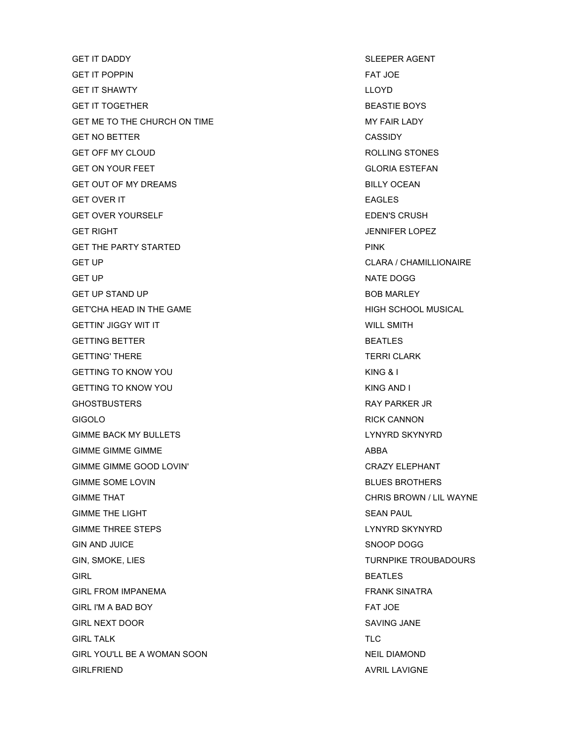| | |
|---|---|
| GET IT DADDY | SLEEPER AGENT |
| GET IT POPPIN | FAT JOE |
| GET IT SHAWTY | LLOYD |
| GET IT TOGETHER | BEASTIE BOYS |
| GET ME TO THE CHURCH ON TIME | MY FAIR LADY |
| GET NO BETTER | CASSIDY |
| GET OFF MY CLOUD | ROLLING STONES |
| GET ON YOUR FEET | GLORIA ESTEFAN |
| GET OUT OF MY DREAMS | BILLY OCEAN |
| GET OVER IT | EAGLES |
| GET OVER YOURSELF | EDEN'S CRUSH |
| GET RIGHT | JENNIFER LOPEZ |
| GET THE PARTY STARTED | PINK |
| GET UP | CLARA / CHAMILLIONAIRE |
| GET UP | NATE DOGG |
| GET UP STAND UP | BOB MARLEY |
| GET'CHA HEAD IN THE GAME | HIGH SCHOOL MUSICAL |
| GETTIN' JIGGY WIT IT | WILL SMITH |
| GETTING BETTER | BEATLES |
| GETTING' THERE | TERRI CLARK |
| GETTING TO KNOW YOU | KING & I |
| GETTING TO KNOW YOU | KING AND I |
| GHOSTBUSTERS | RAY PARKER JR |
| GIGOLO | RICK CANNON |
| GIMME BACK MY BULLETS | LYNYRD SKYNYRD |
| GIMME GIMME GIMME | ABBA |
| GIMME GIMME GOOD LOVIN' | CRAZY ELEPHANT |
| GIMME SOME LOVIN | BLUES BROTHERS |
| GIMME THAT | CHRIS BROWN / LIL WAYNE |
| GIMME THE LIGHT | SEAN PAUL |
| GIMME THREE STEPS | LYNYRD SKYNYRD |
| GIN AND JUICE | SNOOP DOGG |
| GIN, SMOKE, LIES | TURNPIKE TROUBADOURS |
| GIRL | BEATLES |
| GIRL FROM IMPANEMA | FRANK SINATRA |
| GIRL I'M A BAD BOY | FAT JOE |
| GIRL NEXT DOOR | SAVING JANE |
| GIRL TALK | TLC |
| GIRL YOU'LL BE A WOMAN SOON | NEIL DIAMOND |
| GIRLFRIEND | AVRIL LAVIGNE |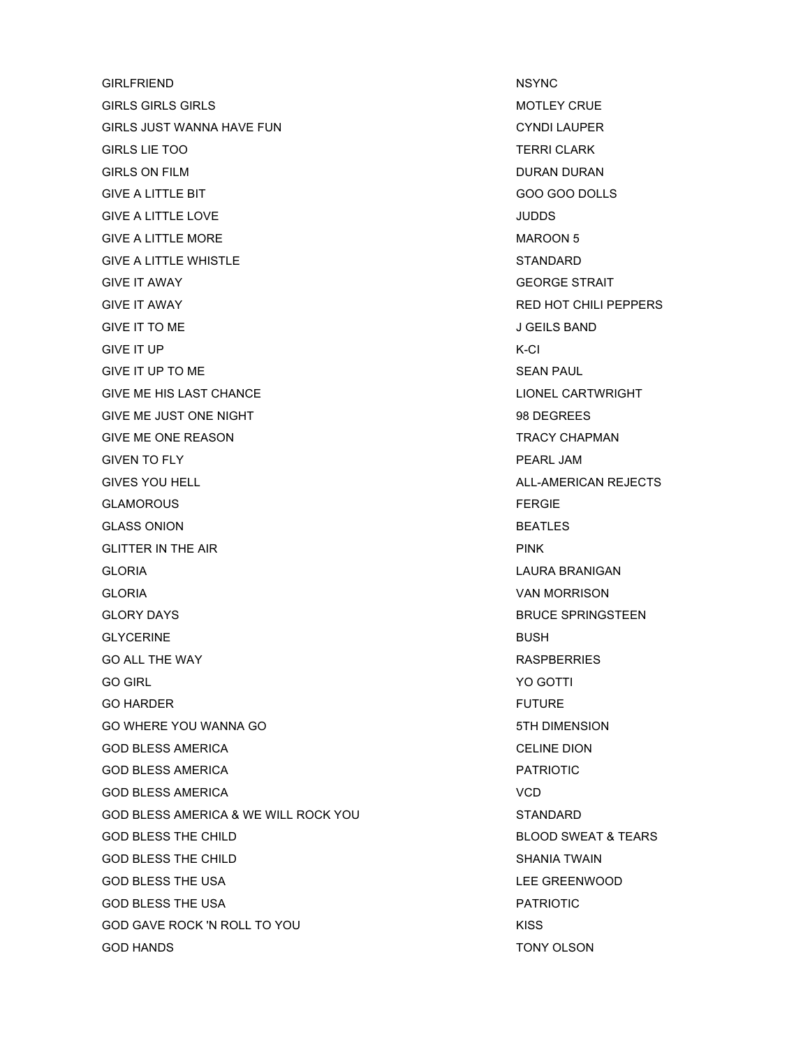| | |
|---|---|
| GIRLFRIEND | NSYNC |
| GIRLS GIRLS GIRLS | MOTLEY CRUE |
| GIRLS JUST WANNA HAVE FUN | CYNDI LAUPER |
| GIRLS LIE TOO | TERRI CLARK |
| GIRLS ON FILM | DURAN DURAN |
| GIVE A LITTLE BIT | GOO GOO DOLLS |
| GIVE A LITTLE LOVE | JUDDS |
| GIVE A LITTLE MORE | MAROON 5 |
| GIVE A LITTLE WHISTLE | STANDARD |
| GIVE IT AWAY | GEORGE STRAIT |
| GIVE IT AWAY | RED HOT CHILI PEPPERS |
| GIVE IT TO ME | J GEILS BAND |
| GIVE IT UP | K-CI |
| GIVE IT UP TO ME | SEAN PAUL |
| GIVE ME HIS LAST CHANCE | LIONEL CARTWRIGHT |
| GIVE ME JUST ONE NIGHT | 98 DEGREES |
| GIVE ME ONE REASON | TRACY CHAPMAN |
| GIVEN TO FLY | PEARL JAM |
| GIVES YOU HELL | ALL-AMERICAN REJECTS |
| GLAMOROUS | FERGIE |
| GLASS ONION | BEATLES |
| GLITTER IN THE AIR | PINK |
| GLORIA | LAURA BRANIGAN |
| GLORIA | VAN MORRISON |
| GLORY DAYS | BRUCE SPRINGSTEEN |
| GLYCERINE | BUSH |
| GO ALL THE WAY | RASPBERRIES |
| GO GIRL | YO GOTTI |
| GO HARDER | FUTURE |
| GO WHERE YOU WANNA GO | 5TH DIMENSION |
| GOD BLESS AMERICA | CELINE DION |
| GOD BLESS AMERICA | PATRIOTIC |
| GOD BLESS AMERICA | VCD |
| GOD BLESS AMERICA & WE WILL ROCK YOU | STANDARD |
| GOD BLESS THE CHILD | BLOOD SWEAT & TEARS |
| GOD BLESS THE CHILD | SHANIA TWAIN |
| GOD BLESS THE USA | LEE GREENWOOD |
| GOD BLESS THE USA | PATRIOTIC |
| GOD GAVE ROCK 'N ROLL TO YOU | KISS |
| GOD HANDS | TONY OLSON |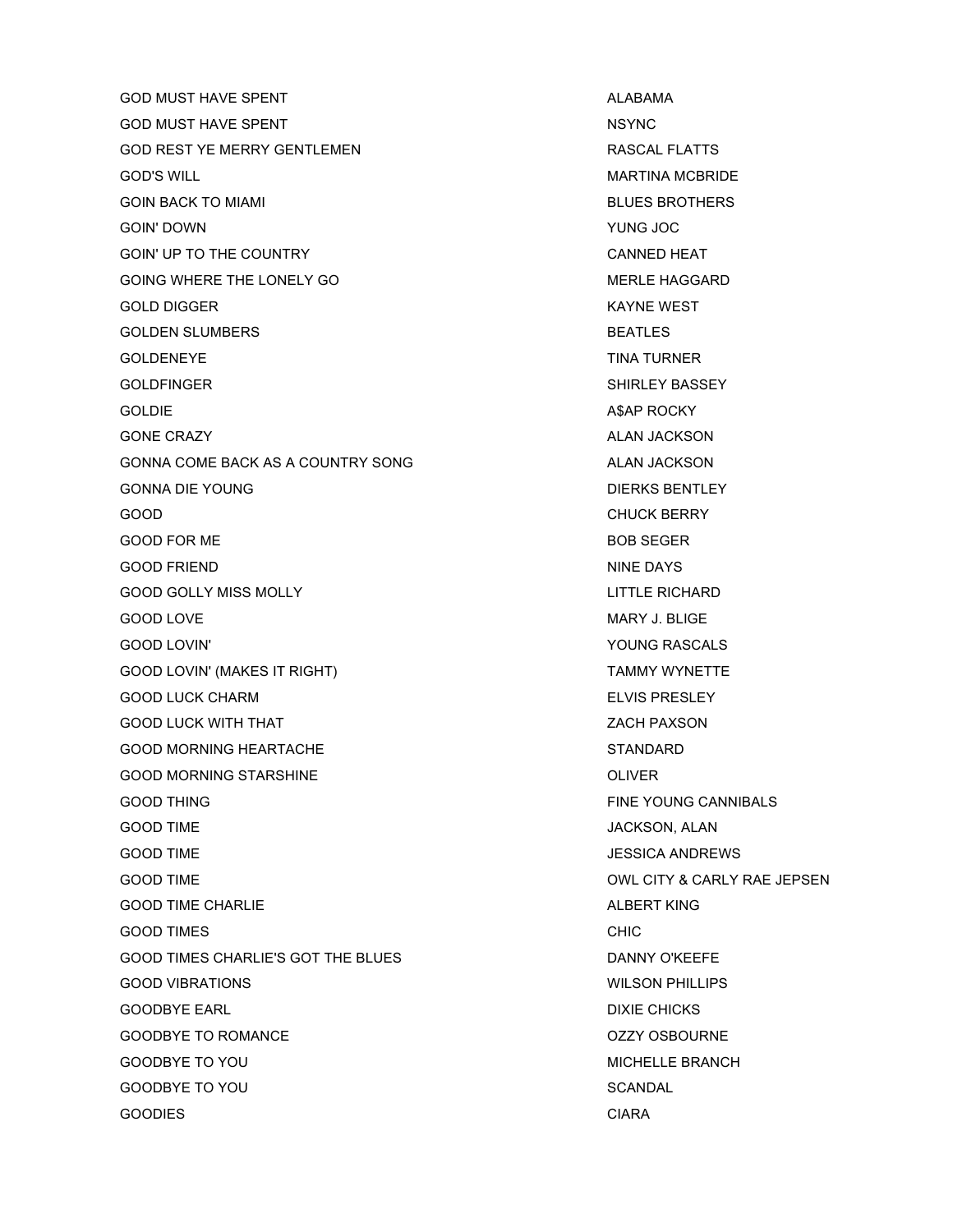| | |
|---|---|
| GOD MUST HAVE SPENT | ALABAMA |
| GOD MUST HAVE SPENT | NSYNC |
| GOD REST YE MERRY GENTLEMEN | RASCAL FLATTS |
| GOD'S WILL | MARTINA MCBRIDE |
| GOIN BACK TO MIAMI | BLUES BROTHERS |
| GOIN' DOWN | YUNG JOC |
| GOIN' UP TO THE COUNTRY | CANNED HEAT |
| GOING WHERE THE LONELY GO | MERLE HAGGARD |
| GOLD DIGGER | KAYNE WEST |
| GOLDEN SLUMBERS | BEATLES |
| GOLDENEYE | TINA TURNER |
| GOLDFINGER | SHIRLEY BASSEY |
| GOLDIE | A$AP ROCKY |
| GONE CRAZY | ALAN JACKSON |
| GONNA COME BACK AS A COUNTRY SONG | ALAN JACKSON |
| GONNA DIE YOUNG | DIERKS BENTLEY |
| GOOD | CHUCK BERRY |
| GOOD FOR ME | BOB SEGER |
| GOOD FRIEND | NINE DAYS |
| GOOD GOLLY MISS MOLLY | LITTLE RICHARD |
| GOOD LOVE | MARY J. BLIGE |
| GOOD LOVIN' | YOUNG RASCALS |
| GOOD LOVIN' (MAKES IT RIGHT) | TAMMY WYNETTE |
| GOOD LUCK CHARM | ELVIS PRESLEY |
| GOOD LUCK WITH THAT | ZACH PAXSON |
| GOOD MORNING HEARTACHE | STANDARD |
| GOOD MORNING STARSHINE | OLIVER |
| GOOD THING | FINE YOUNG CANNIBALS |
| GOOD TIME | JACKSON, ALAN |
| GOOD TIME | JESSICA ANDREWS |
| GOOD TIME | OWL CITY & CARLY RAE JEPSEN |
| GOOD TIME CHARLIE | ALBERT KING |
| GOOD TIMES | CHIC |
| GOOD TIMES CHARLIE'S GOT THE BLUES | DANNY O'KEEFE |
| GOOD VIBRATIONS | WILSON PHILLIPS |
| GOODBYE EARL | DIXIE CHICKS |
| GOODBYE TO ROMANCE | OZZY OSBOURNE |
| GOODBYE TO YOU | MICHELLE BRANCH |
| GOODBYE TO YOU | SCANDAL |
| GOODIES | CIARA |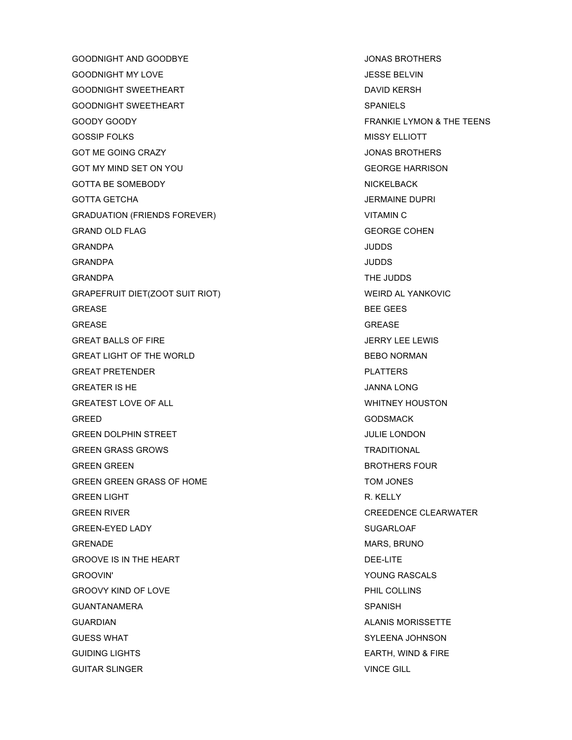| | |
|---|---|
| GOODNIGHT AND GOODBYE | JONAS BROTHERS |
| GOODNIGHT MY LOVE | JESSE BELVIN |
| GOODNIGHT SWEETHEART | DAVID KERSH |
| GOODNIGHT SWEETHEART | SPANIELS |
| GOODY GOODY | FRANKIE LYMON & THE TEENS |
| GOSSIP FOLKS | MISSY ELLIOTT |
| GOT ME GOING CRAZY | JONAS BROTHERS |
| GOT MY MIND SET ON YOU | GEORGE HARRISON |
| GOTTA BE SOMEBODY | NICKELBACK |
| GOTTA GETCHA | JERMAINE DUPRI |
| GRADUATION (FRIENDS FOREVER) | VITAMIN C |
| GRAND OLD FLAG | GEORGE COHEN |
| GRANDPA | JUDDS |
| GRANDPA | JUDDS |
| GRANDPA | THE JUDDS |
| GRAPEFRUIT DIET(ZOOT SUIT RIOT) | WEIRD AL YANKOVIC |
| GREASE | BEE GEES |
| GREASE | GREASE |
| GREAT BALLS OF FIRE | JERRY LEE LEWIS |
| GREAT LIGHT OF THE WORLD | BEBO NORMAN |
| GREAT PRETENDER | PLATTERS |
| GREATER IS HE | JANNA LONG |
| GREATEST LOVE OF ALL | WHITNEY HOUSTON |
| GREED | GODSMACK |
| GREEN DOLPHIN STREET | JULIE LONDON |
| GREEN GRASS GROWS | TRADITIONAL |
| GREEN GREEN | BROTHERS FOUR |
| GREEN GREEN GRASS OF HOME | TOM JONES |
| GREEN LIGHT | R. KELLY |
| GREEN RIVER | CREEDENCE CLEARWATER |
| GREEN-EYED LADY | SUGARLOAF |
| GRENADE | MARS, BRUNO |
| GROOVE IS IN THE HEART | DEE-LITE |
| GROOVIN' | YOUNG RASCALS |
| GROOVY KIND OF LOVE | PHIL COLLINS |
| GUANTANAMERA | SPANISH |
| GUARDIAN | ALANIS MORISSETTE |
| GUESS WHAT | SYLEENA JOHNSON |
| GUIDING LIGHTS | EARTH, WIND & FIRE |
| GUITAR SLINGER | VINCE GILL |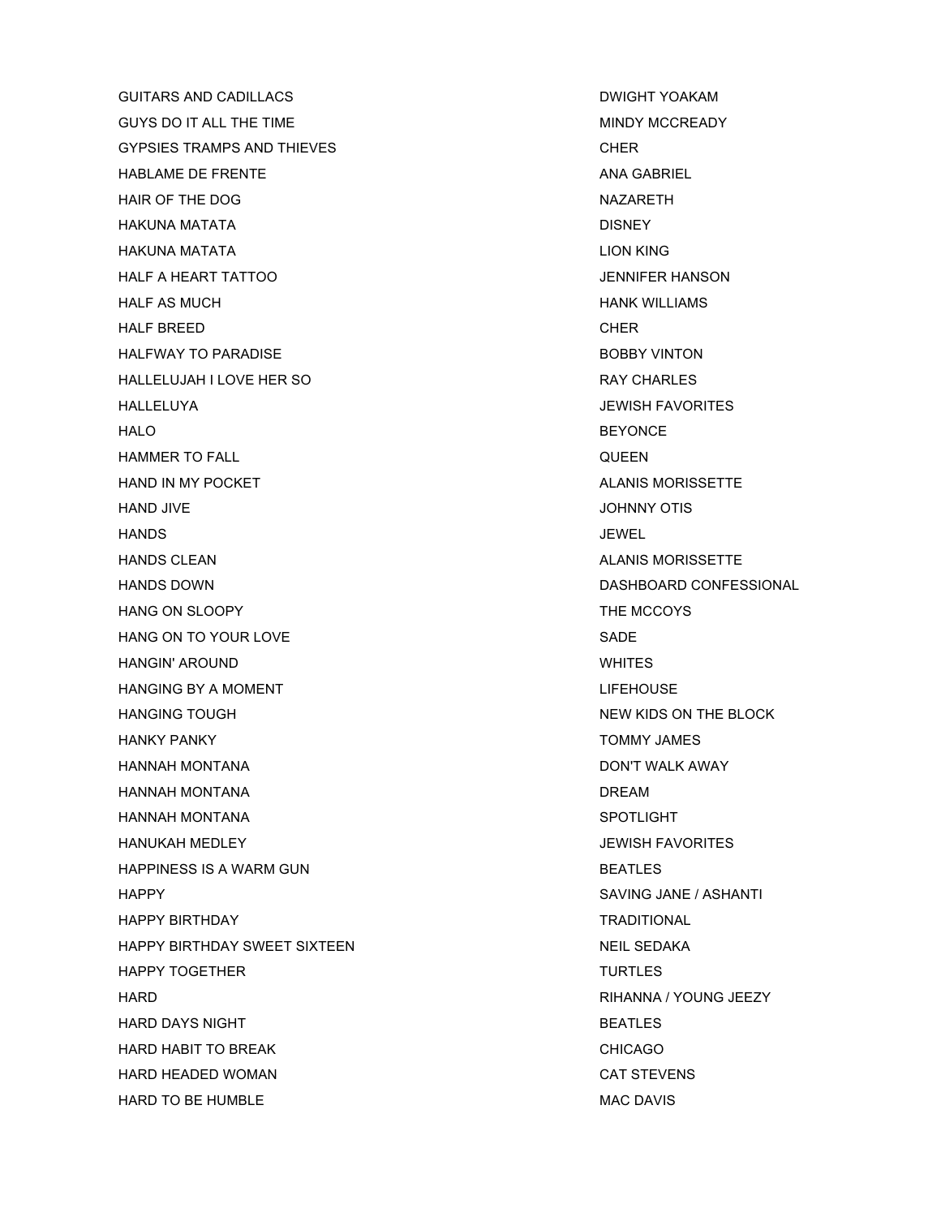| | |
|---|---|
| GUITARS AND CADILLACS | DWIGHT YOAKAM |
| GUYS DO IT ALL THE TIME | MINDY MCCREADY |
| GYPSIES TRAMPS AND THIEVES | CHER |
| HABLAME DE FRENTE | ANA GABRIEL |
| HAIR OF THE DOG | NAZARETH |
| HAKUNA MATATA | DISNEY |
| HAKUNA MATATA | LION KING |
| HALF A HEART TATTOO | JENNIFER HANSON |
| HALF AS MUCH | HANK WILLIAMS |
| HALF BREED | CHER |
| HALFWAY TO PARADISE | BOBBY VINTON |
| HALLELUJAH I LOVE HER SO | RAY CHARLES |
| HALLELUYA | JEWISH FAVORITES |
| HALO | BEYONCE |
| HAMMER TO FALL | QUEEN |
| HAND IN MY POCKET | ALANIS MORISSETTE |
| HAND JIVE | JOHNNY OTIS |
| HANDS | JEWEL |
| HANDS CLEAN | ALANIS MORISSETTE |
| HANDS DOWN | DASHBOARD CONFESSIONAL |
| HANG ON SLOOPY | THE MCCOYS |
| HANG ON TO YOUR LOVE | SADE |
| HANGIN' AROUND | WHITES |
| HANGING BY A MOMENT | LIFEHOUSE |
| HANGING TOUGH | NEW KIDS ON THE BLOCK |
| HANKY PANKY | TOMMY JAMES |
| HANNAH MONTANA | DON'T WALK AWAY |
| HANNAH MONTANA | DREAM |
| HANNAH MONTANA | SPOTLIGHT |
| HANUKAH MEDLEY | JEWISH FAVORITES |
| HAPPINESS IS A WARM GUN | BEATLES |
| HAPPY | SAVING JANE / ASHANTI |
| HAPPY BIRTHDAY | TRADITIONAL |
| HAPPY BIRTHDAY SWEET SIXTEEN | NEIL SEDAKA |
| HAPPY TOGETHER | TURTLES |
| HARD | RIHANNA / YOUNG JEEZY |
| HARD DAYS NIGHT | BEATLES |
| HARD HABIT TO BREAK | CHICAGO |
| HARD HEADED WOMAN | CAT STEVENS |
| HARD TO BE HUMBLE | MAC DAVIS |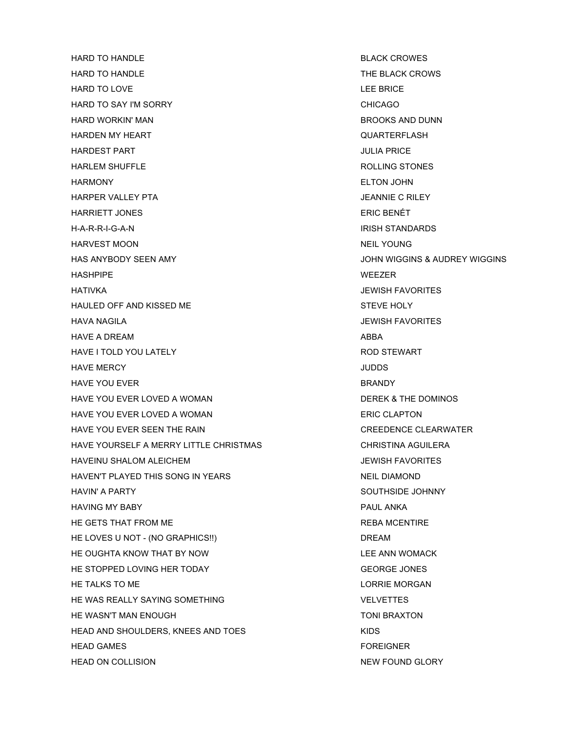| | |
|---|---|
| HARD TO HANDLE | BLACK CROWES |
| HARD TO HANDLE | THE BLACK CROWS |
| HARD TO LOVE | LEE BRICE |
| HARD TO SAY I'M SORRY | CHICAGO |
| HARD WORKIN' MAN | BROOKS AND DUNN |
| HARDEN MY HEART | QUARTERFLASH |
| HARDEST PART | JULIA PRICE |
| HARLEM SHUFFLE | ROLLING STONES |
| HARMONY | ELTON JOHN |
| HARPER VALLEY PTA | JEANNIE C RILEY |
| HARRIETT JONES | ERIC BENÉT |
| H-A-R-R-I-G-A-N | IRISH STANDARDS |
| HARVEST MOON | NEIL YOUNG |
| HAS ANYBODY SEEN AMY | JOHN WIGGINS & AUDREY WIGGINS |
| HASHPIPE | WEEZER |
| HATIVKA | JEWISH FAVORITES |
| HAULED OFF AND KISSED ME | STEVE HOLY |
| HAVA NAGILA | JEWISH FAVORITES |
| HAVE A DREAM | ABBA |
| HAVE I TOLD YOU LATELY | ROD STEWART |
| HAVE MERCY | JUDDS |
| HAVE YOU EVER | BRANDY |
| HAVE YOU EVER LOVED A WOMAN | DEREK & THE DOMINOS |
| HAVE YOU EVER LOVED A WOMAN | ERIC CLAPTON |
| HAVE YOU EVER SEEN THE RAIN | CREEDENCE CLEARWATER |
| HAVE YOURSELF A MERRY LITTLE CHRISTMAS | CHRISTINA AGUILERA |
| HAVEINU SHALOM ALEICHEM | JEWISH FAVORITES |
| HAVEN'T PLAYED THIS SONG IN YEARS | NEIL DIAMOND |
| HAVIN' A PARTY | SOUTHSIDE JOHNNY |
| HAVING MY BABY | PAUL ANKA |
| HE GETS THAT FROM ME | REBA MCENTIRE |
| HE LOVES U NOT - (NO GRAPHICS!!) | DREAM |
| HE OUGHTA KNOW THAT BY NOW | LEE ANN WOMACK |
| HE STOPPED LOVING HER TODAY | GEORGE JONES |
| HE TALKS TO ME | LORRIE MORGAN |
| HE WAS REALLY SAYING SOMETHING | VELVETTES |
| HE WASN'T MAN ENOUGH | TONI BRAXTON |
| HEAD AND SHOULDERS, KNEES AND TOES | KIDS |
| HEAD GAMES | FOREIGNER |
| HEAD ON COLLISION | NEW FOUND GLORY |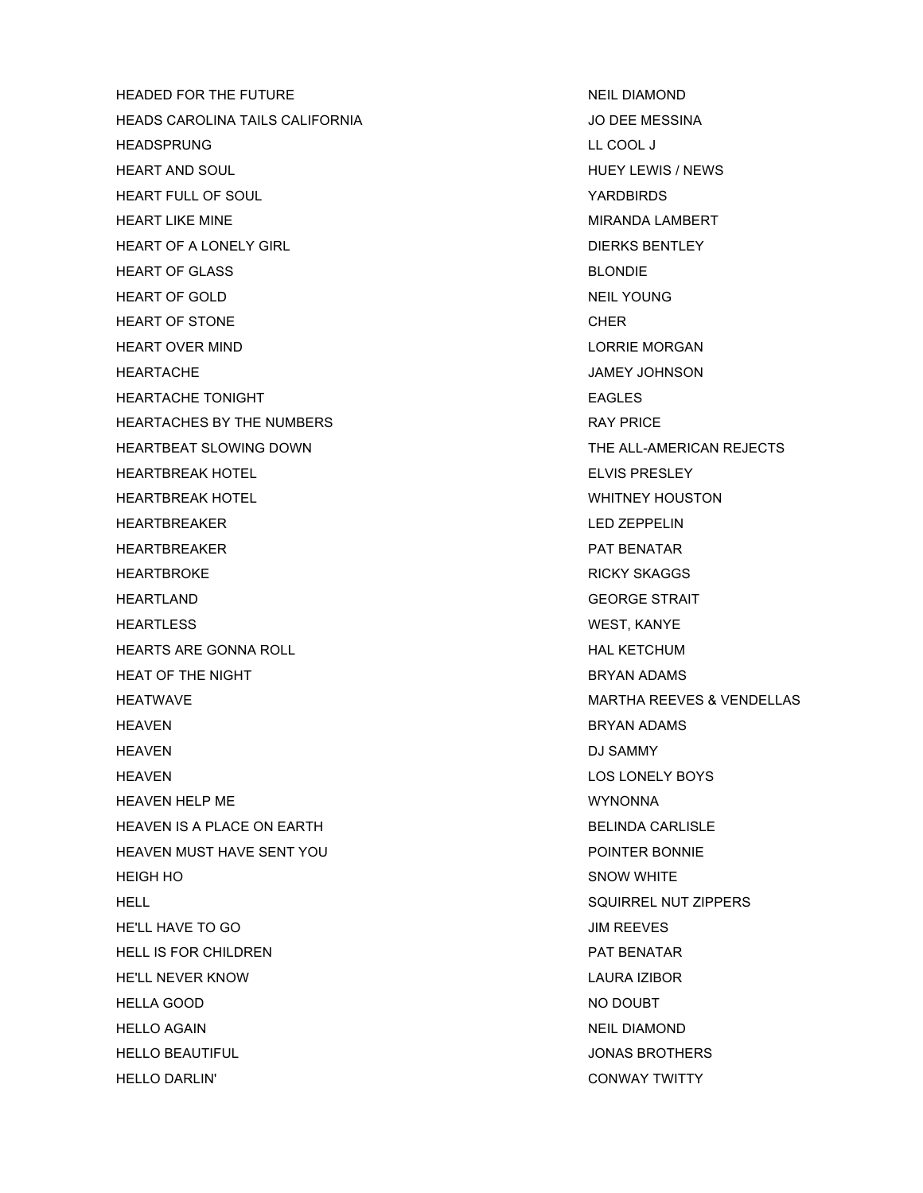| | |
|---|---|
| HEADED FOR THE FUTURE | NEIL DIAMOND |
| HEADS CAROLINA TAILS CALIFORNIA | JO DEE MESSINA |
| HEADSPRUNG | LL COOL J |
| HEART AND SOUL | HUEY LEWIS / NEWS |
| HEART FULL OF SOUL | YARDBIRDS |
| HEART LIKE MINE | MIRANDA LAMBERT |
| HEART OF A LONELY GIRL | DIERKS BENTLEY |
| HEART OF GLASS | BLONDIE |
| HEART OF GOLD | NEIL YOUNG |
| HEART OF STONE | CHER |
| HEART OVER MIND | LORRIE MORGAN |
| HEARTACHE | JAMEY JOHNSON |
| HEARTACHE TONIGHT | EAGLES |
| HEARTACHES BY THE NUMBERS | RAY PRICE |
| HEARTBEAT SLOWING DOWN | THE ALL-AMERICAN REJECTS |
| HEARTBREAK HOTEL | ELVIS PRESLEY |
| HEARTBREAK HOTEL | WHITNEY HOUSTON |
| HEARTBREAKER | LED ZEPPELIN |
| HEARTBREAKER | PAT BENATAR |
| HEARTBROKE | RICKY SKAGGS |
| HEARTLAND | GEORGE STRAIT |
| HEARTLESS | WEST, KANYE |
| HEARTS ARE GONNA ROLL | HAL KETCHUM |
| HEAT OF THE NIGHT | BRYAN ADAMS |
| HEATWAVE | MARTHA REEVES & VENDELLAS |
| HEAVEN | BRYAN ADAMS |
| HEAVEN | DJ SAMMY |
| HEAVEN | LOS LONELY BOYS |
| HEAVEN HELP ME | WYNONNA |
| HEAVEN IS A PLACE ON EARTH | BELINDA CARLISLE |
| HEAVEN MUST HAVE SENT YOU | POINTER BONNIE |
| HEIGH HO | SNOW WHITE |
| HELL | SQUIRREL NUT ZIPPERS |
| HE'LL HAVE TO GO | JIM REEVES |
| HELL IS FOR CHILDREN | PAT BENATAR |
| HE'LL NEVER KNOW | LAURA IZIBOR |
| HELLA GOOD | NO DOUBT |
| HELLO AGAIN | NEIL DIAMOND |
| HELLO BEAUTIFUL | JONAS BROTHERS |
| HELLO DARLIN' | CONWAY TWITTY |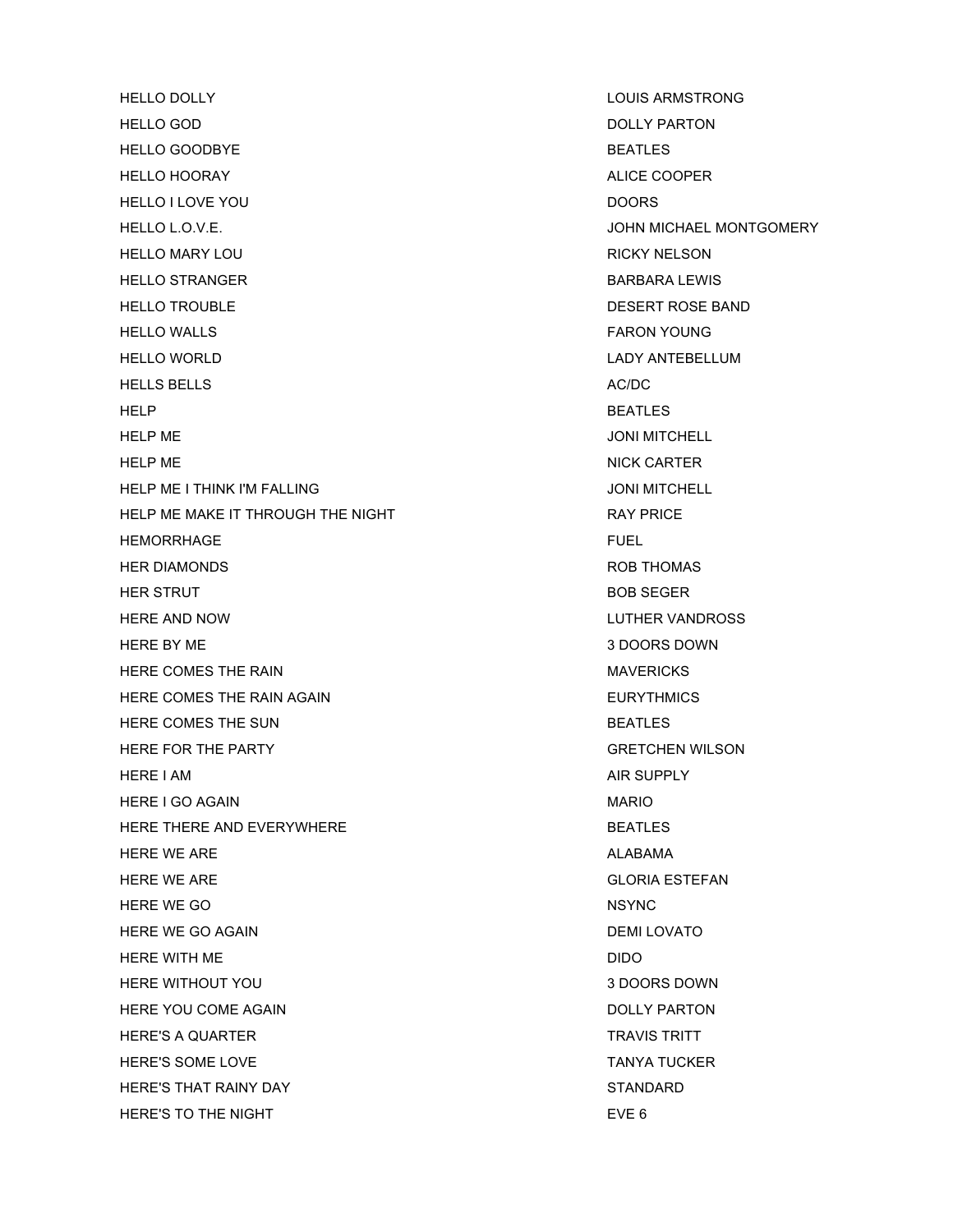| | |
|---|---|
| HELLO DOLLY | LOUIS ARMSTRONG |
| HELLO GOD | DOLLY PARTON |
| HELLO GOODBYE | BEATLES |
| HELLO HOORAY | ALICE COOPER |
| HELLO I LOVE YOU | DOORS |
| HELLO L.O.V.E. | JOHN MICHAEL MONTGOMERY |
| HELLO MARY LOU | RICKY NELSON |
| HELLO STRANGER | BARBARA LEWIS |
| HELLO TROUBLE | DESERT ROSE BAND |
| HELLO WALLS | FARON YOUNG |
| HELLO WORLD | LADY ANTEBELLUM |
| HELLS BELLS | AC/DC |
| HELP | BEATLES |
| HELP ME | JONI MITCHELL |
| HELP ME | NICK CARTER |
| HELP ME I THINK I'M FALLING | JONI MITCHELL |
| HELP ME MAKE IT THROUGH THE NIGHT | RAY PRICE |
| HEMORRHAGE | FUEL |
| HER DIAMONDS | ROB THOMAS |
| HER STRUT | BOB SEGER |
| HERE AND NOW | LUTHER VANDROSS |
| HERE BY ME | 3 DOORS DOWN |
| HERE COMES THE RAIN | MAVERICKS |
| HERE COMES THE RAIN AGAIN | EURYTHMICS |
| HERE COMES THE SUN | BEATLES |
| HERE FOR THE PARTY | GRETCHEN WILSON |
| HERE I AM | AIR SUPPLY |
| HERE I GO AGAIN | MARIO |
| HERE THERE AND EVERYWHERE | BEATLES |
| HERE WE ARE | ALABAMA |
| HERE WE ARE | GLORIA ESTEFAN |
| HERE WE GO | NSYNC |
| HERE WE GO AGAIN | DEMI LOVATO |
| HERE WITH ME | DIDO |
| HERE WITHOUT YOU | 3 DOORS DOWN |
| HERE YOU COME AGAIN | DOLLY PARTON |
| HERE'S A QUARTER | TRAVIS TRITT |
| HERE'S SOME LOVE | TANYA TUCKER |
| HERE'S THAT RAINY DAY | STANDARD |
| HERE'S TO THE NIGHT | EVE 6 |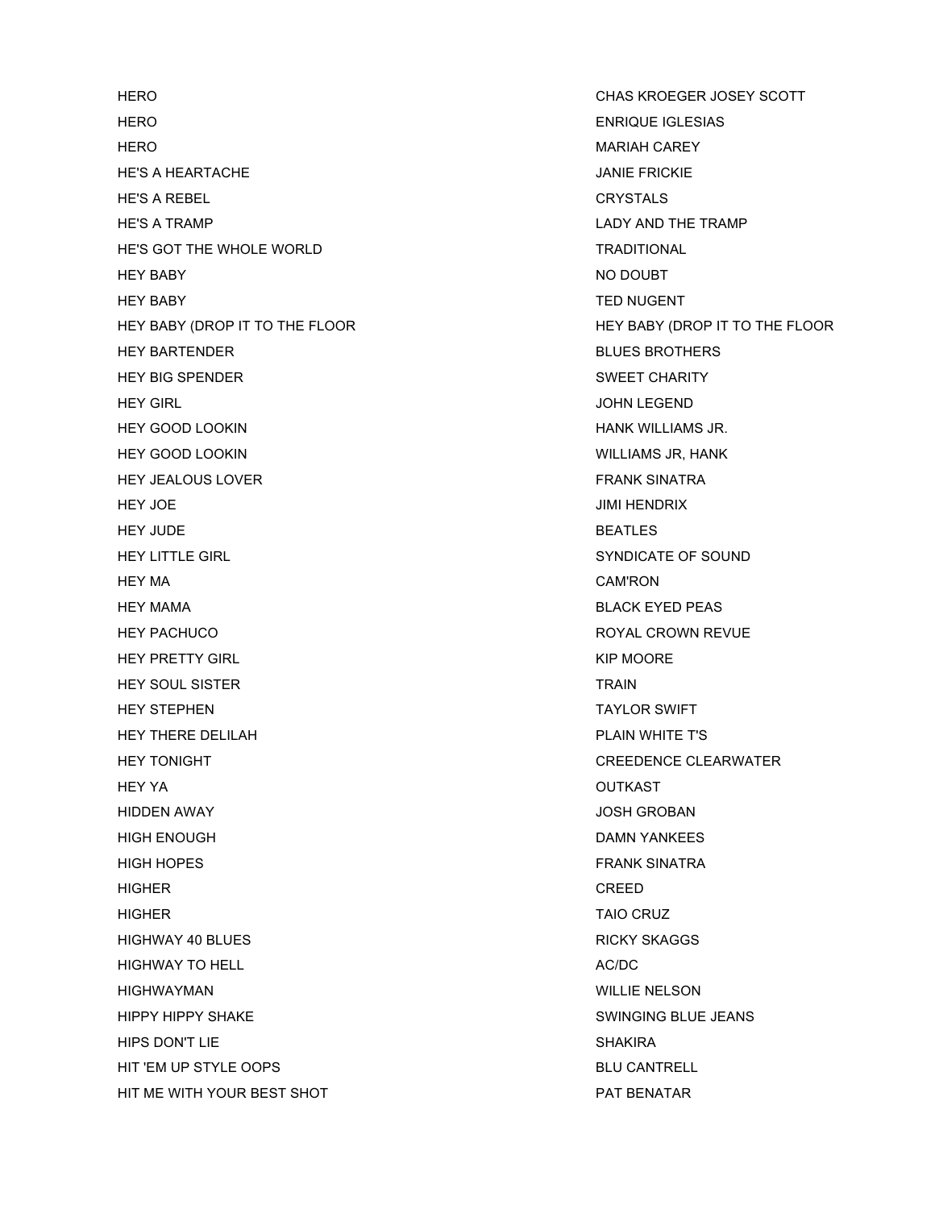| | |
|---|---|
| HERO | CHAS KROEGER JOSEY SCOTT |
| HERO | ENRIQUE IGLESIAS |
| HERO | MARIAH CAREY |
| HE'S A HEARTACHE | JANIE FRICKIE |
| HE'S A REBEL | CRYSTALS |
| HE'S A TRAMP | LADY AND THE TRAMP |
| HE'S GOT THE WHOLE WORLD | TRADITIONAL |
| HEY BABY | NO DOUBT |
| HEY BABY | TED NUGENT |
| HEY BABY (DROP IT TO THE FLOOR | HEY BABY (DROP IT TO THE FLOOR |
| HEY BARTENDER | BLUES BROTHERS |
| HEY BIG SPENDER | SWEET CHARITY |
| HEY GIRL | JOHN LEGEND |
| HEY GOOD LOOKIN | HANK WILLIAMS JR. |
| HEY GOOD LOOKIN | WILLIAMS JR, HANK |
| HEY JEALOUS LOVER | FRANK SINATRA |
| HEY JOE | JIMI HENDRIX |
| HEY JUDE | BEATLES |
| HEY LITTLE GIRL | SYNDICATE OF SOUND |
| HEY MA | CAM'RON |
| HEY MAMA | BLACK EYED PEAS |
| HEY PACHUCO | ROYAL CROWN REVUE |
| HEY PRETTY GIRL | KIP MOORE |
| HEY SOUL SISTER | TRAIN |
| HEY STEPHEN | TAYLOR SWIFT |
| HEY THERE DELILAH | PLAIN WHITE T'S |
| HEY TONIGHT | CREEDENCE CLEARWATER |
| HEY YA | OUTKAST |
| HIDDEN AWAY | JOSH GROBAN |
| HIGH ENOUGH | DAMN YANKEES |
| HIGH HOPES | FRANK SINATRA |
| HIGHER | CREED |
| HIGHER | TAIO CRUZ |
| HIGHWAY 40 BLUES | RICKY SKAGGS |
| HIGHWAY TO HELL | AC/DC |
| HIGHWAYMAN | WILLIE NELSON |
| HIPPY HIPPY SHAKE | SWINGING BLUE JEANS |
| HIPS DON'T LIE | SHAKIRA |
| HIT 'EM UP STYLE OOPS | BLU CANTRELL |
| HIT ME WITH YOUR BEST SHOT | PAT BENATAR |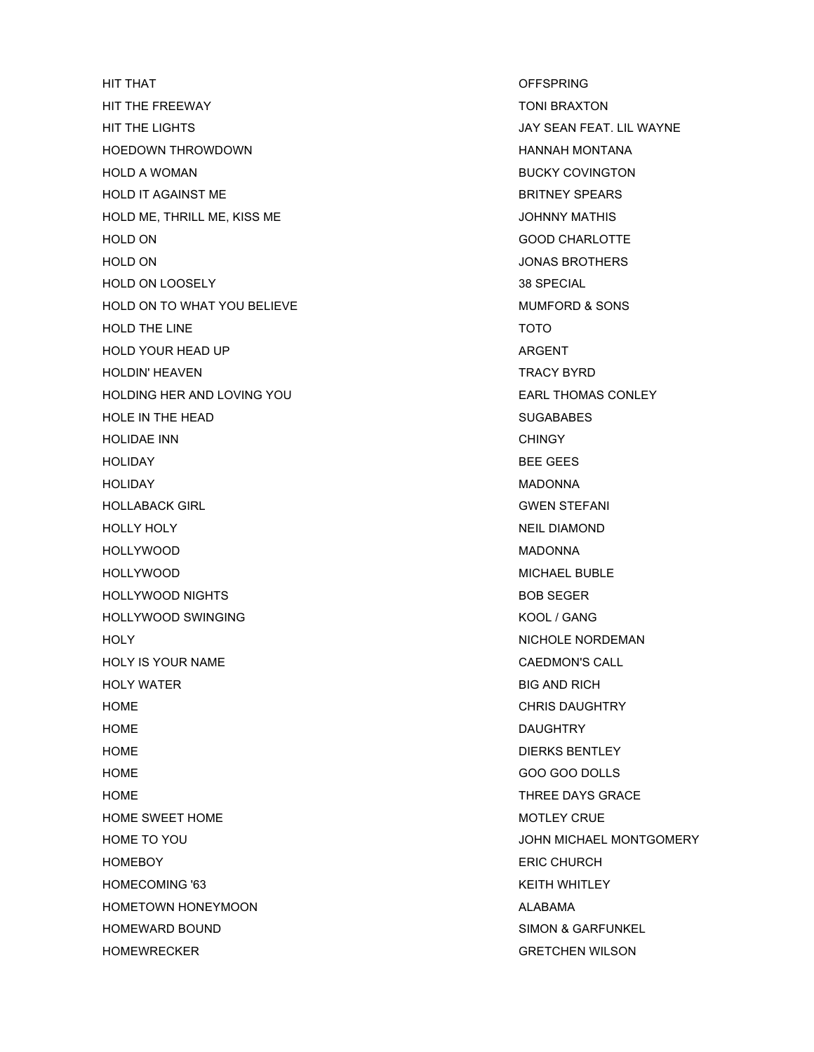| | |
|---|---|
| HIT THAT | OFFSPRING |
| HIT THE FREEWAY | TONI BRAXTON |
| HIT THE LIGHTS | JAY SEAN FEAT. LIL WAYNE |
| HOEDOWN THROWDOWN | HANNAH MONTANA |
| HOLD A WOMAN | BUCKY COVINGTON |
| HOLD IT AGAINST ME | BRITNEY SPEARS |
| HOLD ME, THRILL ME, KISS ME | JOHNNY MATHIS |
| HOLD ON | GOOD CHARLOTTE |
| HOLD ON | JONAS BROTHERS |
| HOLD ON LOOSELY | 38 SPECIAL |
| HOLD ON TO WHAT YOU BELIEVE | MUMFORD & SONS |
| HOLD THE LINE | TOTO |
| HOLD YOUR HEAD UP | ARGENT |
| HOLDIN' HEAVEN | TRACY BYRD |
| HOLDING HER AND LOVING YOU | EARL THOMAS CONLEY |
| HOLE IN THE HEAD | SUGABABES |
| HOLIDAE INN | CHINGY |
| HOLIDAY | BEE GEES |
| HOLIDAY | MADONNA |
| HOLLABACK GIRL | GWEN STEFANI |
| HOLLY HOLY | NEIL DIAMOND |
| HOLLYWOOD | MADONNA |
| HOLLYWOOD | MICHAEL BUBLE |
| HOLLYWOOD NIGHTS | BOB SEGER |
| HOLLYWOOD SWINGING | KOOL / GANG |
| HOLY | NICHOLE NORDEMAN |
| HOLY IS YOUR NAME | CAEDMON'S CALL |
| HOLY WATER | BIG AND RICH |
| HOME | CHRIS DAUGHTRY |
| HOME | DAUGHTRY |
| HOME | DIERKS BENTLEY |
| HOME | GOO GOO DOLLS |
| HOME | THREE DAYS GRACE |
| HOME SWEET HOME | MOTLEY CRUE |
| HOME TO YOU | JOHN MICHAEL MONTGOMERY |
| HOMEBOY | ERIC CHURCH |
| HOMECOMING '63 | KEITH WHITLEY |
| HOMETOWN HONEYMOON | ALABAMA |
| HOMEWARD BOUND | SIMON & GARFUNKEL |
| HOMEWRECKER | GRETCHEN WILSON |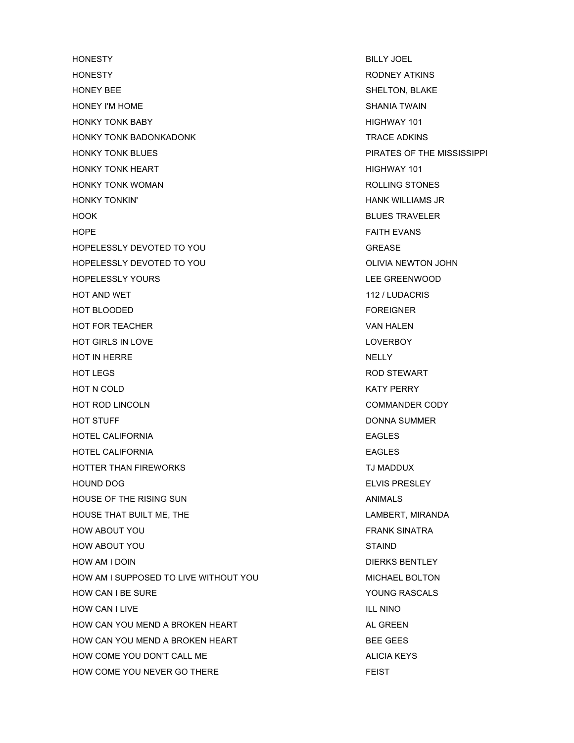| | |
|---|---|
| HONESTY | BILLY JOEL |
| HONESTY | RODNEY ATKINS |
| HONEY BEE | SHELTON, BLAKE |
| HONEY I'M HOME | SHANIA TWAIN |
| HONKY TONK BABY | HIGHWAY 101 |
| HONKY TONK BADONKADONK | TRACE ADKINS |
| HONKY TONK BLUES | PIRATES OF THE MISSISSIPPI |
| HONKY TONK HEART | HIGHWAY 101 |
| HONKY TONK WOMAN | ROLLING STONES |
| HONKY TONKIN' | HANK WILLIAMS JR |
| HOOK | BLUES TRAVELER |
| HOPE | FAITH EVANS |
| HOPELESSLY DEVOTED TO YOU | GREASE |
| HOPELESSLY DEVOTED TO YOU | OLIVIA NEWTON JOHN |
| HOPELESSLY YOURS | LEE GREENWOOD |
| HOT AND WET | 112 / LUDACRIS |
| HOT BLOODED | FOREIGNER |
| HOT FOR TEACHER | VAN HALEN |
| HOT GIRLS IN LOVE | LOVERBOY |
| HOT IN HERRE | NELLY |
| HOT LEGS | ROD STEWART |
| HOT N COLD | KATY PERRY |
| HOT ROD LINCOLN | COMMANDER CODY |
| HOT STUFF | DONNA SUMMER |
| HOTEL CALIFORNIA | EAGLES |
| HOTEL CALIFORNIA | EAGLES |
| HOTTER THAN FIREWORKS | TJ MADDUX |
| HOUND DOG | ELVIS PRESLEY |
| HOUSE OF THE RISING SUN | ANIMALS |
| HOUSE THAT BUILT ME, THE | LAMBERT, MIRANDA |
| HOW ABOUT YOU | FRANK SINATRA |
| HOW ABOUT YOU | STAIND |
| HOW AM I DOIN | DIERKS BENTLEY |
| HOW AM I SUPPOSED TO LIVE WITHOUT YOU | MICHAEL BOLTON |
| HOW CAN I BE SURE | YOUNG RASCALS |
| HOW CAN I LIVE | ILL NINO |
| HOW CAN YOU MEND A BROKEN HEART | AL GREEN |
| HOW CAN YOU MEND A BROKEN HEART | BEE GEES |
| HOW COME YOU DON'T CALL ME | ALICIA KEYS |
| HOW COME YOU NEVER GO THERE | FEIST |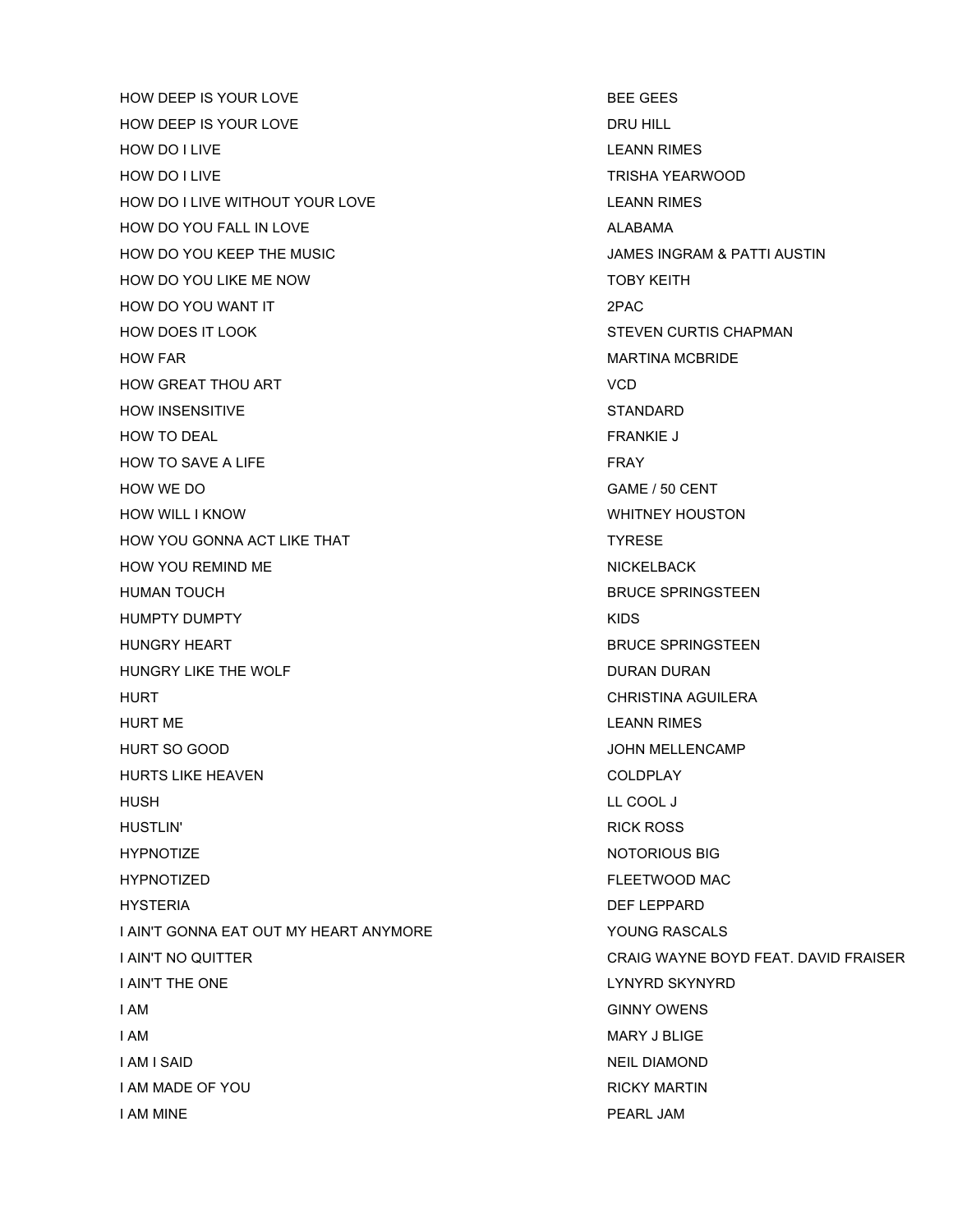| | |
|---|---|
| HOW DEEP IS YOUR LOVE | BEE GEES |
| HOW DEEP IS YOUR LOVE | DRU HILL |
| HOW DO I LIVE | LEANN RIMES |
| HOW DO I LIVE | TRISHA YEARWOOD |
| HOW DO I LIVE WITHOUT YOUR LOVE | LEANN RIMES |
| HOW DO YOU FALL IN LOVE | ALABAMA |
| HOW DO YOU KEEP THE MUSIC | JAMES INGRAM & PATTI AUSTIN |
| HOW DO YOU LIKE ME NOW | TOBY KEITH |
| HOW DO YOU WANT IT | 2PAC |
| HOW DOES IT LOOK | STEVEN CURTIS CHAPMAN |
| HOW FAR | MARTINA MCBRIDE |
| HOW GREAT THOU ART | VCD |
| HOW INSENSITIVE | STANDARD |
| HOW TO DEAL | FRANKIE J |
| HOW TO SAVE A LIFE | FRAY |
| HOW WE DO | GAME / 50 CENT |
| HOW WILL I KNOW | WHITNEY HOUSTON |
| HOW YOU GONNA ACT LIKE THAT | TYRESE |
| HOW YOU REMIND ME | NICKELBACK |
| HUMAN TOUCH | BRUCE SPRINGSTEEN |
| HUMPTY DUMPTY | KIDS |
| HUNGRY HEART | BRUCE SPRINGSTEEN |
| HUNGRY LIKE THE WOLF | DURAN DURAN |
| HURT | CHRISTINA AGUILERA |
| HURT ME | LEANN RIMES |
| HURT SO GOOD | JOHN MELLENCAMP |
| HURTS LIKE HEAVEN | COLDPLAY |
| HUSH | LL COOL J |
| HUSTLIN' | RICK ROSS |
| HYPNOTIZE | NOTORIOUS BIG |
| HYPNOTIZED | FLEETWOOD MAC |
| HYSTERIA | DEF LEPPARD |
| I AIN'T GONNA EAT OUT MY HEART ANYMORE | YOUNG RASCALS |
| I AIN'T NO QUITTER | CRAIG WAYNE BOYD FEAT. DAVID FRAISER |
| I AIN'T THE ONE | LYNYRD SKYNYRD |
| I AM | GINNY OWENS |
| I AM | MARY J BLIGE |
| I AM I SAID | NEIL DIAMOND |
| I AM MADE OF YOU | RICKY MARTIN |
| I AM MINE | PEARL JAM |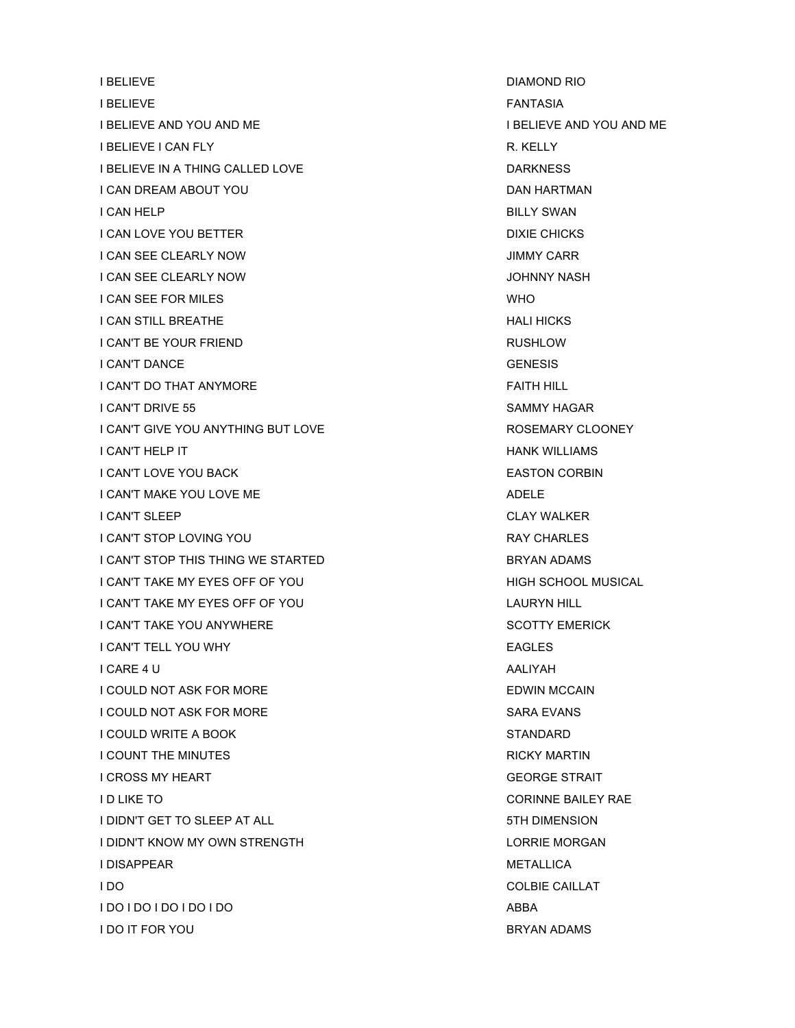| | |
|---|---|
| I BELIEVE | DIAMOND RIO |
| I BELIEVE | FANTASIA |
| I BELIEVE AND YOU AND ME | I BELIEVE AND YOU AND ME |
| I BELIEVE I CAN FLY | R. KELLY |
| I BELIEVE IN A THING CALLED LOVE | DARKNESS |
| I CAN DREAM ABOUT YOU | DAN HARTMAN |
| I CAN HELP | BILLY SWAN |
| I CAN LOVE YOU BETTER | DIXIE CHICKS |
| I CAN SEE CLEARLY NOW | JIMMY CARR |
| I CAN SEE CLEARLY NOW | JOHNNY NASH |
| I CAN SEE FOR MILES | WHO |
| I CAN STILL BREATHE | HALI HICKS |
| I CAN'T BE YOUR FRIEND | RUSHLOW |
| I CAN'T DANCE | GENESIS |
| I CAN'T DO THAT ANYMORE | FAITH HILL |
| I CAN'T DRIVE 55 | SAMMY HAGAR |
| I CAN'T GIVE YOU ANYTHING BUT LOVE | ROSEMARY CLOONEY |
| I CAN'T HELP IT | HANK WILLIAMS |
| I CAN'T LOVE YOU BACK | EASTON CORBIN |
| I CAN'T MAKE YOU LOVE ME | ADELE |
| I CAN'T SLEEP | CLAY WALKER |
| I CAN'T STOP LOVING YOU | RAY CHARLES |
| I CAN'T STOP THIS THING WE STARTED | BRYAN ADAMS |
| I CAN'T TAKE MY EYES OFF OF YOU | HIGH SCHOOL MUSICAL |
| I CAN'T TAKE MY EYES OFF OF YOU | LAURYN HILL |
| I CAN'T TAKE YOU ANYWHERE | SCOTTY EMERICK |
| I CAN'T TELL YOU WHY | EAGLES |
| I CARE 4 U | AALIYAH |
| I COULD NOT ASK FOR MORE | EDWIN MCCAIN |
| I COULD NOT ASK FOR MORE | SARA EVANS |
| I COULD WRITE A BOOK | STANDARD |
| I COUNT THE MINUTES | RICKY MARTIN |
| I CROSS MY HEART | GEORGE STRAIT |
| I D LIKE TO | CORINNE BAILEY RAE |
| I DIDN'T GET TO SLEEP AT ALL | 5TH DIMENSION |
| I DIDN'T KNOW MY OWN STRENGTH | LORRIE MORGAN |
| I DISAPPEAR | METALLICA |
| I DO | COLBIE CAILLAT |
| I DO I DO I DO I DO I DO | ABBA |
| I DO IT FOR YOU | BRYAN ADAMS |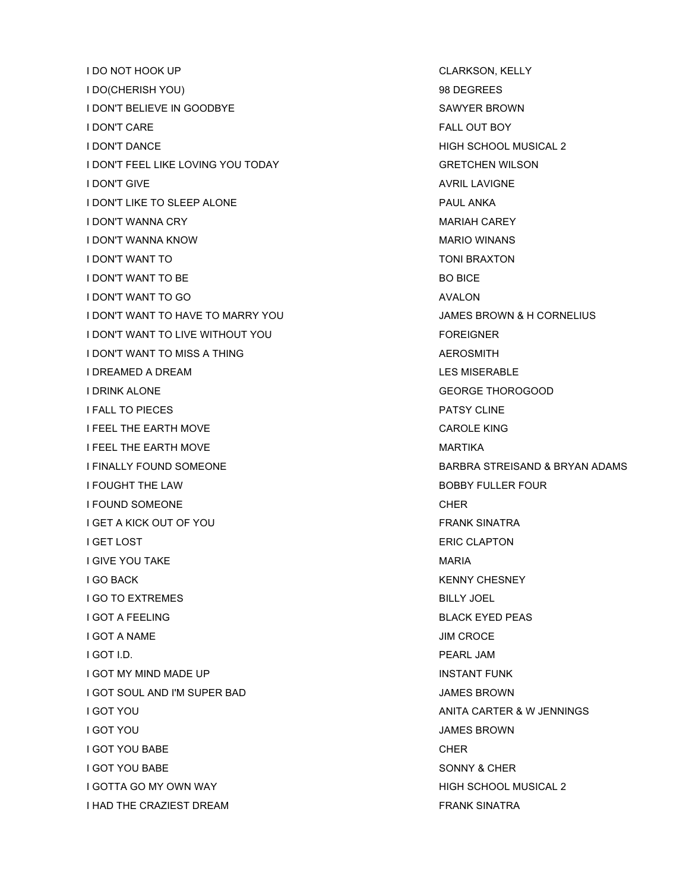| | |
|---|---|
| I DO NOT HOOK UP | CLARKSON, KELLY |
| I DO(CHERISH YOU) | 98 DEGREES |
| I DON'T BELIEVE IN GOODBYE | SAWYER BROWN |
| I DON'T CARE | FALL OUT BOY |
| I DON'T DANCE | HIGH SCHOOL MUSICAL 2 |
| I DON'T FEEL LIKE LOVING YOU TODAY | GRETCHEN WILSON |
| I DON'T GIVE | AVRIL LAVIGNE |
| I DON'T LIKE TO SLEEP ALONE | PAUL ANKA |
| I DON'T WANNA CRY | MARIAH CAREY |
| I DON'T WANNA KNOW | MARIO WINANS |
| I DON'T WANT TO | TONI BRAXTON |
| I DON'T WANT TO BE | BO BICE |
| I DON'T WANT TO GO | AVALON |
| I DON'T WANT TO HAVE TO MARRY YOU | JAMES BROWN & H CORNELIUS |
| I DON'T WANT TO LIVE WITHOUT YOU | FOREIGNER |
| I DON'T WANT TO MISS A THING | AEROSMITH |
| I DREAMED A DREAM | LES MISERABLE |
| I DRINK ALONE | GEORGE THOROGOOD |
| I FALL TO PIECES | PATSY CLINE |
| I FEEL THE EARTH MOVE | CAROLE KING |
| I FEEL THE EARTH MOVE | MARTIKA |
| I FINALLY FOUND SOMEONE | BARBRA STREISAND & BRYAN ADAMS |
| I FOUGHT THE LAW | BOBBY FULLER FOUR |
| I FOUND SOMEONE | CHER |
| I GET A KICK OUT OF YOU | FRANK SINATRA |
| I GET LOST | ERIC CLAPTON |
| I GIVE YOU TAKE | MARIA |
| I GO BACK | KENNY CHESNEY |
| I GO TO EXTREMES | BILLY JOEL |
| I GOT A FEELING | BLACK EYED PEAS |
| I GOT A NAME | JIM CROCE |
| I GOT I.D. | PEARL JAM |
| I GOT MY MIND MADE UP | INSTANT FUNK |
| I GOT SOUL AND I'M SUPER BAD | JAMES BROWN |
| I GOT YOU | ANITA CARTER & W JENNINGS |
| I GOT YOU | JAMES BROWN |
| I GOT YOU BABE | CHER |
| I GOT YOU BABE | SONNY & CHER |
| I GOTTA GO MY OWN WAY | HIGH SCHOOL MUSICAL 2 |
| I HAD THE CRAZIEST DREAM | FRANK SINATRA |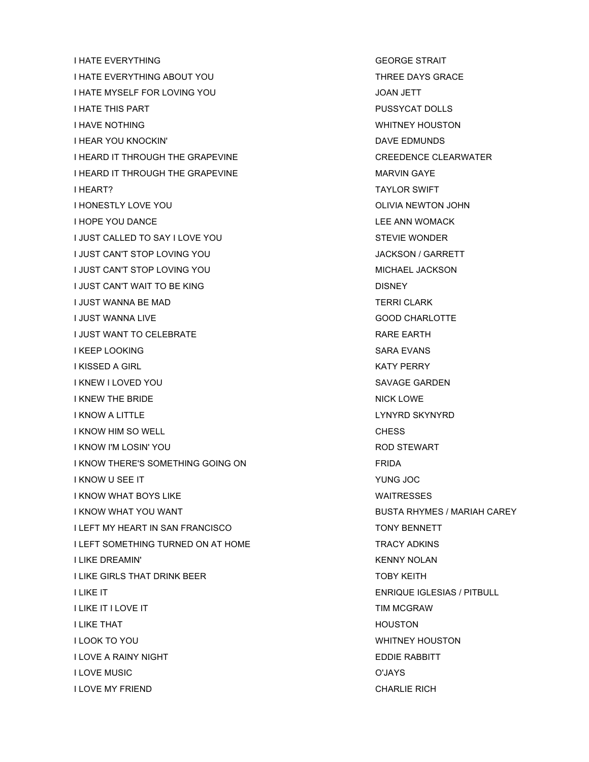| | |
|---|---|
| I HATE EVERYTHING | GEORGE STRAIT |
| I HATE EVERYTHING ABOUT YOU | THREE DAYS GRACE |
| I HATE MYSELF FOR LOVING YOU | JOAN JETT |
| I HATE THIS PART | PUSSYCAT DOLLS |
| I HAVE NOTHING | WHITNEY HOUSTON |
| I HEAR YOU KNOCKIN' | DAVE EDMUNDS |
| I HEARD IT THROUGH THE GRAPEVINE | CREEDENCE CLEARWATER |
| I HEARD IT THROUGH THE GRAPEVINE | MARVIN GAYE |
| I HEART? | TAYLOR SWIFT |
| I HONESTLY LOVE YOU | OLIVIA NEWTON JOHN |
| I HOPE YOU DANCE | LEE ANN WOMACK |
| I JUST CALLED TO SAY I LOVE YOU | STEVIE WONDER |
| I JUST CAN'T STOP LOVING YOU | JACKSON / GARRETT |
| I JUST CAN'T STOP LOVING YOU | MICHAEL JACKSON |
| I JUST CAN'T WAIT TO BE KING | DISNEY |
| I JUST WANNA BE MAD | TERRI CLARK |
| I JUST WANNA LIVE | GOOD CHARLOTTE |
| I JUST WANT TO CELEBRATE | RARE EARTH |
| I KEEP LOOKING | SARA EVANS |
| I KISSED A GIRL | KATY PERRY |
| I KNEW I LOVED YOU | SAVAGE GARDEN |
| I KNEW THE BRIDE | NICK LOWE |
| I KNOW A LITTLE | LYNYRD SKYNYRD |
| I KNOW HIM SO WELL | CHESS |
| I KNOW I'M LOSIN' YOU | ROD STEWART |
| I KNOW THERE'S SOMETHING GOING ON | FRIDA |
| I KNOW U SEE IT | YUNG JOC |
| I KNOW WHAT BOYS LIKE | WAITRESSES |
| I KNOW WHAT YOU WANT | BUSTA RHYMES / MARIAH CAREY |
| I LEFT MY HEART IN SAN FRANCISCO | TONY BENNETT |
| I LEFT SOMETHING TURNED ON AT HOME | TRACY ADKINS |
| I LIKE DREAMIN' | KENNY NOLAN |
| I LIKE GIRLS THAT DRINK BEER | TOBY KEITH |
| I LIKE IT | ENRIQUE IGLESIAS / PITBULL |
| I LIKE IT I LOVE IT | TIM MCGRAW |
| I LIKE THAT | HOUSTON |
| I LOOK TO YOU | WHITNEY HOUSTON |
| I LOVE A RAINY NIGHT | EDDIE RABBITT |
| I LOVE MUSIC | O'JAYS |
| I LOVE MY FRIEND | CHARLIE RICH |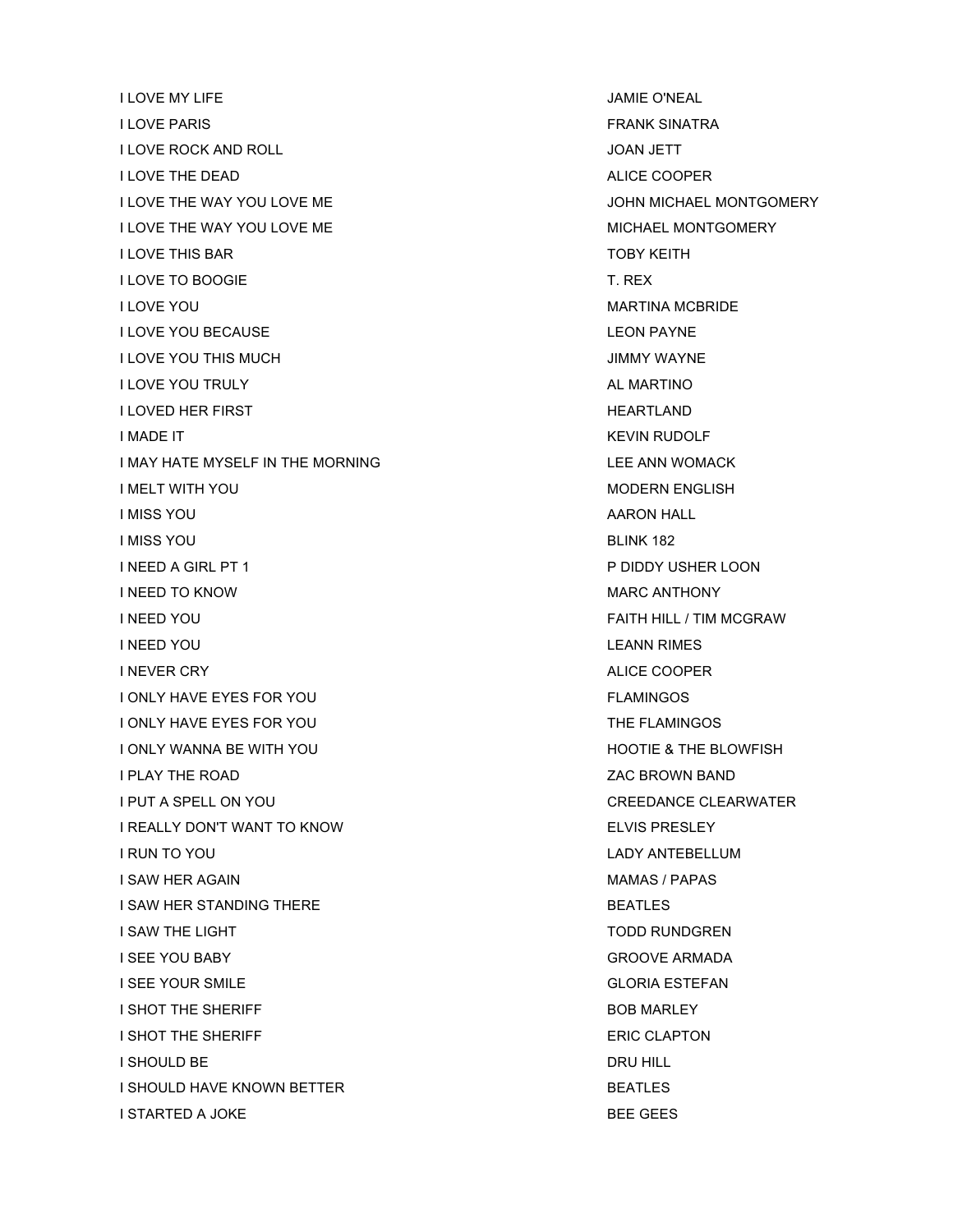| | |
|---|---|
| I LOVE MY LIFE | JAMIE O'NEAL |
| I LOVE PARIS | FRANK SINATRA |
| I LOVE ROCK AND ROLL | JOAN JETT |
| I LOVE THE DEAD | ALICE COOPER |
| I LOVE THE WAY YOU LOVE ME | JOHN MICHAEL MONTGOMERY |
| I LOVE THE WAY YOU LOVE ME | MICHAEL MONTGOMERY |
| I LOVE THIS BAR | TOBY KEITH |
| I LOVE TO BOOGIE | T. REX |
| I LOVE YOU | MARTINA MCBRIDE |
| I LOVE YOU BECAUSE | LEON PAYNE |
| I LOVE YOU THIS MUCH | JIMMY WAYNE |
| I LOVE YOU TRULY | AL MARTINO |
| I LOVED HER FIRST | HEARTLAND |
| I MADE IT | KEVIN RUDOLF |
| I MAY HATE MYSELF IN THE MORNING | LEE ANN WOMACK |
| I MELT WITH YOU | MODERN ENGLISH |
| I MISS YOU | AARON HALL |
| I MISS YOU | BLINK 182 |
| I NEED A GIRL PT 1 | P DIDDY USHER LOON |
| I NEED TO KNOW | MARC ANTHONY |
| I NEED YOU | FAITH HILL / TIM MCGRAW |
| I NEED YOU | LEANN RIMES |
| I NEVER CRY | ALICE COOPER |
| I ONLY HAVE EYES FOR YOU | FLAMINGOS |
| I ONLY HAVE EYES FOR YOU | THE FLAMINGOS |
| I ONLY WANNA BE WITH YOU | HOOTIE & THE BLOWFISH |
| I PLAY THE ROAD | ZAC BROWN BAND |
| I PUT A SPELL ON YOU | CREEDANCE CLEARWATER |
| I REALLY DON'T WANT TO KNOW | ELVIS PRESLEY |
| I RUN TO YOU | LADY ANTEBELLUM |
| I SAW HER AGAIN | MAMAS / PAPAS |
| I SAW HER STANDING THERE | BEATLES |
| I SAW THE LIGHT | TODD RUNDGREN |
| I SEE YOU BABY | GROOVE ARMADA |
| I SEE YOUR SMILE | GLORIA ESTEFAN |
| I SHOT THE SHERIFF | BOB MARLEY |
| I SHOT THE SHERIFF | ERIC CLAPTON |
| I SHOULD BE | DRU HILL |
| I SHOULD HAVE KNOWN BETTER | BEATLES |
| I STARTED A JOKE | BEE GEES |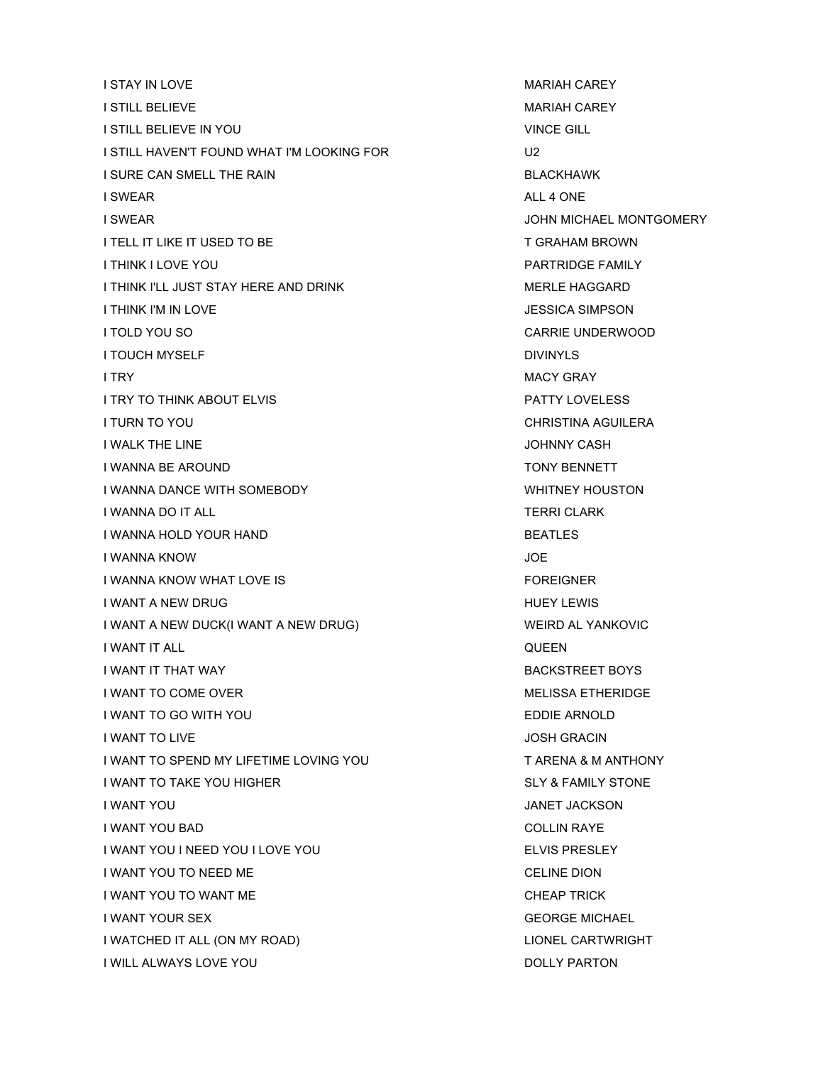| | |
|---|---|
| I STAY IN LOVE | MARIAH CAREY |
| I STILL BELIEVE | MARIAH CAREY |
| I STILL BELIEVE IN YOU | VINCE GILL |
| I STILL HAVEN'T FOUND WHAT I'M LOOKING FOR | U2 |
| I SURE CAN SMELL THE RAIN | BLACKHAWK |
| I SWEAR | ALL 4 ONE |
| I SWEAR | JOHN MICHAEL MONTGOMERY |
| I TELL IT LIKE IT USED TO BE | T GRAHAM BROWN |
| I THINK I LOVE YOU | PARTRIDGE FAMILY |
| I THINK I'LL JUST STAY HERE AND DRINK | MERLE HAGGARD |
| I THINK I'M IN LOVE | JESSICA SIMPSON |
| I TOLD YOU SO | CARRIE UNDERWOOD |
| I TOUCH MYSELF | DIVINYLS |
| I TRY | MACY GRAY |
| I TRY TO THINK ABOUT ELVIS | PATTY LOVELESS |
| I TURN TO YOU | CHRISTINA AGUILERA |
| I WALK THE LINE | JOHNNY CASH |
| I WANNA BE AROUND | TONY BENNETT |
| I WANNA DANCE WITH SOMEBODY | WHITNEY HOUSTON |
| I WANNA DO IT ALL | TERRI CLARK |
| I WANNA HOLD YOUR HAND | BEATLES |
| I WANNA KNOW | JOE |
| I WANNA KNOW WHAT LOVE IS | FOREIGNER |
| I WANT A NEW DRUG | HUEY LEWIS |
| I WANT A NEW DUCK(I WANT A NEW DRUG) | WEIRD AL YANKOVIC |
| I WANT IT ALL | QUEEN |
| I WANT IT THAT WAY | BACKSTREET BOYS |
| I WANT TO COME OVER | MELISSA ETHERIDGE |
| I WANT TO GO WITH YOU | EDDIE ARNOLD |
| I WANT TO LIVE | JOSH GRACIN |
| I WANT TO SPEND MY LIFETIME LOVING YOU | T ARENA & M ANTHONY |
| I WANT TO TAKE YOU HIGHER | SLY & FAMILY STONE |
| I WANT YOU | JANET JACKSON |
| I WANT YOU BAD | COLLIN RAYE |
| I WANT YOU I NEED YOU I LOVE YOU | ELVIS PRESLEY |
| I WANT YOU TO NEED ME | CELINE DION |
| I WANT YOU TO WANT ME | CHEAP TRICK |
| I WANT YOUR SEX | GEORGE MICHAEL |
| I WATCHED IT ALL (ON MY ROAD) | LIONEL CARTWRIGHT |
| I WILL ALWAYS LOVE YOU | DOLLY PARTON |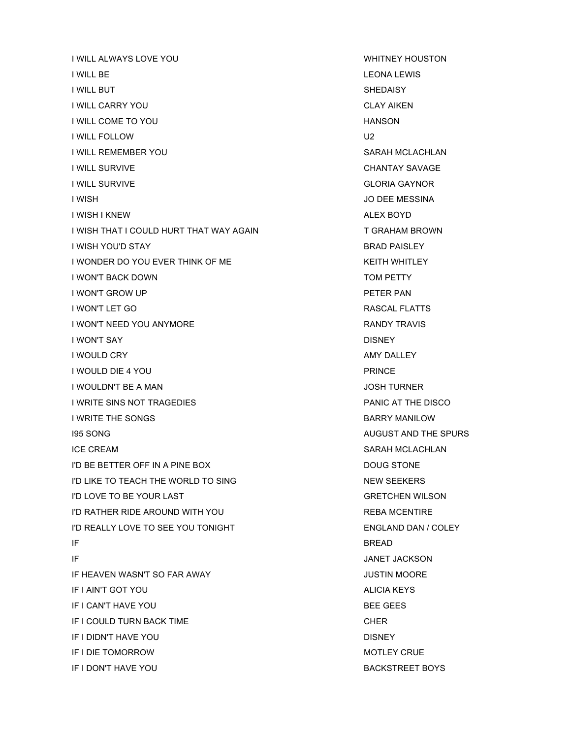| | |
|---|---|
| I WILL ALWAYS LOVE YOU | WHITNEY HOUSTON |
| I WILL BE | LEONA LEWIS |
| I WILL BUT | SHEDAISY |
| I WILL CARRY YOU | CLAY AIKEN |
| I WILL COME TO YOU | HANSON |
| I WILL FOLLOW | U2 |
| I WILL REMEMBER YOU | SARAH MCLACHLAN |
| I WILL SURVIVE | CHANTAY SAVAGE |
| I WILL SURVIVE | GLORIA GAYNOR |
| I WISH | JO DEE MESSINA |
| I WISH I KNEW | ALEX BOYD |
| I WISH THAT I COULD HURT THAT WAY AGAIN | T GRAHAM BROWN |
| I WISH YOU'D STAY | BRAD PAISLEY |
| I WONDER DO YOU EVER THINK OF ME | KEITH WHITLEY |
| I WON'T BACK DOWN | TOM PETTY |
| I WON'T GROW UP | PETER PAN |
| I WON'T LET GO | RASCAL FLATTS |
| I WON'T NEED YOU ANYMORE | RANDY TRAVIS |
| I WON'T SAY | DISNEY |
| I WOULD CRY | AMY DALLEY |
| I WOULD DIE 4 YOU | PRINCE |
| I WOULDN'T BE A MAN | JOSH TURNER |
| I WRITE SINS NOT TRAGEDIES | PANIC AT THE DISCO |
| I WRITE THE SONGS | BARRY MANILOW |
| I95 SONG | AUGUST AND THE SPURS |
| ICE CREAM | SARAH MCLACHLAN |
| I'D BE BETTER OFF IN A PINE BOX | DOUG STONE |
| I'D LIKE TO TEACH THE WORLD TO SING | NEW SEEKERS |
| I'D LOVE TO BE YOUR LAST | GRETCHEN WILSON |
| I'D RATHER RIDE AROUND WITH YOU | REBA MCENTIRE |
| I'D REALLY LOVE TO SEE YOU TONIGHT | ENGLAND DAN / COLEY |
| IF | BREAD |
| IF | JANET JACKSON |
| IF HEAVEN WASN'T SO FAR AWAY | JUSTIN MOORE |
| IF I AIN'T GOT YOU | ALICIA KEYS |
| IF I CAN'T HAVE YOU | BEE GEES |
| IF I COULD TURN BACK TIME | CHER |
| IF I DIDN'T HAVE YOU | DISNEY |
| IF I DIE TOMORROW | MOTLEY CRUE |
| IF I DON'T HAVE YOU | BACKSTREET BOYS |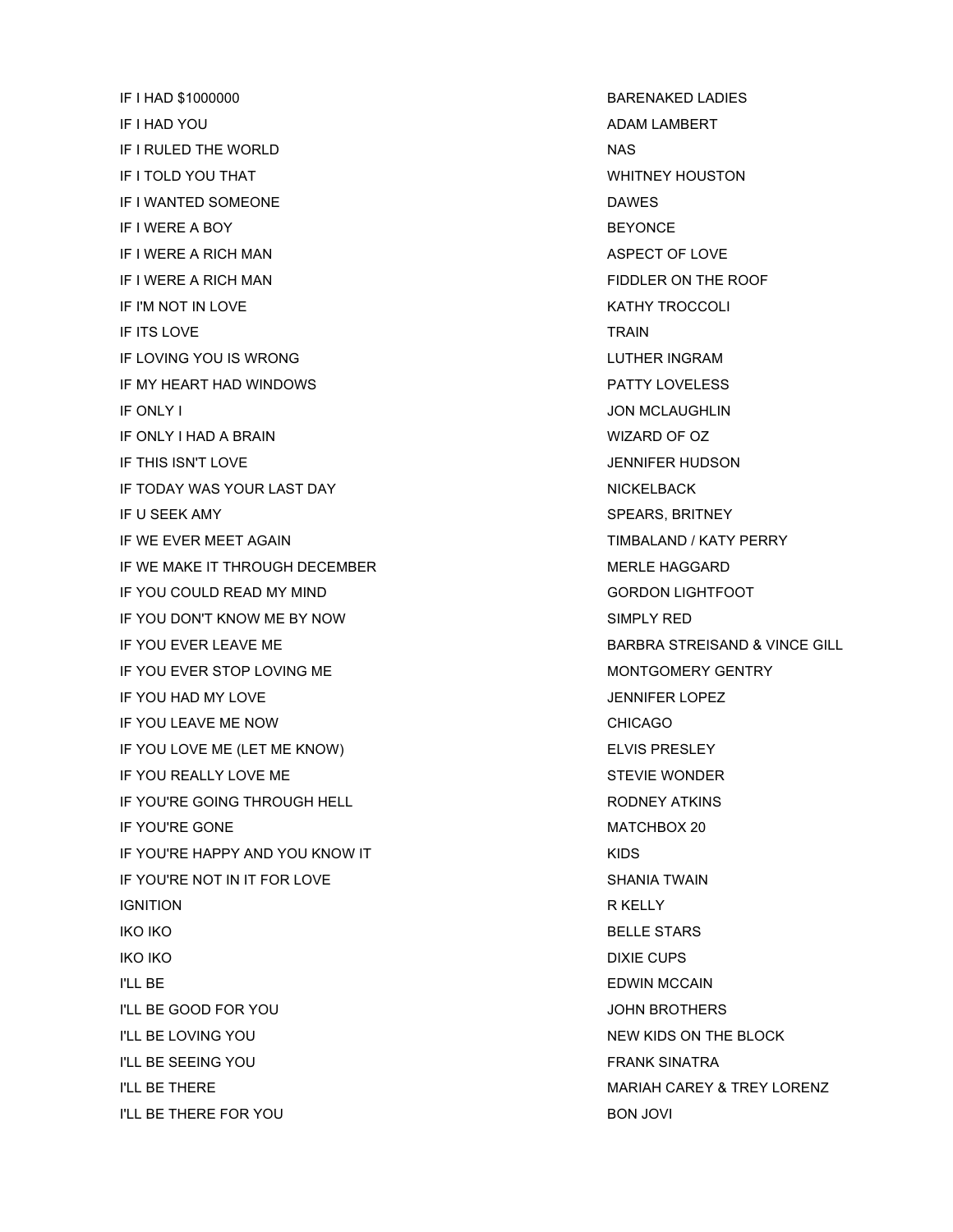| | |
|---|---|
| IF I HAD $1000000 | BARENAKED LADIES |
| IF I HAD YOU | ADAM LAMBERT |
| IF I RULED THE WORLD | NAS |
| IF I TOLD YOU THAT | WHITNEY HOUSTON |
| IF I WANTED SOMEONE | DAWES |
| IF I WERE A BOY | BEYONCE |
| IF I WERE A RICH MAN | ASPECT OF LOVE |
| IF I WERE A RICH MAN | FIDDLER ON THE ROOF |
| IF I'M NOT IN LOVE | KATHY TROCCOLI |
| IF ITS LOVE | TRAIN |
| IF LOVING YOU IS WRONG | LUTHER INGRAM |
| IF MY HEART HAD WINDOWS | PATTY LOVELESS |
| IF ONLY I | JON MCLAUGHLIN |
| IF ONLY I HAD A BRAIN | WIZARD OF OZ |
| IF THIS ISN'T LOVE | JENNIFER HUDSON |
| IF TODAY WAS YOUR LAST DAY | NICKELBACK |
| IF U SEEK AMY | SPEARS, BRITNEY |
| IF WE EVER MEET AGAIN | TIMBALAND / KATY PERRY |
| IF WE MAKE IT THROUGH DECEMBER | MERLE HAGGARD |
| IF YOU COULD READ MY MIND | GORDON LIGHTFOOT |
| IF YOU DON'T KNOW ME BY NOW | SIMPLY RED |
| IF YOU EVER LEAVE ME | BARBRA STREISAND & VINCE GILL |
| IF YOU EVER STOP LOVING ME | MONTGOMERY GENTRY |
| IF YOU HAD MY LOVE | JENNIFER LOPEZ |
| IF YOU LEAVE ME NOW | CHICAGO |
| IF YOU LOVE ME (LET ME KNOW) | ELVIS PRESLEY |
| IF YOU REALLY LOVE ME | STEVIE WONDER |
| IF YOU'RE GOING THROUGH HELL | RODNEY ATKINS |
| IF YOU'RE GONE | MATCHBOX 20 |
| IF YOU'RE HAPPY AND YOU KNOW IT | KIDS |
| IF YOU'RE NOT IN IT FOR LOVE | SHANIA TWAIN |
| IGNITION | R KELLY |
| IKO IKO | BELLE STARS |
| IKO IKO | DIXIE CUPS |
| I'LL BE | EDWIN MCCAIN |
| I'LL BE GOOD FOR YOU | JOHN BROTHERS |
| I'LL BE LOVING YOU | NEW KIDS ON THE BLOCK |
| I'LL BE SEEING YOU | FRANK SINATRA |
| I'LL BE THERE | MARIAH CAREY & TREY LORENZ |
| I'LL BE THERE FOR YOU | BON JOVI |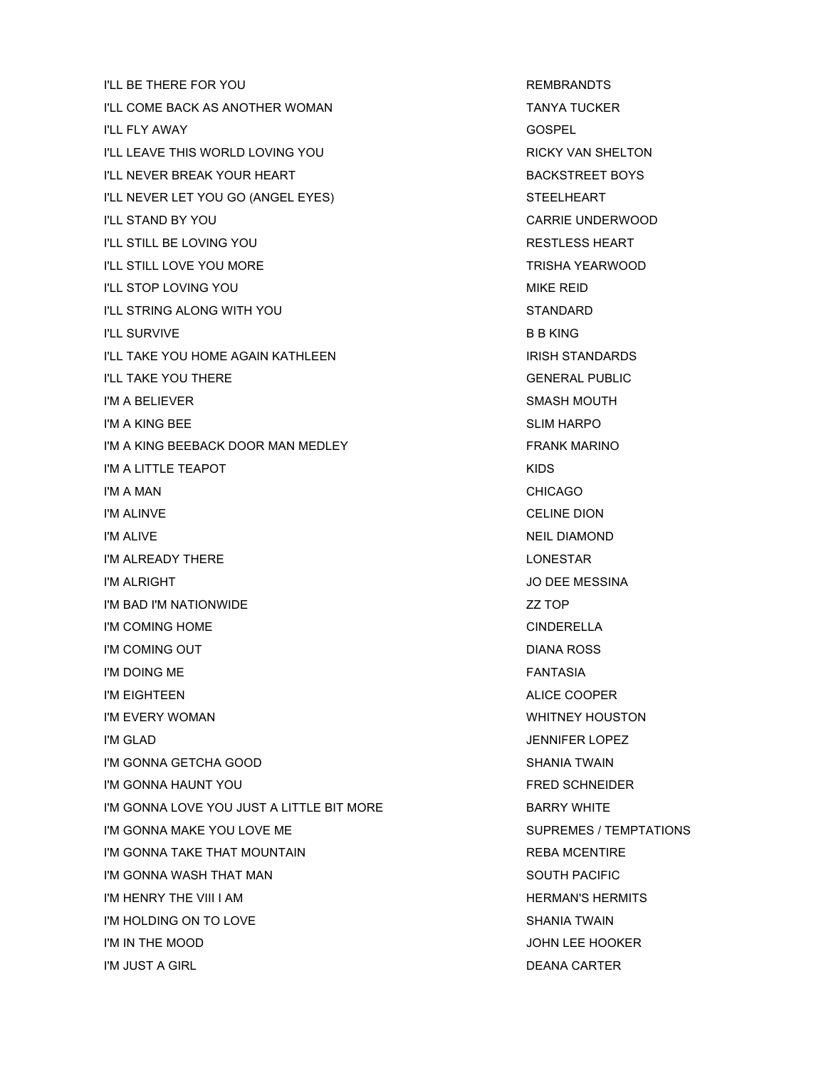| | |
|---|---|
| I'LL BE THERE FOR YOU | REMBRANDTS |
| I'LL COME BACK AS ANOTHER WOMAN | TANYA TUCKER |
| I'LL FLY AWAY | GOSPEL |
| I'LL LEAVE THIS WORLD LOVING YOU | RICKY VAN SHELTON |
| I'LL NEVER BREAK YOUR HEART | BACKSTREET BOYS |
| I'LL NEVER LET YOU GO (ANGEL EYES) | STEELHEART |
| I'LL STAND BY YOU | CARRIE UNDERWOOD |
| I'LL STILL BE LOVING YOU | RESTLESS HEART |
| I'LL STILL LOVE YOU MORE | TRISHA YEARWOOD |
| I'LL STOP LOVING YOU | MIKE REID |
| I'LL STRING ALONG WITH YOU | STANDARD |
| I'LL SURVIVE | B B KING |
| I'LL TAKE YOU HOME AGAIN KATHLEEN | IRISH STANDARDS |
| I'LL TAKE YOU THERE | GENERAL PUBLIC |
| I'M A BELIEVER | SMASH MOUTH |
| I'M A KING BEE | SLIM HARPO |
| I'M A KING BEEBACK DOOR MAN MEDLEY | FRANK MARINO |
| I'M A LITTLE TEAPOT | KIDS |
| I'M A MAN | CHICAGO |
| I'M ALINVE | CELINE DION |
| I'M ALIVE | NEIL DIAMOND |
| I'M ALREADY THERE | LONESTAR |
| I'M ALRIGHT | JO DEE MESSINA |
| I'M BAD I'M NATIONWIDE | ZZ TOP |
| I'M COMING HOME | CINDERELLA |
| I'M COMING OUT | DIANA ROSS |
| I'M DOING ME | FANTASIA |
| I'M EIGHTEEN | ALICE COOPER |
| I'M EVERY WOMAN | WHITNEY HOUSTON |
| I'M GLAD | JENNIFER LOPEZ |
| I'M GONNA GETCHA GOOD | SHANIA TWAIN |
| I'M GONNA HAUNT YOU | FRED SCHNEIDER |
| I'M GONNA LOVE YOU JUST A LITTLE BIT MORE | BARRY WHITE |
| I'M GONNA MAKE YOU LOVE ME | SUPREMES / TEMPTATIONS |
| I'M GONNA TAKE THAT MOUNTAIN | REBA MCENTIRE |
| I'M GONNA WASH THAT MAN | SOUTH PACIFIC |
| I'M HENRY THE VIII I AM | HERMAN'S HERMITS |
| I'M HOLDING ON TO LOVE | SHANIA TWAIN |
| I'M IN THE MOOD | JOHN LEE HOOKER |
| I'M JUST A GIRL | DEANA CARTER |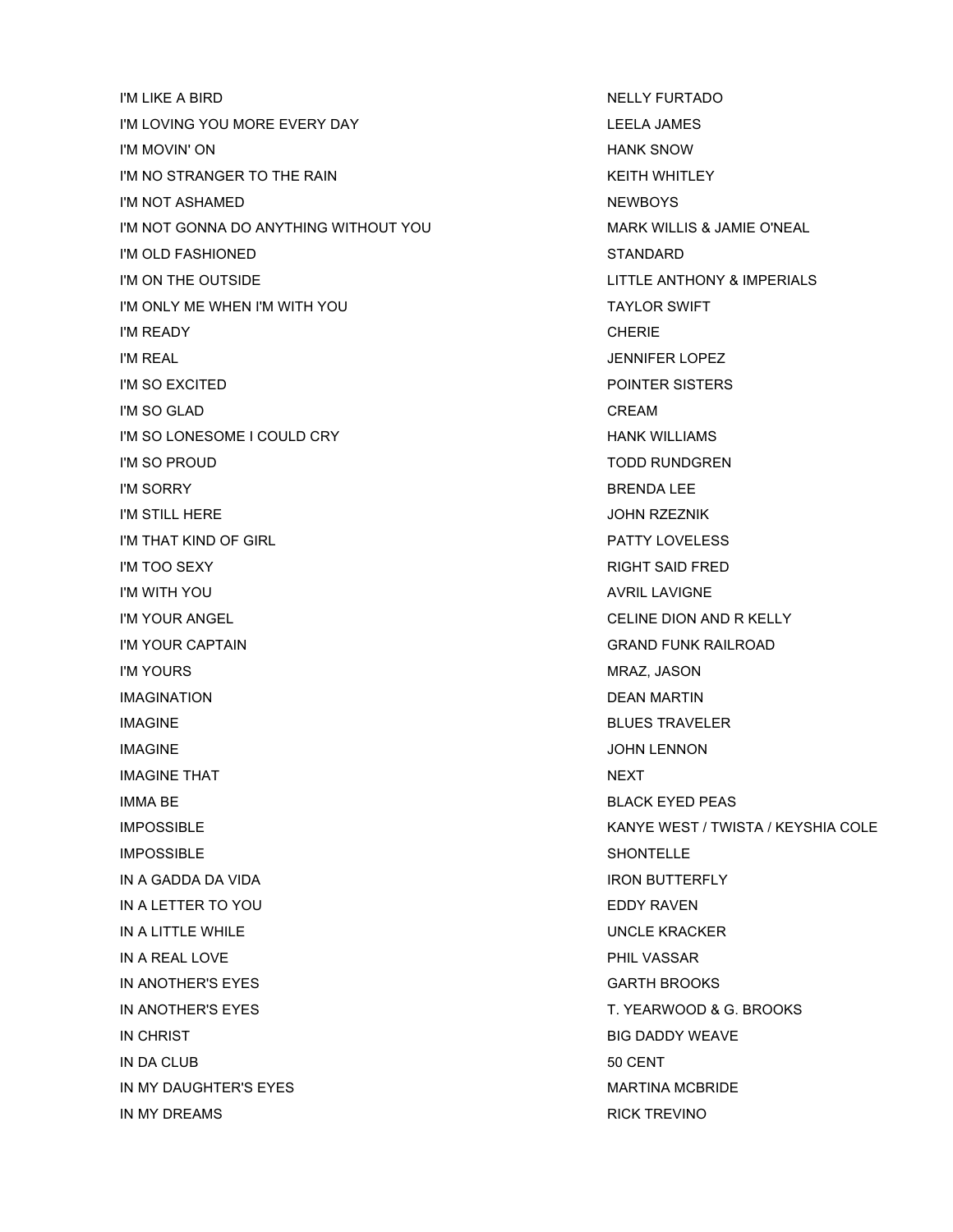| | |
|---|---|
| I'M LIKE A BIRD | NELLY FURTADO |
| I'M LOVING YOU MORE EVERY DAY | LEELA JAMES |
| I'M MOVIN' ON | HANK SNOW |
| I'M NO STRANGER TO THE RAIN | KEITH WHITLEY |
| I'M NOT ASHAMED | NEWBOYS |
| I'M NOT GONNA DO ANYTHING WITHOUT YOU | MARK WILLIS & JAMIE O'NEAL |
| I'M OLD FASHIONED | STANDARD |
| I'M ON THE OUTSIDE | LITTLE ANTHONY & IMPERIALS |
| I'M ONLY ME WHEN I'M WITH YOU | TAYLOR SWIFT |
| I'M READY | CHERIE |
| I'M REAL | JENNIFER LOPEZ |
| I'M SO EXCITED | POINTER SISTERS |
| I'M SO GLAD | CREAM |
| I'M SO LONESOME I COULD CRY | HANK WILLIAMS |
| I'M SO PROUD | TODD RUNDGREN |
| I'M SORRY | BRENDA LEE |
| I'M STILL HERE | JOHN RZEZNIK |
| I'M THAT KIND OF GIRL | PATTY LOVELESS |
| I'M TOO SEXY | RIGHT SAID FRED |
| I'M WITH YOU | AVRIL LAVIGNE |
| I'M YOUR ANGEL | CELINE DION AND R KELLY |
| I'M YOUR CAPTAIN | GRAND FUNK RAILROAD |
| I'M YOURS | MRAZ, JASON |
| IMAGINATION | DEAN MARTIN |
| IMAGINE | BLUES TRAVELER |
| IMAGINE | JOHN LENNON |
| IMAGINE THAT | NEXT |
| IMMA BE | BLACK EYED PEAS |
| IMPOSSIBLE | KANYE WEST / TWISTA / KEYSHIA COLE |
| IMPOSSIBLE | SHONTELLE |
| IN A GADDA DA VIDA | IRON BUTTERFLY |
| IN A LETTER TO YOU | EDDY RAVEN |
| IN A LITTLE WHILE | UNCLE KRACKER |
| IN A REAL LOVE | PHIL VASSAR |
| IN ANOTHER'S EYES | GARTH BROOKS |
| IN ANOTHER'S EYES | T. YEARWOOD & G. BROOKS |
| IN CHRIST | BIG DADDY WEAVE |
| IN DA CLUB | 50 CENT |
| IN MY DAUGHTER'S EYES | MARTINA MCBRIDE |
| IN MY DREAMS | RICK TREVINO |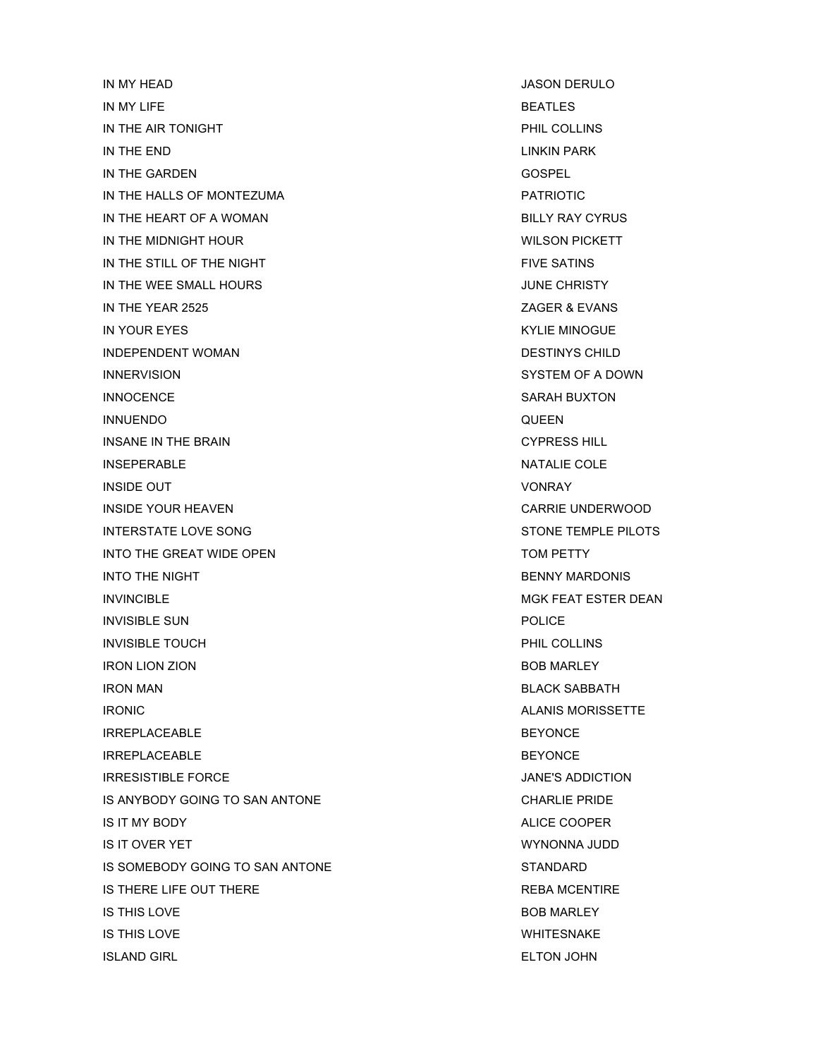| | |
|---|---|
| IN MY HEAD | JASON DERULO |
| IN MY LIFE | BEATLES |
| IN THE AIR TONIGHT | PHIL COLLINS |
| IN THE END | LINKIN PARK |
| IN THE GARDEN | GOSPEL |
| IN THE HALLS OF MONTEZUMA | PATRIOTIC |
| IN THE HEART OF A WOMAN | BILLY RAY CYRUS |
| IN THE MIDNIGHT HOUR | WILSON PICKETT |
| IN THE STILL OF THE NIGHT | FIVE SATINS |
| IN THE WEE SMALL HOURS | JUNE CHRISTY |
| IN THE YEAR 2525 | ZAGER & EVANS |
| IN YOUR EYES | KYLIE MINOGUE |
| INDEPENDENT WOMAN | DESTINYS CHILD |
| INNERVISION | SYSTEM OF A DOWN |
| INNOCENCE | SARAH BUXTON |
| INNUENDO | QUEEN |
| INSANE IN THE BRAIN | CYPRESS HILL |
| INSEPERABLE | NATALIE COLE |
| INSIDE OUT | VONRAY |
| INSIDE YOUR HEAVEN | CARRIE UNDERWOOD |
| INTERSTATE LOVE SONG | STONE TEMPLE PILOTS |
| INTO THE GREAT WIDE OPEN | TOM PETTY |
| INTO THE NIGHT | BENNY MARDONIS |
| INVINCIBLE | MGK FEAT ESTER DEAN |
| INVISIBLE SUN | POLICE |
| INVISIBLE TOUCH | PHIL COLLINS |
| IRON LION ZION | BOB MARLEY |
| IRON MAN | BLACK SABBATH |
| IRONIC | ALANIS MORISSETTE |
| IRREPLACEABLE | BEYONCE |
| IRREPLACEABLE | BEYONCE |
| IRRESISTIBLE FORCE | JANE'S ADDICTION |
| IS ANYBODY GOING TO SAN ANTONE | CHARLIE PRIDE |
| IS IT MY BODY | ALICE COOPER |
| IS IT OVER YET | WYNONNA JUDD |
| IS SOMEBODY GOING TO SAN ANTONE | STANDARD |
| IS THERE LIFE OUT THERE | REBA MCENTIRE |
| IS THIS LOVE | BOB MARLEY |
| IS THIS LOVE | WHITESNAKE |
| ISLAND GIRL | ELTON JOHN |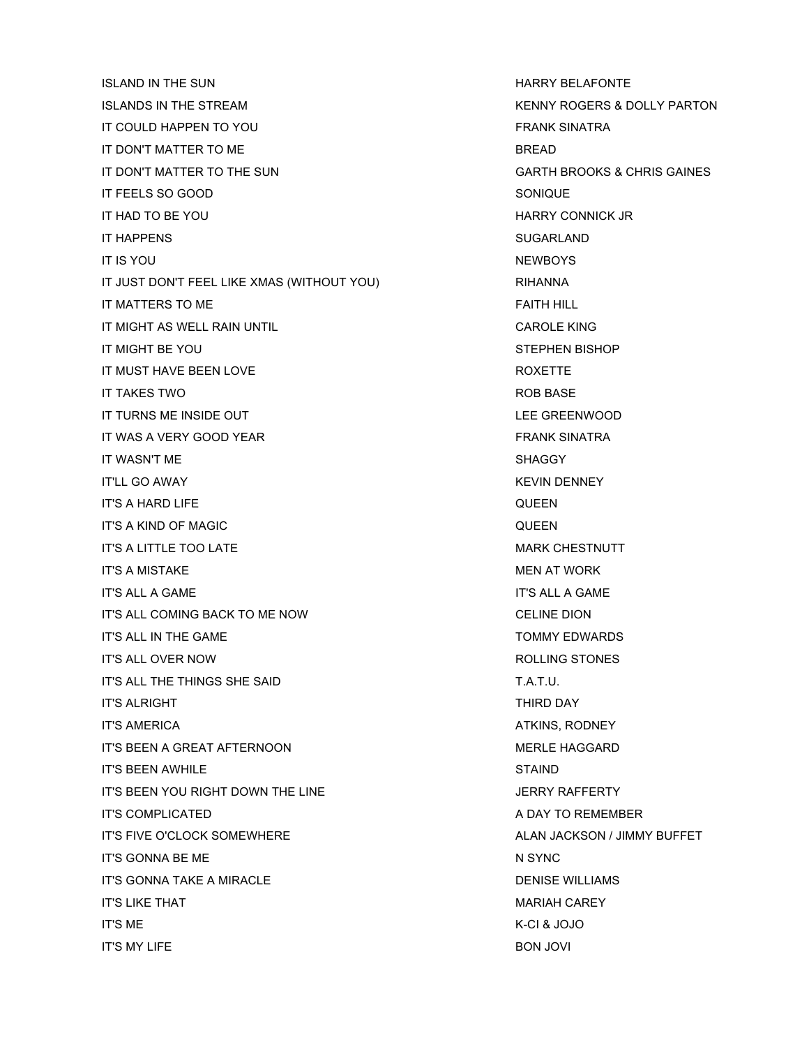| | |
|---|---|
| ISLAND IN THE SUN | HARRY BELAFONTE |
| ISLANDS IN THE STREAM | KENNY ROGERS & DOLLY PARTON |
| IT COULD HAPPEN TO YOU | FRANK SINATRA |
| IT DON'T MATTER TO ME | BREAD |
| IT DON'T MATTER TO THE SUN | GARTH BROOKS & CHRIS GAINES |
| IT FEELS SO GOOD | SONIQUE |
| IT HAD TO BE YOU | HARRY CONNICK JR |
| IT HAPPENS | SUGARLAND |
| IT IS YOU | NEWBOYS |
| IT JUST DON'T FEEL LIKE XMAS (WITHOUT YOU) | RIHANNA |
| IT MATTERS TO ME | FAITH HILL |
| IT MIGHT AS WELL RAIN UNTIL | CAROLE KING |
| IT MIGHT BE YOU | STEPHEN BISHOP |
| IT MUST HAVE BEEN LOVE | ROXETTE |
| IT TAKES TWO | ROB BASE |
| IT TURNS ME INSIDE OUT | LEE GREENWOOD |
| IT WAS A VERY GOOD YEAR | FRANK SINATRA |
| IT WASN'T ME | SHAGGY |
| IT'LL GO AWAY | KEVIN DENNEY |
| IT'S A HARD LIFE | QUEEN |
| IT'S A KIND OF MAGIC | QUEEN |
| IT'S A LITTLE TOO LATE | MARK CHESTNUTT |
| IT'S A MISTAKE | MEN AT WORK |
| IT'S ALL A GAME | IT'S ALL A GAME |
| IT'S ALL COMING BACK TO ME NOW | CELINE DION |
| IT'S ALL IN THE GAME | TOMMY EDWARDS |
| IT'S ALL OVER NOW | ROLLING STONES |
| IT'S ALL THE THINGS SHE SAID | T.A.T.U. |
| IT'S ALRIGHT | THIRD DAY |
| IT'S AMERICA | ATKINS, RODNEY |
| IT'S BEEN A GREAT AFTERNOON | MERLE HAGGARD |
| IT'S BEEN AWHILE | STAIND |
| IT'S BEEN YOU RIGHT DOWN THE LINE | JERRY RAFFERTY |
| IT'S COMPLICATED | A DAY TO REMEMBER |
| IT'S FIVE O'CLOCK SOMEWHERE | ALAN JACKSON / JIMMY BUFFET |
| IT'S GONNA BE ME | N SYNC |
| IT'S GONNA TAKE A MIRACLE | DENISE WILLIAMS |
| IT'S LIKE THAT | MARIAH CAREY |
| IT'S ME | K-CI & JOJO |
| IT'S MY LIFE | BON JOVI |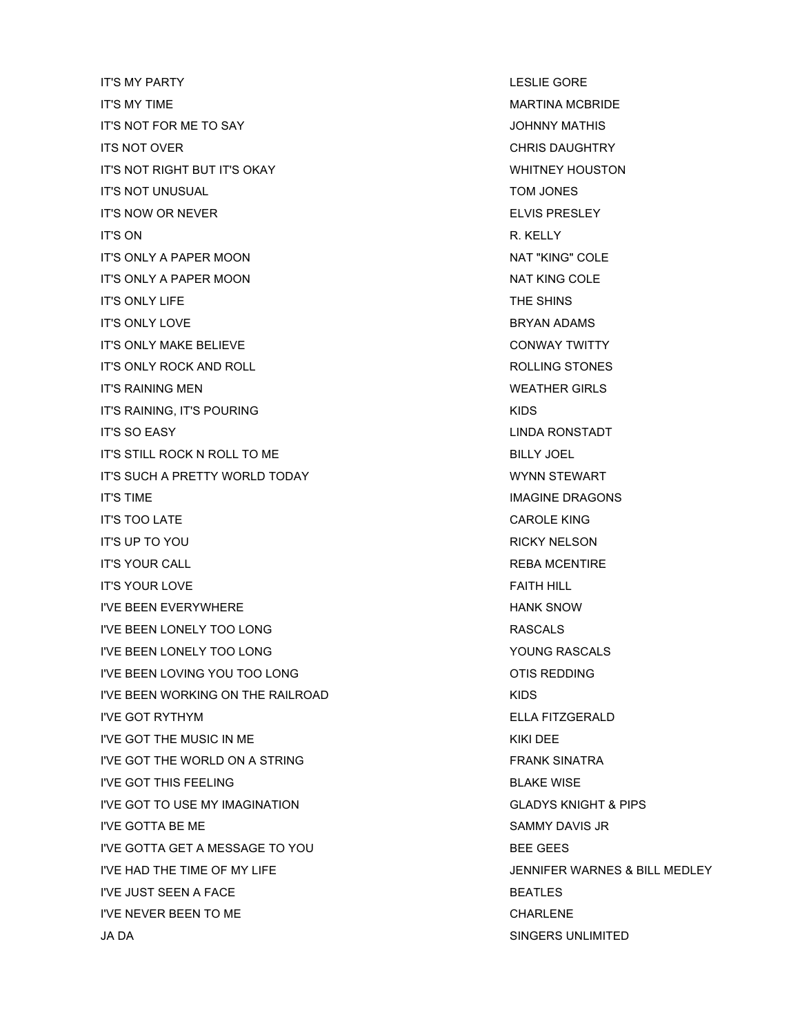| | |
|---|---|
| IT'S MY PARTY | LESLIE GORE |
| IT'S MY TIME | MARTINA MCBRIDE |
| IT'S NOT FOR ME TO SAY | JOHNNY MATHIS |
| ITS NOT OVER | CHRIS DAUGHTRY |
| IT'S NOT RIGHT BUT IT'S OKAY | WHITNEY HOUSTON |
| IT'S NOT UNUSUAL | TOM JONES |
| IT'S NOW OR NEVER | ELVIS PRESLEY |
| IT'S ON | R. KELLY |
| IT'S ONLY A PAPER MOON | NAT "KING" COLE |
| IT'S ONLY A PAPER MOON | NAT KING COLE |
| IT'S ONLY LIFE | THE SHINS |
| IT'S ONLY LOVE | BRYAN ADAMS |
| IT'S ONLY MAKE BELIEVE | CONWAY TWITTY |
| IT'S ONLY ROCK AND ROLL | ROLLING STONES |
| IT'S RAINING MEN | WEATHER GIRLS |
| IT'S RAINING, IT'S POURING | KIDS |
| IT'S SO EASY | LINDA RONSTADT |
| IT'S STILL ROCK N ROLL TO ME | BILLY JOEL |
| IT'S SUCH A PRETTY WORLD TODAY | WYNN STEWART |
| IT'S TIME | IMAGINE DRAGONS |
| IT'S TOO LATE | CAROLE KING |
| IT'S UP TO YOU | RICKY NELSON |
| IT'S YOUR CALL | REBA MCENTIRE |
| IT'S YOUR LOVE | FAITH HILL |
| I'VE BEEN EVERYWHERE | HANK SNOW |
| I'VE BEEN LONELY TOO LONG | RASCALS |
| I'VE BEEN LONELY TOO LONG | YOUNG RASCALS |
| I'VE BEEN LOVING YOU TOO LONG | OTIS REDDING |
| I'VE BEEN WORKING ON THE RAILROAD | KIDS |
| I'VE GOT RYTHYM | ELLA FITZGERALD |
| I'VE GOT THE MUSIC IN ME | KIKI DEE |
| I'VE GOT THE WORLD ON A STRING | FRANK SINATRA |
| I'VE GOT THIS FEELING | BLAKE WISE |
| I'VE GOT TO USE MY IMAGINATION | GLADYS KNIGHT & PIPS |
| I'VE GOTTA BE ME | SAMMY DAVIS JR |
| I'VE GOTTA GET A MESSAGE TO YOU | BEE GEES |
| I'VE HAD THE TIME OF MY LIFE | JENNIFER WARNES & BILL MEDLEY |
| I'VE JUST SEEN A FACE | BEATLES |
| I'VE NEVER BEEN TO ME | CHARLENE |
| JA DA | SINGERS UNLIMITED |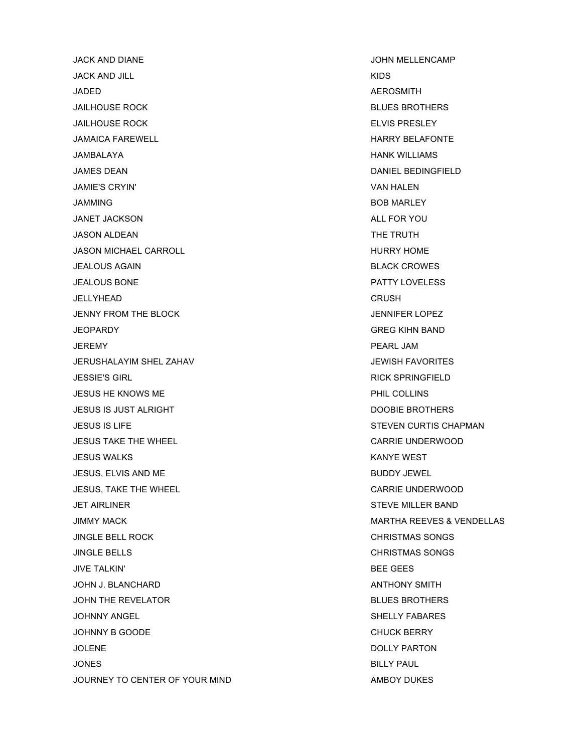| | |
|---|---|
| JACK AND DIANE | JOHN MELLENCAMP |
| JACK AND JILL | KIDS |
| JADED | AEROSMITH |
| JAILHOUSE ROCK | BLUES BROTHERS |
| JAILHOUSE ROCK | ELVIS PRESLEY |
| JAMAICA FAREWELL | HARRY BELAFONTE |
| JAMBALAYA | HANK WILLIAMS |
| JAMES DEAN | DANIEL BEDINGFIELD |
| JAMIE'S CRYIN' | VAN HALEN |
| JAMMING | BOB MARLEY |
| JANET JACKSON | ALL FOR YOU |
| JASON ALDEAN | THE TRUTH |
| JASON MICHAEL CARROLL | HURRY HOME |
| JEALOUS AGAIN | BLACK CROWES |
| JEALOUS BONE | PATTY LOVELESS |
| JELLYHEAD | CRUSH |
| JENNY FROM THE BLOCK | JENNIFER LOPEZ |
| JEOPARDY | GREG KIHN BAND |
| JEREMY | PEARL JAM |
| JERUSHALAYIM SHEL ZAHAV | JEWISH FAVORITES |
| JESSIE'S GIRL | RICK SPRINGFIELD |
| JESUS HE KNOWS ME | PHIL COLLINS |
| JESUS IS JUST ALRIGHT | DOOBIE BROTHERS |
| JESUS IS LIFE | STEVEN CURTIS CHAPMAN |
| JESUS TAKE THE WHEEL | CARRIE UNDERWOOD |
| JESUS WALKS | KANYE WEST |
| JESUS, ELVIS AND ME | BUDDY JEWEL |
| JESUS, TAKE THE WHEEL | CARRIE UNDERWOOD |
| JET AIRLINER | STEVE MILLER BAND |
| JIMMY MACK | MARTHA REEVES & VENDELLAS |
| JINGLE BELL ROCK | CHRISTMAS SONGS |
| JINGLE BELLS | CHRISTMAS SONGS |
| JIVE TALKIN' | BEE GEES |
| JOHN J. BLANCHARD | ANTHONY SMITH |
| JOHN THE REVELATOR | BLUES BROTHERS |
| JOHNNY ANGEL | SHELLY FABARES |
| JOHNNY B GOODE | CHUCK BERRY |
| JOLENE | DOLLY PARTON |
| JONES | BILLY PAUL |
| JOURNEY TO CENTER OF YOUR MIND | AMBOY DUKES |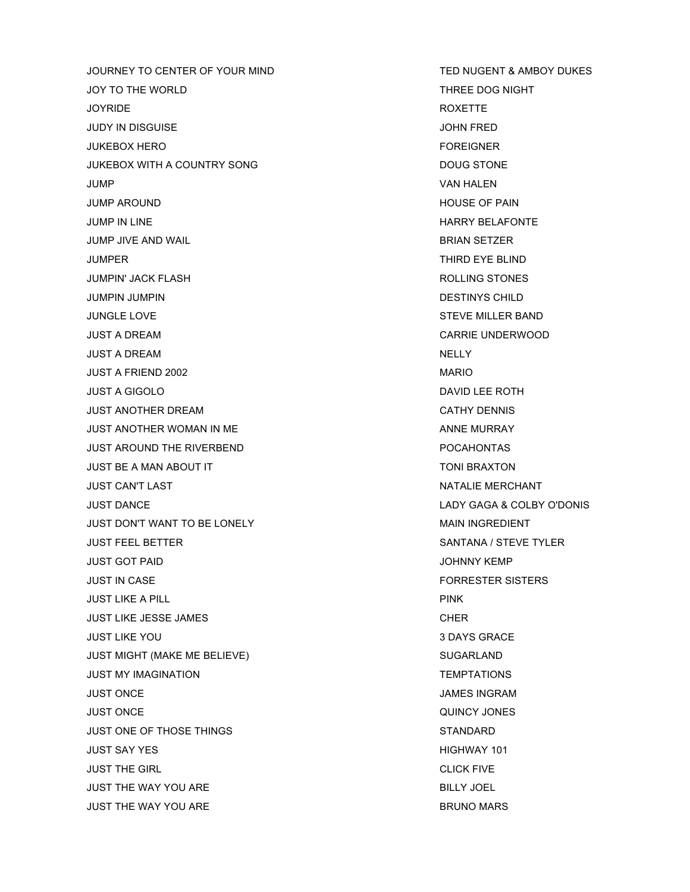| | |
|---|---|
| JOURNEY TO CENTER OF YOUR MIND | TED NUGENT & AMBOY DUKES |
| JOY TO THE WORLD | THREE DOG NIGHT |
| JOYRIDE | ROXETTE |
| JUDY IN DISGUISE | JOHN FRED |
| JUKEBOX HERO | FOREIGNER |
| JUKEBOX WITH A COUNTRY SONG | DOUG STONE |
| JUMP | VAN HALEN |
| JUMP AROUND | HOUSE OF PAIN |
| JUMP IN LINE | HARRY BELAFONTE |
| JUMP JIVE AND WAIL | BRIAN SETZER |
| JUMPER | THIRD EYE BLIND |
| JUMPIN' JACK FLASH | ROLLING STONES |
| JUMPIN JUMPIN | DESTINYS CHILD |
| JUNGLE LOVE | STEVE MILLER BAND |
| JUST A DREAM | CARRIE UNDERWOOD |
| JUST A DREAM | NELLY |
| JUST A FRIEND 2002 | MARIO |
| JUST A GIGOLO | DAVID LEE ROTH |
| JUST ANOTHER DREAM | CATHY DENNIS |
| JUST ANOTHER WOMAN IN ME | ANNE MURRAY |
| JUST AROUND THE RIVERBEND | POCAHONTAS |
| JUST BE A MAN ABOUT IT | TONI BRAXTON |
| JUST CAN'T LAST | NATALIE MERCHANT |
| JUST DANCE | LADY GAGA & COLBY O'DONIS |
| JUST DON'T WANT TO BE LONELY | MAIN INGREDIENT |
| JUST FEEL BETTER | SANTANA / STEVE TYLER |
| JUST GOT PAID | JOHNNY KEMP |
| JUST IN CASE | FORRESTER SISTERS |
| JUST LIKE A PILL | PINK |
| JUST LIKE JESSE JAMES | CHER |
| JUST LIKE YOU | 3 DAYS GRACE |
| JUST MIGHT (MAKE ME BELIEVE) | SUGARLAND |
| JUST MY IMAGINATION | TEMPTATIONS |
| JUST ONCE | JAMES INGRAM |
| JUST ONCE | QUINCY JONES |
| JUST ONE OF THOSE THINGS | STANDARD |
| JUST SAY YES | HIGHWAY 101 |
| JUST THE GIRL | CLICK FIVE |
| JUST THE WAY YOU ARE | BILLY JOEL |
| JUST THE WAY YOU ARE | BRUNO MARS |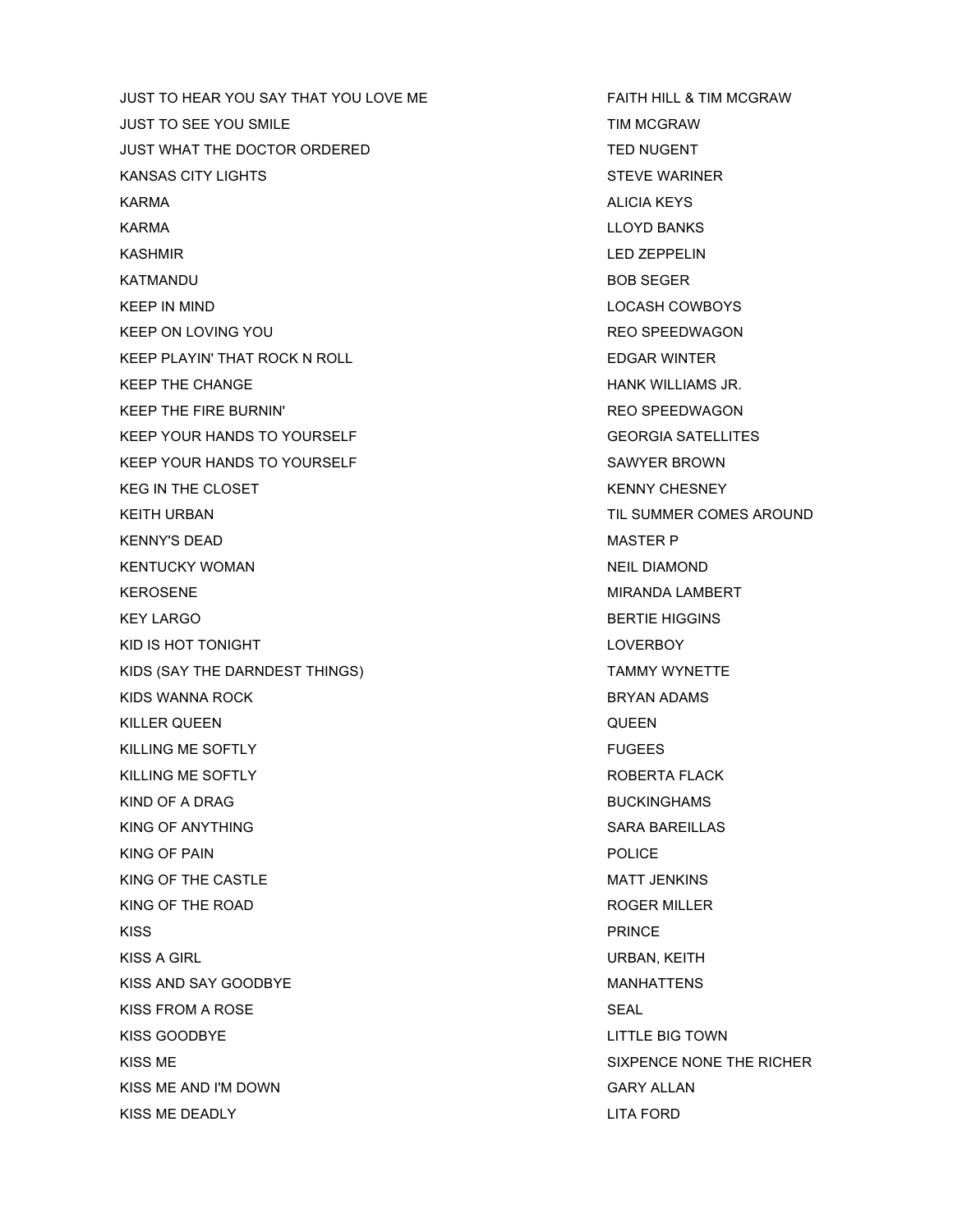| | |
|---|---|
| JUST TO HEAR YOU SAY THAT YOU LOVE ME | FAITH HILL & TIM MCGRAW |
| JUST TO SEE YOU SMILE | TIM MCGRAW |
| JUST WHAT THE DOCTOR ORDERED | TED NUGENT |
| KANSAS CITY LIGHTS | STEVE WARINER |
| KARMA | ALICIA KEYS |
| KARMA | LLOYD BANKS |
| KASHMIR | LED ZEPPELIN |
| KATMANDU | BOB SEGER |
| KEEP IN MIND | LOCASH COWBOYS |
| KEEP ON LOVING YOU | REO SPEEDWAGON |
| KEEP PLAYIN' THAT ROCK N ROLL | EDGAR WINTER |
| KEEP THE CHANGE | HANK WILLIAMS JR. |
| KEEP THE FIRE BURNIN' | REO SPEEDWAGON |
| KEEP YOUR HANDS TO YOURSELF | GEORGIA SATELLITES |
| KEEP YOUR HANDS TO YOURSELF | SAWYER BROWN |
| KEG IN THE CLOSET | KENNY CHESNEY |
| KEITH URBAN | TIL SUMMER COMES AROUND |
| KENNY'S DEAD | MASTER P |
| KENTUCKY WOMAN | NEIL DIAMOND |
| KEROSENE | MIRANDA LAMBERT |
| KEY LARGO | BERTIE HIGGINS |
| KID IS HOT TONIGHT | LOVERBOY |
| KIDS (SAY THE DARNDEST THINGS) | TAMMY WYNETTE |
| KIDS WANNA ROCK | BRYAN ADAMS |
| KILLER QUEEN | QUEEN |
| KILLING ME SOFTLY | FUGEES |
| KILLING ME SOFTLY | ROBERTA FLACK |
| KIND OF A DRAG | BUCKINGHAMS |
| KING OF ANYTHING | SARA BAREILLAS |
| KING OF PAIN | POLICE |
| KING OF THE CASTLE | MATT JENKINS |
| KING OF THE ROAD | ROGER MILLER |
| KISS | PRINCE |
| KISS A GIRL | URBAN, KEITH |
| KISS AND SAY GOODBYE | MANHATTENS |
| KISS FROM A ROSE | SEAL |
| KISS GOODBYE | LITTLE BIG TOWN |
| KISS ME | SIXPENCE NONE THE RICHER |
| KISS ME AND I'M DOWN | GARY ALLAN |
| KISS ME DEADLY | LITA FORD |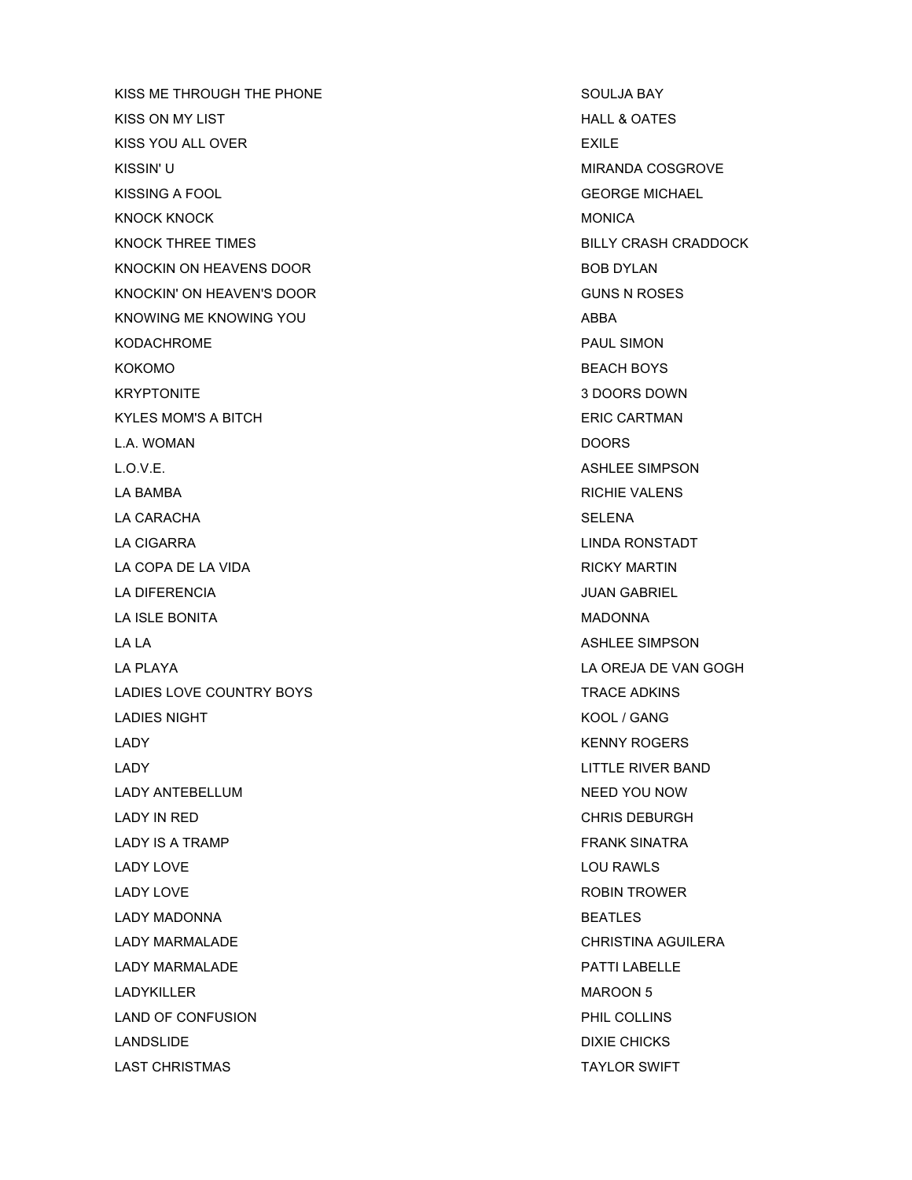| | |
|---|---|
| KISS ME THROUGH THE PHONE | SOULJA BAY |
| KISS ON MY LIST | HALL & OATES |
| KISS YOU ALL OVER | EXILE |
| KISSIN' U | MIRANDA COSGROVE |
| KISSING A FOOL | GEORGE MICHAEL |
| KNOCK KNOCK | MONICA |
| KNOCK THREE TIMES | BILLY CRASH CRADDOCK |
| KNOCKIN ON HEAVENS DOOR | BOB DYLAN |
| KNOCKIN' ON HEAVEN'S DOOR | GUNS N ROSES |
| KNOWING ME KNOWING YOU | ABBA |
| KODACHROME | PAUL SIMON |
| KOKOMO | BEACH BOYS |
| KRYPTONITE | 3 DOORS DOWN |
| KYLES MOM'S A BITCH | ERIC CARTMAN |
| L.A. WOMAN | DOORS |
| L.O.V.E. | ASHLEE SIMPSON |
| LA BAMBA | RICHIE VALENS |
| LA CARACHA | SELENA |
| LA CIGARRA | LINDA RONSTADT |
| LA COPA DE LA VIDA | RICKY MARTIN |
| LA DIFERENCIA | JUAN GABRIEL |
| LA ISLE BONITA | MADONNA |
| LA LA | ASHLEE SIMPSON |
| LA PLAYA | LA OREJA DE VAN GOGH |
| LADIES LOVE COUNTRY BOYS | TRACE ADKINS |
| LADIES NIGHT | KOOL / GANG |
| LADY | KENNY ROGERS |
| LADY | LITTLE RIVER BAND |
| LADY ANTEBELLUM | NEED YOU NOW |
| LADY IN RED | CHRIS DEBURGH |
| LADY IS A TRAMP | FRANK SINATRA |
| LADY LOVE | LOU RAWLS |
| LADY LOVE | ROBIN TROWER |
| LADY MADONNA | BEATLES |
| LADY MARMALADE | CHRISTINA AGUILERA |
| LADY MARMALADE | PATTI LABELLE |
| LADYKILLER | MAROON 5 |
| LAND OF CONFUSION | PHIL COLLINS |
| LANDSLIDE | DIXIE CHICKS |
| LAST CHRISTMAS | TAYLOR SWIFT |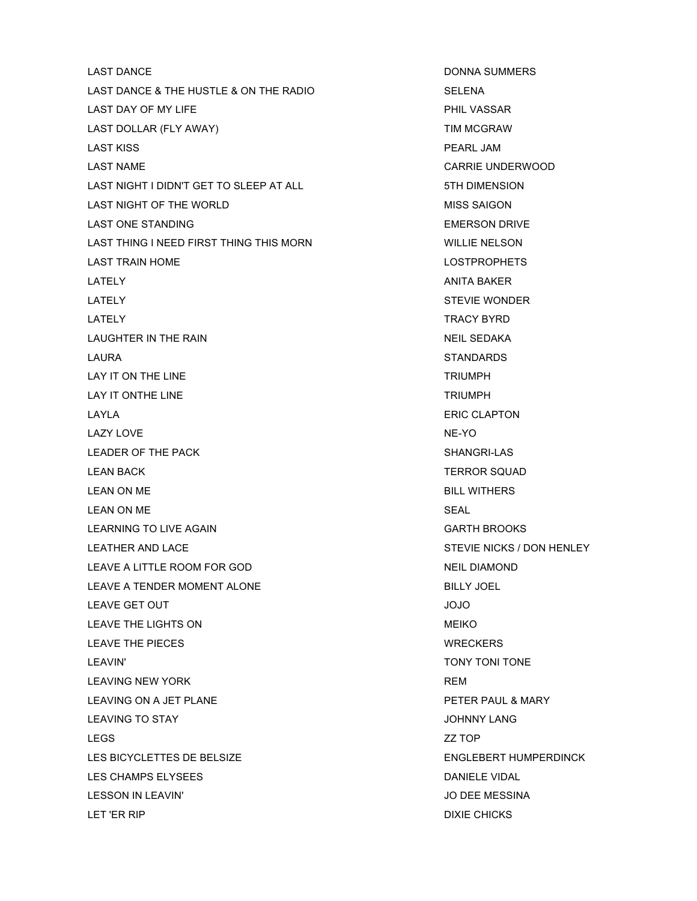| | |
|---|---|
| LAST DANCE | DONNA SUMMERS |
| LAST DANCE & THE HUSTLE & ON THE RADIO | SELENA |
| LAST DAY OF MY LIFE | PHIL VASSAR |
| LAST DOLLAR (FLY AWAY) | TIM MCGRAW |
| LAST KISS | PEARL JAM |
| LAST NAME | CARRIE UNDERWOOD |
| LAST NIGHT I DIDN'T GET TO SLEEP AT ALL | 5TH DIMENSION |
| LAST NIGHT OF THE WORLD | MISS SAIGON |
| LAST ONE STANDING | EMERSON DRIVE |
| LAST THING I NEED FIRST THING THIS MORN | WILLIE NELSON |
| LAST TRAIN HOME | LOSTPROPHETS |
| LATELY | ANITA BAKER |
| LATELY | STEVIE WONDER |
| LATELY | TRACY BYRD |
| LAUGHTER IN THE RAIN | NEIL SEDAKA |
| LAURA | STANDARDS |
| LAY IT ON THE LINE | TRIUMPH |
| LAY IT ONTHE LINE | TRIUMPH |
| LAYLA | ERIC CLAPTON |
| LAZY LOVE | NE-YO |
| LEADER OF THE PACK | SHANGRI-LAS |
| LEAN BACK | TERROR SQUAD |
| LEAN ON ME | BILL WITHERS |
| LEAN ON ME | SEAL |
| LEARNING TO LIVE AGAIN | GARTH BROOKS |
| LEATHER AND LACE | STEVIE NICKS / DON HENLEY |
| LEAVE A LITTLE ROOM FOR GOD | NEIL DIAMOND |
| LEAVE A TENDER MOMENT ALONE | BILLY JOEL |
| LEAVE GET OUT | JOJO |
| LEAVE THE LIGHTS ON | MEIKO |
| LEAVE THE PIECES | WRECKERS |
| LEAVIN' | TONY TONI TONE |
| LEAVING NEW YORK | REM |
| LEAVING ON A JET PLANE | PETER PAUL & MARY |
| LEAVING TO STAY | JOHNNY LANG |
| LEGS | ZZ TOP |
| LES BICYCLETTES DE BELSIZE | ENGLEBERT HUMPERDINCK |
| LES CHAMPS ELYSEES | DANIELE VIDAL |
| LESSON IN LEAVIN' | JO DEE MESSINA |
| LET 'ER RIP | DIXIE CHICKS |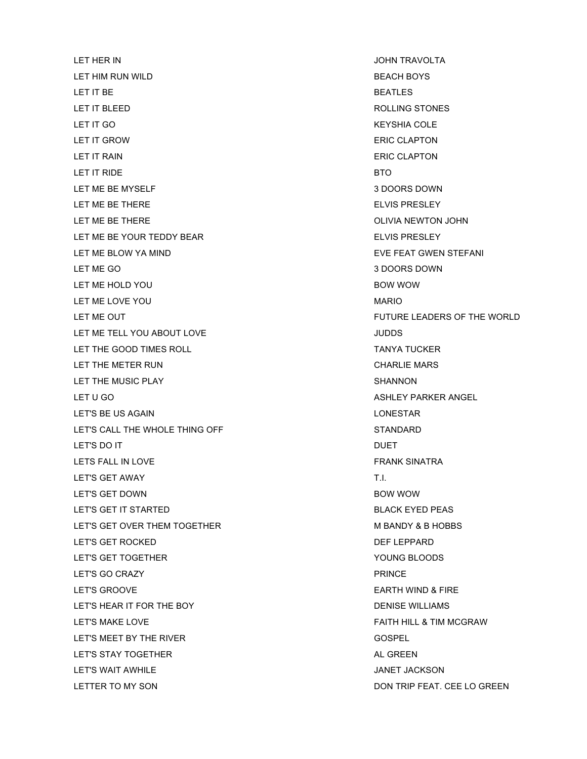| | |
|---|---|
| LET HER IN | JOHN TRAVOLTA |
| LET HIM RUN WILD | BEACH BOYS |
| LET IT BE | BEATLES |
| LET IT BLEED | ROLLING STONES |
| LET IT GO | KEYSHIA COLE |
| LET IT GROW | ERIC CLAPTON |
| LET IT RAIN | ERIC CLAPTON |
| LET IT RIDE | BTO |
| LET ME BE MYSELF | 3 DOORS DOWN |
| LET ME BE THERE | ELVIS PRESLEY |
| LET ME BE THERE | OLIVIA NEWTON JOHN |
| LET ME BE YOUR TEDDY BEAR | ELVIS PRESLEY |
| LET ME BLOW YA MIND | EVE FEAT GWEN STEFANI |
| LET ME GO | 3 DOORS DOWN |
| LET ME HOLD YOU | BOW WOW |
| LET ME LOVE YOU | MARIO |
| LET ME OUT | FUTURE LEADERS OF THE WORLD |
| LET ME TELL YOU ABOUT LOVE | JUDDS |
| LET THE GOOD TIMES ROLL | TANYA TUCKER |
| LET THE METER RUN | CHARLIE MARS |
| LET THE MUSIC PLAY | SHANNON |
| LET U GO | ASHLEY PARKER ANGEL |
| LET'S BE US AGAIN | LONESTAR |
| LET'S CALL THE WHOLE THING OFF | STANDARD |
| LET'S DO IT | DUET |
| LETS FALL IN LOVE | FRANK SINATRA |
| LET'S GET AWAY | T.I. |
| LET'S GET DOWN | BOW WOW |
| LET'S GET IT STARTED | BLACK EYED PEAS |
| LET'S GET OVER THEM TOGETHER | M BANDY & B HOBBS |
| LET'S GET ROCKED | DEF LEPPARD |
| LET'S GET TOGETHER | YOUNG BLOODS |
| LET'S GO CRAZY | PRINCE |
| LET'S GROOVE | EARTH WIND & FIRE |
| LET'S HEAR IT FOR THE BOY | DENISE WILLIAMS |
| LET'S MAKE LOVE | FAITH HILL & TIM MCGRAW |
| LET'S MEET BY THE RIVER | GOSPEL |
| LET'S STAY TOGETHER | AL GREEN |
| LET'S WAIT AWHILE | JANET JACKSON |
| LETTER TO MY SON | DON TRIP FEAT. CEE LO GREEN |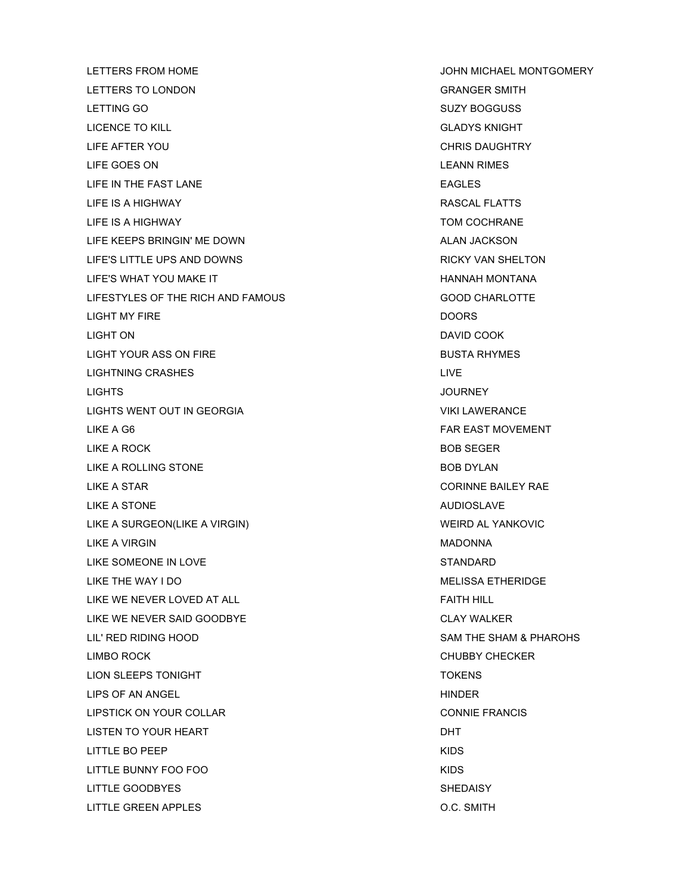| | |
|---|---|
| LETTERS FROM HOME | JOHN MICHAEL MONTGOMERY |
| LETTERS TO LONDON | GRANGER SMITH |
| LETTING GO | SUZY BOGGUSS |
| LICENCE TO KILL | GLADYS KNIGHT |
| LIFE AFTER YOU | CHRIS DAUGHTRY |
| LIFE GOES ON | LEANN RIMES |
| LIFE IN THE FAST LANE | EAGLES |
| LIFE IS A HIGHWAY | RASCAL FLATTS |
| LIFE IS A HIGHWAY | TOM COCHRANE |
| LIFE KEEPS BRINGIN' ME DOWN | ALAN JACKSON |
| LIFE'S LITTLE UPS AND DOWNS | RICKY VAN SHELTON |
| LIFE'S WHAT YOU MAKE IT | HANNAH MONTANA |
| LIFESTYLES OF THE RICH AND FAMOUS | GOOD CHARLOTTE |
| LIGHT MY FIRE | DOORS |
| LIGHT ON | DAVID COOK |
| LIGHT YOUR ASS ON FIRE | BUSTA RHYMES |
| LIGHTNING CRASHES | LIVE |
| LIGHTS | JOURNEY |
| LIGHTS WENT OUT IN GEORGIA | VIKI LAWERANCE |
| LIKE A G6 | FAR EAST MOVEMENT |
| LIKE A ROCK | BOB SEGER |
| LIKE A ROLLING STONE | BOB DYLAN |
| LIKE A STAR | CORINNE BAILEY RAE |
| LIKE A STONE | AUDIOSLAVE |
| LIKE A SURGEON(LIKE A VIRGIN) | WEIRD AL YANKOVIC |
| LIKE A VIRGIN | MADONNA |
| LIKE SOMEONE IN LOVE | STANDARD |
| LIKE THE WAY I DO | MELISSA ETHERIDGE |
| LIKE WE NEVER LOVED AT ALL | FAITH HILL |
| LIKE WE NEVER SAID GOODBYE | CLAY WALKER |
| LIL' RED RIDING HOOD | SAM THE SHAM & PHAROHS |
| LIMBO ROCK | CHUBBY CHECKER |
| LION SLEEPS TONIGHT | TOKENS |
| LIPS OF AN ANGEL | HINDER |
| LIPSTICK ON YOUR COLLAR | CONNIE FRANCIS |
| LISTEN TO YOUR HEART | DHT |
| LITTLE BO PEEP | KIDS |
| LITTLE BUNNY FOO FOO | KIDS |
| LITTLE GOODBYES | SHEDAISY |
| LITTLE GREEN APPLES | O.C. SMITH |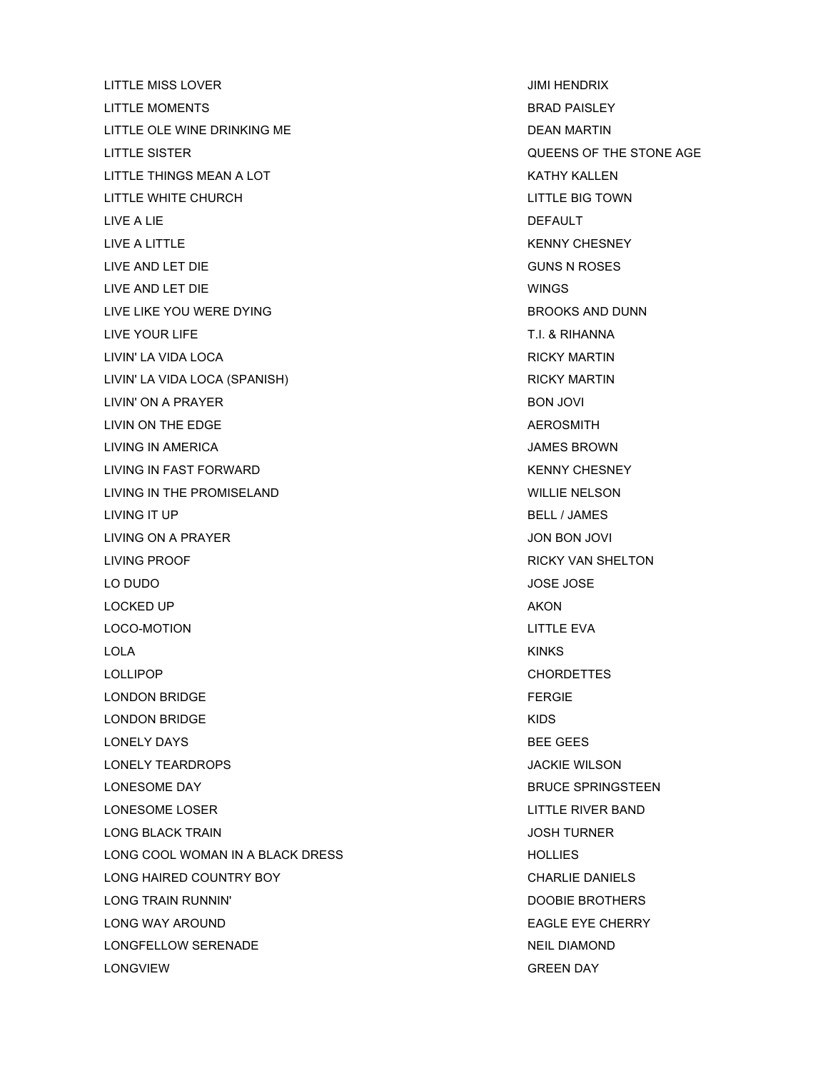| | |
|---|---|
| LITTLE MISS LOVER | JIMI HENDRIX |
| LITTLE MOMENTS | BRAD PAISLEY |
| LITTLE OLE WINE DRINKING ME | DEAN MARTIN |
| LITTLE SISTER | QUEENS OF THE STONE AGE |
| LITTLE THINGS MEAN A LOT | KATHY KALLEN |
| LITTLE WHITE CHURCH | LITTLE BIG TOWN |
| LIVE A LIE | DEFAULT |
| LIVE A LITTLE | KENNY CHESNEY |
| LIVE AND LET DIE | GUNS N ROSES |
| LIVE AND LET DIE | WINGS |
| LIVE LIKE YOU WERE DYING | BROOKS AND DUNN |
| LIVE YOUR LIFE | T.I. & RIHANNA |
| LIVIN' LA VIDA LOCA | RICKY MARTIN |
| LIVIN' LA VIDA LOCA (SPANISH) | RICKY MARTIN |
| LIVIN' ON A PRAYER | BON JOVI |
| LIVIN ON THE EDGE | AEROSMITH |
| LIVING IN AMERICA | JAMES BROWN |
| LIVING IN FAST FORWARD | KENNY CHESNEY |
| LIVING IN THE PROMISELAND | WILLIE NELSON |
| LIVING IT UP | BELL / JAMES |
| LIVING ON A PRAYER | JON BON JOVI |
| LIVING PROOF | RICKY VAN SHELTON |
| LO DUDO | JOSE JOSE |
| LOCKED UP | AKON |
| LOCO-MOTION | LITTLE EVA |
| LOLA | KINKS |
| LOLLIPOP | CHORDETTES |
| LONDON BRIDGE | FERGIE |
| LONDON BRIDGE | KIDS |
| LONELY DAYS | BEE GEES |
| LONELY TEARDROPS | JACKIE WILSON |
| LONESOME DAY | BRUCE SPRINGSTEEN |
| LONESOME LOSER | LITTLE RIVER BAND |
| LONG BLACK TRAIN | JOSH TURNER |
| LONG COOL WOMAN IN A BLACK DRESS | HOLLIES |
| LONG HAIRED COUNTRY BOY | CHARLIE DANIELS |
| LONG TRAIN RUNNIN' | DOOBIE BROTHERS |
| LONG WAY AROUND | EAGLE EYE CHERRY |
| LONGFELLOW SERENADE | NEIL DIAMOND |
| LONGVIEW | GREEN DAY |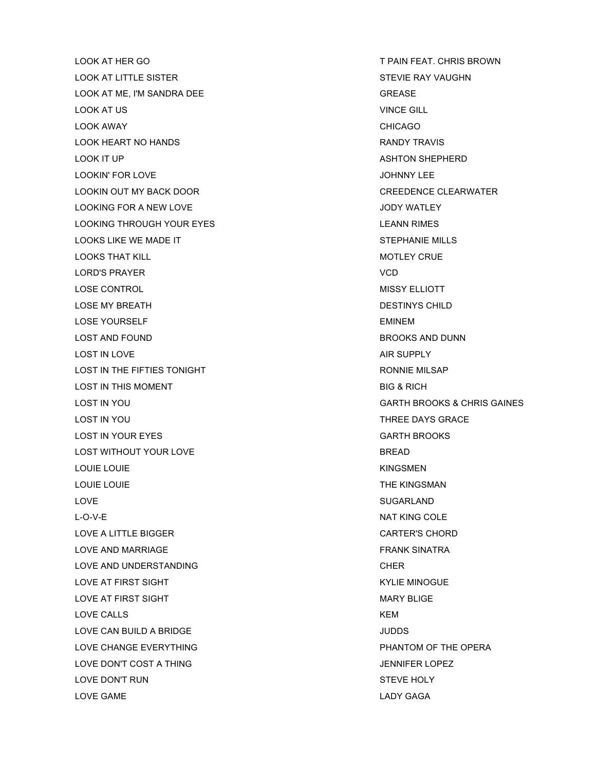| | |
|---|---|
| LOOK AT HER GO | T PAIN FEAT. CHRIS BROWN |
| LOOK AT LITTLE SISTER | STEVIE RAY VAUGHN |
| LOOK AT ME, I'M SANDRA DEE | GREASE |
| LOOK AT US | VINCE GILL |
| LOOK AWAY | CHICAGO |
| LOOK HEART NO HANDS | RANDY TRAVIS |
| LOOK IT UP | ASHTON SHEPHERD |
| LOOKIN' FOR LOVE | JOHNNY LEE |
| LOOKIN OUT MY BACK DOOR | CREEDENCE CLEARWATER |
| LOOKING FOR A NEW LOVE | JODY WATLEY |
| LOOKING THROUGH YOUR EYES | LEANN RIMES |
| LOOKS LIKE WE MADE IT | STEPHANIE MILLS |
| LOOKS THAT KILL | MOTLEY CRUE |
| LORD'S PRAYER | VCD |
| LOSE CONTROL | MISSY ELLIOTT |
| LOSE MY BREATH | DESTINYS CHILD |
| LOSE YOURSELF | EMINEM |
| LOST AND FOUND | BROOKS AND DUNN |
| LOST IN LOVE | AIR SUPPLY |
| LOST IN THE FIFTIES TONIGHT | RONNIE MILSAP |
| LOST IN THIS MOMENT | BIG & RICH |
| LOST IN YOU | GARTH BROOKS & CHRIS GAINES |
| LOST IN YOU | THREE DAYS GRACE |
| LOST IN YOUR EYES | GARTH BROOKS |
| LOST WITHOUT YOUR LOVE | BREAD |
| LOUIE LOUIE | KINGSMEN |
| LOUIE LOUIE | THE KINGSMAN |
| LOVE | SUGARLAND |
| L-O-V-E | NAT KING COLE |
| LOVE A LITTLE BIGGER | CARTER'S CHORD |
| LOVE AND MARRIAGE | FRANK SINATRA |
| LOVE AND UNDERSTANDING | CHER |
| LOVE AT FIRST SIGHT | KYLIE MINOGUE |
| LOVE AT FIRST SIGHT | MARY BLIGE |
| LOVE CALLS | KEM |
| LOVE CAN BUILD A BRIDGE | JUDDS |
| LOVE CHANGE EVERYTHING | PHANTOM OF THE OPERA |
| LOVE DON'T COST A THING | JENNIFER LOPEZ |
| LOVE DON'T RUN | STEVE HOLY |
| LOVE GAME | LADY GAGA |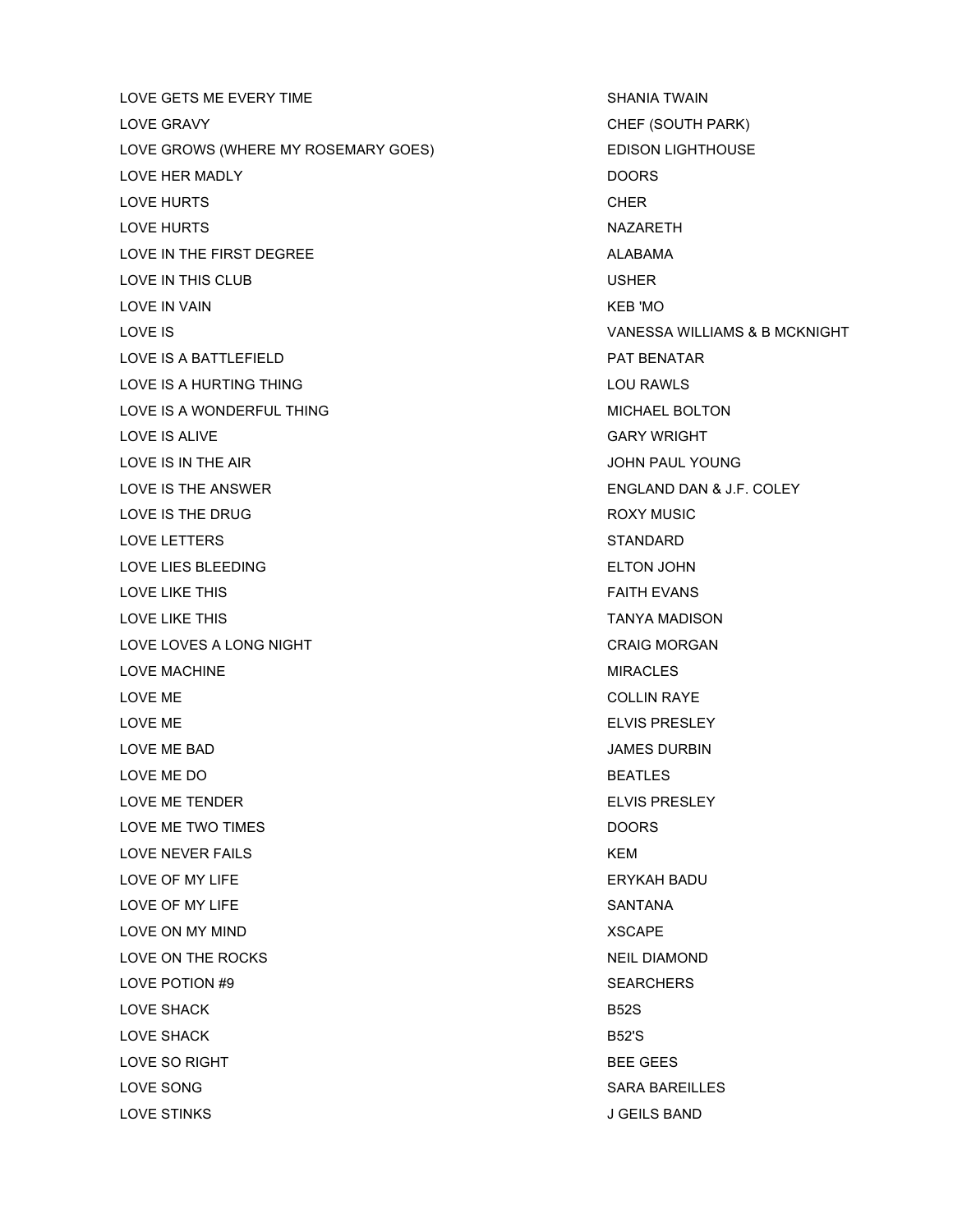| | |
|---|---|
| LOVE GETS ME EVERY TIME | SHANIA TWAIN |
| LOVE GRAVY | CHEF (SOUTH PARK) |
| LOVE GROWS (WHERE MY ROSEMARY GOES) | EDISON LIGHTHOUSE |
| LOVE HER MADLY | DOORS |
| LOVE HURTS | CHER |
| LOVE HURTS | NAZARETH |
| LOVE IN THE FIRST DEGREE | ALABAMA |
| LOVE IN THIS CLUB | USHER |
| LOVE IN VAIN | KEB 'MO |
| LOVE IS | VANESSA WILLIAMS & B MCKNIGHT |
| LOVE IS A BATTLEFIELD | PAT BENATAR |
| LOVE IS A HURTING THING | LOU RAWLS |
| LOVE IS A WONDERFUL THING | MICHAEL BOLTON |
| LOVE IS ALIVE | GARY WRIGHT |
| LOVE IS IN THE AIR | JOHN PAUL YOUNG |
| LOVE IS THE ANSWER | ENGLAND DAN & J.F. COLEY |
| LOVE IS THE DRUG | ROXY MUSIC |
| LOVE LETTERS | STANDARD |
| LOVE LIES BLEEDING | ELTON JOHN |
| LOVE LIKE THIS | FAITH EVANS |
| LOVE LIKE THIS | TANYA MADISON |
| LOVE LOVES A LONG NIGHT | CRAIG MORGAN |
| LOVE MACHINE | MIRACLES |
| LOVE ME | COLLIN RAYE |
| LOVE ME | ELVIS PRESLEY |
| LOVE ME BAD | JAMES DURBIN |
| LOVE ME DO | BEATLES |
| LOVE ME TENDER | ELVIS PRESLEY |
| LOVE ME TWO TIMES | DOORS |
| LOVE NEVER FAILS | KEM |
| LOVE OF MY LIFE | ERYKAH BADU |
| LOVE OF MY LIFE | SANTANA |
| LOVE ON MY MIND | XSCAPE |
| LOVE ON THE ROCKS | NEIL DIAMOND |
| LOVE POTION #9 | SEARCHERS |
| LOVE SHACK | B52S |
| LOVE SHACK | B52'S |
| LOVE SO RIGHT | BEE GEES |
| LOVE SONG | SARA BAREILLES |
| LOVE STINKS | J GEILS BAND |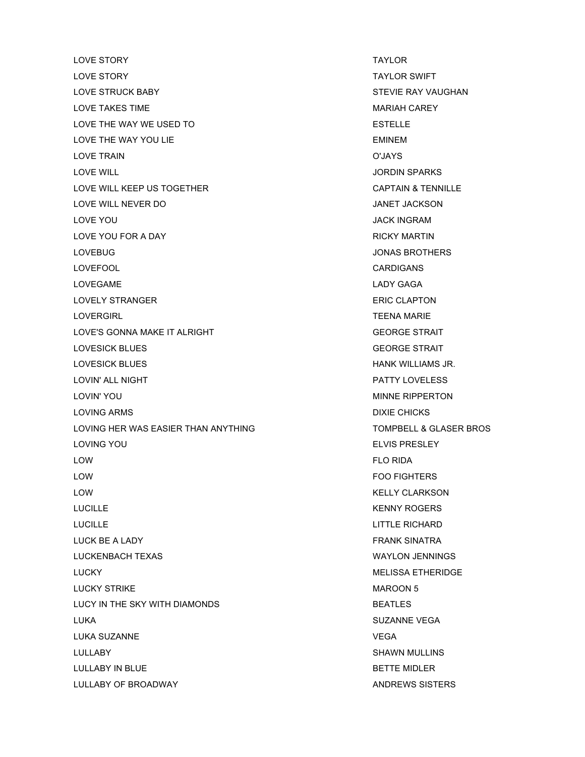| | |
|---|---|
| LOVE STORY | TAYLOR |
| LOVE STORY | TAYLOR SWIFT |
| LOVE STRUCK BABY | STEVIE RAY VAUGHAN |
| LOVE TAKES TIME | MARIAH CAREY |
| LOVE THE WAY WE USED TO | ESTELLE |
| LOVE THE WAY YOU LIE | EMINEM |
| LOVE TRAIN | O'JAYS |
| LOVE WILL | JORDIN SPARKS |
| LOVE WILL KEEP US TOGETHER | CAPTAIN & TENNILLE |
| LOVE WILL NEVER DO | JANET JACKSON |
| LOVE YOU | JACK INGRAM |
| LOVE YOU FOR A DAY | RICKY MARTIN |
| LOVEBUG | JONAS BROTHERS |
| LOVEFOOL | CARDIGANS |
| LOVEGAME | LADY GAGA |
| LOVELY STRANGER | ERIC CLAPTON |
| LOVERGIRL | TEENA MARIE |
| LOVE'S GONNA MAKE IT ALRIGHT | GEORGE STRAIT |
| LOVESICK BLUES | GEORGE STRAIT |
| LOVESICK BLUES | HANK WILLIAMS JR. |
| LOVIN' ALL NIGHT | PATTY LOVELESS |
| LOVIN' YOU | MINNE RIPPERTON |
| LOVING ARMS | DIXIE CHICKS |
| LOVING HER WAS EASIER THAN ANYTHING | TOMPBELL & GLASER BROS |
| LOVING YOU | ELVIS PRESLEY |
| LOW | FLO RIDA |
| LOW | FOO FIGHTERS |
| LOW | KELLY CLARKSON |
| LUCILLE | KENNY ROGERS |
| LUCILLE | LITTLE RICHARD |
| LUCK BE A LADY | FRANK SINATRA |
| LUCKENBACH TEXAS | WAYLON JENNINGS |
| LUCKY | MELISSA ETHERIDGE |
| LUCKY STRIKE | MAROON 5 |
| LUCY IN THE SKY WITH DIAMONDS | BEATLES |
| LUKA | SUZANNE VEGA |
| LUKA SUZANNE | VEGA |
| LULLABY | SHAWN MULLINS |
| LULLABY IN BLUE | BETTE MIDLER |
| LULLABY OF BROADWAY | ANDREWS SISTERS |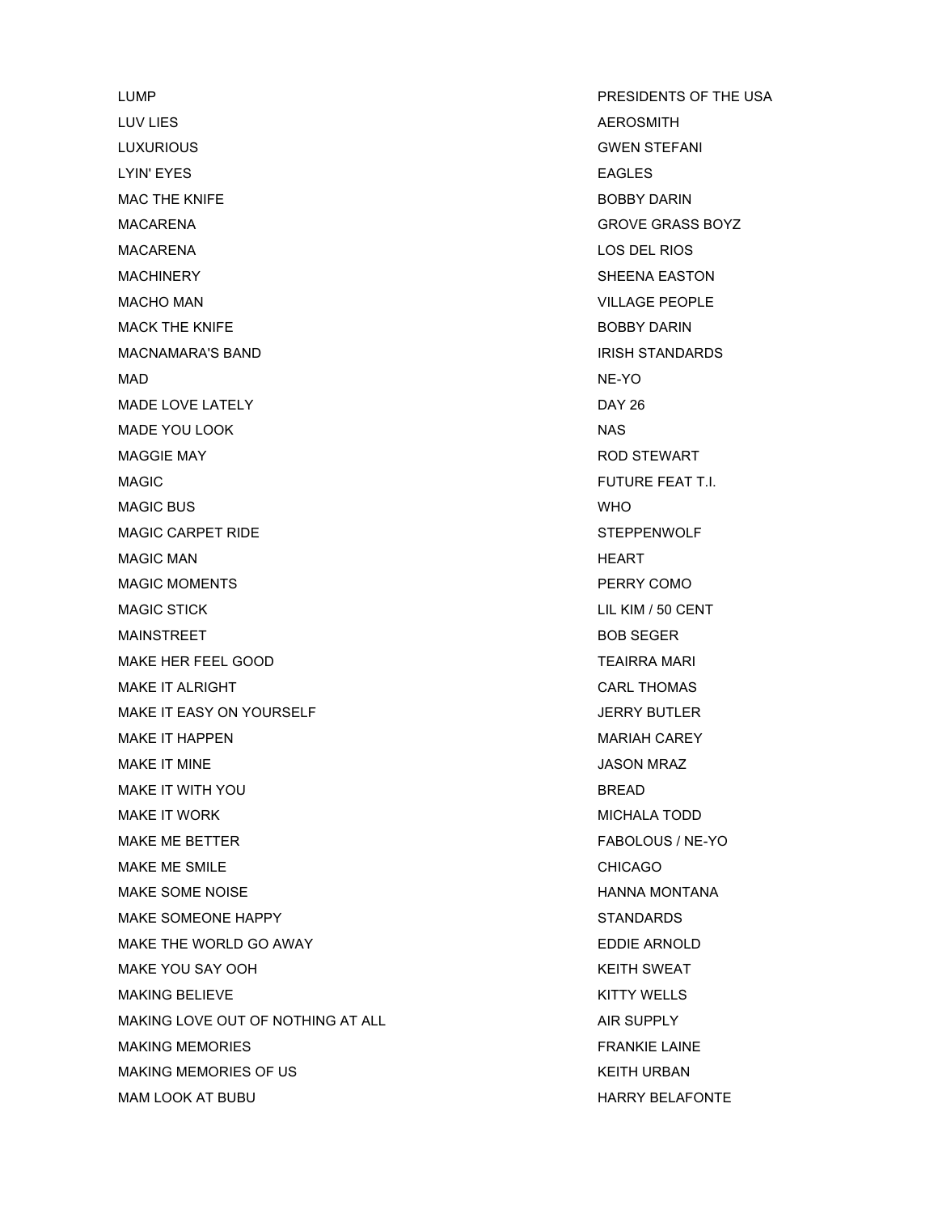| | |
|---|---|
| LUMP | PRESIDENTS OF THE USA |
| LUV LIES | AEROSMITH |
| LUXURIOUS | GWEN STEFANI |
| LYIN' EYES | EAGLES |
| MAC THE KNIFE | BOBBY DARIN |
| MACARENA | GROVE GRASS BOYZ |
| MACARENA | LOS DEL RIOS |
| MACHINERY | SHEENA EASTON |
| MACHO MAN | VILLAGE PEOPLE |
| MACK THE KNIFE | BOBBY DARIN |
| MACNAMARA'S BAND | IRISH STANDARDS |
| MAD | NE-YO |
| MADE LOVE LATELY | DAY 26 |
| MADE YOU LOOK | NAS |
| MAGGIE MAY | ROD STEWART |
| MAGIC | FUTURE FEAT T.I. |
| MAGIC BUS | WHO |
| MAGIC CARPET RIDE | STEPPENWOLF |
| MAGIC MAN | HEART |
| MAGIC MOMENTS | PERRY COMO |
| MAGIC STICK | LIL KIM / 50 CENT |
| MAINSTREET | BOB SEGER |
| MAKE HER FEEL GOOD | TEAIRRA MARI |
| MAKE IT ALRIGHT | CARL THOMAS |
| MAKE IT EASY ON YOURSELF | JERRY BUTLER |
| MAKE IT HAPPEN | MARIAH CAREY |
| MAKE IT MINE | JASON MRAZ |
| MAKE IT WITH YOU | BREAD |
| MAKE IT WORK | MICHALA TODD |
| MAKE ME BETTER | FABOLOUS / NE-YO |
| MAKE ME SMILE | CHICAGO |
| MAKE SOME NOISE | HANNA MONTANA |
| MAKE SOMEONE HAPPY | STANDARDS |
| MAKE THE WORLD GO AWAY | EDDIE ARNOLD |
| MAKE YOU SAY OOH | KEITH SWEAT |
| MAKING BELIEVE | KITTY WELLS |
| MAKING LOVE OUT OF NOTHING AT ALL | AIR SUPPLY |
| MAKING MEMORIES | FRANKIE LAINE |
| MAKING MEMORIES OF US | KEITH URBAN |
| MAM LOOK AT BUBU | HARRY BELAFONTE |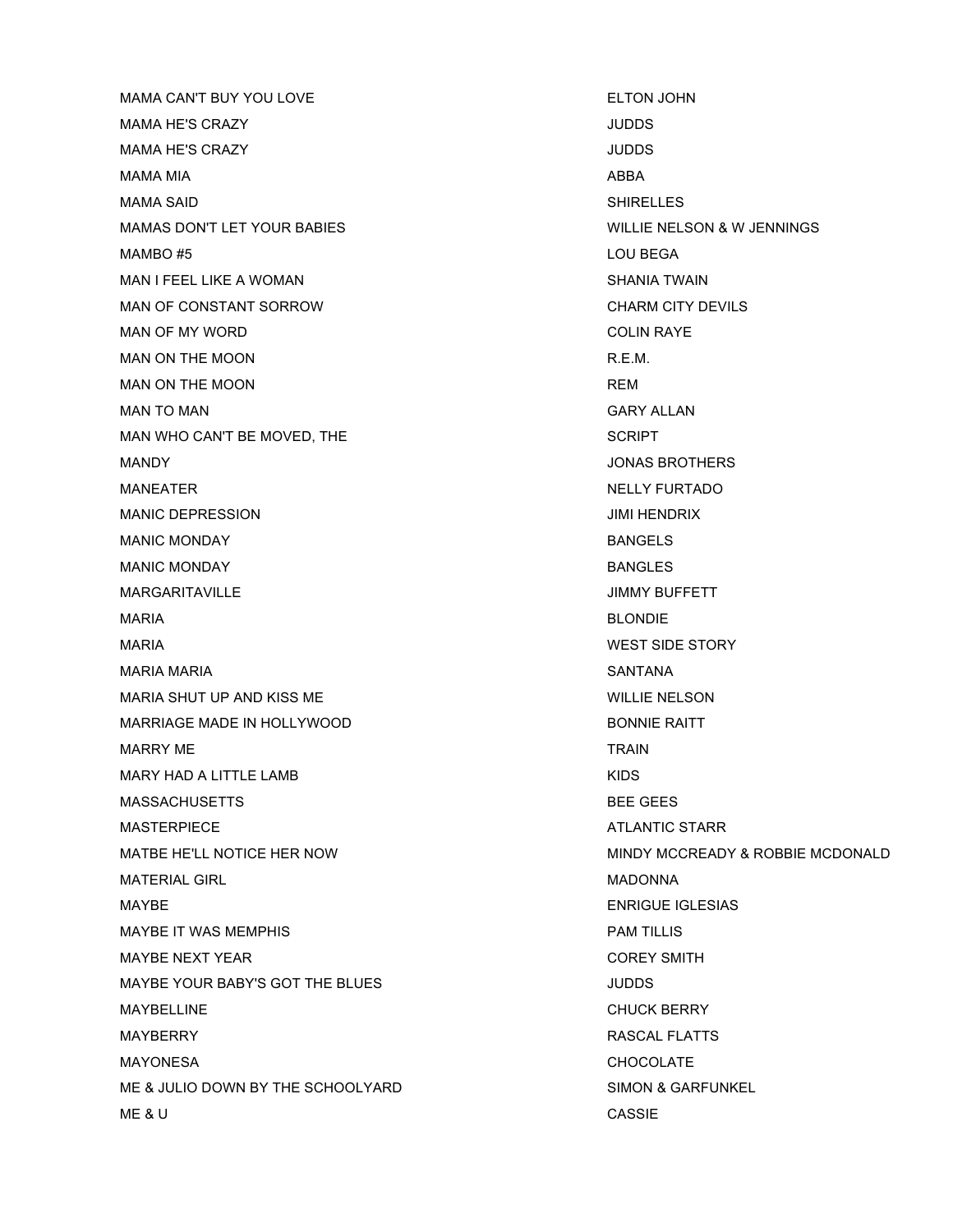| | |
|---|---|
| MAMA CAN'T BUY YOU LOVE | ELTON JOHN |
| MAMA HE'S CRAZY | JUDDS |
| MAMA HE'S CRAZY | JUDDS |
| MAMA MIA | ABBA |
| MAMA SAID | SHIRELLES |
| MAMAS DON'T LET YOUR BABIES | WILLIE NELSON & W JENNINGS |
| MAMBO #5 | LOU BEGA |
| MAN I FEEL LIKE A WOMAN | SHANIA TWAIN |
| MAN OF CONSTANT SORROW | CHARM CITY DEVILS |
| MAN OF MY WORD | COLIN RAYE |
| MAN ON THE MOON | R.E.M. |
| MAN ON THE MOON | REM |
| MAN TO MAN | GARY ALLAN |
| MAN WHO CAN'T BE MOVED, THE | SCRIPT |
| MANDY | JONAS BROTHERS |
| MANEATER | NELLY FURTADO |
| MANIC DEPRESSION | JIMI HENDRIX |
| MANIC MONDAY | BANGELS |
| MANIC MONDAY | BANGLES |
| MARGARITAVILLE | JIMMY BUFFETT |
| MARIA | BLONDIE |
| MARIA | WEST SIDE STORY |
| MARIA MARIA | SANTANA |
| MARIA SHUT UP AND KISS ME | WILLIE NELSON |
| MARRIAGE MADE IN HOLLYWOOD | BONNIE RAITT |
| MARRY ME | TRAIN |
| MARY HAD A LITTLE LAMB | KIDS |
| MASSACHUSETTS | BEE GEES |
| MASTERPIECE | ATLANTIC STARR |
| MATBE HE'LL NOTICE HER NOW | MINDY MCCREADY & ROBBIE MCDONALD |
| MATERIAL GIRL | MADONNA |
| MAYBE | ENRIGUE IGLESIAS |
| MAYBE IT WAS MEMPHIS | PAM TILLIS |
| MAYBE NEXT YEAR | COREY SMITH |
| MAYBE YOUR BABY'S GOT THE BLUES | JUDDS |
| MAYBELLINE | CHUCK BERRY |
| MAYBERRY | RASCAL FLATTS |
| MAYONESA | CHOCOLATE |
| ME & JULIO DOWN BY THE SCHOOLYARD | SIMON & GARFUNKEL |
| ME & U | CASSIE |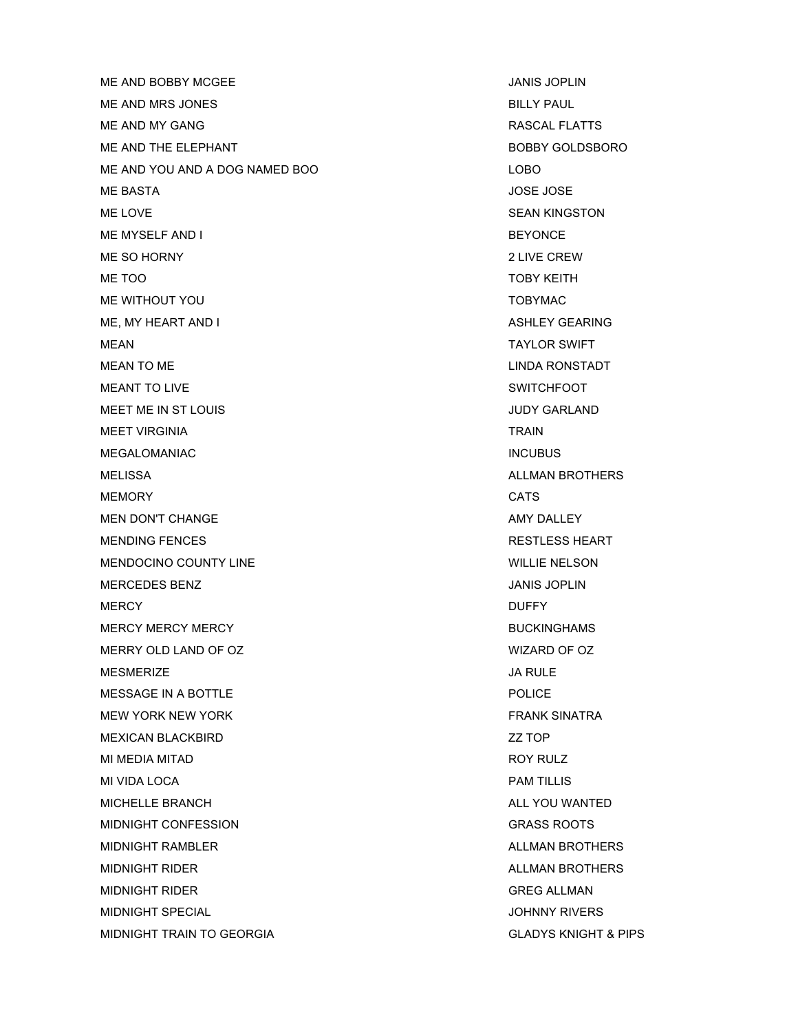| | |
|---|---|
| ME AND BOBBY MCGEE | JANIS JOPLIN |
| ME AND MRS JONES | BILLY PAUL |
| ME AND MY GANG | RASCAL FLATTS |
| ME AND THE ELEPHANT | BOBBY GOLDSBORO |
| ME AND YOU AND A DOG NAMED BOO | LOBO |
| ME BASTA | JOSE JOSE |
| ME LOVE | SEAN KINGSTON |
| ME MYSELF AND I | BEYONCE |
| ME SO HORNY | 2 LIVE CREW |
| ME TOO | TOBY KEITH |
| ME WITHOUT YOU | TOBYMAC |
| ME, MY HEART AND I | ASHLEY GEARING |
| MEAN | TAYLOR SWIFT |
| MEAN TO ME | LINDA RONSTADT |
| MEANT TO LIVE | SWITCHFOOT |
| MEET ME IN ST LOUIS | JUDY GARLAND |
| MEET VIRGINIA | TRAIN |
| MEGALOMANIAC | INCUBUS |
| MELISSA | ALLMAN BROTHERS |
| MEMORY | CATS |
| MEN DON'T CHANGE | AMY DALLEY |
| MENDING FENCES | RESTLESS HEART |
| MENDOCINO COUNTY LINE | WILLIE NELSON |
| MERCEDES BENZ | JANIS JOPLIN |
| MERCY | DUFFY |
| MERCY MERCY MERCY | BUCKINGHAMS |
| MERRY OLD LAND OF OZ | WIZARD OF OZ |
| MESMERIZE | JA RULE |
| MESSAGE IN A BOTTLE | POLICE |
| MEW YORK NEW YORK | FRANK SINATRA |
| MEXICAN BLACKBIRD | ZZ TOP |
| MI MEDIA MITAD | ROY RULZ |
| MI VIDA LOCA | PAM TILLIS |
| MICHELLE BRANCH | ALL YOU WANTED |
| MIDNIGHT CONFESSION | GRASS ROOTS |
| MIDNIGHT RAMBLER | ALLMAN BROTHERS |
| MIDNIGHT RIDER | ALLMAN BROTHERS |
| MIDNIGHT RIDER | GREG ALLMAN |
| MIDNIGHT SPECIAL | JOHNNY RIVERS |
| MIDNIGHT TRAIN TO GEORGIA | GLADYS KNIGHT & PIPS |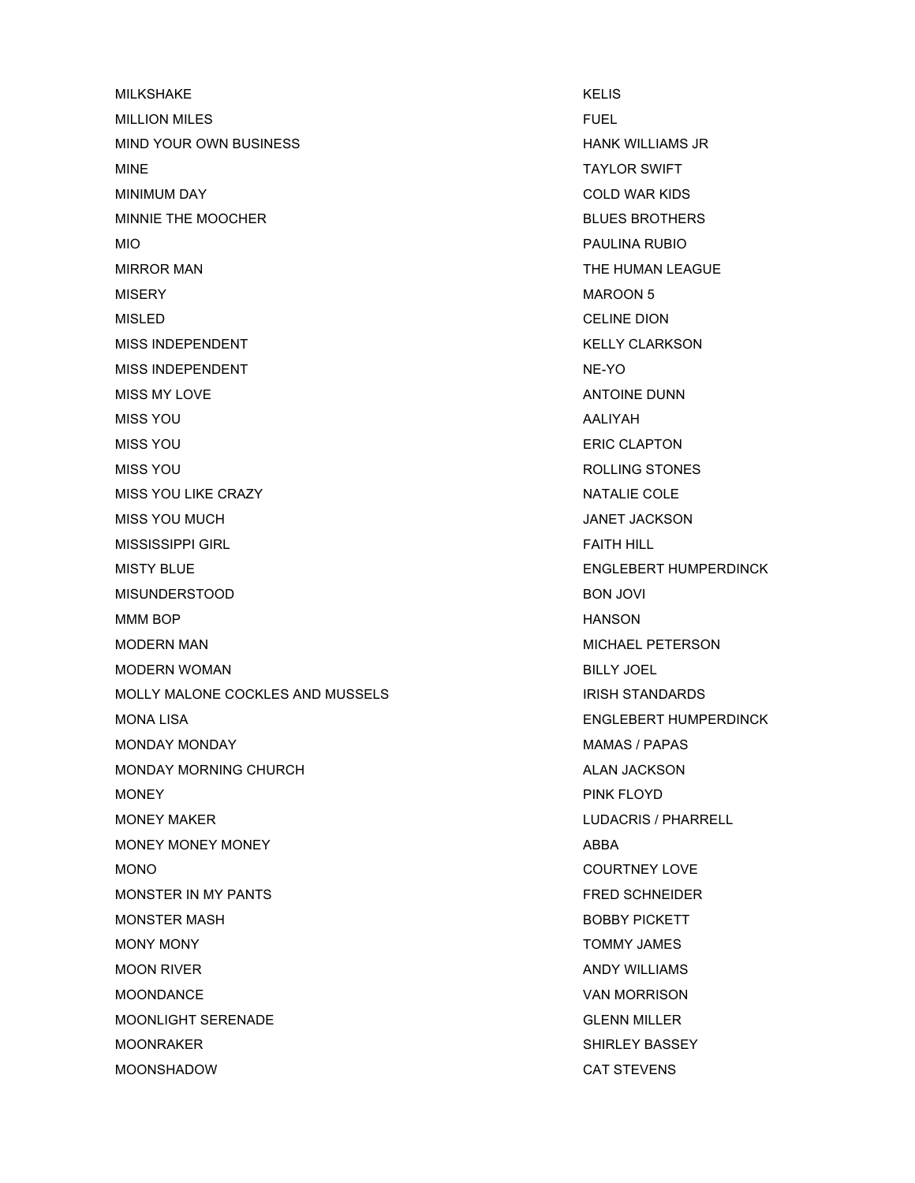| | |
|---|---|
| MILKSHAKE | KELIS |
| MILLION MILES | FUEL |
| MIND YOUR OWN BUSINESS | HANK WILLIAMS JR |
| MINE | TAYLOR SWIFT |
| MINIMUM DAY | COLD WAR KIDS |
| MINNIE THE MOOCHER | BLUES BROTHERS |
| MIO | PAULINA RUBIO |
| MIRROR MAN | THE HUMAN LEAGUE |
| MISERY | MAROON 5 |
| MISLED | CELINE DION |
| MISS INDEPENDENT | KELLY CLARKSON |
| MISS INDEPENDENT | NE-YO |
| MISS MY LOVE | ANTOINE DUNN |
| MISS YOU | AALIYAH |
| MISS YOU | ERIC CLAPTON |
| MISS YOU | ROLLING STONES |
| MISS YOU LIKE CRAZY | NATALIE COLE |
| MISS YOU MUCH | JANET JACKSON |
| MISSISSIPPI GIRL | FAITH HILL |
| MISTY BLUE | ENGLEBERT HUMPERDINCK |
| MISUNDERSTOOD | BON JOVI |
| MMM BOP | HANSON |
| MODERN MAN | MICHAEL PETERSON |
| MODERN WOMAN | BILLY JOEL |
| MOLLY MALONE COCKLES AND MUSSELS | IRISH STANDARDS |
| MONA LISA | ENGLEBERT HUMPERDINCK |
| MONDAY MONDAY | MAMAS / PAPAS |
| MONDAY MORNING CHURCH | ALAN JACKSON |
| MONEY | PINK FLOYD |
| MONEY MAKER | LUDACRIS / PHARRELL |
| MONEY MONEY MONEY | ABBA |
| MONO | COURTNEY LOVE |
| MONSTER IN MY PANTS | FRED SCHNEIDER |
| MONSTER MASH | BOBBY PICKETT |
| MONY MONY | TOMMY JAMES |
| MOON RIVER | ANDY WILLIAMS |
| MOONDANCE | VAN MORRISON |
| MOONLIGHT SERENADE | GLENN MILLER |
| MOONRAKER | SHIRLEY BASSEY |
| MOONSHADOW | CAT STEVENS |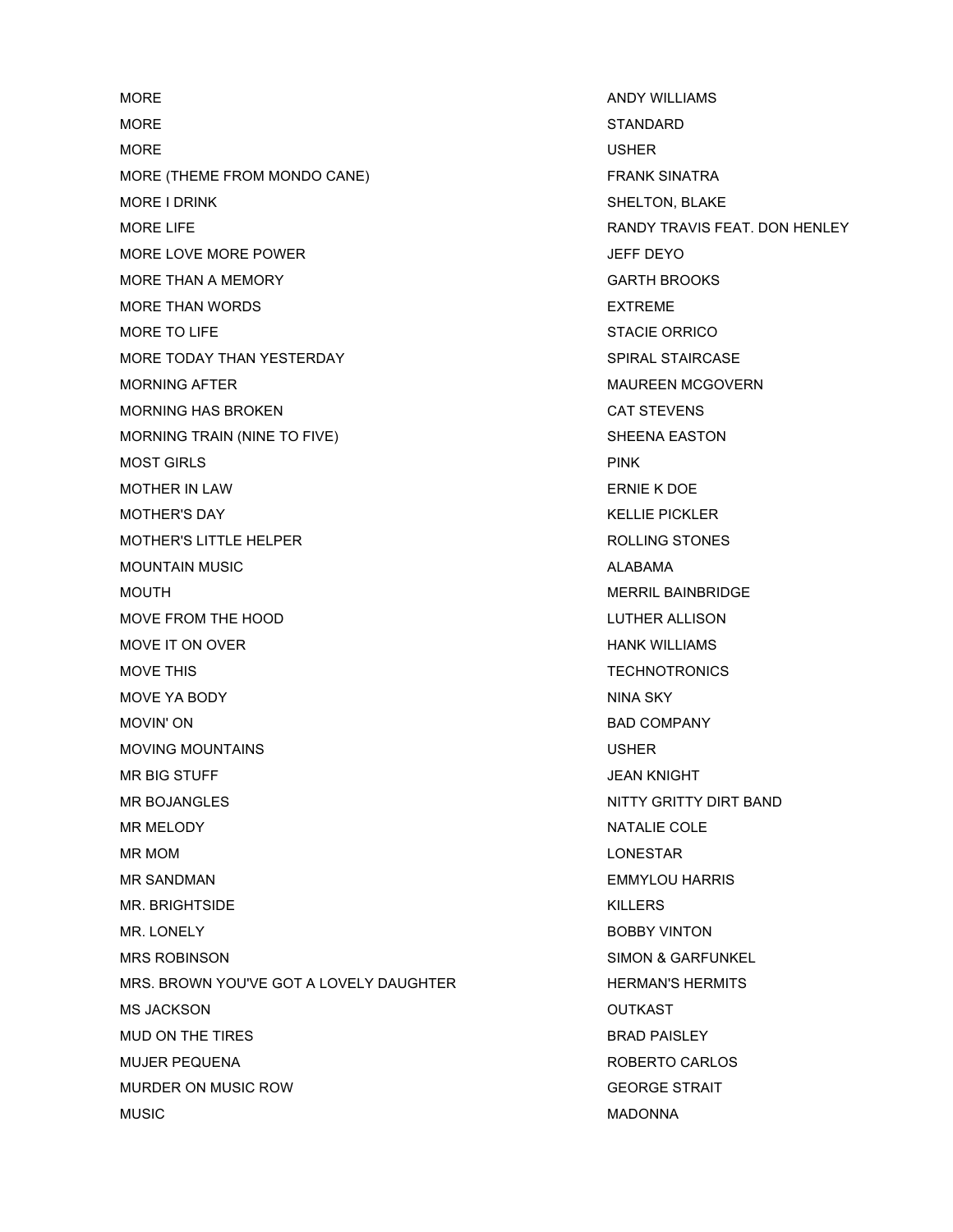| | |
|---|---|
| MORE | ANDY WILLIAMS |
| MORE | STANDARD |
| MORE | USHER |
| MORE (THEME FROM MONDO CANE) | FRANK SINATRA |
| MORE I DRINK | SHELTON, BLAKE |
| MORE LIFE | RANDY TRAVIS FEAT. DON HENLEY |
| MORE LOVE MORE POWER | JEFF DEYO |
| MORE THAN A MEMORY | GARTH BROOKS |
| MORE THAN WORDS | EXTREME |
| MORE TO LIFE | STACIE ORRICO |
| MORE TODAY THAN YESTERDAY | SPIRAL STAIRCASE |
| MORNING AFTER | MAUREEN MCGOVERN |
| MORNING HAS BROKEN | CAT STEVENS |
| MORNING TRAIN (NINE TO FIVE) | SHEENA EASTON |
| MOST GIRLS | PINK |
| MOTHER IN LAW | ERNIE K DOE |
| MOTHER'S DAY | KELLIE PICKLER |
| MOTHER'S LITTLE HELPER | ROLLING STONES |
| MOUNTAIN MUSIC | ALABAMA |
| MOUTH | MERRIL BAINBRIDGE |
| MOVE FROM THE HOOD | LUTHER ALLISON |
| MOVE IT ON OVER | HANK WILLIAMS |
| MOVE THIS | TECHNOTRONICS |
| MOVE YA BODY | NINA SKY |
| MOVIN' ON | BAD COMPANY |
| MOVING MOUNTAINS | USHER |
| MR BIG STUFF | JEAN KNIGHT |
| MR BOJANGLES | NITTY GRITTY DIRT BAND |
| MR MELODY | NATALIE COLE |
| MR MOM | LONESTAR |
| MR SANDMAN | EMMYLOU HARRIS |
| MR. BRIGHTSIDE | KILLERS |
| MR. LONELY | BOBBY VINTON |
| MRS ROBINSON | SIMON & GARFUNKEL |
| MRS. BROWN YOU'VE GOT A LOVELY DAUGHTER | HERMAN'S HERMITS |
| MS JACKSON | OUTKAST |
| MUD ON THE TIRES | BRAD PAISLEY |
| MUJER PEQUENA | ROBERTO CARLOS |
| MURDER ON MUSIC ROW | GEORGE STRAIT |
| MUSIC | MADONNA |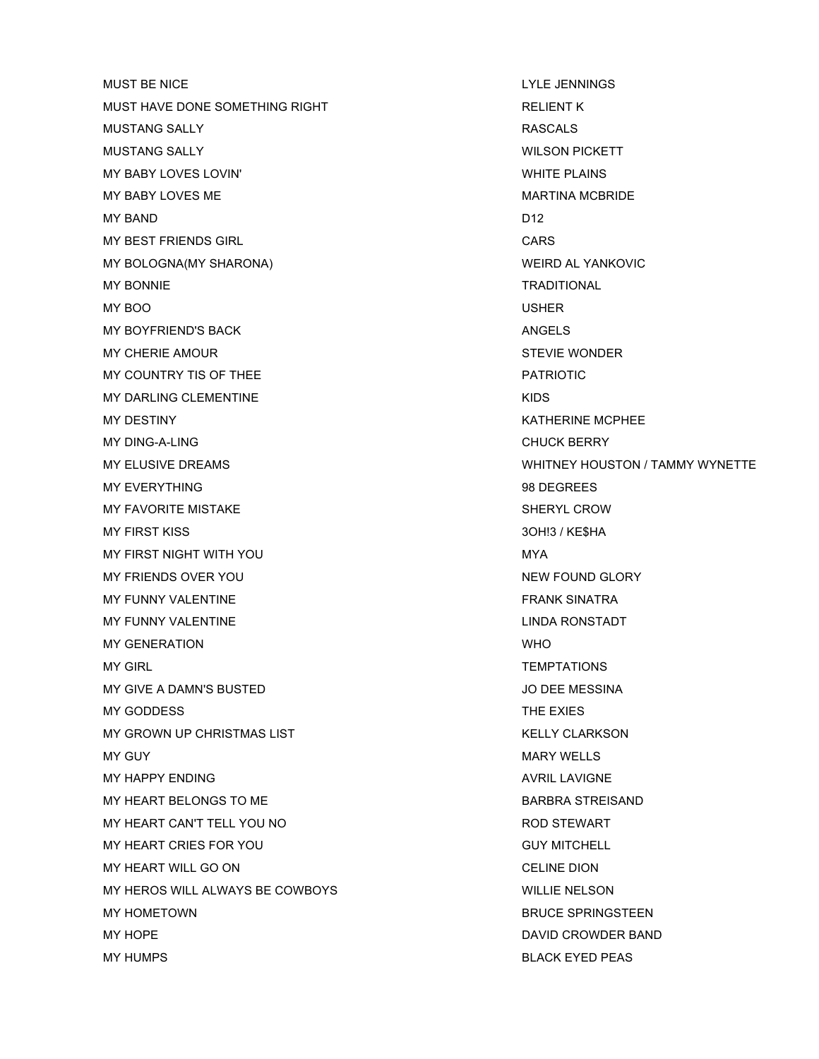| | |
|---|---|
| MUST BE NICE | LYLE JENNINGS |
| MUST HAVE DONE SOMETHING RIGHT | RELIENT K |
| MUSTANG SALLY | RASCALS |
| MUSTANG SALLY | WILSON PICKETT |
| MY BABY LOVES LOVIN' | WHITE PLAINS |
| MY BABY LOVES ME | MARTINA MCBRIDE |
| MY BAND | D12 |
| MY BEST FRIENDS GIRL | CARS |
| MY BOLOGNA(MY SHARONA) | WEIRD AL YANKOVIC |
| MY BONNIE | TRADITIONAL |
| MY BOO | USHER |
| MY BOYFRIEND'S BACK | ANGELS |
| MY CHERIE AMOUR | STEVIE WONDER |
| MY COUNTRY TIS OF THEE | PATRIOTIC |
| MY DARLING CLEMENTINE | KIDS |
| MY DESTINY | KATHERINE MCPHEE |
| MY DING-A-LING | CHUCK BERRY |
| MY ELUSIVE DREAMS | WHITNEY HOUSTON / TAMMY WYNETTE |
| MY EVERYTHING | 98 DEGREES |
| MY FAVORITE MISTAKE | SHERYL CROW |
| MY FIRST KISS | 3OH!3 / KE$HA |
| MY FIRST NIGHT WITH YOU | MYA |
| MY FRIENDS OVER YOU | NEW FOUND GLORY |
| MY FUNNY VALENTINE | FRANK SINATRA |
| MY FUNNY VALENTINE | LINDA RONSTADT |
| MY GENERATION | WHO |
| MY GIRL | TEMPTATIONS |
| MY GIVE A DAMN'S BUSTED | JO DEE MESSINA |
| MY GODDESS | THE EXIES |
| MY GROWN UP CHRISTMAS LIST | KELLY CLARKSON |
| MY GUY | MARY WELLS |
| MY HAPPY ENDING | AVRIL LAVIGNE |
| MY HEART BELONGS TO ME | BARBRA STREISAND |
| MY HEART CAN'T TELL YOU NO | ROD STEWART |
| MY HEART CRIES FOR YOU | GUY MITCHELL |
| MY HEART WILL GO ON | CELINE DION |
| MY HEROS WILL ALWAYS BE COWBOYS | WILLIE NELSON |
| MY HOMETOWN | BRUCE SPRINGSTEEN |
| MY HOPE | DAVID CROWDER BAND |
| MY HUMPS | BLACK EYED PEAS |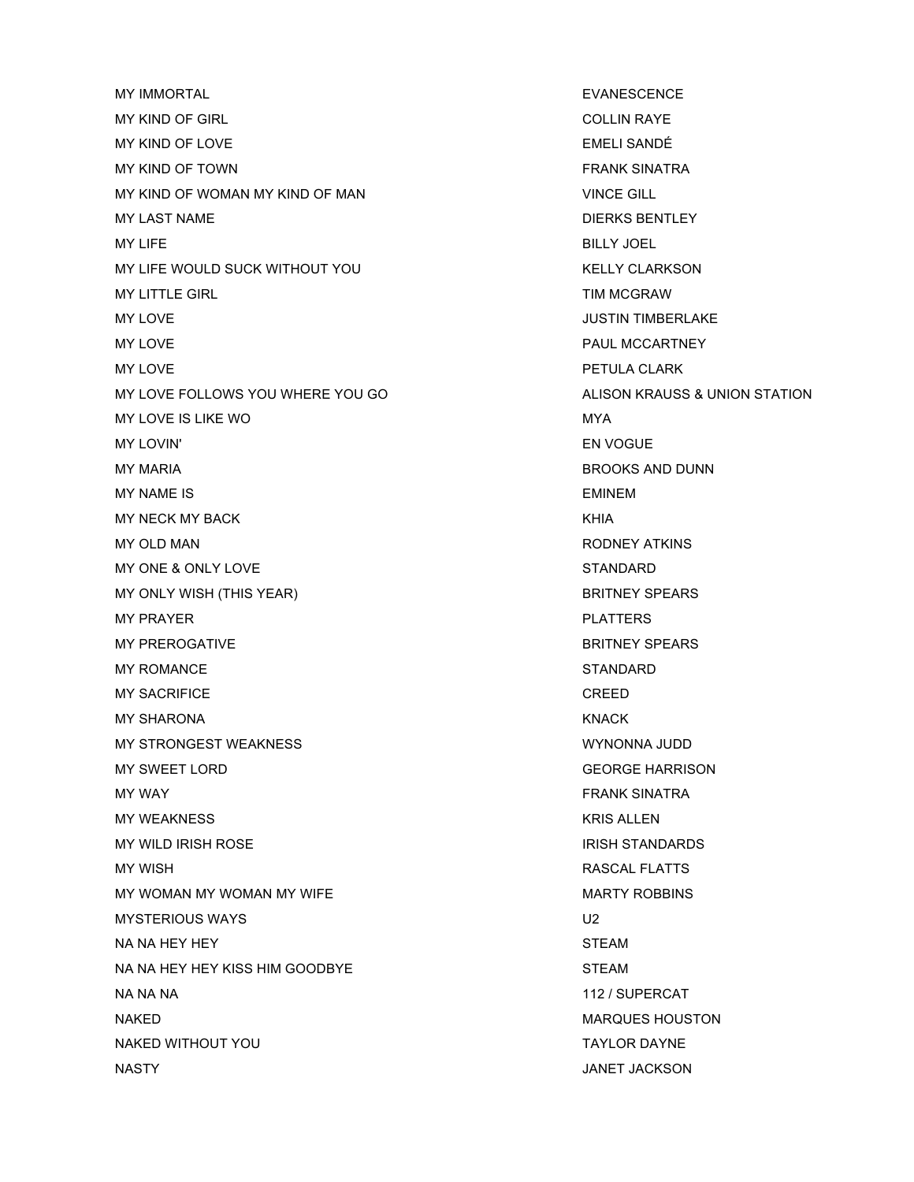| | |
|---|---|
| MY IMMORTAL | EVANESCENCE |
| MY KIND OF GIRL | COLLIN RAYE |
| MY KIND OF LOVE | EMELI SANDÉ |
| MY KIND OF TOWN | FRANK SINATRA |
| MY KIND OF WOMAN MY KIND OF MAN | VINCE GILL |
| MY LAST NAME | DIERKS BENTLEY |
| MY LIFE | BILLY JOEL |
| MY LIFE WOULD SUCK WITHOUT YOU | KELLY CLARKSON |
| MY LITTLE GIRL | TIM MCGRAW |
| MY LOVE | JUSTIN TIMBERLAKE |
| MY LOVE | PAUL MCCARTNEY |
| MY LOVE | PETULA CLARK |
| MY LOVE FOLLOWS YOU WHERE YOU GO | ALISON KRAUSS & UNION STATION |
| MY LOVE IS LIKE WO | MYA |
| MY LOVIN' | EN VOGUE |
| MY MARIA | BROOKS AND DUNN |
| MY NAME IS | EMINEM |
| MY NECK MY BACK | KHIA |
| MY OLD MAN | RODNEY ATKINS |
| MY ONE & ONLY LOVE | STANDARD |
| MY ONLY WISH (THIS YEAR) | BRITNEY SPEARS |
| MY PRAYER | PLATTERS |
| MY PREROGATIVE | BRITNEY SPEARS |
| MY ROMANCE | STANDARD |
| MY SACRIFICE | CREED |
| MY SHARONA | KNACK |
| MY STRONGEST WEAKNESS | WYNONNA JUDD |
| MY SWEET LORD | GEORGE HARRISON |
| MY WAY | FRANK SINATRA |
| MY WEAKNESS | KRIS ALLEN |
| MY WILD IRISH ROSE | IRISH STANDARDS |
| MY WISH | RASCAL FLATTS |
| MY WOMAN MY WOMAN MY WIFE | MARTY ROBBINS |
| MYSTERIOUS WAYS | U2 |
| NA NA HEY HEY | STEAM |
| NA NA HEY HEY KISS HIM GOODBYE | STEAM |
| NA NA NA | 112 / SUPERCAT |
| NAKED | MARQUES HOUSTON |
| NAKED WITHOUT YOU | TAYLOR DAYNE |
| NASTY | JANET JACKSON |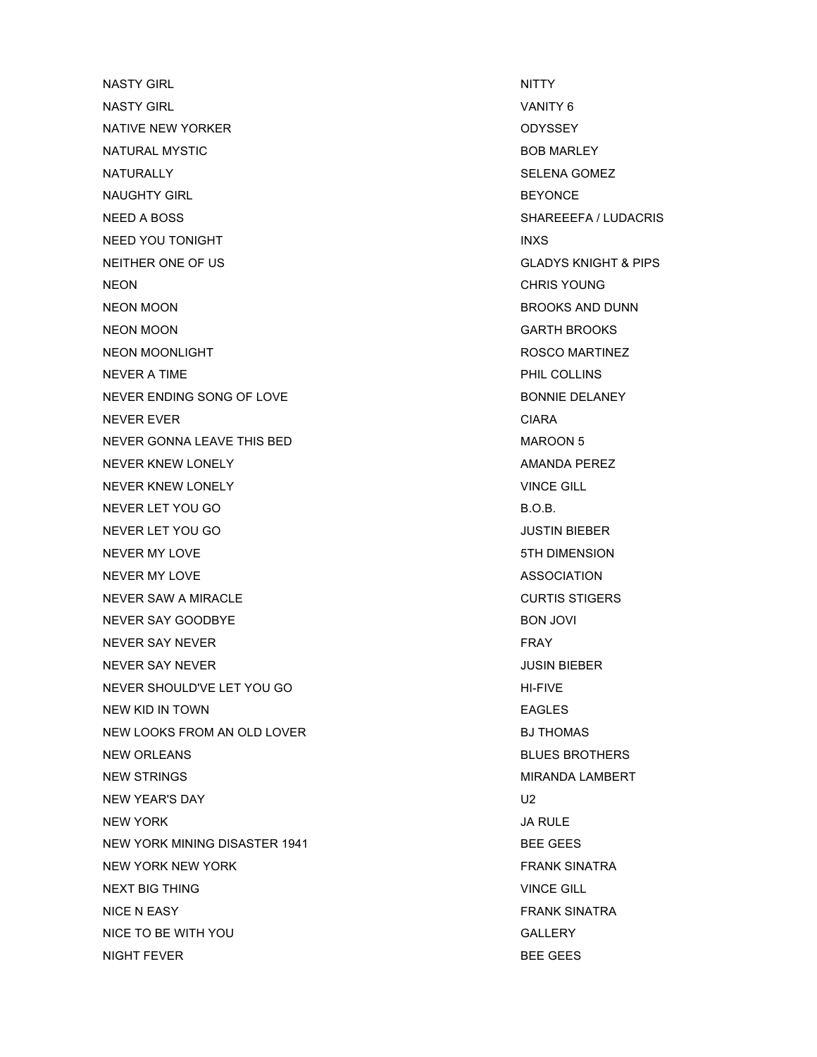| | |
|---|---|
| NASTY GIRL | NITTY |
| NASTY GIRL | VANITY 6 |
| NATIVE NEW YORKER | ODYSSEY |
| NATURAL MYSTIC | BOB MARLEY |
| NATURALLY | SELENA GOMEZ |
| NAUGHTY GIRL | BEYONCE |
| NEED A BOSS | SHAREEEFA / LUDACRIS |
| NEED YOU TONIGHT | INXS |
| NEITHER ONE OF US | GLADYS KNIGHT & PIPS |
| NEON | CHRIS YOUNG |
| NEON MOON | BROOKS AND DUNN |
| NEON MOON | GARTH BROOKS |
| NEON MOONLIGHT | ROSCO MARTINEZ |
| NEVER A TIME | PHIL COLLINS |
| NEVER ENDING SONG OF LOVE | BONNIE DELANEY |
| NEVER EVER | CIARA |
| NEVER GONNA LEAVE THIS BED | MAROON 5 |
| NEVER KNEW LONELY | AMANDA PEREZ |
| NEVER KNEW LONELY | VINCE GILL |
| NEVER LET YOU GO | B.O.B. |
| NEVER LET YOU GO | JUSTIN BIEBER |
| NEVER MY LOVE | 5TH DIMENSION |
| NEVER MY LOVE | ASSOCIATION |
| NEVER SAW A MIRACLE | CURTIS STIGERS |
| NEVER SAY GOODBYE | BON JOVI |
| NEVER SAY NEVER | FRAY |
| NEVER SAY NEVER | JUSIN BIEBER |
| NEVER SHOULD'VE LET YOU GO | HI-FIVE |
| NEW KID IN TOWN | EAGLES |
| NEW LOOKS FROM AN OLD LOVER | BJ THOMAS |
| NEW ORLEANS | BLUES BROTHERS |
| NEW STRINGS | MIRANDA LAMBERT |
| NEW YEAR'S DAY | U2 |
| NEW YORK | JA RULE |
| NEW YORK MINING DISASTER 1941 | BEE GEES |
| NEW YORK NEW YORK | FRANK SINATRA |
| NEXT BIG THING | VINCE GILL |
| NICE N EASY | FRANK SINATRA |
| NICE TO BE WITH YOU | GALLERY |
| NIGHT FEVER | BEE GEES |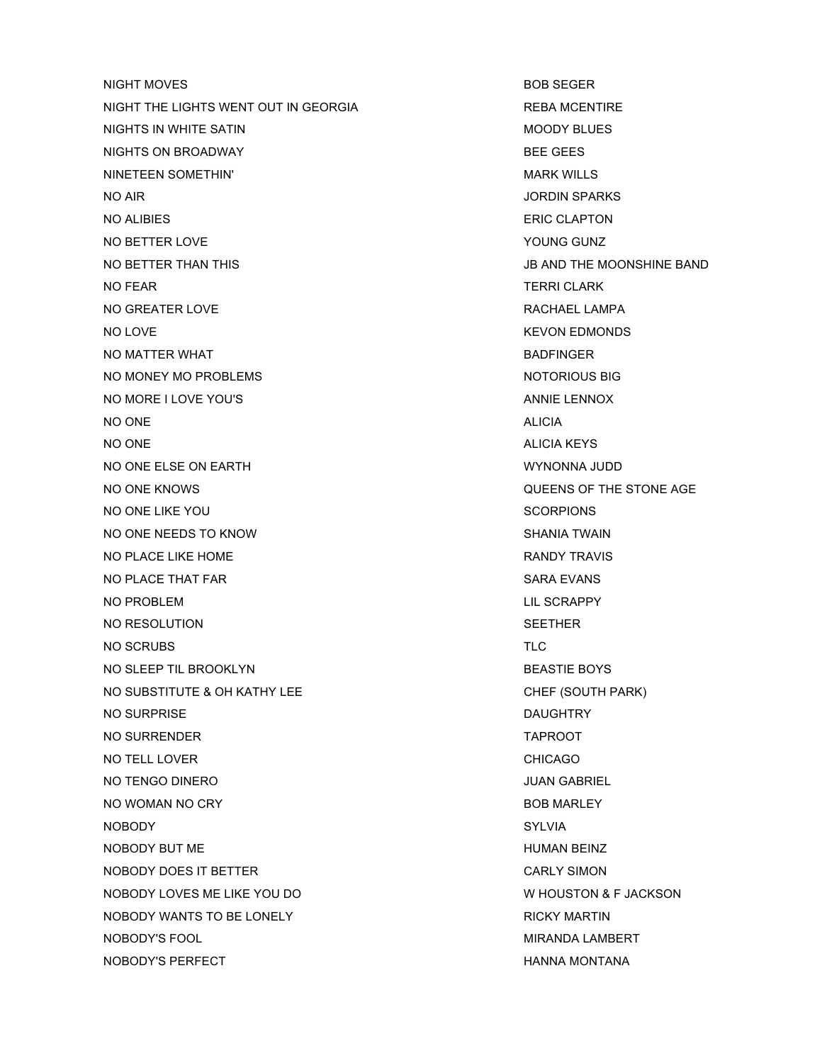| | |
|---|---|
| NIGHT MOVES | BOB SEGER |
| NIGHT THE LIGHTS WENT OUT IN GEORGIA | REBA MCENTIRE |
| NIGHTS IN WHITE SATIN | MOODY BLUES |
| NIGHTS ON BROADWAY | BEE GEES |
| NINETEEN SOMETHIN' | MARK WILLS |
| NO AIR | JORDIN SPARKS |
| NO ALIBIES | ERIC CLAPTON |
| NO BETTER LOVE | YOUNG GUNZ |
| NO BETTER THAN THIS | JB AND THE MOONSHINE BAND |
| NO FEAR | TERRI CLARK |
| NO GREATER LOVE | RACHAEL LAMPA |
| NO LOVE | KEVON EDMONDS |
| NO MATTER WHAT | BADFINGER |
| NO MONEY MO PROBLEMS | NOTORIOUS BIG |
| NO MORE I LOVE YOU'S | ANNIE LENNOX |
| NO ONE | ALICIA |
| NO ONE | ALICIA KEYS |
| NO ONE ELSE ON EARTH | WYNONNA JUDD |
| NO ONE KNOWS | QUEENS OF THE STONE AGE |
| NO ONE LIKE YOU | SCORPIONS |
| NO ONE NEEDS TO KNOW | SHANIA TWAIN |
| NO PLACE LIKE HOME | RANDY TRAVIS |
| NO PLACE THAT FAR | SARA EVANS |
| NO PROBLEM | LIL SCRAPPY |
| NO RESOLUTION | SEETHER |
| NO SCRUBS | TLC |
| NO SLEEP TIL BROOKLYN | BEASTIE BOYS |
| NO SUBSTITUTE & OH KATHY LEE | CHEF (SOUTH PARK) |
| NO SURPRISE | DAUGHTRY |
| NO SURRENDER | TAPROOT |
| NO TELL LOVER | CHICAGO |
| NO TENGO DINERO | JUAN GABRIEL |
| NO WOMAN NO CRY | BOB MARLEY |
| NOBODY | SYLVIA |
| NOBODY BUT ME | HUMAN BEINZ |
| NOBODY DOES IT BETTER | CARLY SIMON |
| NOBODY LOVES ME LIKE YOU DO | W HOUSTON & F JACKSON |
| NOBODY WANTS TO BE LONELY | RICKY MARTIN |
| NOBODY'S FOOL | MIRANDA LAMBERT |
| NOBODY'S PERFECT | HANNA MONTANA |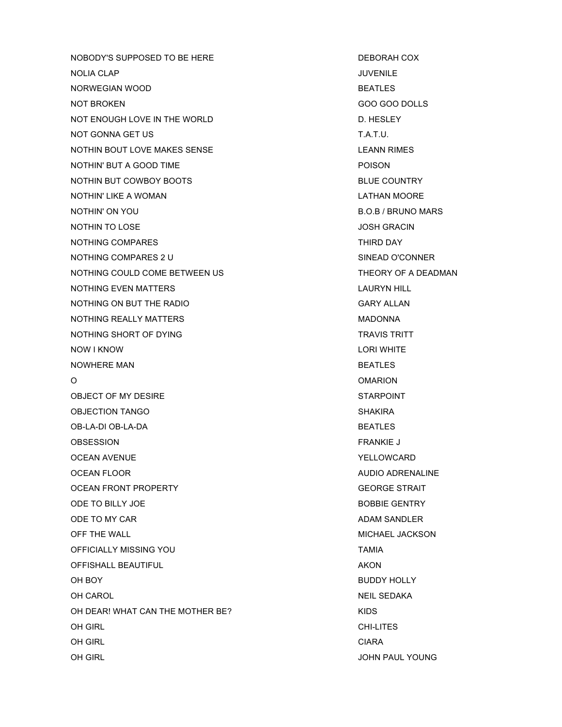| | |
|---|---|
| NOBODY'S SUPPOSED TO BE HERE | DEBORAH COX |
| NOLIA CLAP | JUVENILE |
| NORWEGIAN WOOD | BEATLES |
| NOT BROKEN | GOO GOO DOLLS |
| NOT ENOUGH LOVE IN THE WORLD | D. HESLEY |
| NOT GONNA GET US | T.A.T.U. |
| NOTHIN BOUT LOVE MAKES SENSE | LEANN RIMES |
| NOTHIN' BUT A GOOD TIME | POISON |
| NOTHIN BUT COWBOY BOOTS | BLUE COUNTRY |
| NOTHIN' LIKE A WOMAN | LATHAN MOORE |
| NOTHIN' ON YOU | B.O.B / BRUNO MARS |
| NOTHIN TO LOSE | JOSH GRACIN |
| NOTHING COMPARES | THIRD DAY |
| NOTHING COMPARES 2 U | SINEAD O'CONNER |
| NOTHING COULD COME BETWEEN US | THEORY OF A DEADMAN |
| NOTHING EVEN MATTERS | LAURYN HILL |
| NOTHING ON BUT THE RADIO | GARY ALLAN |
| NOTHING REALLY MATTERS | MADONNA |
| NOTHING SHORT OF DYING | TRAVIS TRITT |
| NOW I KNOW | LORI WHITE |
| NOWHERE MAN | BEATLES |
| O | OMARION |
| OBJECT OF MY DESIRE | STARPOINT |
| OBJECTION TANGO | SHAKIRA |
| OB-LA-DI OB-LA-DA | BEATLES |
| OBSESSION | FRANKIE J |
| OCEAN AVENUE | YELLOWCARD |
| OCEAN FLOOR | AUDIO ADRENALINE |
| OCEAN FRONT PROPERTY | GEORGE STRAIT |
| ODE TO BILLY JOE | BOBBIE GENTRY |
| ODE TO MY CAR | ADAM SANDLER |
| OFF THE WALL | MICHAEL JACKSON |
| OFFICIALLY MISSING YOU | TAMIA |
| OFFISHALL BEAUTIFUL | AKON |
| OH BOY | BUDDY HOLLY |
| OH CAROL | NEIL SEDAKA |
| OH DEAR! WHAT CAN THE MOTHER BE? | KIDS |
| OH GIRL | CHI-LITES |
| OH GIRL | CIARA |
| OH GIRL | JOHN PAUL YOUNG |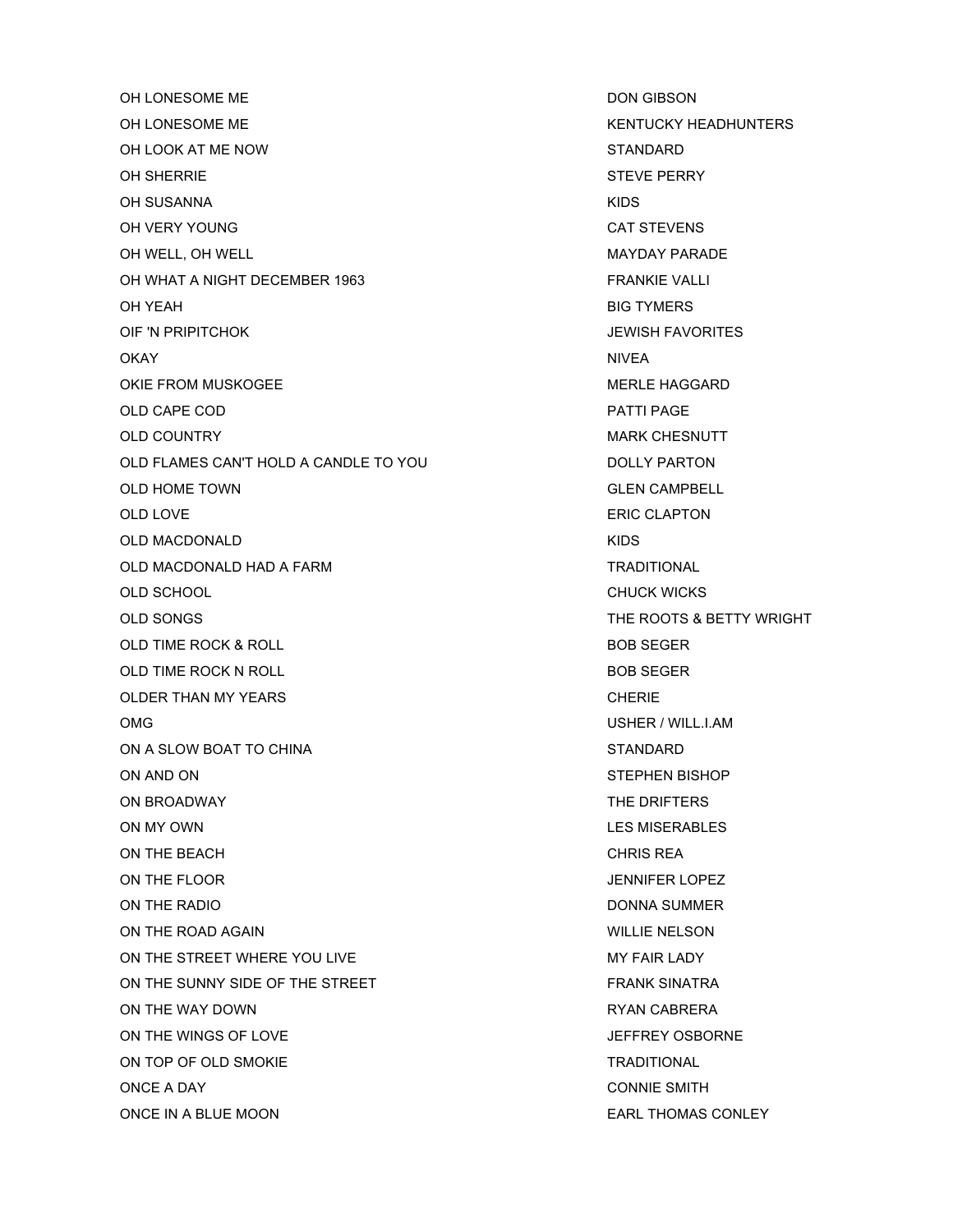| | |
|---|---|
| OH LONESOME ME | DON GIBSON |
| OH LONESOME ME | KENTUCKY HEADHUNTERS |
| OH LOOK AT ME NOW | STANDARD |
| OH SHERRIE | STEVE PERRY |
| OH SUSANNA | KIDS |
| OH VERY YOUNG | CAT STEVENS |
| OH WELL, OH WELL | MAYDAY PARADE |
| OH WHAT A NIGHT DECEMBER 1963 | FRANKIE VALLI |
| OH YEAH | BIG TYMERS |
| OIF 'N PRIPITCHOK | JEWISH FAVORITES |
| OKAY | NIVEA |
| OKIE FROM MUSKOGEE | MERLE HAGGARD |
| OLD CAPE COD | PATTI PAGE |
| OLD COUNTRY | MARK CHESNUTT |
| OLD FLAMES CAN'T HOLD A CANDLE TO YOU | DOLLY PARTON |
| OLD HOME TOWN | GLEN CAMPBELL |
| OLD LOVE | ERIC CLAPTON |
| OLD MACDONALD | KIDS |
| OLD MACDONALD HAD A FARM | TRADITIONAL |
| OLD SCHOOL | CHUCK WICKS |
| OLD SONGS | THE ROOTS & BETTY WRIGHT |
| OLD TIME ROCK & ROLL | BOB SEGER |
| OLD TIME ROCK N ROLL | BOB SEGER |
| OLDER THAN MY YEARS | CHERIE |
| OMG | USHER / WILL.I.AM |
| ON A SLOW BOAT TO CHINA | STANDARD |
| ON AND ON | STEPHEN BISHOP |
| ON BROADWAY | THE DRIFTERS |
| ON MY OWN | LES MISERABLES |
| ON THE BEACH | CHRIS REA |
| ON THE FLOOR | JENNIFER LOPEZ |
| ON THE RADIO | DONNA SUMMER |
| ON THE ROAD AGAIN | WILLIE NELSON |
| ON THE STREET WHERE YOU LIVE | MY FAIR LADY |
| ON THE SUNNY SIDE OF THE STREET | FRANK SINATRA |
| ON THE WAY DOWN | RYAN CABRERA |
| ON THE WINGS OF LOVE | JEFFREY OSBORNE |
| ON TOP OF OLD SMOKIE | TRADITIONAL |
| ONCE A DAY | CONNIE SMITH |
| ONCE IN A BLUE MOON | EARL THOMAS CONLEY |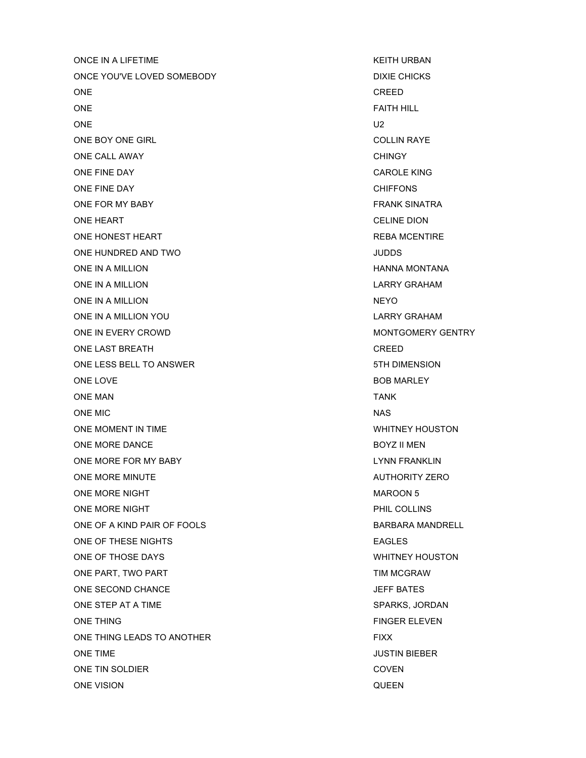| | |
|---|---|
| ONCE IN A LIFETIME | KEITH URBAN |
| ONCE YOU'VE LOVED SOMEBODY | DIXIE CHICKS |
| ONE | CREED |
| ONE | FAITH HILL |
| ONE | U2 |
| ONE BOY ONE GIRL | COLLIN RAYE |
| ONE CALL AWAY | CHINGY |
| ONE FINE DAY | CAROLE KING |
| ONE FINE DAY | CHIFFONS |
| ONE FOR MY BABY | FRANK SINATRA |
| ONE HEART | CELINE DION |
| ONE HONEST HEART | REBA MCENTIRE |
| ONE HUNDRED AND TWO | JUDDS |
| ONE IN A MILLION | HANNA MONTANA |
| ONE IN A MILLION | LARRY GRAHAM |
| ONE IN A MILLION | NEYO |
| ONE IN A MILLION YOU | LARRY GRAHAM |
| ONE IN EVERY CROWD | MONTGOMERY GENTRY |
| ONE LAST BREATH | CREED |
| ONE LESS BELL TO ANSWER | 5TH DIMENSION |
| ONE LOVE | BOB MARLEY |
| ONE MAN | TANK |
| ONE MIC | NAS |
| ONE MOMENT IN TIME | WHITNEY HOUSTON |
| ONE MORE DANCE | BOYZ II MEN |
| ONE MORE FOR MY BABY | LYNN FRANKLIN |
| ONE MORE MINUTE | AUTHORITY ZERO |
| ONE MORE NIGHT | MAROON 5 |
| ONE MORE NIGHT | PHIL COLLINS |
| ONE OF A KIND PAIR OF FOOLS | BARBARA MANDRELL |
| ONE OF THESE NIGHTS | EAGLES |
| ONE OF THOSE DAYS | WHITNEY HOUSTON |
| ONE PART, TWO PART | TIM MCGRAW |
| ONE SECOND CHANCE | JEFF BATES |
| ONE STEP AT A TIME | SPARKS, JORDAN |
| ONE THING | FINGER ELEVEN |
| ONE THING LEADS TO ANOTHER | FIXX |
| ONE TIME | JUSTIN BIEBER |
| ONE TIN SOLDIER | COVEN |
| ONE VISION | QUEEN |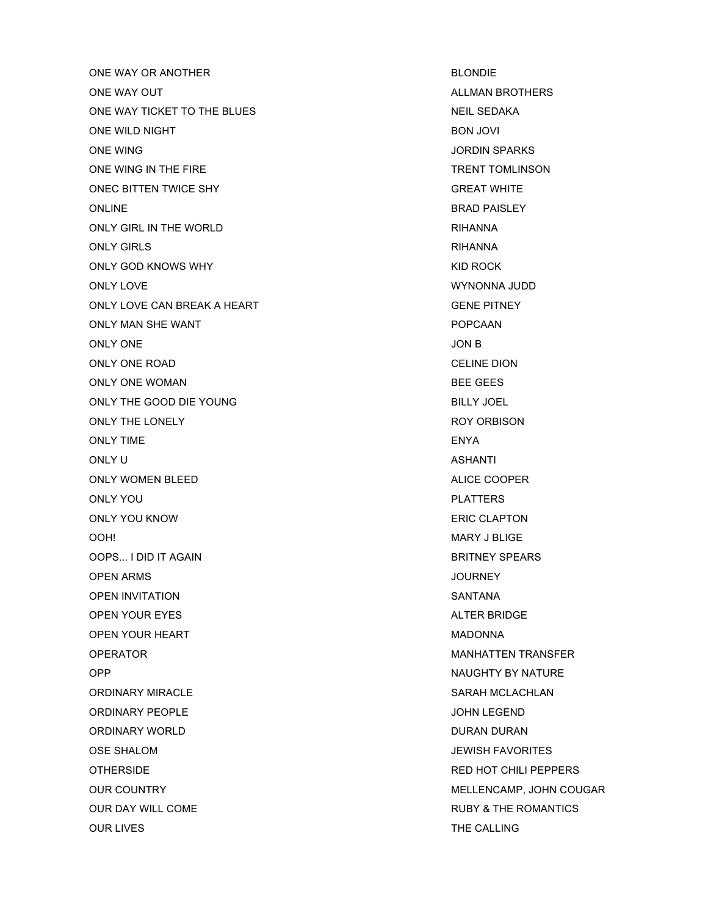| | |
|---|---|
| ONE WAY OR ANOTHER | BLONDIE |
| ONE WAY OUT | ALLMAN BROTHERS |
| ONE WAY TICKET TO THE BLUES | NEIL SEDAKA |
| ONE WILD NIGHT | BON JOVI |
| ONE WING | JORDIN SPARKS |
| ONE WING IN THE FIRE | TRENT TOMLINSON |
| ONEC BITTEN TWICE SHY | GREAT WHITE |
| ONLINE | BRAD PAISLEY |
| ONLY GIRL IN THE WORLD | RIHANNA |
| ONLY GIRLS | RIHANNA |
| ONLY GOD KNOWS WHY | KID ROCK |
| ONLY LOVE | WYNONNA JUDD |
| ONLY LOVE CAN BREAK A HEART | GENE PITNEY |
| ONLY MAN SHE WANT | POPCAAN |
| ONLY ONE | JON B |
| ONLY ONE ROAD | CELINE DION |
| ONLY ONE WOMAN | BEE GEES |
| ONLY THE GOOD DIE YOUNG | BILLY JOEL |
| ONLY THE LONELY | ROY ORBISON |
| ONLY TIME | ENYA |
| ONLY U | ASHANTI |
| ONLY WOMEN BLEED | ALICE COOPER |
| ONLY YOU | PLATTERS |
| ONLY YOU KNOW | ERIC CLAPTON |
| OOH! | MARY J BLIGE |
| OOPS... I DID IT AGAIN | BRITNEY SPEARS |
| OPEN ARMS | JOURNEY |
| OPEN INVITATION | SANTANA |
| OPEN YOUR EYES | ALTER BRIDGE |
| OPEN YOUR HEART | MADONNA |
| OPERATOR | MANHATTEN TRANSFER |
| OPP | NAUGHTY BY NATURE |
| ORDINARY MIRACLE | SARAH MCLACHLAN |
| ORDINARY PEOPLE | JOHN LEGEND |
| ORDINARY WORLD | DURAN DURAN |
| OSE SHALOM | JEWISH FAVORITES |
| OTHERSIDE | RED HOT CHILI PEPPERS |
| OUR COUNTRY | MELLENCAMP, JOHN COUGAR |
| OUR DAY WILL COME | RUBY & THE ROMANTICS |
| OUR LIVES | THE CALLING |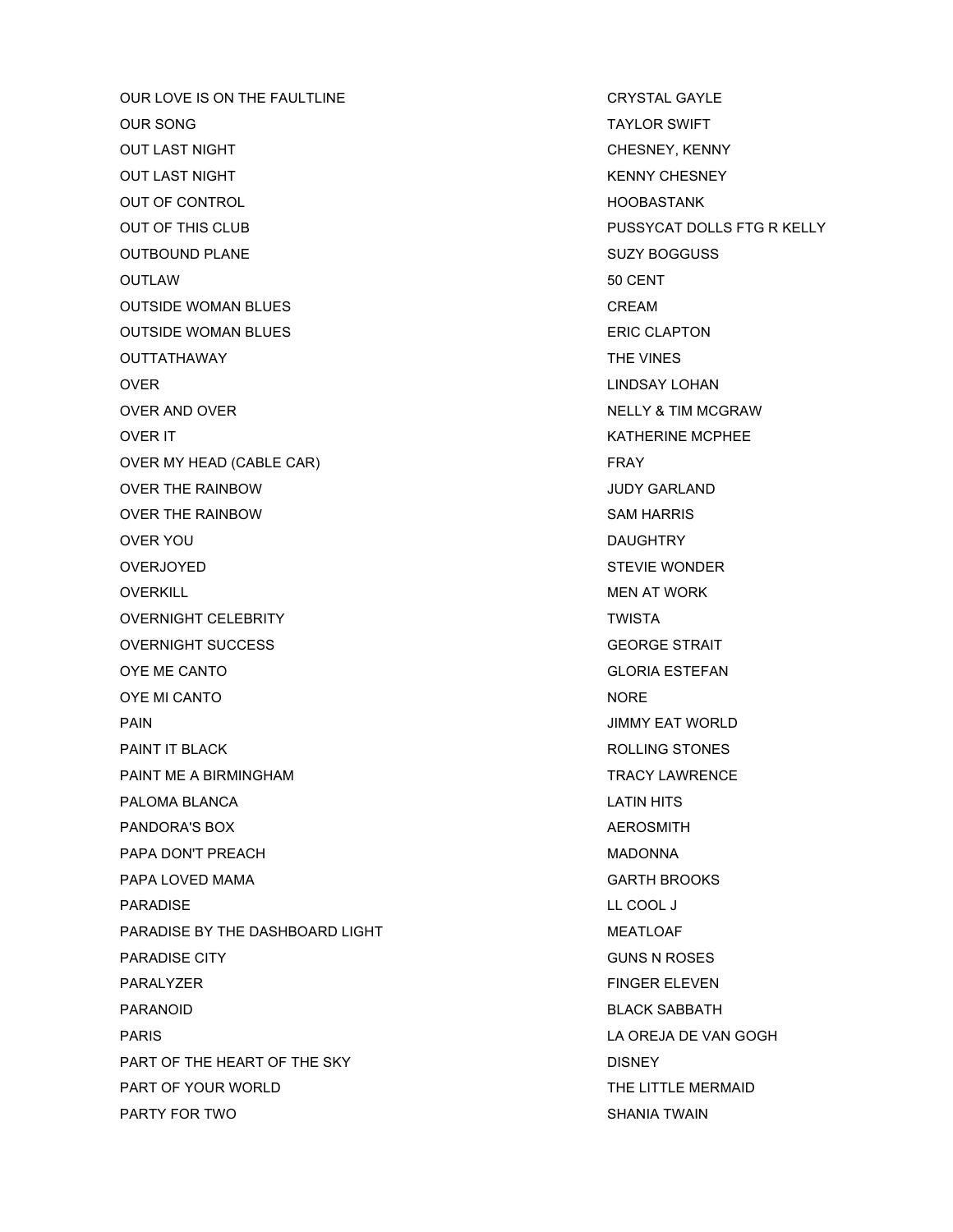| | |
|---|---|
| OUR LOVE IS ON THE FAULTLINE | CRYSTAL GAYLE |
| OUR SONG | TAYLOR SWIFT |
| OUT LAST NIGHT | CHESNEY, KENNY |
| OUT LAST NIGHT | KENNY CHESNEY |
| OUT OF CONTROL | HOOBASTANK |
| OUT OF THIS CLUB | PUSSYCAT DOLLS FTG R KELLY |
| OUTBOUND PLANE | SUZY BOGGUSS |
| OUTLAW | 50 CENT |
| OUTSIDE WOMAN BLUES | CREAM |
| OUTSIDE WOMAN BLUES | ERIC CLAPTON |
| OUTTATHAWAY | THE VINES |
| OVER | LINDSAY LOHAN |
| OVER AND OVER | NELLY & TIM MCGRAW |
| OVER IT | KATHERINE MCPHEE |
| OVER MY HEAD (CABLE CAR) | FRAY |
| OVER THE RAINBOW | JUDY GARLAND |
| OVER THE RAINBOW | SAM HARRIS |
| OVER YOU | DAUGHTRY |
| OVERJOYED | STEVIE WONDER |
| OVERKILL | MEN AT WORK |
| OVERNIGHT CELEBRITY | TWISTA |
| OVERNIGHT SUCCESS | GEORGE STRAIT |
| OYE ME CANTO | GLORIA ESTEFAN |
| OYE MI CANTO | NORE |
| PAIN | JIMMY EAT WORLD |
| PAINT IT BLACK | ROLLING STONES |
| PAINT ME A BIRMINGHAM | TRACY LAWRENCE |
| PALOMA BLANCA | LATIN HITS |
| PANDORA'S BOX | AEROSMITH |
| PAPA DON'T PREACH | MADONNA |
| PAPA LOVED MAMA | GARTH BROOKS |
| PARADISE | LL COOL J |
| PARADISE BY THE DASHBOARD LIGHT | MEATLOAF |
| PARADISE CITY | GUNS N ROSES |
| PARALYZER | FINGER ELEVEN |
| PARANOID | BLACK SABBATH |
| PARIS | LA OREJA DE VAN GOGH |
| PART OF THE HEART OF THE SKY | DISNEY |
| PART OF YOUR WORLD | THE LITTLE MERMAID |
| PARTY FOR TWO | SHANIA TWAIN |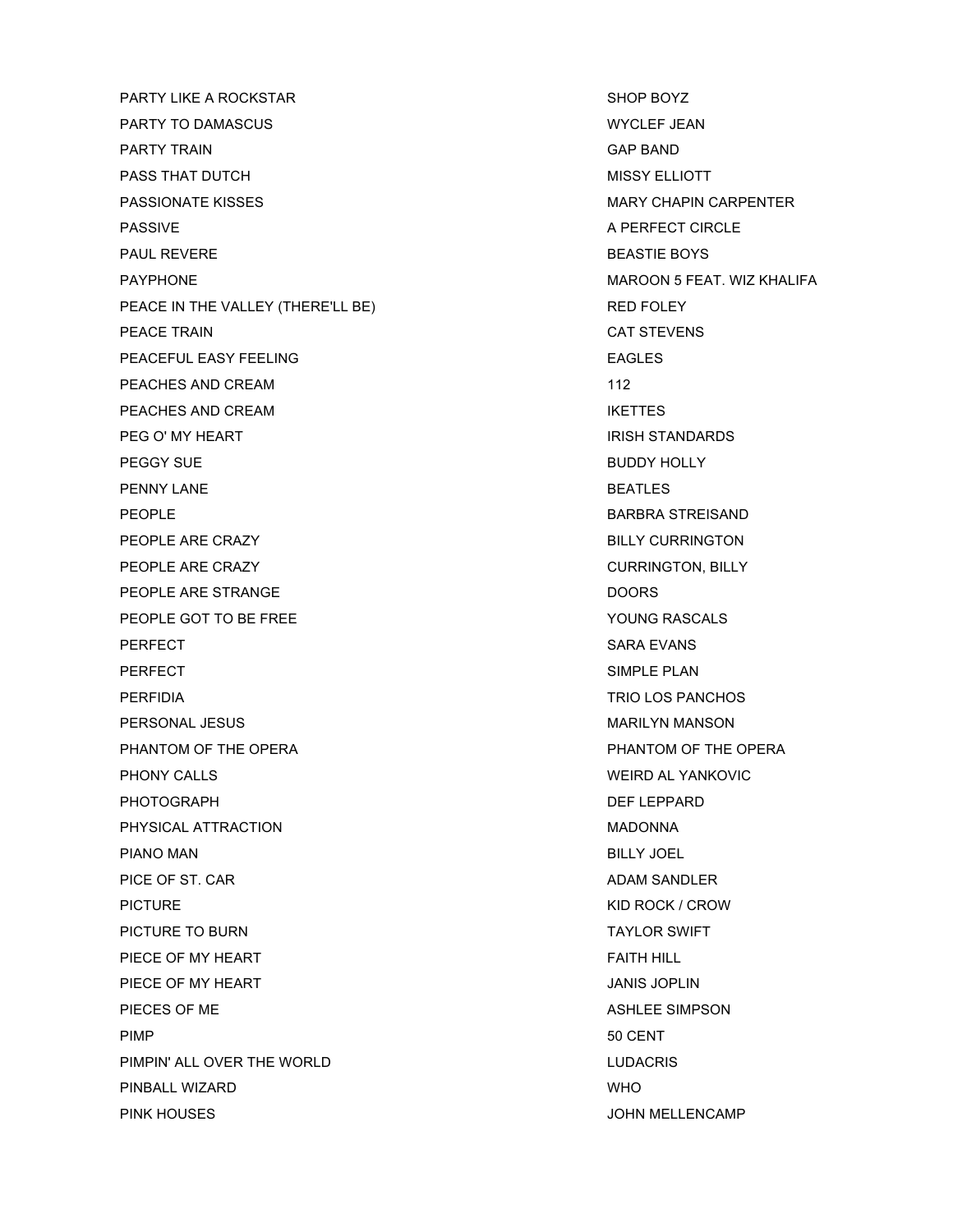| | |
|---|---|
| PARTY LIKE A ROCKSTAR | SHOP BOYZ |
| PARTY TO DAMASCUS | WYCLEF JEAN |
| PARTY TRAIN | GAP BAND |
| PASS THAT DUTCH | MISSY ELLIOTT |
| PASSIONATE KISSES | MARY CHAPIN CARPENTER |
| PASSIVE | A PERFECT CIRCLE |
| PAUL REVERE | BEASTIE BOYS |
| PAYPHONE | MAROON 5 FEAT. WIZ KHALIFA |
| PEACE IN THE VALLEY (THERE'LL BE) | RED FOLEY |
| PEACE TRAIN | CAT STEVENS |
| PEACEFUL EASY FEELING | EAGLES |
| PEACHES AND CREAM | 112 |
| PEACHES AND CREAM | IKETTES |
| PEG O' MY HEART | IRISH STANDARDS |
| PEGGY SUE | BUDDY HOLLY |
| PENNY LANE | BEATLES |
| PEOPLE | BARBRA STREISAND |
| PEOPLE ARE CRAZY | BILLY CURRINGTON |
| PEOPLE ARE CRAZY | CURRINGTON, BILLY |
| PEOPLE ARE STRANGE | DOORS |
| PEOPLE GOT TO BE FREE | YOUNG RASCALS |
| PERFECT | SARA EVANS |
| PERFECT | SIMPLE PLAN |
| PERFIDIA | TRIO LOS PANCHOS |
| PERSONAL JESUS | MARILYN MANSON |
| PHANTOM OF THE OPERA | PHANTOM OF THE OPERA |
| PHONY CALLS | WEIRD AL YANKOVIC |
| PHOTOGRAPH | DEF LEPPARD |
| PHYSICAL ATTRACTION | MADONNA |
| PIANO MAN | BILLY JOEL |
| PICE OF ST. CAR | ADAM SANDLER |
| PICTURE | KID ROCK / CROW |
| PICTURE TO BURN | TAYLOR SWIFT |
| PIECE OF MY HEART | FAITH HILL |
| PIECE OF MY HEART | JANIS JOPLIN |
| PIECES OF ME | ASHLEE SIMPSON |
| PIMP | 50 CENT |
| PIMPIN' ALL OVER THE WORLD | LUDACRIS |
| PINBALL WIZARD | WHO |
| PINK HOUSES | JOHN MELLENCAMP |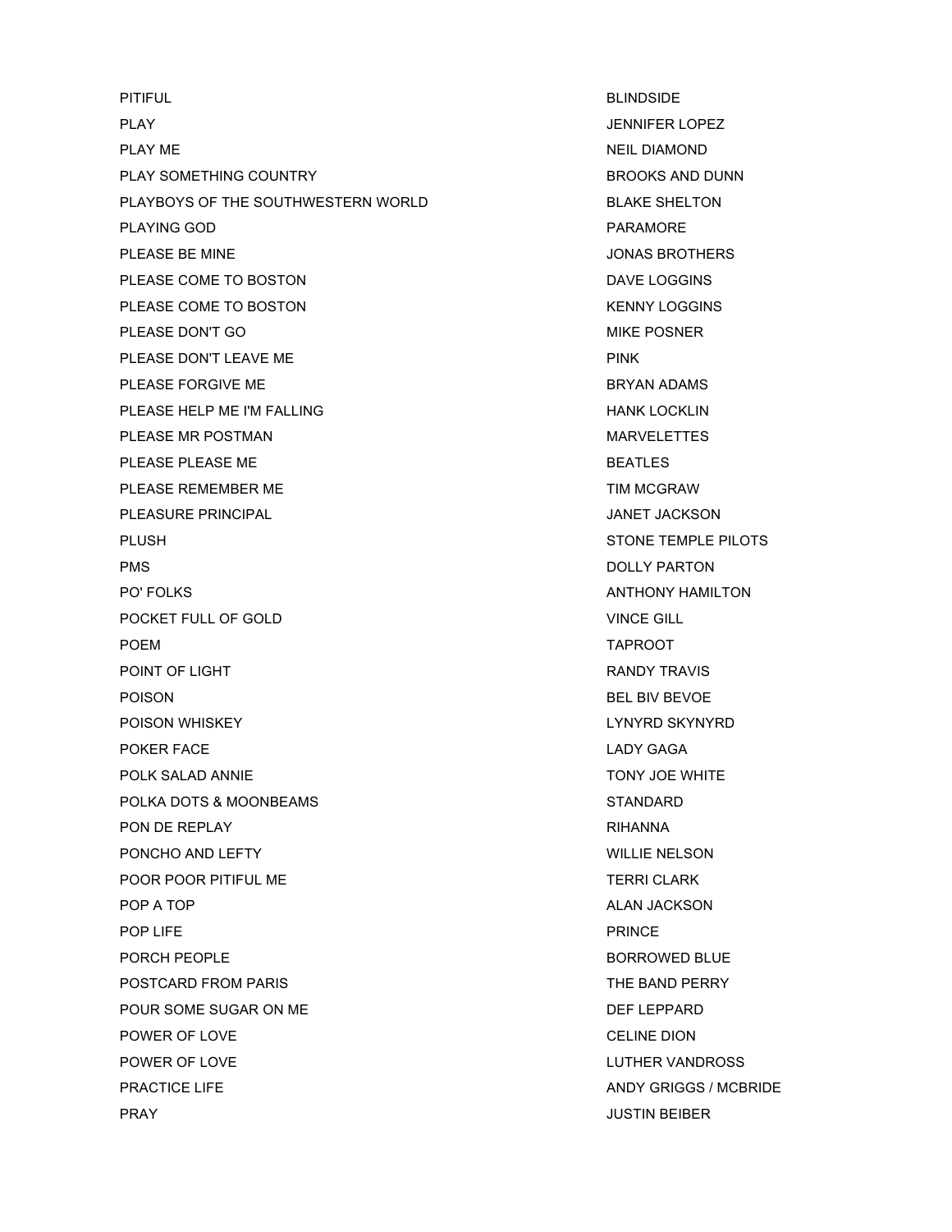| | |
|---|---|
| PITIFUL | BLINDSIDE |
| PLAY | JENNIFER LOPEZ |
| PLAY ME | NEIL DIAMOND |
| PLAY SOMETHING COUNTRY | BROOKS AND DUNN |
| PLAYBOYS OF THE SOUTHWESTERN WORLD | BLAKE SHELTON |
| PLAYING GOD | PARAMORE |
| PLEASE BE MINE | JONAS BROTHERS |
| PLEASE COME TO BOSTON | DAVE LOGGINS |
| PLEASE COME TO BOSTON | KENNY LOGGINS |
| PLEASE DON'T GO | MIKE POSNER |
| PLEASE DON'T LEAVE ME | PINK |
| PLEASE FORGIVE ME | BRYAN ADAMS |
| PLEASE HELP ME I'M FALLING | HANK LOCKLIN |
| PLEASE MR POSTMAN | MARVELETTES |
| PLEASE PLEASE ME | BEATLES |
| PLEASE REMEMBER ME | TIM MCGRAW |
| PLEASURE PRINCIPAL | JANET JACKSON |
| PLUSH | STONE TEMPLE PILOTS |
| PMS | DOLLY PARTON |
| PO' FOLKS | ANTHONY HAMILTON |
| POCKET FULL OF GOLD | VINCE GILL |
| POEM | TAPROOT |
| POINT OF LIGHT | RANDY TRAVIS |
| POISON | BEL BIV BEVOE |
| POISON WHISKEY | LYNYRD SKYNYRD |
| POKER FACE | LADY GAGA |
| POLK SALAD ANNIE | TONY JOE WHITE |
| POLKA DOTS & MOONBEAMS | STANDARD |
| PON DE REPLAY | RIHANNA |
| PONCHO AND LEFTY | WILLIE NELSON |
| POOR POOR PITIFUL ME | TERRI CLARK |
| POP A TOP | ALAN JACKSON |
| POP LIFE | PRINCE |
| PORCH PEOPLE | BORROWED BLUE |
| POSTCARD FROM PARIS | THE BAND PERRY |
| POUR SOME SUGAR ON ME | DEF LEPPARD |
| POWER OF LOVE | CELINE DION |
| POWER OF LOVE | LUTHER VANDROSS |
| PRACTICE LIFE | ANDY GRIGGS / MCBRIDE |
| PRAY | JUSTIN BEIBER |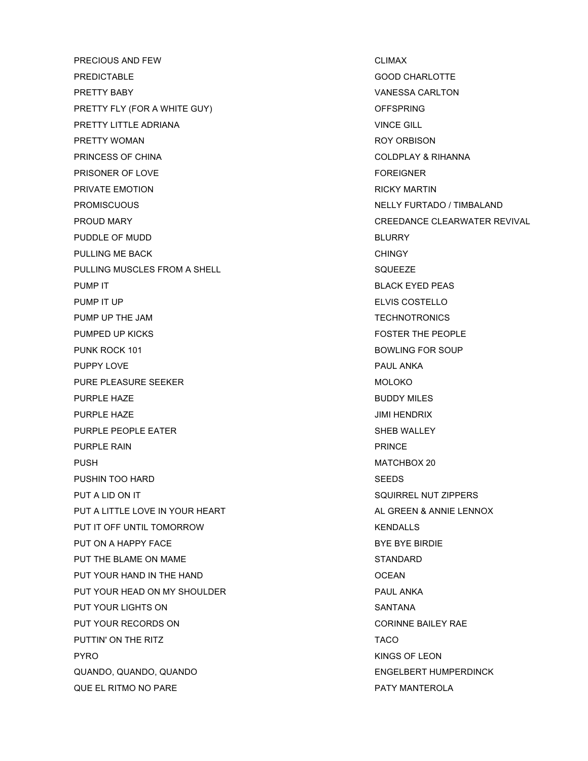| | |
|---|---|
| PRECIOUS AND FEW | CLIMAX |
| PREDICTABLE | GOOD CHARLOTTE |
| PRETTY BABY | VANESSA CARLTON |
| PRETTY FLY (FOR A WHITE GUY) | OFFSPRING |
| PRETTY LITTLE ADRIANA | VINCE GILL |
| PRETTY WOMAN | ROY ORBISON |
| PRINCESS OF CHINA | COLDPLAY & RIHANNA |
| PRISONER OF LOVE | FOREIGNER |
| PRIVATE EMOTION | RICKY MARTIN |
| PROMISCUOUS | NELLY FURTADO / TIMBALAND |
| PROUD MARY | CREEDANCE CLEARWATER REVIVAL |
| PUDDLE OF MUDD | BLURRY |
| PULLING ME BACK | CHINGY |
| PULLING MUSCLES FROM A SHELL | SQUEEZE |
| PUMP IT | BLACK EYED PEAS |
| PUMP IT UP | ELVIS COSTELLO |
| PUMP UP THE JAM | TECHNOTRONICS |
| PUMPED UP KICKS | FOSTER THE PEOPLE |
| PUNK ROCK 101 | BOWLING FOR SOUP |
| PUPPY LOVE | PAUL ANKA |
| PURE PLEASURE SEEKER | MOLOKO |
| PURPLE HAZE | BUDDY MILES |
| PURPLE HAZE | JIMI HENDRIX |
| PURPLE PEOPLE EATER | SHEB WALLEY |
| PURPLE RAIN | PRINCE |
| PUSH | MATCHBOX 20 |
| PUSHIN TOO HARD | SEEDS |
| PUT A LID ON IT | SQUIRREL NUT ZIPPERS |
| PUT A LITTLE LOVE IN YOUR HEART | AL GREEN & ANNIE LENNOX |
| PUT IT OFF UNTIL TOMORROW | KENDALLS |
| PUT ON A HAPPY FACE | BYE BYE BIRDIE |
| PUT THE BLAME ON MAME | STANDARD |
| PUT YOUR HAND IN THE HAND | OCEAN |
| PUT YOUR HEAD ON MY SHOULDER | PAUL ANKA |
| PUT YOUR LIGHTS ON | SANTANA |
| PUT YOUR RECORDS ON | CORINNE BAILEY RAE |
| PUTTIN' ON THE RITZ | TACO |
| PYRO | KINGS OF LEON |
| QUANDO, QUANDO, QUANDO | ENGELBERT HUMPERDINCK |
| QUE EL RITMO NO PARE | PATY MANTEROLA |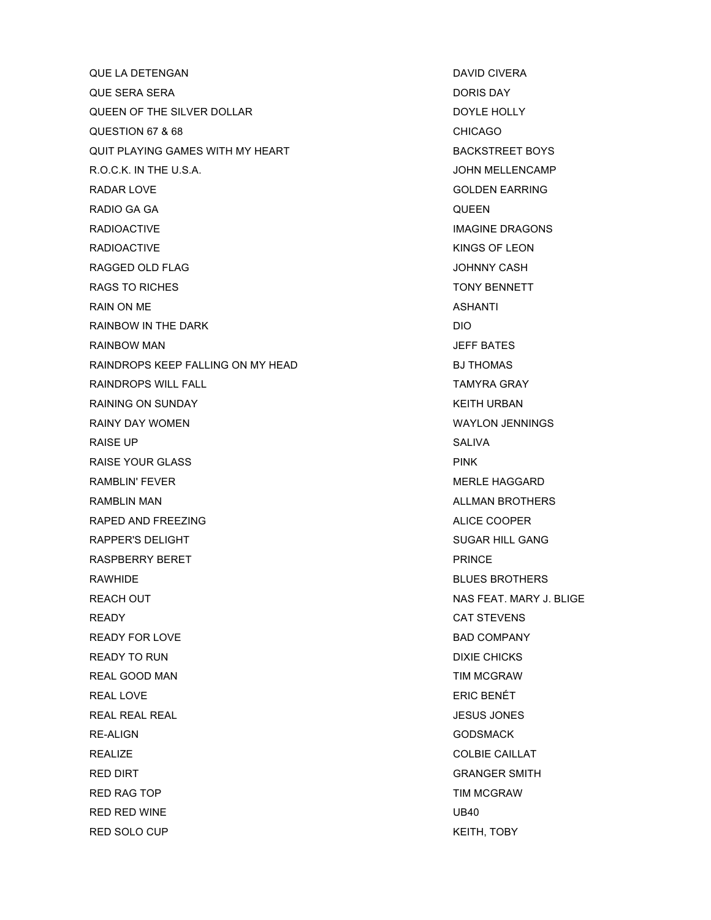| | |
|---|---|
| QUE LA DETENGAN | DAVID CIVERA |
| QUE SERA SERA | DORIS DAY |
| QUEEN OF THE SILVER DOLLAR | DOYLE HOLLY |
| QUESTION 67 & 68 | CHICAGO |
| QUIT PLAYING GAMES WITH MY HEART | BACKSTREET BOYS |
| R.O.C.K. IN THE U.S.A. | JOHN MELLENCAMP |
| RADAR LOVE | GOLDEN EARRING |
| RADIO GA GA | QUEEN |
| RADIOACTIVE | IMAGINE DRAGONS |
| RADIOACTIVE | KINGS OF LEON |
| RAGGED OLD FLAG | JOHNNY CASH |
| RAGS TO RICHES | TONY BENNETT |
| RAIN ON ME | ASHANTI |
| RAINBOW IN THE DARK | DIO |
| RAINBOW MAN | JEFF BATES |
| RAINDROPS KEEP FALLING ON MY HEAD | BJ THOMAS |
| RAINDROPS WILL FALL | TAMYRA GRAY |
| RAINING ON SUNDAY | KEITH URBAN |
| RAINY DAY WOMEN | WAYLON JENNINGS |
| RAISE UP | SALIVA |
| RAISE YOUR GLASS | PINK |
| RAMBLIN' FEVER | MERLE HAGGARD |
| RAMBLIN MAN | ALLMAN BROTHERS |
| RAPED AND FREEZING | ALICE COOPER |
| RAPPER'S DELIGHT | SUGAR HILL GANG |
| RASPBERRY BERET | PRINCE |
| RAWHIDE | BLUES BROTHERS |
| REACH OUT | NAS FEAT. MARY J. BLIGE |
| READY | CAT STEVENS |
| READY FOR LOVE | BAD COMPANY |
| READY TO RUN | DIXIE CHICKS |
| REAL GOOD MAN | TIM MCGRAW |
| REAL LOVE | ERIC BENÉT |
| REAL REAL REAL | JESUS JONES |
| RE-ALIGN | GODSMACK |
| REALIZE | COLBIE CAILLAT |
| RED DIRT | GRANGER SMITH |
| RED RAG TOP | TIM MCGRAW |
| RED RED WINE | UB40 |
| RED SOLO CUP | KEITH, TOBY |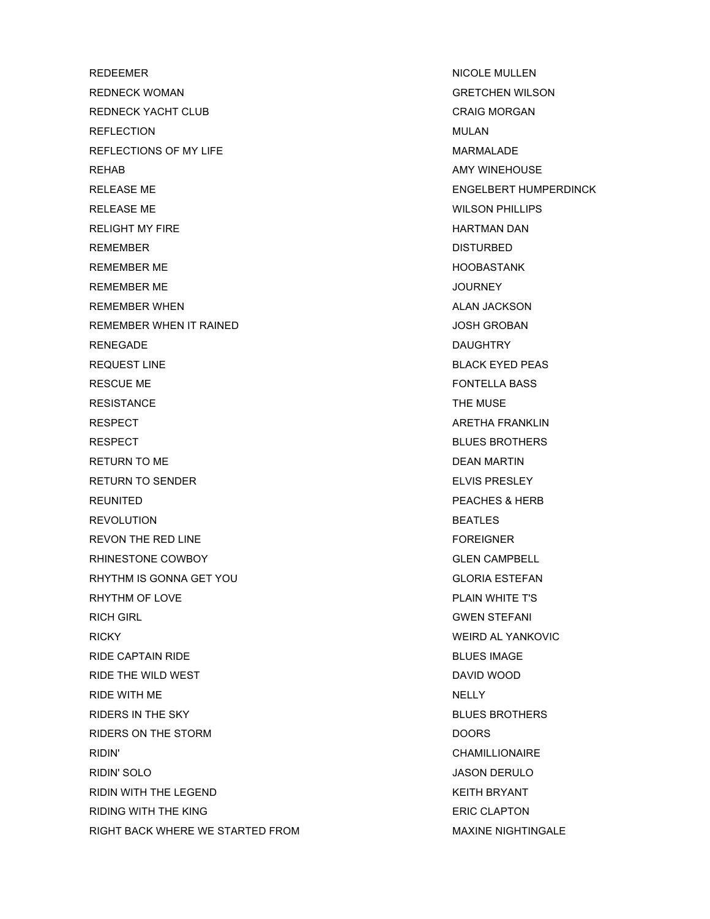| | |
|---|---|
| REDEEMER | NICOLE MULLEN |
| REDNECK WOMAN | GRETCHEN WILSON |
| REDNECK YACHT CLUB | CRAIG MORGAN |
| REFLECTION | MULAN |
| REFLECTIONS OF MY LIFE | MARMALADE |
| REHAB | AMY WINEHOUSE |
| RELEASE ME | ENGELBERT HUMPERDINCK |
| RELEASE ME | WILSON PHILLIPS |
| RELIGHT MY FIRE | HARTMAN DAN |
| REMEMBER | DISTURBED |
| REMEMBER ME | HOOBASTANK |
| REMEMBER ME | JOURNEY |
| REMEMBER WHEN | ALAN JACKSON |
| REMEMBER WHEN IT RAINED | JOSH GROBAN |
| RENEGADE | DAUGHTRY |
| REQUEST LINE | BLACK EYED PEAS |
| RESCUE ME | FONTELLA BASS |
| RESISTANCE | THE MUSE |
| RESPECT | ARETHA FRANKLIN |
| RESPECT | BLUES BROTHERS |
| RETURN TO ME | DEAN MARTIN |
| RETURN TO SENDER | ELVIS PRESLEY |
| REUNITED | PEACHES & HERB |
| REVOLUTION | BEATLES |
| REVON THE RED LINE | FOREIGNER |
| RHINESTONE COWBOY | GLEN CAMPBELL |
| RHYTHM IS GONNA GET YOU | GLORIA ESTEFAN |
| RHYTHM OF LOVE | PLAIN WHITE T'S |
| RICH GIRL | GWEN STEFANI |
| RICKY | WEIRD AL YANKOVIC |
| RIDE CAPTAIN RIDE | BLUES IMAGE |
| RIDE THE WILD WEST | DAVID WOOD |
| RIDE WITH ME | NELLY |
| RIDERS IN THE SKY | BLUES BROTHERS |
| RIDERS ON THE STORM | DOORS |
| RIDIN' | CHAMILLIONAIRE |
| RIDIN' SOLO | JASON DERULO |
| RIDIN WITH THE LEGEND | KEITH BRYANT |
| RIDING WITH THE KING | ERIC CLAPTON |
| RIGHT BACK WHERE WE STARTED FROM | MAXINE NIGHTINGALE |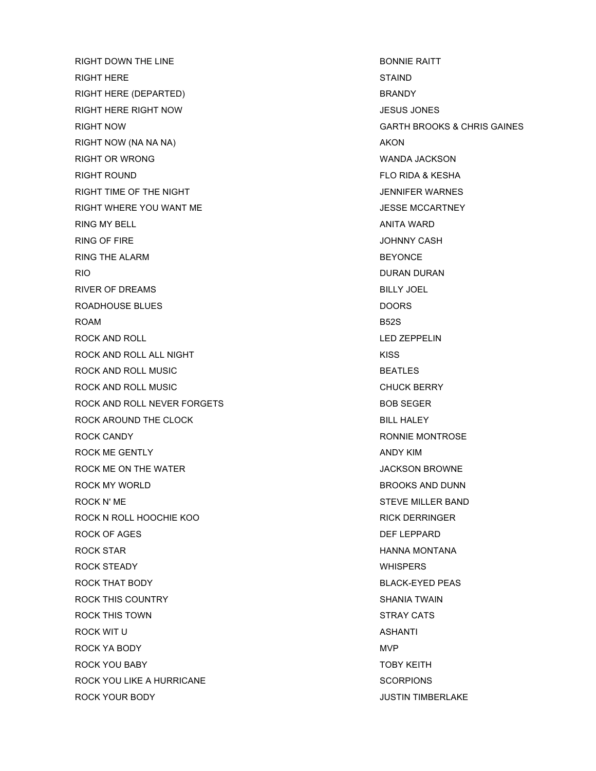| | |
|---|---|
| RIGHT DOWN THE LINE | BONNIE RAITT |
| RIGHT HERE | STAIND |
| RIGHT HERE (DEPARTED) | BRANDY |
| RIGHT HERE RIGHT NOW | JESUS JONES |
| RIGHT NOW | GARTH BROOKS & CHRIS GAINES |
| RIGHT NOW (NA NA NA) | AKON |
| RIGHT OR WRONG | WANDA JACKSON |
| RIGHT ROUND | FLO RIDA & KESHA |
| RIGHT TIME OF THE NIGHT | JENNIFER WARNES |
| RIGHT WHERE YOU WANT ME | JESSE MCCARTNEY |
| RING MY BELL | ANITA WARD |
| RING OF FIRE | JOHNNY CASH |
| RING THE ALARM | BEYONCE |
| RIO | DURAN DURAN |
| RIVER OF DREAMS | BILLY JOEL |
| ROADHOUSE BLUES | DOORS |
| ROAM | B52S |
| ROCK AND ROLL | LED ZEPPELIN |
| ROCK AND ROLL ALL NIGHT | KISS |
| ROCK AND ROLL MUSIC | BEATLES |
| ROCK AND ROLL MUSIC | CHUCK BERRY |
| ROCK AND ROLL NEVER FORGETS | BOB SEGER |
| ROCK AROUND THE CLOCK | BILL HALEY |
| ROCK CANDY | RONNIE MONTROSE |
| ROCK ME GENTLY | ANDY KIM |
| ROCK ME ON THE WATER | JACKSON BROWNE |
| ROCK MY WORLD | BROOKS AND DUNN |
| ROCK N' ME | STEVE MILLER BAND |
| ROCK N ROLL HOOCHIE KOO | RICK DERRINGER |
| ROCK OF AGES | DEF LEPPARD |
| ROCK STAR | HANNA MONTANA |
| ROCK STEADY | WHISPERS |
| ROCK THAT BODY | BLACK-EYED PEAS |
| ROCK THIS COUNTRY | SHANIA TWAIN |
| ROCK THIS TOWN | STRAY CATS |
| ROCK WIT U | ASHANTI |
| ROCK YA BODY | MVP |
| ROCK YOU BABY | TOBY KEITH |
| ROCK YOU LIKE A HURRICANE | SCORPIONS |
| ROCK YOUR BODY | JUSTIN TIMBERLAKE |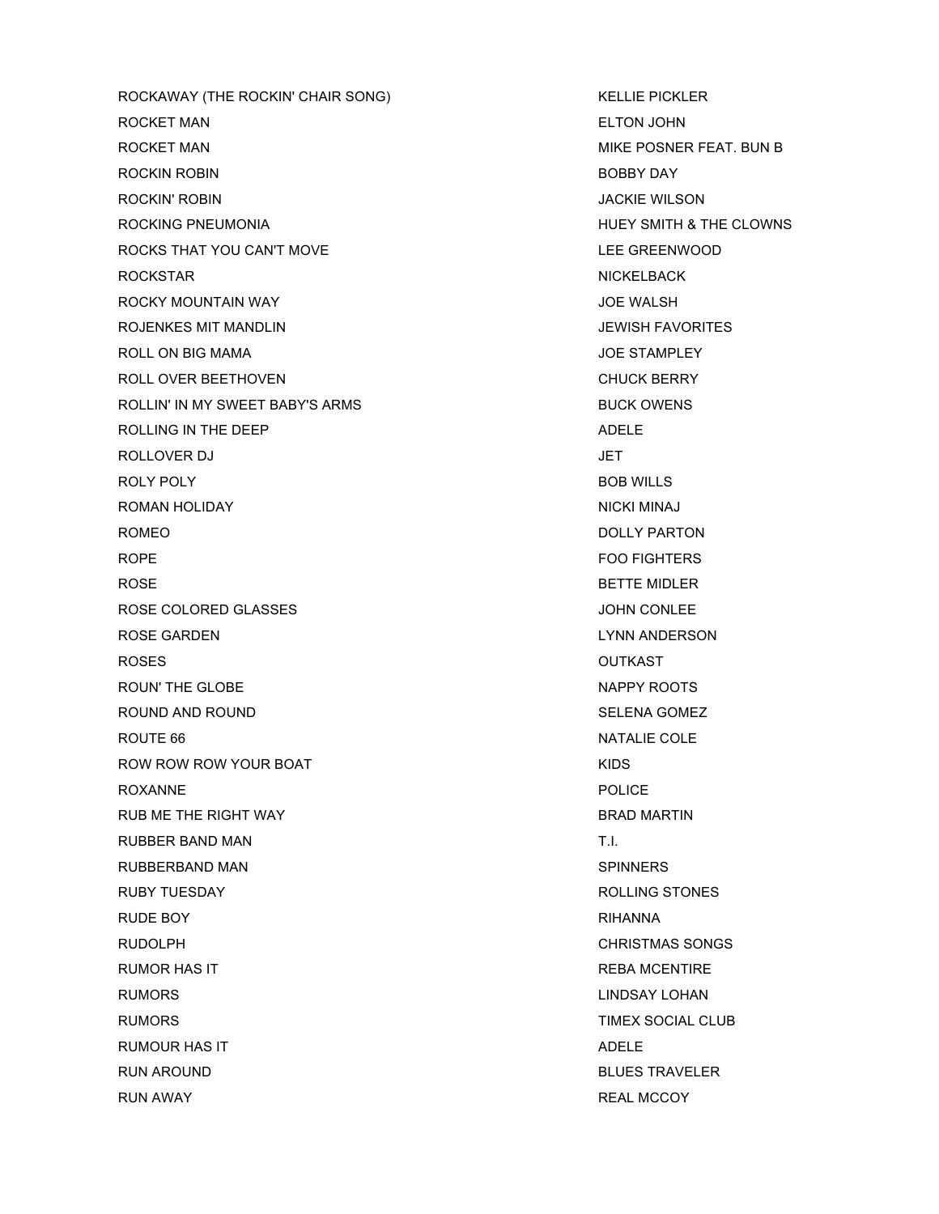| | |
|---|---|
| ROCKAWAY (THE ROCKIN' CHAIR SONG) | KELLIE PICKLER |
| ROCKET MAN | ELTON JOHN |
| ROCKET MAN | MIKE POSNER FEAT. BUN B |
| ROCKIN ROBIN | BOBBY DAY |
| ROCKIN' ROBIN | JACKIE WILSON |
| ROCKING PNEUMONIA | HUEY SMITH & THE CLOWNS |
| ROCKS THAT YOU CAN'T MOVE | LEE GREENWOOD |
| ROCKSTAR | NICKELBACK |
| ROCKY MOUNTAIN WAY | JOE WALSH |
| ROJENKES MIT MANDLIN | JEWISH FAVORITES |
| ROLL ON BIG MAMA | JOE STAMPLEY |
| ROLL OVER BEETHOVEN | CHUCK BERRY |
| ROLLIN' IN MY SWEET BABY'S ARMS | BUCK OWENS |
| ROLLING IN THE DEEP | ADELE |
| ROLLOVER DJ | JET |
| ROLY POLY | BOB WILLS |
| ROMAN HOLIDAY | NICKI MINAJ |
| ROMEO | DOLLY PARTON |
| ROPE | FOO FIGHTERS |
| ROSE | BETTE MIDLER |
| ROSE COLORED GLASSES | JOHN CONLEE |
| ROSE GARDEN | LYNN ANDERSON |
| ROSES | OUTKAST |
| ROUN' THE GLOBE | NAPPY ROOTS |
| ROUND AND ROUND | SELENA GOMEZ |
| ROUTE 66 | NATALIE COLE |
| ROW ROW ROW YOUR BOAT | KIDS |
| ROXANNE | POLICE |
| RUB ME THE RIGHT WAY | BRAD MARTIN |
| RUBBER BAND MAN | T.I. |
| RUBBERBAND MAN | SPINNERS |
| RUBY TUESDAY | ROLLING STONES |
| RUDE BOY | RIHANNA |
| RUDOLPH | CHRISTMAS SONGS |
| RUMOR HAS IT | REBA MCENTIRE |
| RUMORS | LINDSAY LOHAN |
| RUMORS | TIMEX SOCIAL CLUB |
| RUMOUR HAS IT | ADELE |
| RUN AROUND | BLUES TRAVELER |
| RUN AWAY | REAL MCCOY |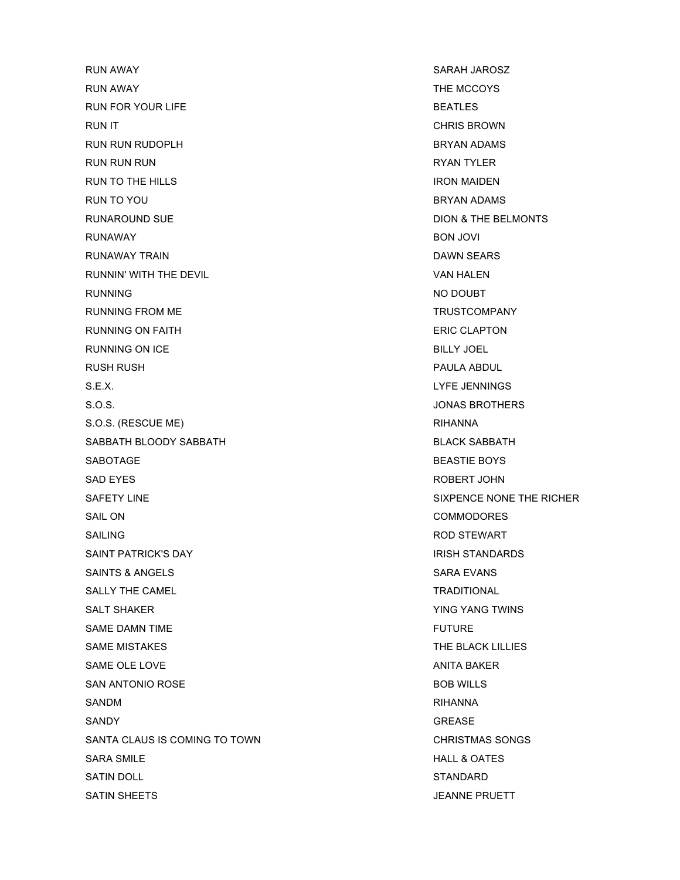| | |
|---|---|
| RUN AWAY | SARAH JAROSZ |
| RUN AWAY | THE MCCOYS |
| RUN FOR YOUR LIFE | BEATLES |
| RUN IT | CHRIS BROWN |
| RUN RUN RUDOPLH | BRYAN ADAMS |
| RUN RUN RUN | RYAN TYLER |
| RUN TO THE HILLS | IRON MAIDEN |
| RUN TO YOU | BRYAN ADAMS |
| RUNAROUND SUE | DION & THE BELMONTS |
| RUNAWAY | BON JOVI |
| RUNAWAY TRAIN | DAWN SEARS |
| RUNNIN' WITH THE DEVIL | VAN HALEN |
| RUNNING | NO DOUBT |
| RUNNING FROM ME | TRUSTCOMPANY |
| RUNNING ON FAITH | ERIC CLAPTON |
| RUNNING ON ICE | BILLY JOEL |
| RUSH RUSH | PAULA ABDUL |
| S.E.X. | LYFE JENNINGS |
| S.O.S. | JONAS BROTHERS |
| S.O.S. (RESCUE ME) | RIHANNA |
| SABBATH BLOODY SABBATH | BLACK SABBATH |
| SABOTAGE | BEASTIE BOYS |
| SAD EYES | ROBERT JOHN |
| SAFETY LINE | SIXPENCE NONE THE RICHER |
| SAIL ON | COMMODORES |
| SAILING | ROD STEWART |
| SAINT PATRICK'S DAY | IRISH STANDARDS |
| SAINTS & ANGELS | SARA EVANS |
| SALLY THE CAMEL | TRADITIONAL |
| SALT SHAKER | YING YANG TWINS |
| SAME DAMN TIME | FUTURE |
| SAME MISTAKES | THE BLACK LILLIES |
| SAME OLE LOVE | ANITA BAKER |
| SAN ANTONIO ROSE | BOB WILLS |
| SANDM | RIHANNA |
| SANDY | GREASE |
| SANTA CLAUS IS COMING TO TOWN | CHRISTMAS SONGS |
| SARA SMILE | HALL & OATES |
| SATIN DOLL | STANDARD |
| SATIN SHEETS | JEANNE PRUETT |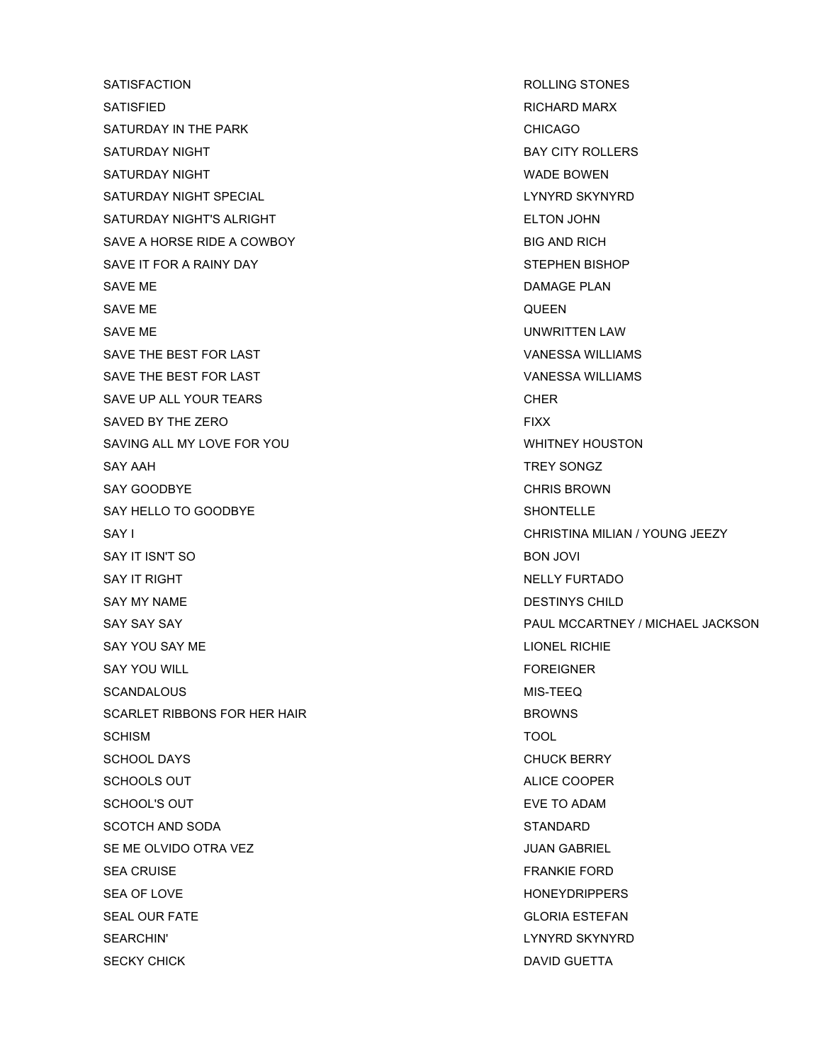| | |
|---|---|
| SATISFACTION | ROLLING STONES |
| SATISFIED | RICHARD MARX |
| SATURDAY IN THE PARK | CHICAGO |
| SATURDAY NIGHT | BAY CITY ROLLERS |
| SATURDAY NIGHT | WADE BOWEN |
| SATURDAY NIGHT SPECIAL | LYNYRD SKYNYRD |
| SATURDAY NIGHT'S ALRIGHT | ELTON JOHN |
| SAVE A HORSE RIDE A COWBOY | BIG AND RICH |
| SAVE IT FOR A RAINY DAY | STEPHEN BISHOP |
| SAVE ME | DAMAGE PLAN |
| SAVE ME | QUEEN |
| SAVE ME | UNWRITTEN LAW |
| SAVE THE BEST FOR LAST | VANESSA WILLIAMS |
| SAVE THE BEST FOR LAST | VANESSA WILLIAMS |
| SAVE UP ALL YOUR TEARS | CHER |
| SAVED BY THE ZERO | FIXX |
| SAVING ALL MY LOVE FOR YOU | WHITNEY HOUSTON |
| SAY AAH | TREY SONGZ |
| SAY GOODBYE | CHRIS BROWN |
| SAY HELLO TO GOODBYE | SHONTELLE |
| SAY I | CHRISTINA MILIAN / YOUNG JEEZY |
| SAY IT ISN'T SO | BON JOVI |
| SAY IT RIGHT | NELLY FURTADO |
| SAY MY NAME | DESTINYS CHILD |
| SAY SAY SAY | PAUL MCCARTNEY / MICHAEL JACKSON |
| SAY YOU SAY ME | LIONEL RICHIE |
| SAY YOU WILL | FOREIGNER |
| SCANDALOUS | MIS-TEEQ |
| SCARLET RIBBONS FOR HER HAIR | BROWNS |
| SCHISM | TOOL |
| SCHOOL DAYS | CHUCK BERRY |
| SCHOOLS OUT | ALICE COOPER |
| SCHOOL'S OUT | EVE TO ADAM |
| SCOTCH AND SODA | STANDARD |
| SE ME OLVIDO OTRA VEZ | JUAN GABRIEL |
| SEA CRUISE | FRANKIE FORD |
| SEA OF LOVE | HONEYDRIPPERS |
| SEAL OUR FATE | GLORIA ESTEFAN |
| SEARCHIN' | LYNYRD SKYNYRD |
| SECKY CHICK | DAVID GUETTA |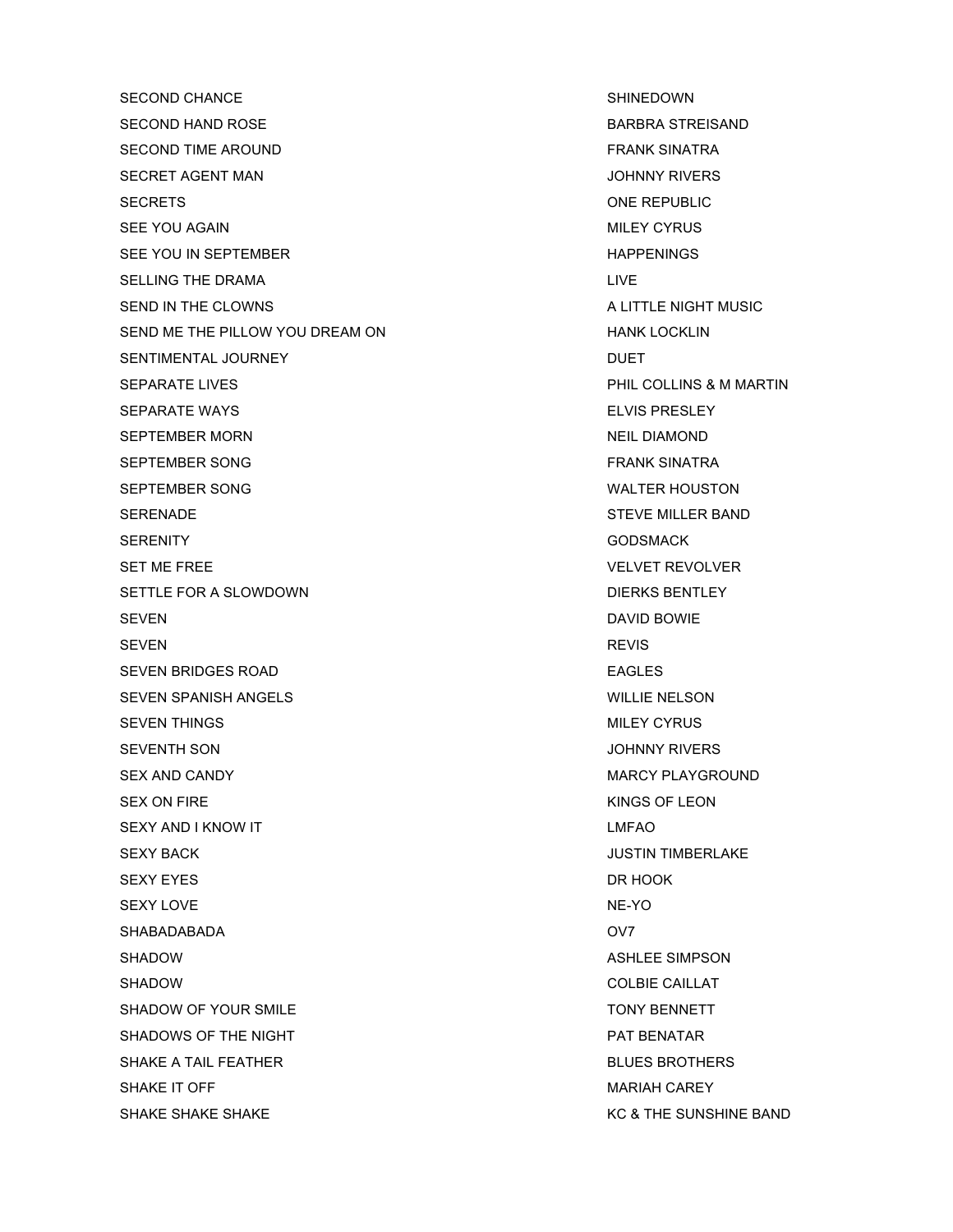| | |
|---|---|
| SECOND CHANCE | SHINEDOWN |
| SECOND HAND ROSE | BARBRA STREISAND |
| SECOND TIME AROUND | FRANK SINATRA |
| SECRET AGENT MAN | JOHNNY RIVERS |
| SECRETS | ONE REPUBLIC |
| SEE YOU AGAIN | MILEY CYRUS |
| SEE YOU IN SEPTEMBER | HAPPENINGS |
| SELLING THE DRAMA | LIVE |
| SEND IN THE CLOWNS | A LITTLE NIGHT MUSIC |
| SEND ME THE PILLOW YOU DREAM ON | HANK LOCKLIN |
| SENTIMENTAL JOURNEY | DUET |
| SEPARATE LIVES | PHIL COLLINS & M MARTIN |
| SEPARATE WAYS | ELVIS PRESLEY |
| SEPTEMBER MORN | NEIL DIAMOND |
| SEPTEMBER SONG | FRANK SINATRA |
| SEPTEMBER SONG | WALTER HOUSTON |
| SERENADE | STEVE MILLER BAND |
| SERENITY | GODSMACK |
| SET ME FREE | VELVET REVOLVER |
| SETTLE FOR A SLOWDOWN | DIERKS BENTLEY |
| SEVEN | DAVID BOWIE |
| SEVEN | REVIS |
| SEVEN BRIDGES ROAD | EAGLES |
| SEVEN SPANISH ANGELS | WILLIE NELSON |
| SEVEN THINGS | MILEY CYRUS |
| SEVENTH SON | JOHNNY RIVERS |
| SEX AND CANDY | MARCY PLAYGROUND |
| SEX ON FIRE | KINGS OF LEON |
| SEXY AND I KNOW IT | LMFAO |
| SEXY BACK | JUSTIN TIMBERLAKE |
| SEXY EYES | DR HOOK |
| SEXY LOVE | NE-YO |
| SHABADABADA | OV7 |
| SHADOW | ASHLEE SIMPSON |
| SHADOW | COLBIE CAILLAT |
| SHADOW OF YOUR SMILE | TONY BENNETT |
| SHADOWS OF THE NIGHT | PAT BENATAR |
| SHAKE A TAIL FEATHER | BLUES BROTHERS |
| SHAKE IT OFF | MARIAH CAREY |
| SHAKE SHAKE SHAKE | KC & THE SUNSHINE BAND |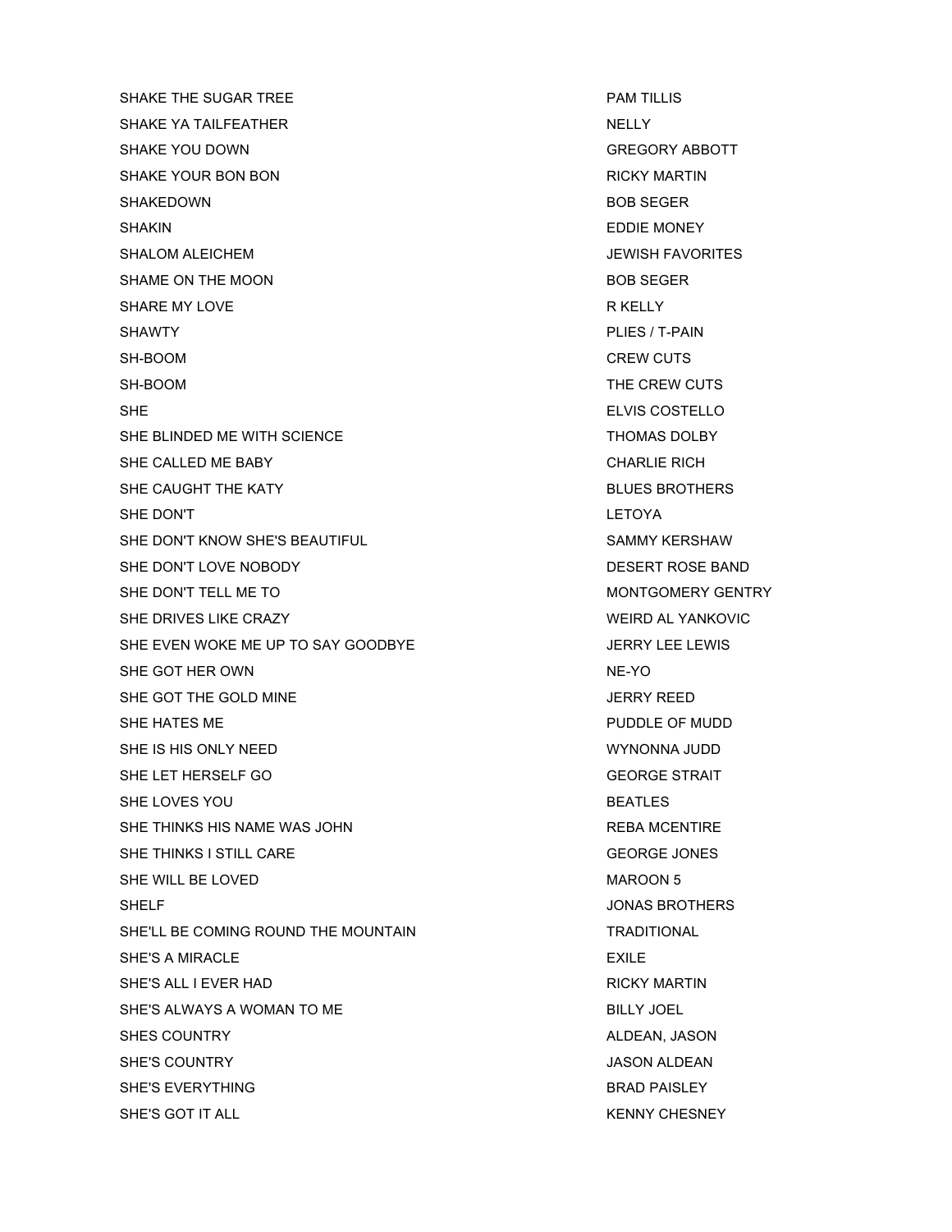| | |
|---|---|
| SHAKE THE SUGAR TREE | PAM TILLIS |
| SHAKE YA TAILFEATHER | NELLY |
| SHAKE YOU DOWN | GREGORY ABBOTT |
| SHAKE YOUR BON BON | RICKY MARTIN |
| SHAKEDOWN | BOB SEGER |
| SHAKIN | EDDIE MONEY |
| SHALOM ALEICHEM | JEWISH FAVORITES |
| SHAME ON THE MOON | BOB SEGER |
| SHARE MY LOVE | R KELLY |
| SHAWTY | PLIES / T-PAIN |
| SH-BOOM | CREW CUTS |
| SH-BOOM | THE CREW CUTS |
| SHE | ELVIS COSTELLO |
| SHE BLINDED ME WITH SCIENCE | THOMAS DOLBY |
| SHE CALLED ME BABY | CHARLIE RICH |
| SHE CAUGHT THE KATY | BLUES BROTHERS |
| SHE DON'T | LETOYA |
| SHE DON'T KNOW SHE'S BEAUTIFUL | SAMMY KERSHAW |
| SHE DON'T LOVE NOBODY | DESERT ROSE BAND |
| SHE DON'T TELL ME TO | MONTGOMERY GENTRY |
| SHE DRIVES LIKE CRAZY | WEIRD AL YANKOVIC |
| SHE EVEN WOKE ME UP TO SAY GOODBYE | JERRY LEE LEWIS |
| SHE GOT HER OWN | NE-YO |
| SHE GOT THE GOLD MINE | JERRY REED |
| SHE HATES ME | PUDDLE OF MUDD |
| SHE IS HIS ONLY NEED | WYNONNA JUDD |
| SHE LET HERSELF GO | GEORGE STRAIT |
| SHE LOVES YOU | BEATLES |
| SHE THINKS HIS NAME WAS JOHN | REBA MCENTIRE |
| SHE THINKS I STILL CARE | GEORGE JONES |
| SHE WILL BE LOVED | MAROON 5 |
| SHELF | JONAS BROTHERS |
| SHE'LL BE COMING ROUND THE MOUNTAIN | TRADITIONAL |
| SHE'S A MIRACLE | EXILE |
| SHE'S ALL I EVER HAD | RICKY MARTIN |
| SHE'S ALWAYS A WOMAN TO ME | BILLY JOEL |
| SHES COUNTRY | ALDEAN, JASON |
| SHE'S COUNTRY | JASON ALDEAN |
| SHE'S EVERYTHING | BRAD PAISLEY |
| SHE'S GOT IT ALL | KENNY CHESNEY |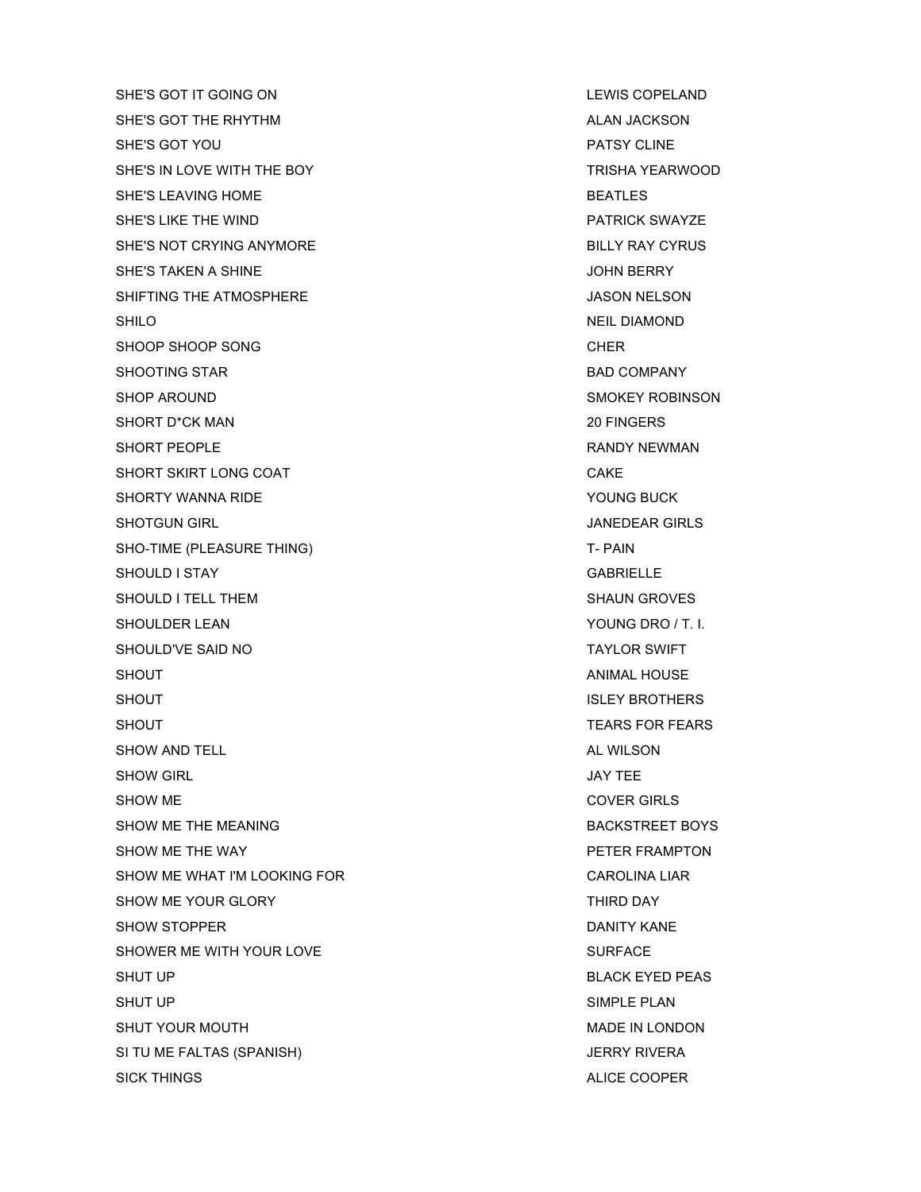| | |
|---|---|
| SHE'S GOT IT GOING ON | LEWIS COPELAND |
| SHE'S GOT THE RHYTHM | ALAN JACKSON |
| SHE'S GOT YOU | PATSY CLINE |
| SHE'S IN LOVE WITH THE BOY | TRISHA YEARWOOD |
| SHE'S LEAVING HOME | BEATLES |
| SHE'S LIKE THE WIND | PATRICK SWAYZE |
| SHE'S NOT CRYING ANYMORE | BILLY RAY CYRUS |
| SHE'S TAKEN A SHINE | JOHN BERRY |
| SHIFTING THE ATMOSPHERE | JASON NELSON |
| SHILO | NEIL DIAMOND |
| SHOOP SHOOP SONG | CHER |
| SHOOTING STAR | BAD COMPANY |
| SHOP AROUND | SMOKEY ROBINSON |
| SHORT D*CK MAN | 20 FINGERS |
| SHORT PEOPLE | RANDY NEWMAN |
| SHORT SKIRT LONG COAT | CAKE |
| SHORTY WANNA RIDE | YOUNG BUCK |
| SHOTGUN GIRL | JANEDEAR GIRLS |
| SHO-TIME (PLEASURE THING) | T- PAIN |
| SHOULD I STAY | GABRIELLE |
| SHOULD I TELL THEM | SHAUN GROVES |
| SHOULDER LEAN | YOUNG DRO / T. I. |
| SHOULD'VE SAID NO | TAYLOR SWIFT |
| SHOUT | ANIMAL HOUSE |
| SHOUT | ISLEY BROTHERS |
| SHOUT | TEARS FOR FEARS |
| SHOW AND TELL | AL WILSON |
| SHOW GIRL | JAY TEE |
| SHOW ME | COVER GIRLS |
| SHOW ME THE MEANING | BACKSTREET BOYS |
| SHOW ME THE WAY | PETER FRAMPTON |
| SHOW ME WHAT I'M LOOKING FOR | CAROLINA LIAR |
| SHOW ME YOUR GLORY | THIRD DAY |
| SHOW STOPPER | DANITY KANE |
| SHOWER ME WITH YOUR LOVE | SURFACE |
| SHUT UP | BLACK EYED PEAS |
| SHUT UP | SIMPLE PLAN |
| SHUT YOUR MOUTH | MADE IN LONDON |
| SI TU ME FALTAS (SPANISH) | JERRY RIVERA |
| SICK THINGS | ALICE COOPER |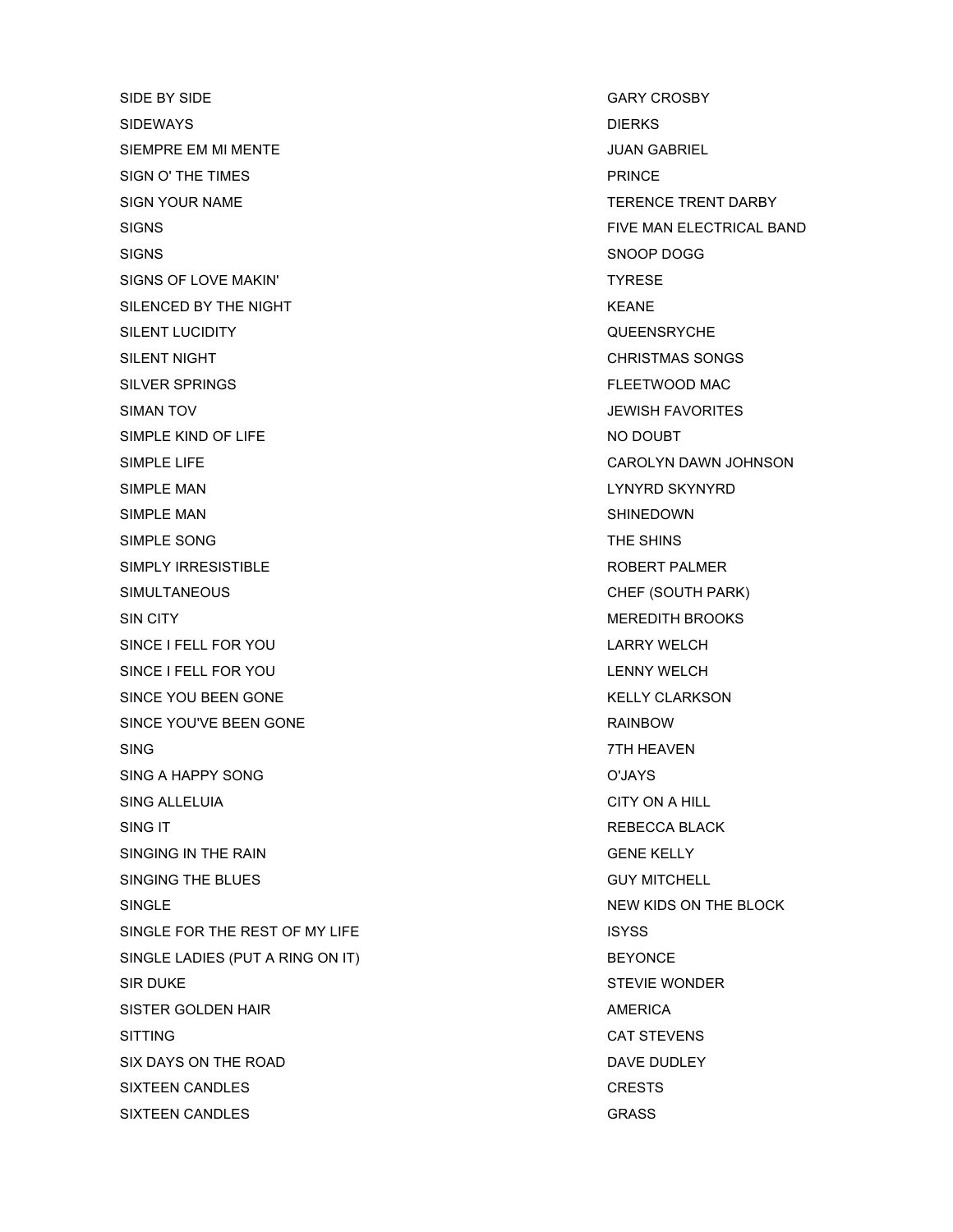| | |
|---|---|
| SIDE BY SIDE | GARY CROSBY |
| SIDEWAYS | DIERKS |
| SIEMPRE EM MI MENTE | JUAN GABRIEL |
| SIGN O' THE TIMES | PRINCE |
| SIGN YOUR NAME | TERENCE TRENT DARBY |
| SIGNS | FIVE MAN ELECTRICAL BAND |
| SIGNS | SNOOP DOGG |
| SIGNS OF LOVE MAKIN' | TYRESE |
| SILENCED BY THE NIGHT | KEANE |
| SILENT LUCIDITY | QUEENSRYCHE |
| SILENT NIGHT | CHRISTMAS SONGS |
| SILVER SPRINGS | FLEETWOOD MAC |
| SIMAN TOV | JEWISH FAVORITES |
| SIMPLE KIND OF LIFE | NO DOUBT |
| SIMPLE LIFE | CAROLYN DAWN JOHNSON |
| SIMPLE MAN | LYNYRD SKYNYRD |
| SIMPLE MAN | SHINEDOWN |
| SIMPLE SONG | THE SHINS |
| SIMPLY IRRESISTIBLE | ROBERT PALMER |
| SIMULTANEOUS | CHEF (SOUTH PARK) |
| SIN CITY | MEREDITH BROOKS |
| SINCE I FELL FOR YOU | LARRY WELCH |
| SINCE I FELL FOR YOU | LENNY WELCH |
| SINCE YOU BEEN GONE | KELLY CLARKSON |
| SINCE YOU'VE BEEN GONE | RAINBOW |
| SING | 7TH HEAVEN |
| SING A HAPPY SONG | O'JAYS |
| SING ALLELUIA | CITY ON A HILL |
| SING IT | REBECCA BLACK |
| SINGING IN THE RAIN | GENE KELLY |
| SINGING THE BLUES | GUY MITCHELL |
| SINGLE | NEW KIDS ON THE BLOCK |
| SINGLE FOR THE REST OF MY LIFE | ISYSS |
| SINGLE LADIES (PUT A RING ON IT) | BEYONCE |
| SIR DUKE | STEVIE WONDER |
| SISTER GOLDEN HAIR | AMERICA |
| SITTING | CAT STEVENS |
| SIX DAYS ON THE ROAD | DAVE DUDLEY |
| SIXTEEN CANDLES | CRESTS |
| SIXTEEN CANDLES | GRASS |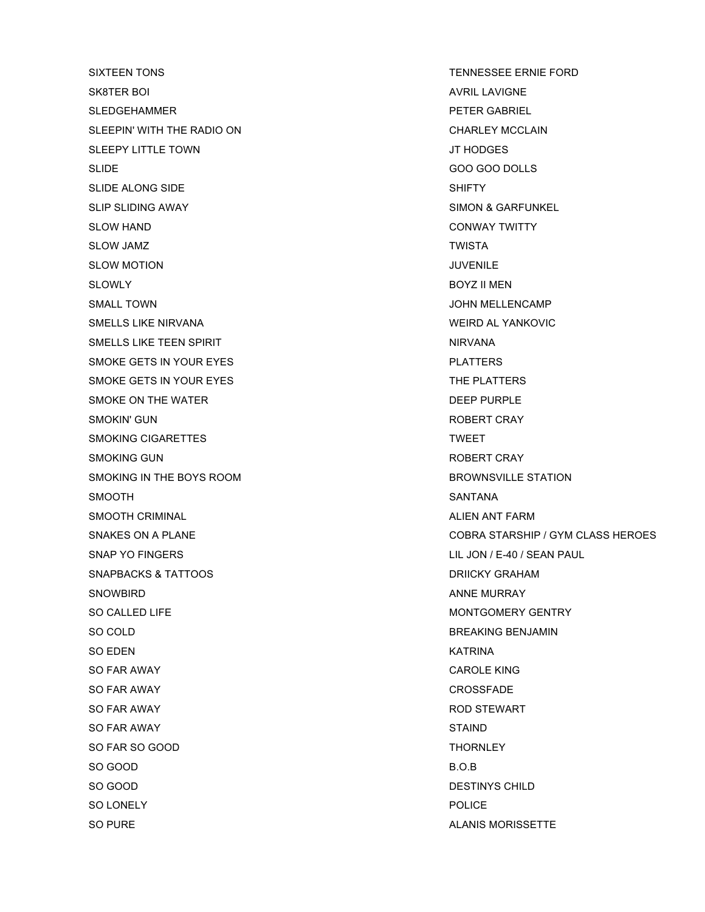| | |
|---|---|
| SIXTEEN TONS | TENNESSEE ERNIE FORD |
| SK8TER BOI | AVRIL LAVIGNE |
| SLEDGEHAMMER | PETER GABRIEL |
| SLEEPIN' WITH THE RADIO ON | CHARLEY MCCLAIN |
| SLEEPY LITTLE TOWN | JT HODGES |
| SLIDE | GOO GOO DOLLS |
| SLIDE ALONG SIDE | SHIFTY |
| SLIP SLIDING AWAY | SIMON & GARFUNKEL |
| SLOW HAND | CONWAY TWITTY |
| SLOW JAMZ | TWISTA |
| SLOW MOTION | JUVENILE |
| SLOWLY | BOYZ II MEN |
| SMALL TOWN | JOHN MELLENCAMP |
| SMELLS LIKE NIRVANA | WEIRD AL YANKOVIC |
| SMELLS LIKE TEEN SPIRIT | NIRVANA |
| SMOKE GETS IN YOUR EYES | PLATTERS |
| SMOKE GETS IN YOUR EYES | THE PLATTERS |
| SMOKE ON THE WATER | DEEP PURPLE |
| SMOKIN' GUN | ROBERT CRAY |
| SMOKING CIGARETTES | TWEET |
| SMOKING GUN | ROBERT CRAY |
| SMOKING IN THE BOYS ROOM | BROWNSVILLE STATION |
| SMOOTH | SANTANA |
| SMOOTH CRIMINAL | ALIEN ANT FARM |
| SNAKES ON A PLANE | COBRA STARSHIP / GYM CLASS HEROES |
| SNAP YO FINGERS | LIL JON / E-40 / SEAN PAUL |
| SNAPBACKS & TATTOOS | DRIICKY GRAHAM |
| SNOWBIRD | ANNE MURRAY |
| SO CALLED LIFE | MONTGOMERY GENTRY |
| SO COLD | BREAKING BENJAMIN |
| SO EDEN | KATRINA |
| SO FAR AWAY | CAROLE KING |
| SO FAR AWAY | CROSSFADE |
| SO FAR AWAY | ROD STEWART |
| SO FAR AWAY | STAIND |
| SO FAR SO GOOD | THORNLEY |
| SO GOOD | B.O.B |
| SO GOOD | DESTINYS CHILD |
| SO LONELY | POLICE |
| SO PURE | ALANIS MORISSETTE |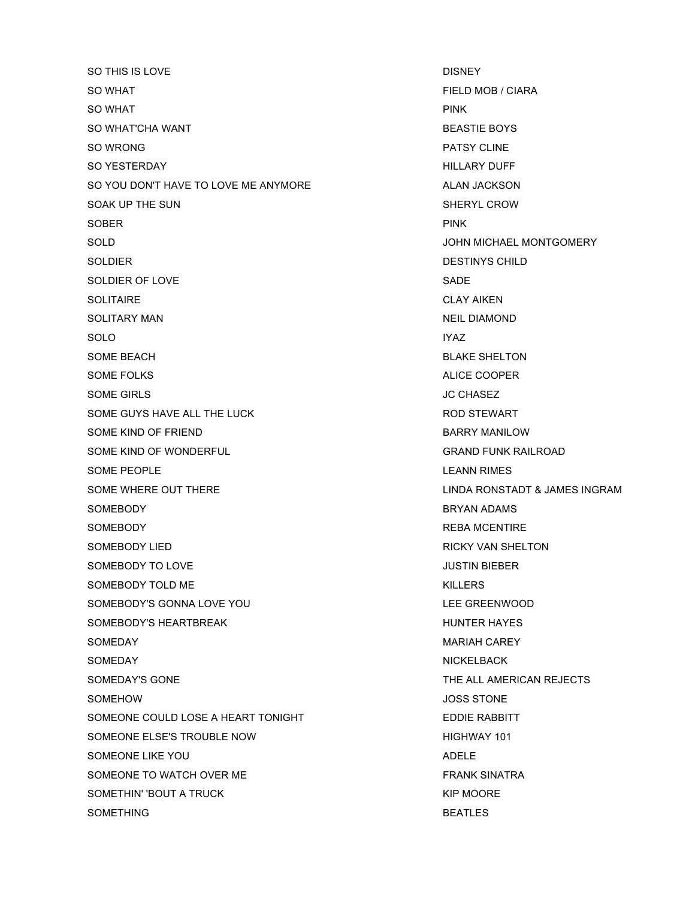| | |
|---|---|
| SO THIS IS LOVE | DISNEY |
| SO WHAT | FIELD MOB / CIARA |
| SO WHAT | PINK |
| SO WHAT'CHA WANT | BEASTIE BOYS |
| SO WRONG | PATSY CLINE |
| SO YESTERDAY | HILLARY DUFF |
| SO YOU DON'T HAVE TO LOVE ME ANYMORE | ALAN JACKSON |
| SOAK UP THE SUN | SHERYL CROW |
| SOBER | PINK |
| SOLD | JOHN MICHAEL MONTGOMERY |
| SOLDIER | DESTINYS CHILD |
| SOLDIER OF LOVE | SADE |
| SOLITAIRE | CLAY AIKEN |
| SOLITARY MAN | NEIL DIAMOND |
| SOLO | IYAZ |
| SOME BEACH | BLAKE SHELTON |
| SOME FOLKS | ALICE COOPER |
| SOME GIRLS | JC CHASEZ |
| SOME GUYS HAVE ALL THE LUCK | ROD STEWART |
| SOME KIND OF FRIEND | BARRY MANILOW |
| SOME KIND OF WONDERFUL | GRAND FUNK RAILROAD |
| SOME PEOPLE | LEANN RIMES |
| SOME WHERE OUT THERE | LINDA RONSTADT & JAMES INGRAM |
| SOMEBODY | BRYAN ADAMS |
| SOMEBODY | REBA MCENTIRE |
| SOMEBODY LIED | RICKY VAN SHELTON |
| SOMEBODY TO LOVE | JUSTIN BIEBER |
| SOMEBODY TOLD ME | KILLERS |
| SOMEBODY'S GONNA LOVE YOU | LEE GREENWOOD |
| SOMEBODY'S HEARTBREAK | HUNTER HAYES |
| SOMEDAY | MARIAH CAREY |
| SOMEDAY | NICKELBACK |
| SOMEDAY'S GONE | THE ALL AMERICAN REJECTS |
| SOMEHOW | JOSS STONE |
| SOMEONE COULD LOSE A HEART TONIGHT | EDDIE RABBITT |
| SOMEONE ELSE'S TROUBLE NOW | HIGHWAY 101 |
| SOMEONE LIKE YOU | ADELE |
| SOMEONE TO WATCH OVER ME | FRANK SINATRA |
| SOMETHIN' 'BOUT A TRUCK | KIP MOORE |
| SOMETHING | BEATLES |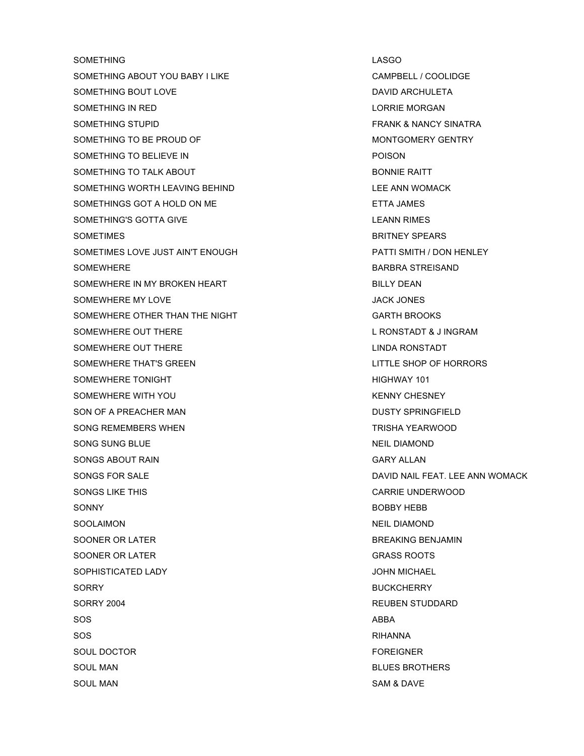| | |
|---|---|
| SOMETHING | LASGO |
| SOMETHING ABOUT YOU BABY I LIKE | CAMPBELL / COOLIDGE |
| SOMETHING BOUT LOVE | DAVID ARCHULETA |
| SOMETHING IN RED | LORRIE MORGAN |
| SOMETHING STUPID | FRANK & NANCY SINATRA |
| SOMETHING TO BE PROUD OF | MONTGOMERY GENTRY |
| SOMETHING TO BELIEVE IN | POISON |
| SOMETHING TO TALK ABOUT | BONNIE RAITT |
| SOMETHING WORTH LEAVING BEHIND | LEE ANN WOMACK |
| SOMETHINGS GOT A HOLD ON ME | ETTA JAMES |
| SOMETHING'S GOTTA GIVE | LEANN RIMES |
| SOMETIMES | BRITNEY SPEARS |
| SOMETIMES LOVE JUST AIN'T ENOUGH | PATTI SMITH / DON HENLEY |
| SOMEWHERE | BARBRA STREISAND |
| SOMEWHERE IN MY BROKEN HEART | BILLY DEAN |
| SOMEWHERE MY LOVE | JACK JONES |
| SOMEWHERE OTHER THAN THE NIGHT | GARTH BROOKS |
| SOMEWHERE OUT THERE | L RONSTADT & J INGRAM |
| SOMEWHERE OUT THERE | LINDA RONSTADT |
| SOMEWHERE THAT'S GREEN | LITTLE SHOP OF HORRORS |
| SOMEWHERE TONIGHT | HIGHWAY 101 |
| SOMEWHERE WITH YOU | KENNY CHESNEY |
| SON OF A PREACHER MAN | DUSTY SPRINGFIELD |
| SONG REMEMBERS WHEN | TRISHA YEARWOOD |
| SONG SUNG BLUE | NEIL DIAMOND |
| SONGS ABOUT RAIN | GARY ALLAN |
| SONGS FOR SALE | DAVID NAIL FEAT. LEE ANN WOMACK |
| SONGS LIKE THIS | CARRIE UNDERWOOD |
| SONNY | BOBBY HEBB |
| SOOLAIMON | NEIL DIAMOND |
| SOONER OR LATER | BREAKING BENJAMIN |
| SOONER OR LATER | GRASS ROOTS |
| SOPHISTICATED LADY | JOHN MICHAEL |
| SORRY | BUCKCHERRY |
| SORRY 2004 | REUBEN STUDDARD |
| SOS | ABBA |
| SOS | RIHANNA |
| SOUL DOCTOR | FOREIGNER |
| SOUL MAN | BLUES BROTHERS |
| SOUL MAN | SAM & DAVE |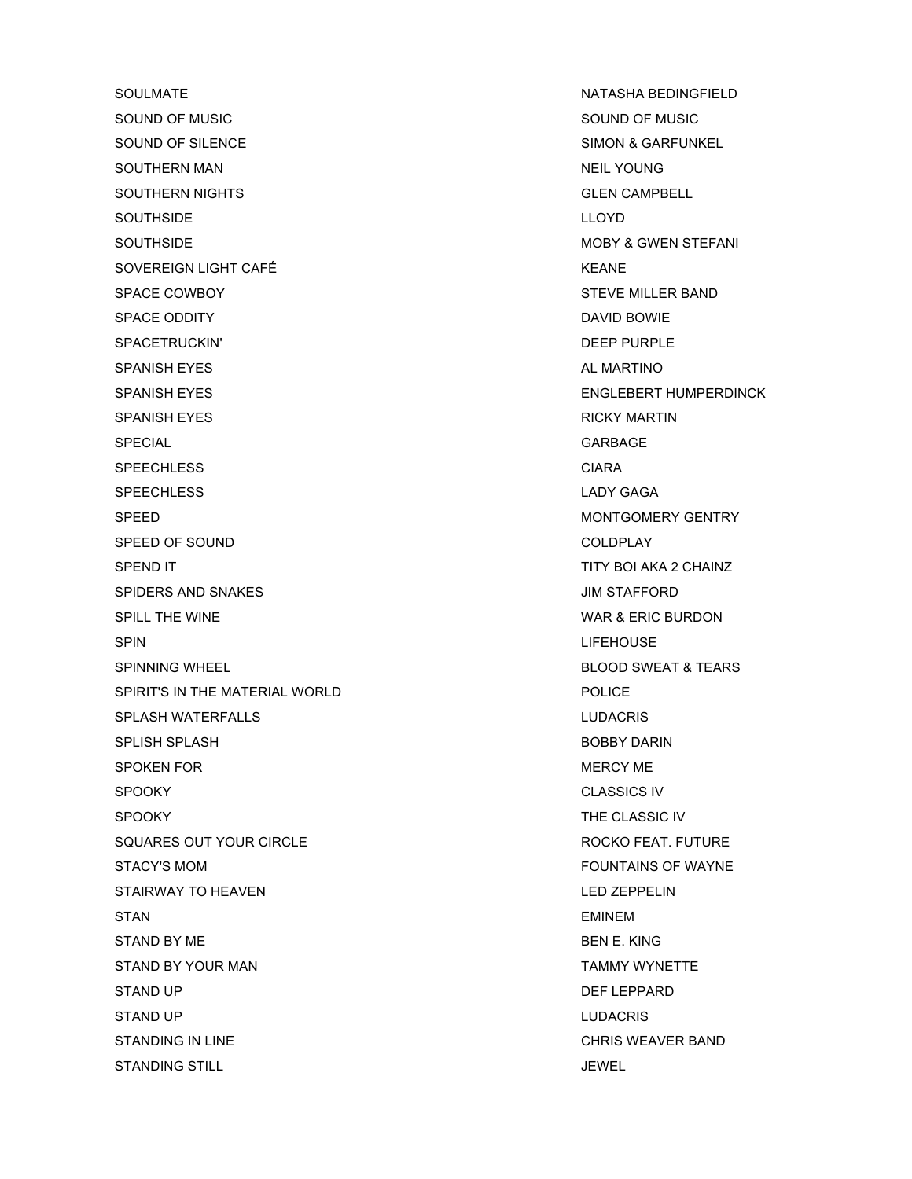| | |
|---|---|
| SOULMATE | NATASHA BEDINGFIELD |
| SOUND OF MUSIC | SOUND OF MUSIC |
| SOUND OF SILENCE | SIMON & GARFUNKEL |
| SOUTHERN MAN | NEIL YOUNG |
| SOUTHERN NIGHTS | GLEN CAMPBELL |
| SOUTHSIDE | LLOYD |
| SOUTHSIDE | MOBY & GWEN STEFANI |
| SOVEREIGN LIGHT CAFÉ | KEANE |
| SPACE COWBOY | STEVE MILLER BAND |
| SPACE ODDITY | DAVID BOWIE |
| SPACETRUCKIN' | DEEP PURPLE |
| SPANISH EYES | AL MARTINO |
| SPANISH EYES | ENGLEBERT HUMPERDINCK |
| SPANISH EYES | RICKY MARTIN |
| SPECIAL | GARBAGE |
| SPEECHLESS | CIARA |
| SPEECHLESS | LADY GAGA |
| SPEED | MONTGOMERY GENTRY |
| SPEED OF SOUND | COLDPLAY |
| SPEND IT | TITY BOI AKA 2 CHAINZ |
| SPIDERS AND SNAKES | JIM STAFFORD |
| SPILL THE WINE | WAR & ERIC BURDON |
| SPIN | LIFEHOUSE |
| SPINNING WHEEL | BLOOD SWEAT & TEARS |
| SPIRIT'S IN THE MATERIAL WORLD | POLICE |
| SPLASH WATERFALLS | LUDACRIS |
| SPLISH SPLASH | BOBBY DARIN |
| SPOKEN FOR | MERCY ME |
| SPOOKY | CLASSICS IV |
| SPOOKY | THE CLASSIC IV |
| SQUARES OUT YOUR CIRCLE | ROCKO FEAT. FUTURE |
| STACY'S MOM | FOUNTAINS OF WAYNE |
| STAIRWAY TO HEAVEN | LED ZEPPELIN |
| STAN | EMINEM |
| STAND BY ME | BEN E. KING |
| STAND BY YOUR MAN | TAMMY WYNETTE |
| STAND UP | DEF LEPPARD |
| STAND UP | LUDACRIS |
| STANDING IN LINE | CHRIS WEAVER BAND |
| STANDING STILL | JEWEL |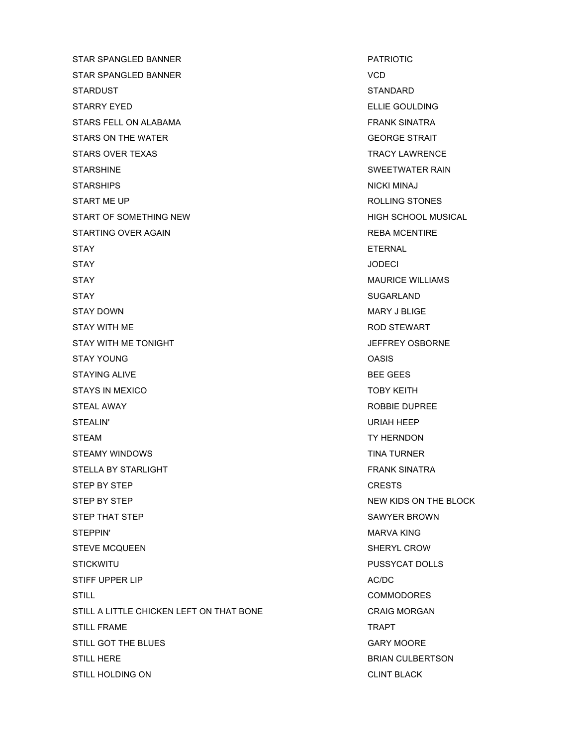| | |
|---|---|
| STAR SPANGLED BANNER | PATRIOTIC |
| STAR SPANGLED BANNER | VCD |
| STARDUST | STANDARD |
| STARRY EYED | ELLIE GOULDING |
| STARS FELL ON ALABAMA | FRANK SINATRA |
| STARS ON THE WATER | GEORGE STRAIT |
| STARS OVER TEXAS | TRACY LAWRENCE |
| STARSHINE | SWEETWATER RAIN |
| STARSHIPS | NICKI MINAJ |
| START ME UP | ROLLING STONES |
| START OF SOMETHING NEW | HIGH SCHOOL MUSICAL |
| STARTING OVER AGAIN | REBA MCENTIRE |
| STAY | ETERNAL |
| STAY | JODECI |
| STAY | MAURICE WILLIAMS |
| STAY | SUGARLAND |
| STAY DOWN | MARY J BLIGE |
| STAY WITH ME | ROD STEWART |
| STAY WITH ME TONIGHT | JEFFREY OSBORNE |
| STAY YOUNG | OASIS |
| STAYING ALIVE | BEE GEES |
| STAYS IN MEXICO | TOBY KEITH |
| STEAL AWAY | ROBBIE DUPREE |
| STEALIN' | URIAH HEEP |
| STEAM | TY HERNDON |
| STEAMY WINDOWS | TINA TURNER |
| STELLA BY STARLIGHT | FRANK SINATRA |
| STEP BY STEP | CRESTS |
| STEP BY STEP | NEW KIDS ON THE BLOCK |
| STEP THAT STEP | SAWYER BROWN |
| STEPPIN' | MARVA KING |
| STEVE MCQUEEN | SHERYL CROW |
| STICKWITU | PUSSYCAT DOLLS |
| STIFF UPPER LIP | AC/DC |
| STILL | COMMODORES |
| STILL A LITTLE CHICKEN LEFT ON THAT BONE | CRAIG MORGAN |
| STILL FRAME | TRAPT |
| STILL GOT THE BLUES | GARY MOORE |
| STILL HERE | BRIAN CULBERTSON |
| STILL HOLDING ON | CLINT BLACK |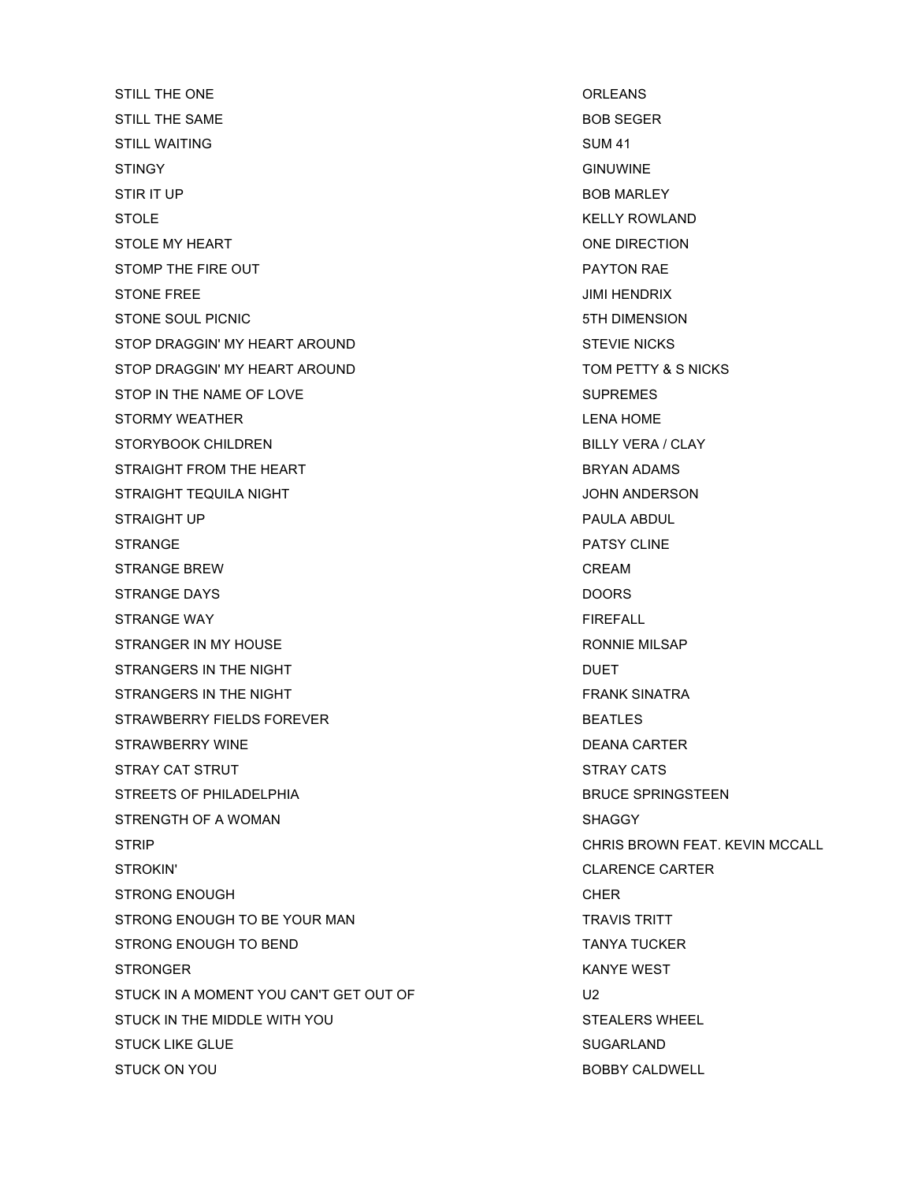| | |
|---|---|
| STILL THE ONE | ORLEANS |
| STILL THE SAME | BOB SEGER |
| STILL WAITING | SUM 41 |
| STINGY | GINUWINE |
| STIR IT UP | BOB MARLEY |
| STOLE | KELLY ROWLAND |
| STOLE MY HEART | ONE DIRECTION |
| STOMP THE FIRE OUT | PAYTON RAE |
| STONE FREE | JIMI HENDRIX |
| STONE SOUL PICNIC | 5TH DIMENSION |
| STOP DRAGGIN' MY HEART AROUND | STEVIE NICKS |
| STOP DRAGGIN' MY HEART AROUND | TOM PETTY & S NICKS |
| STOP IN THE NAME OF LOVE | SUPREMES |
| STORMY WEATHER | LENA HOME |
| STORYBOOK CHILDREN | BILLY VERA / CLAY |
| STRAIGHT FROM THE HEART | BRYAN ADAMS |
| STRAIGHT TEQUILA NIGHT | JOHN ANDERSON |
| STRAIGHT UP | PAULA ABDUL |
| STRANGE | PATSY CLINE |
| STRANGE BREW | CREAM |
| STRANGE DAYS | DOORS |
| STRANGE WAY | FIREFALL |
| STRANGER IN MY HOUSE | RONNIE MILSAP |
| STRANGERS IN THE NIGHT | DUET |
| STRANGERS IN THE NIGHT | FRANK SINATRA |
| STRAWBERRY FIELDS FOREVER | BEATLES |
| STRAWBERRY WINE | DEANA CARTER |
| STRAY CAT STRUT | STRAY CATS |
| STREETS OF PHILADELPHIA | BRUCE SPRINGSTEEN |
| STRENGTH OF A WOMAN | SHAGGY |
| STRIP | CHRIS BROWN FEAT. KEVIN MCCALL |
| STROKIN' | CLARENCE CARTER |
| STRONG ENOUGH | CHER |
| STRONG ENOUGH TO BE YOUR MAN | TRAVIS TRITT |
| STRONG ENOUGH TO BEND | TANYA TUCKER |
| STRONGER | KANYE WEST |
| STUCK IN A MOMENT YOU CAN'T GET OUT OF | U2 |
| STUCK IN THE MIDDLE WITH YOU | STEALERS WHEEL |
| STUCK LIKE GLUE | SUGARLAND |
| STUCK ON YOU | BOBBY CALDWELL |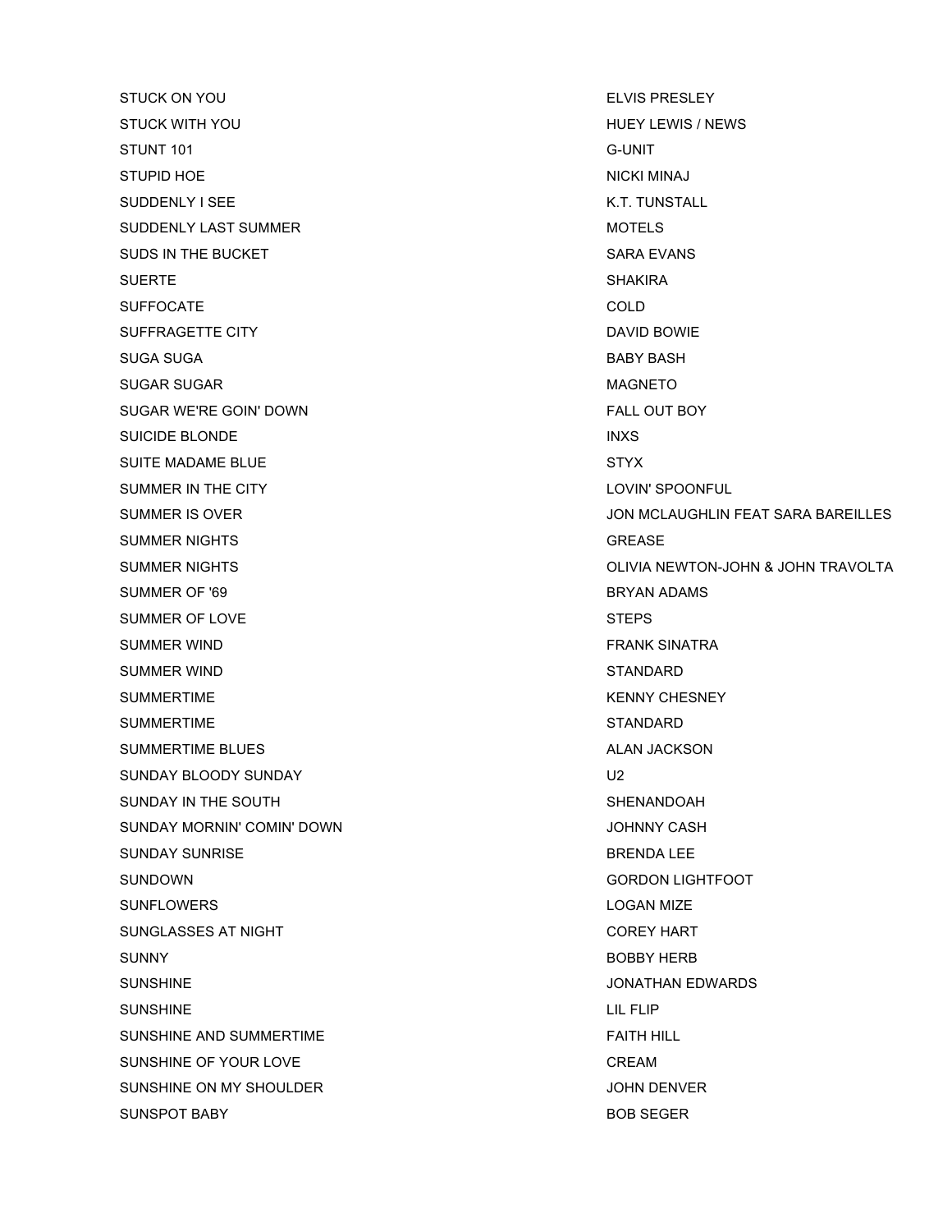| | |
|---|---|
| STUCK ON YOU | ELVIS PRESLEY |
| STUCK WITH YOU | HUEY LEWIS / NEWS |
| STUNT 101 | G-UNIT |
| STUPID HOE | NICKI MINAJ |
| SUDDENLY I SEE | K.T. TUNSTALL |
| SUDDENLY LAST SUMMER | MOTELS |
| SUDS IN THE BUCKET | SARA EVANS |
| SUERTE | SHAKIRA |
| SUFFOCATE | COLD |
| SUFFRAGETTE CITY | DAVID BOWIE |
| SUGA SUGA | BABY BASH |
| SUGAR SUGAR | MAGNETO |
| SUGAR WE'RE GOIN' DOWN | FALL OUT BOY |
| SUICIDE BLONDE | INXS |
| SUITE MADAME BLUE | STYX |
| SUMMER IN THE CITY | LOVIN' SPOONFUL |
| SUMMER IS OVER | JON MCLAUGHLIN FEAT SARA BAREILLES |
| SUMMER NIGHTS | GREASE |
| SUMMER NIGHTS | OLIVIA NEWTON-JOHN & JOHN TRAVOLTA |
| SUMMER OF '69 | BRYAN ADAMS |
| SUMMER OF LOVE | STEPS |
| SUMMER WIND | FRANK SINATRA |
| SUMMER WIND | STANDARD |
| SUMMERTIME | KENNY CHESNEY |
| SUMMERTIME | STANDARD |
| SUMMERTIME BLUES | ALAN JACKSON |
| SUNDAY BLOODY SUNDAY | U2 |
| SUNDAY IN THE SOUTH | SHENANDOAH |
| SUNDAY MORNIN' COMIN' DOWN | JOHNNY CASH |
| SUNDAY SUNRISE | BRENDA LEE |
| SUNDOWN | GORDON LIGHTFOOT |
| SUNFLOWERS | LOGAN MIZE |
| SUNGLASSES AT NIGHT | COREY HART |
| SUNNY | BOBBY HERB |
| SUNSHINE | JONATHAN EDWARDS |
| SUNSHINE | LIL FLIP |
| SUNSHINE AND SUMMERTIME | FAITH HILL |
| SUNSHINE OF YOUR LOVE | CREAM |
| SUNSHINE ON MY SHOULDER | JOHN DENVER |
| SUNSPOT BABY | BOB SEGER |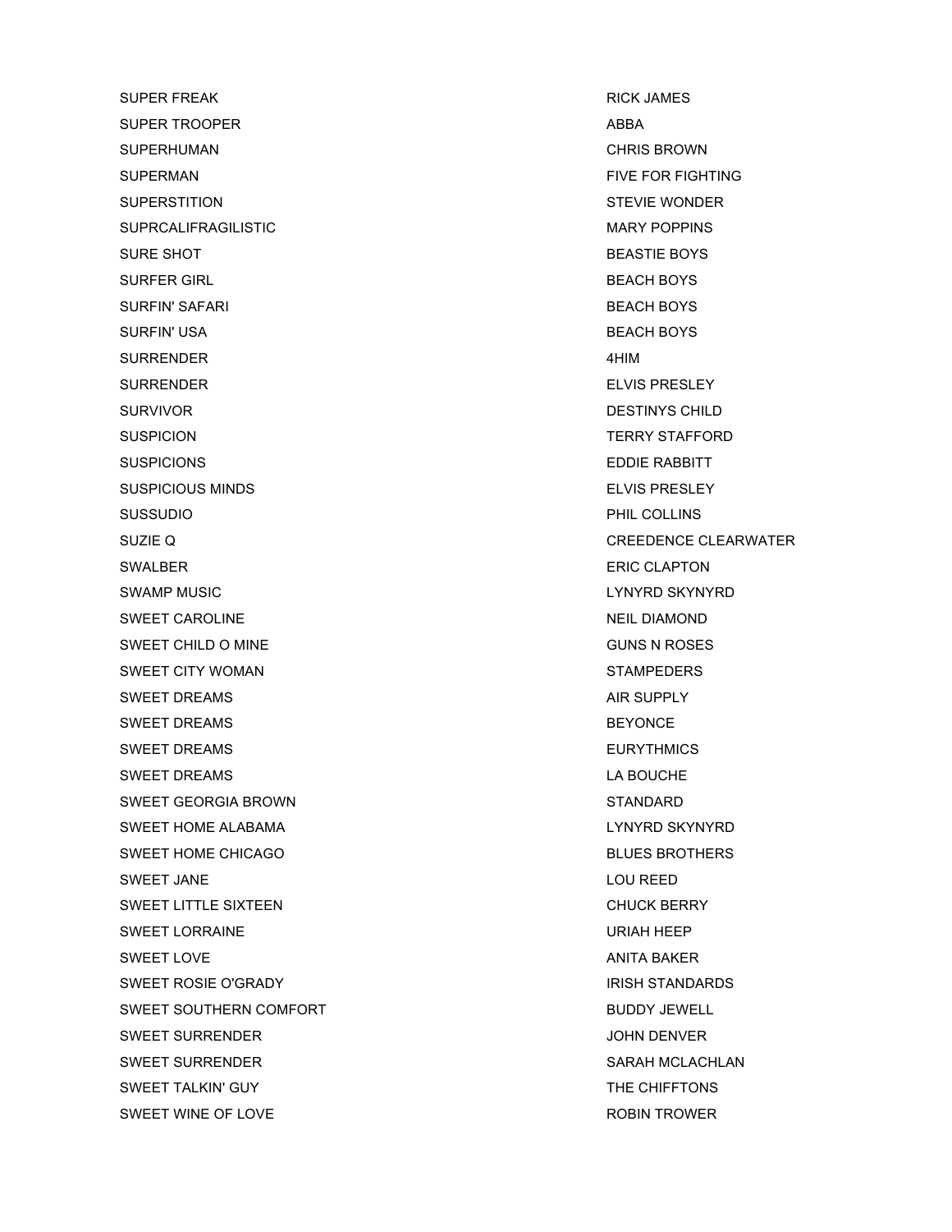| | |
|---|---|
| SUPER FREAK | RICK JAMES |
| SUPER TROOPER | ABBA |
| SUPERHUMAN | CHRIS BROWN |
| SUPERMAN | FIVE FOR FIGHTING |
| SUPERSTITION | STEVIE WONDER |
| SUPRCALIFRAGILISTIC | MARY POPPINS |
| SURE SHOT | BEASTIE BOYS |
| SURFER GIRL | BEACH BOYS |
| SURFIN' SAFARI | BEACH BOYS |
| SURFIN' USA | BEACH BOYS |
| SURRENDER | 4HIM |
| SURRENDER | ELVIS PRESLEY |
| SURVIVOR | DESTINYS CHILD |
| SUSPICION | TERRY STAFFORD |
| SUSPICIONS | EDDIE RABBITT |
| SUSPICIOUS MINDS | ELVIS PRESLEY |
| SUSSUDIO | PHIL COLLINS |
| SUZIE Q | CREEDENCE CLEARWATER |
| SWALBER | ERIC CLAPTON |
| SWAMP MUSIC | LYNYRD SKYNYRD |
| SWEET CAROLINE | NEIL DIAMOND |
| SWEET CHILD O MINE | GUNS N ROSES |
| SWEET CITY WOMAN | STAMPEDERS |
| SWEET DREAMS | AIR SUPPLY |
| SWEET DREAMS | BEYONCE |
| SWEET DREAMS | EURYTHMICS |
| SWEET DREAMS | LA BOUCHE |
| SWEET GEORGIA BROWN | STANDARD |
| SWEET HOME ALABAMA | LYNYRD SKYNYRD |
| SWEET HOME CHICAGO | BLUES BROTHERS |
| SWEET JANE | LOU REED |
| SWEET LITTLE SIXTEEN | CHUCK BERRY |
| SWEET LORRAINE | URIAH HEEP |
| SWEET LOVE | ANITA BAKER |
| SWEET ROSIE O'GRADY | IRISH STANDARDS |
| SWEET SOUTHERN COMFORT | BUDDY JEWELL |
| SWEET SURRENDER | JOHN DENVER |
| SWEET SURRENDER | SARAH MCLACHLAN |
| SWEET TALKIN' GUY | THE CHIFFTONS |
| SWEET WINE OF LOVE | ROBIN TROWER |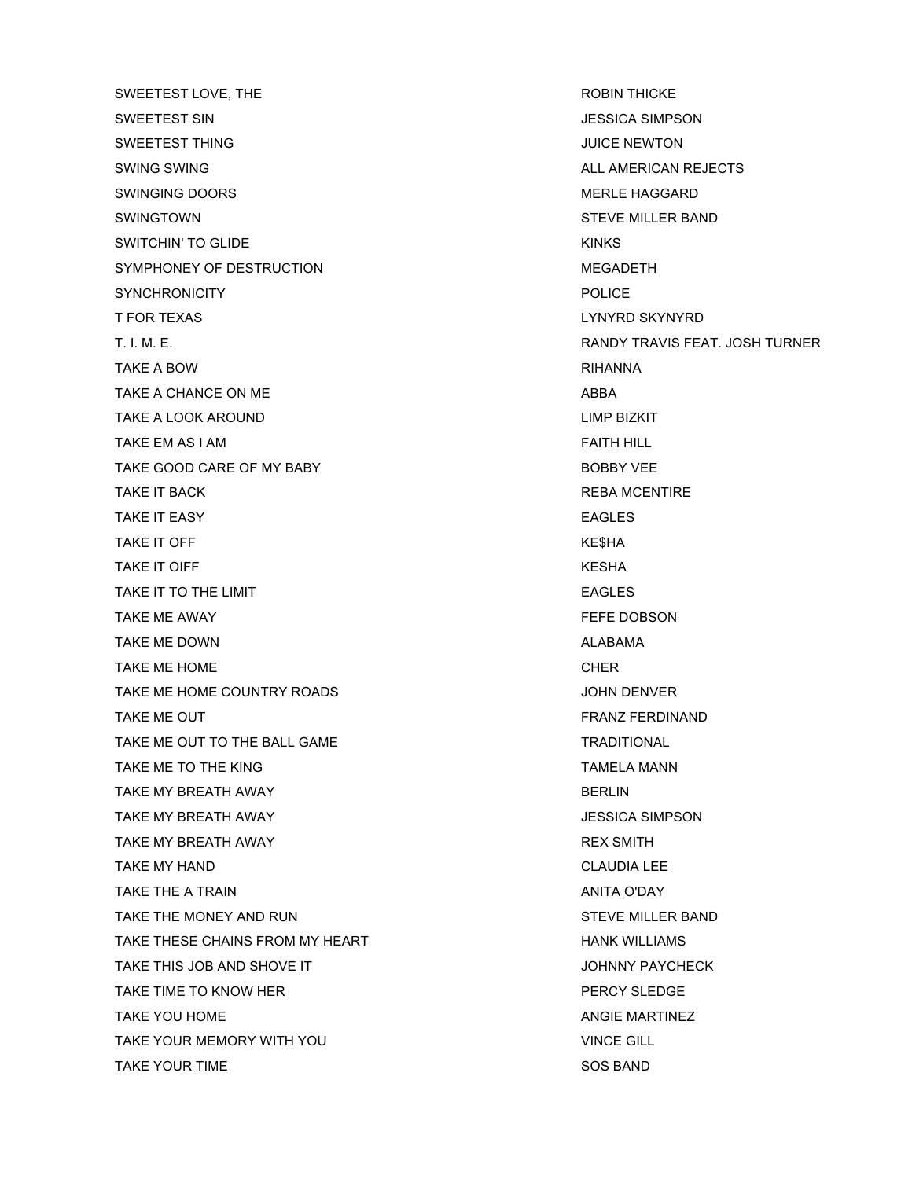| | |
|---|---|
| SWEETEST LOVE, THE | ROBIN THICKE |
| SWEETEST SIN | JESSICA SIMPSON |
| SWEETEST THING | JUICE NEWTON |
| SWING SWING | ALL AMERICAN REJECTS |
| SWINGING DOORS | MERLE HAGGARD |
| SWINGTOWN | STEVE MILLER BAND |
| SWITCHIN' TO GLIDE | KINKS |
| SYMPHONEY OF DESTRUCTION | MEGADETH |
| SYNCHRONICITY | POLICE |
| T FOR TEXAS | LYNYRD SKYNYRD |
| T. I. M. E. | RANDY TRAVIS FEAT. JOSH TURNER |
| TAKE A BOW | RIHANNA |
| TAKE A CHANCE ON ME | ABBA |
| TAKE A LOOK AROUND | LIMP BIZKIT |
| TAKE EM AS I AM | FAITH HILL |
| TAKE GOOD CARE OF MY BABY | BOBBY VEE |
| TAKE IT BACK | REBA MCENTIRE |
| TAKE IT EASY | EAGLES |
| TAKE IT OFF | KE$HA |
| TAKE IT OIFF | KESHA |
| TAKE IT TO THE LIMIT | EAGLES |
| TAKE ME AWAY | FEFE DOBSON |
| TAKE ME DOWN | ALABAMA |
| TAKE ME HOME | CHER |
| TAKE ME HOME COUNTRY ROADS | JOHN DENVER |
| TAKE ME OUT | FRANZ FERDINAND |
| TAKE ME OUT TO THE BALL GAME | TRADITIONAL |
| TAKE ME TO THE KING | TAMELA MANN |
| TAKE MY BREATH AWAY | BERLIN |
| TAKE MY BREATH AWAY | JESSICA SIMPSON |
| TAKE MY BREATH AWAY | REX SMITH |
| TAKE MY HAND | CLAUDIA LEE |
| TAKE THE A TRAIN | ANITA O'DAY |
| TAKE THE MONEY AND RUN | STEVE MILLER BAND |
| TAKE THESE CHAINS FROM MY HEART | HANK WILLIAMS |
| TAKE THIS JOB AND SHOVE IT | JOHNNY PAYCHECK |
| TAKE TIME TO KNOW HER | PERCY SLEDGE |
| TAKE YOU HOME | ANGIE MARTINEZ |
| TAKE YOUR MEMORY WITH YOU | VINCE GILL |
| TAKE YOUR TIME | SOS BAND |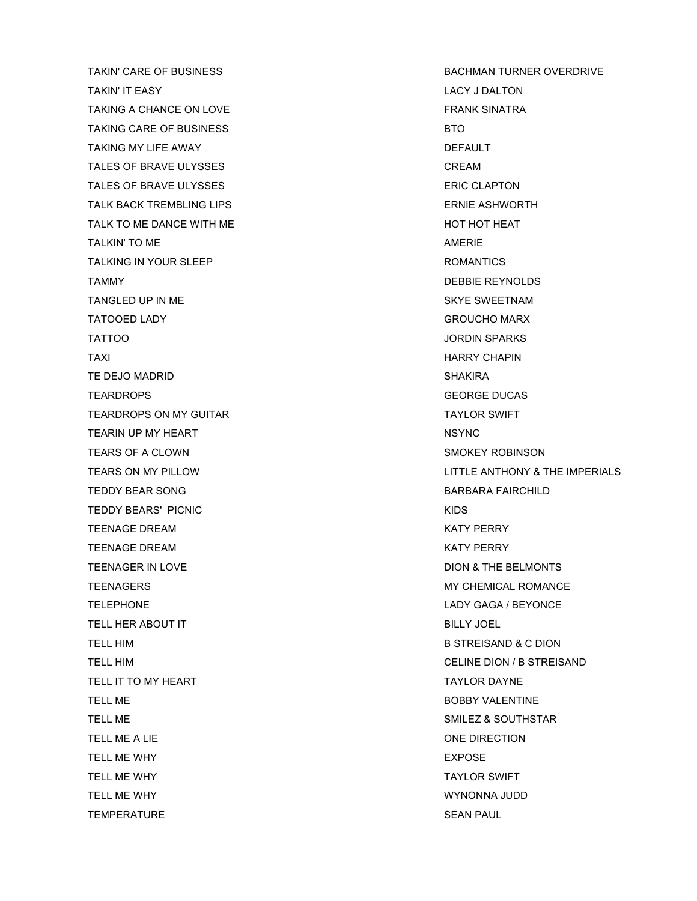| | |
|---|---|
| TAKIN' CARE OF BUSINESS | BACHMAN TURNER OVERDRIVE |
| TAKIN' IT EASY | LACY J DALTON |
| TAKING A CHANCE ON LOVE | FRANK SINATRA |
| TAKING CARE OF BUSINESS | BTO |
| TAKING MY LIFE AWAY | DEFAULT |
| TALES OF BRAVE ULYSSES | CREAM |
| TALES OF BRAVE ULYSSES | ERIC CLAPTON |
| TALK BACK TREMBLING LIPS | ERNIE ASHWORTH |
| TALK TO ME DANCE WITH ME | HOT HOT HEAT |
| TALKIN' TO ME | AMERIE |
| TALKING IN YOUR SLEEP | ROMANTICS |
| TAMMY | DEBBIE REYNOLDS |
| TANGLED UP IN ME | SKYE SWEETNAM |
| TATOOED LADY | GROUCHO MARX |
| TATTOO | JORDIN SPARKS |
| TAXI | HARRY CHAPIN |
| TE DEJO MADRID | SHAKIRA |
| TEARDROPS | GEORGE DUCAS |
| TEARDROPS ON MY GUITAR | TAYLOR SWIFT |
| TEARIN UP MY HEART | NSYNC |
| TEARS OF A CLOWN | SMOKEY ROBINSON |
| TEARS ON MY PILLOW | LITTLE ANTHONY & THE IMPERIALS |
| TEDDY BEAR SONG | BARBARA FAIRCHILD |
| TEDDY BEARS' PICNIC | KIDS |
| TEENAGE DREAM | KATY PERRY |
| TEENAGE DREAM | KATY PERRY |
| TEENAGER IN LOVE | DION & THE BELMONTS |
| TEENAGERS | MY CHEMICAL ROMANCE |
| TELEPHONE | LADY GAGA / BEYONCE |
| TELL HER ABOUT IT | BILLY JOEL |
| TELL HIM | B STREISAND & C DION |
| TELL HIM | CELINE DION / B STREISAND |
| TELL IT TO MY HEART | TAYLOR DAYNE |
| TELL ME | BOBBY VALENTINE |
| TELL ME | SMILEZ & SOUTHSTAR |
| TELL ME A LIE | ONE DIRECTION |
| TELL ME WHY | EXPOSE |
| TELL ME WHY | TAYLOR SWIFT |
| TELL ME WHY | WYNONNA JUDD |
| TEMPERATURE | SEAN PAUL |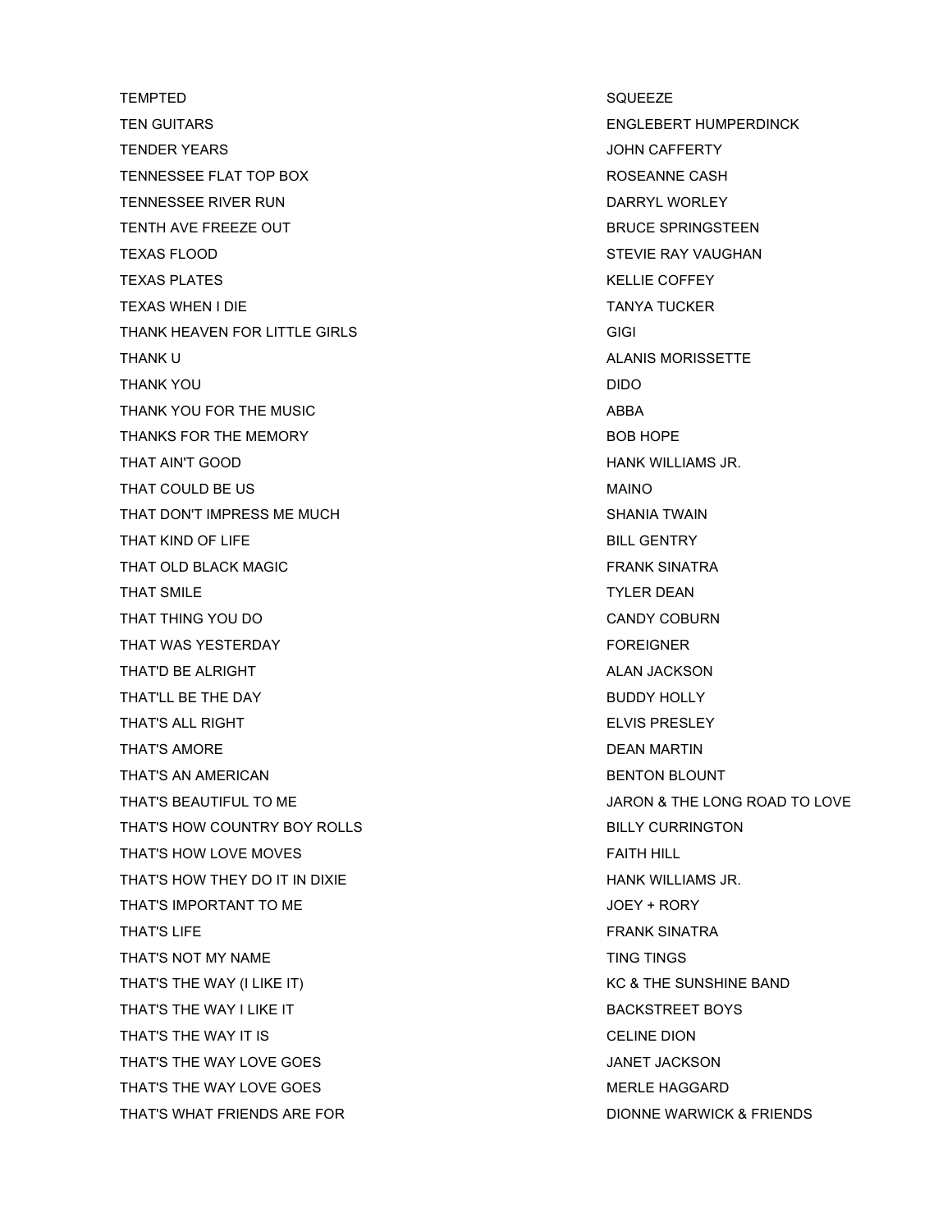| | |
|---|---|
| TEMPTED | SQUEEZE |
| TEN GUITARS | ENGLEBERT HUMPERDINCK |
| TENDER YEARS | JOHN CAFFERTY |
| TENNESSEE FLAT TOP BOX | ROSEANNE CASH |
| TENNESSEE RIVER RUN | DARRYL WORLEY |
| TENTH AVE FREEZE OUT | BRUCE SPRINGSTEEN |
| TEXAS FLOOD | STEVIE RAY VAUGHAN |
| TEXAS PLATES | KELLIE COFFEY |
| TEXAS WHEN I DIE | TANYA TUCKER |
| THANK HEAVEN FOR LITTLE GIRLS | GIGI |
| THANK U | ALANIS MORISSETTE |
| THANK YOU | DIDO |
| THANK YOU FOR THE MUSIC | ABBA |
| THANKS FOR THE MEMORY | BOB HOPE |
| THAT AIN'T GOOD | HANK WILLIAMS JR. |
| THAT COULD BE US | MAINO |
| THAT DON'T IMPRESS ME MUCH | SHANIA TWAIN |
| THAT KIND OF LIFE | BILL GENTRY |
| THAT OLD BLACK MAGIC | FRANK SINATRA |
| THAT SMILE | TYLER DEAN |
| THAT THING YOU DO | CANDY COBURN |
| THAT WAS YESTERDAY | FOREIGNER |
| THAT'D BE ALRIGHT | ALAN JACKSON |
| THAT'LL BE THE DAY | BUDDY HOLLY |
| THAT'S ALL RIGHT | ELVIS PRESLEY |
| THAT'S AMORE | DEAN MARTIN |
| THAT'S AN AMERICAN | BENTON BLOUNT |
| THAT'S BEAUTIFUL TO ME | JARON & THE LONG ROAD TO LOVE |
| THAT'S HOW COUNTRY BOY ROLLS | BILLY CURRINGTON |
| THAT'S HOW LOVE MOVES | FAITH HILL |
| THAT'S HOW THEY DO IT IN DIXIE | HANK WILLIAMS JR. |
| THAT'S IMPORTANT TO ME | JOEY + RORY |
| THAT'S LIFE | FRANK SINATRA |
| THAT'S NOT MY NAME | TING TINGS |
| THAT'S THE WAY (I LIKE IT) | KC & THE SUNSHINE BAND |
| THAT'S THE WAY I LIKE IT | BACKSTREET BOYS |
| THAT'S THE WAY IT IS | CELINE DION |
| THAT'S THE WAY LOVE GOES | JANET JACKSON |
| THAT'S THE WAY LOVE GOES | MERLE HAGGARD |
| THAT'S WHAT FRIENDS ARE FOR | DIONNE WARWICK & FRIENDS |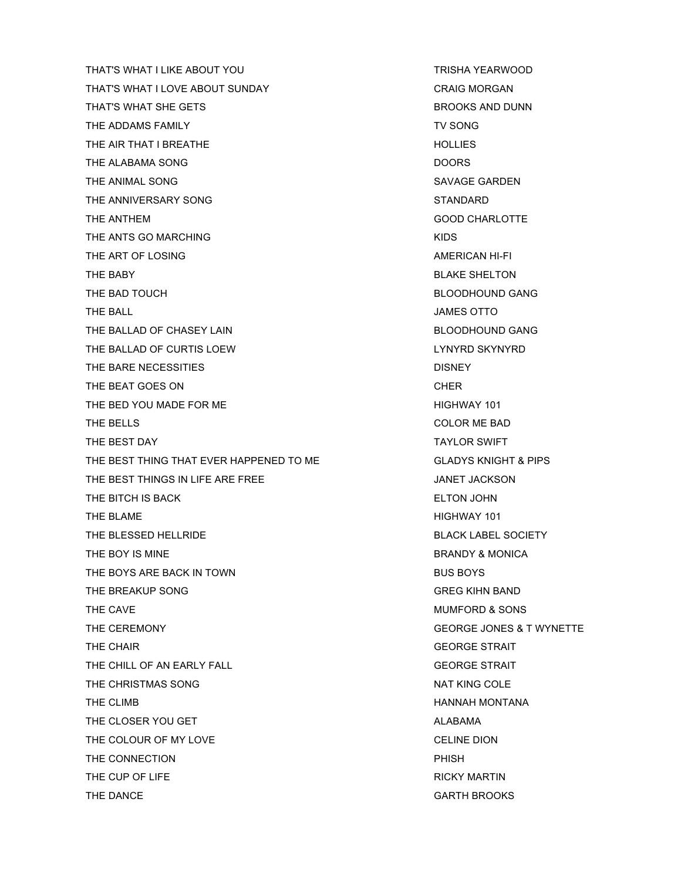| | |
|---|---|
| THAT'S WHAT I LIKE ABOUT YOU | TRISHA YEARWOOD |
| THAT'S WHAT I LOVE ABOUT SUNDAY | CRAIG MORGAN |
| THAT'S WHAT SHE GETS | BROOKS AND DUNN |
| THE ADDAMS FAMILY | TV SONG |
| THE AIR THAT I BREATHE | HOLLIES |
| THE ALABAMA SONG | DOORS |
| THE ANIMAL SONG | SAVAGE GARDEN |
| THE ANNIVERSARY SONG | STANDARD |
| THE ANTHEM | GOOD CHARLOTTE |
| THE ANTS GO MARCHING | KIDS |
| THE ART OF LOSING | AMERICAN HI-FI |
| THE BABY | BLAKE SHELTON |
| THE BAD TOUCH | BLOODHOUND GANG |
| THE BALL | JAMES OTTO |
| THE BALLAD OF CHASEY LAIN | BLOODHOUND GANG |
| THE BALLAD OF CURTIS LOEW | LYNYRD SKYNYRD |
| THE BARE NECESSITIES | DISNEY |
| THE BEAT GOES ON | CHER |
| THE BED YOU MADE FOR ME | HIGHWAY 101 |
| THE BELLS | COLOR ME BAD |
| THE BEST DAY | TAYLOR SWIFT |
| THE BEST THING THAT EVER HAPPENED TO ME | GLADYS KNIGHT & PIPS |
| THE BEST THINGS IN LIFE ARE FREE | JANET JACKSON |
| THE BITCH IS BACK | ELTON JOHN |
| THE BLAME | HIGHWAY 101 |
| THE BLESSED HELLRIDE | BLACK LABEL SOCIETY |
| THE BOY IS MINE | BRANDY & MONICA |
| THE BOYS ARE BACK IN TOWN | BUS BOYS |
| THE BREAKUP SONG | GREG KIHN BAND |
| THE CAVE | MUMFORD & SONS |
| THE CEREMONY | GEORGE JONES & T WYNETTE |
| THE CHAIR | GEORGE STRAIT |
| THE CHILL OF AN EARLY FALL | GEORGE STRAIT |
| THE CHRISTMAS SONG | NAT KING COLE |
| THE CLIMB | HANNAH MONTANA |
| THE CLOSER YOU GET | ALABAMA |
| THE COLOUR OF MY LOVE | CELINE DION |
| THE CONNECTION | PHISH |
| THE CUP OF LIFE | RICKY MARTIN |
| THE DANCE | GARTH BROOKS |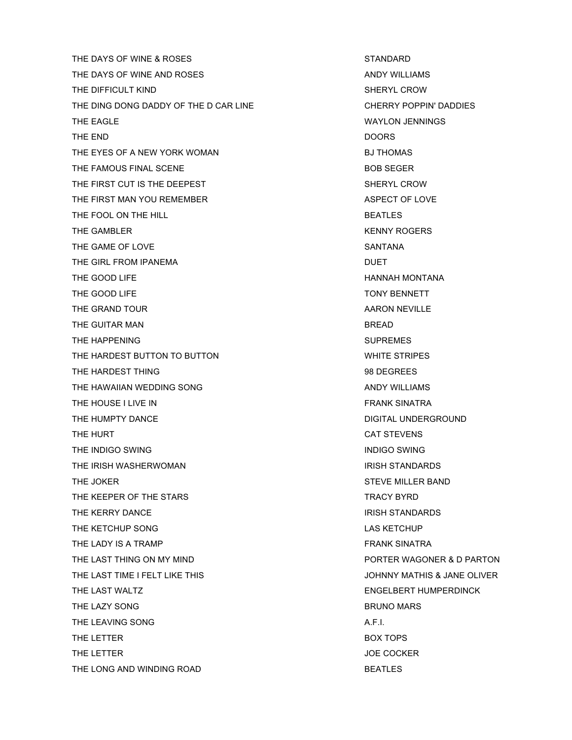| | |
|---|---|
| THE DAYS OF WINE & ROSES | STANDARD |
| THE DAYS OF WINE AND ROSES | ANDY WILLIAMS |
| THE DIFFICULT KIND | SHERYL CROW |
| THE DING DONG DADDY OF THE D CAR LINE | CHERRY POPPIN' DADDIES |
| THE EAGLE | WAYLON JENNINGS |
| THE END | DOORS |
| THE EYES OF A NEW YORK WOMAN | BJ THOMAS |
| THE FAMOUS FINAL SCENE | BOB SEGER |
| THE FIRST CUT IS THE DEEPEST | SHERYL CROW |
| THE FIRST MAN YOU REMEMBER | ASPECT OF LOVE |
| THE FOOL ON THE HILL | BEATLES |
| THE GAMBLER | KENNY ROGERS |
| THE GAME OF LOVE | SANTANA |
| THE GIRL FROM IPANEMA | DUET |
| THE GOOD LIFE | HANNAH MONTANA |
| THE GOOD LIFE | TONY BENNETT |
| THE GRAND TOUR | AARON NEVILLE |
| THE GUITAR MAN | BREAD |
| THE HAPPENING | SUPREMES |
| THE HARDEST BUTTON TO BUTTON | WHITE STRIPES |
| THE HARDEST THING | 98 DEGREES |
| THE HAWAIIAN WEDDING SONG | ANDY WILLIAMS |
| THE HOUSE I LIVE IN | FRANK SINATRA |
| THE HUMPTY DANCE | DIGITAL UNDERGROUND |
| THE HURT | CAT STEVENS |
| THE INDIGO SWING | INDIGO SWING |
| THE IRISH WASHERWOMAN | IRISH STANDARDS |
| THE JOKER | STEVE MILLER BAND |
| THE KEEPER OF THE STARS | TRACY BYRD |
| THE KERRY DANCE | IRISH STANDARDS |
| THE KETCHUP SONG | LAS KETCHUP |
| THE LADY IS A TRAMP | FRANK SINATRA |
| THE LAST THING ON MY MIND | PORTER WAGONER & D PARTON |
| THE LAST TIME I FELT LIKE THIS | JOHNNY MATHIS & JANE OLIVER |
| THE LAST WALTZ | ENGELBERT HUMPERDINCK |
| THE LAZY SONG | BRUNO MARS |
| THE LEAVING SONG | A.F.I. |
| THE LETTER | BOX TOPS |
| THE LETTER | JOE COCKER |
| THE LONG AND WINDING ROAD | BEATLES |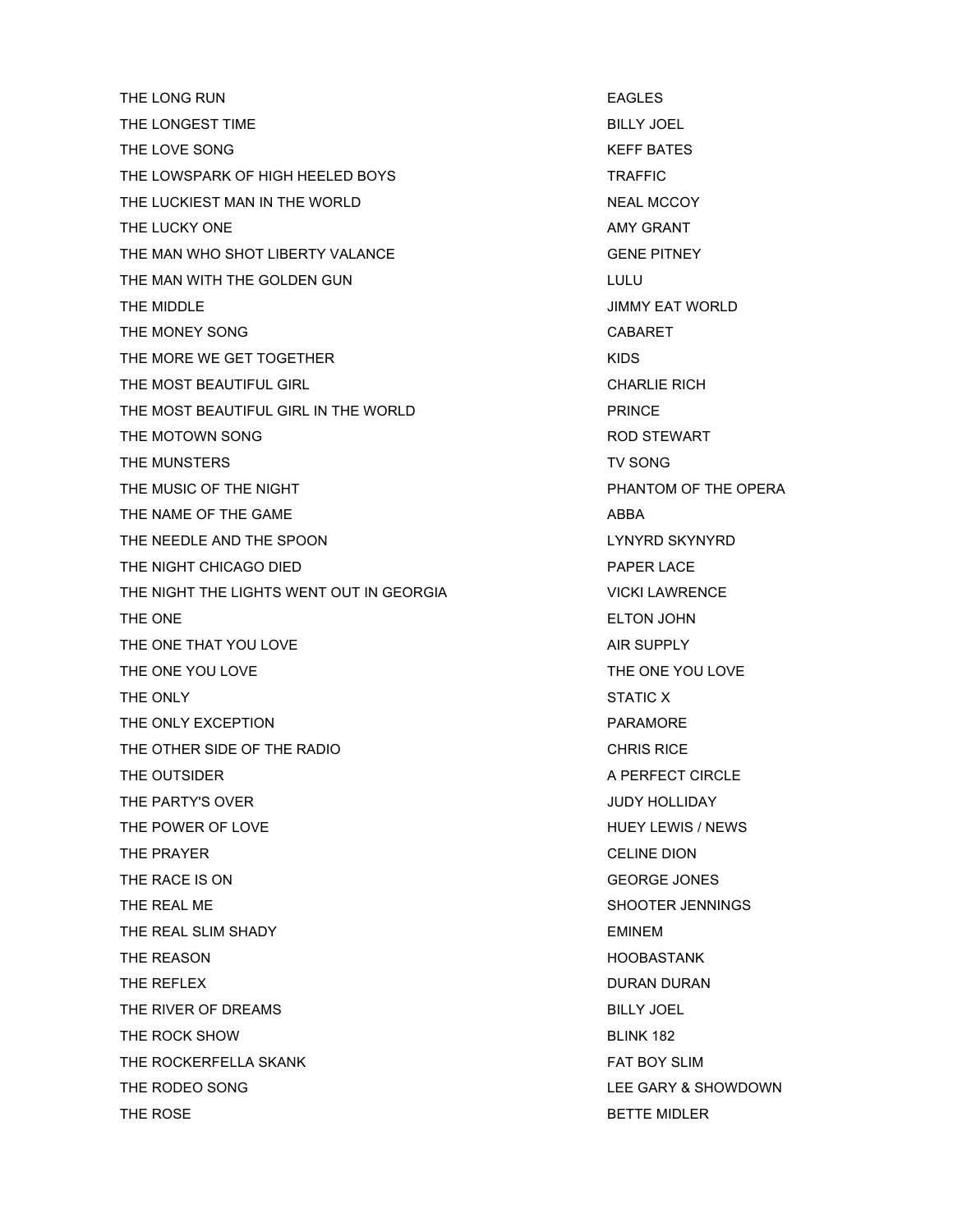| | |
|---|---|
| THE LONG RUN | EAGLES |
| THE LONGEST TIME | BILLY JOEL |
| THE LOVE SONG | KEFF BATES |
| THE LOWSPARK OF HIGH HEELED BOYS | TRAFFIC |
| THE LUCKIEST MAN IN THE WORLD | NEAL MCCOY |
| THE LUCKY ONE | AMY GRANT |
| THE MAN WHO SHOT LIBERTY VALANCE | GENE PITNEY |
| THE MAN WITH THE GOLDEN GUN | LULU |
| THE MIDDLE | JIMMY EAT WORLD |
| THE MONEY SONG | CABARET |
| THE MORE WE GET TOGETHER | KIDS |
| THE MOST BEAUTIFUL GIRL | CHARLIE RICH |
| THE MOST BEAUTIFUL GIRL IN THE WORLD | PRINCE |
| THE MOTOWN SONG | ROD STEWART |
| THE MUNSTERS | TV SONG |
| THE MUSIC OF THE NIGHT | PHANTOM OF THE OPERA |
| THE NAME OF THE GAME | ABBA |
| THE NEEDLE AND THE SPOON | LYNYRD SKYNYRD |
| THE NIGHT CHICAGO DIED | PAPER LACE |
| THE NIGHT THE LIGHTS WENT OUT IN GEORGIA | VICKI LAWRENCE |
| THE ONE | ELTON JOHN |
| THE ONE THAT YOU LOVE | AIR SUPPLY |
| THE ONE YOU LOVE | THE ONE YOU LOVE |
| THE ONLY | STATIC X |
| THE ONLY EXCEPTION | PARAMORE |
| THE OTHER SIDE OF THE RADIO | CHRIS RICE |
| THE OUTSIDER | A PERFECT CIRCLE |
| THE PARTY'S OVER | JUDY HOLLIDAY |
| THE POWER OF LOVE | HUEY LEWIS / NEWS |
| THE PRAYER | CELINE DION |
| THE RACE IS ON | GEORGE JONES |
| THE REAL ME | SHOOTER JENNINGS |
| THE REAL SLIM SHADY | EMINEM |
| THE REASON | HOOBASTANK |
| THE REFLEX | DURAN DURAN |
| THE RIVER OF DREAMS | BILLY JOEL |
| THE ROCK SHOW | BLINK 182 |
| THE ROCKERFELLA SKANK | FAT BOY SLIM |
| THE RODEO SONG | LEE GARY & SHOWDOWN |
| THE ROSE | BETTE MIDLER |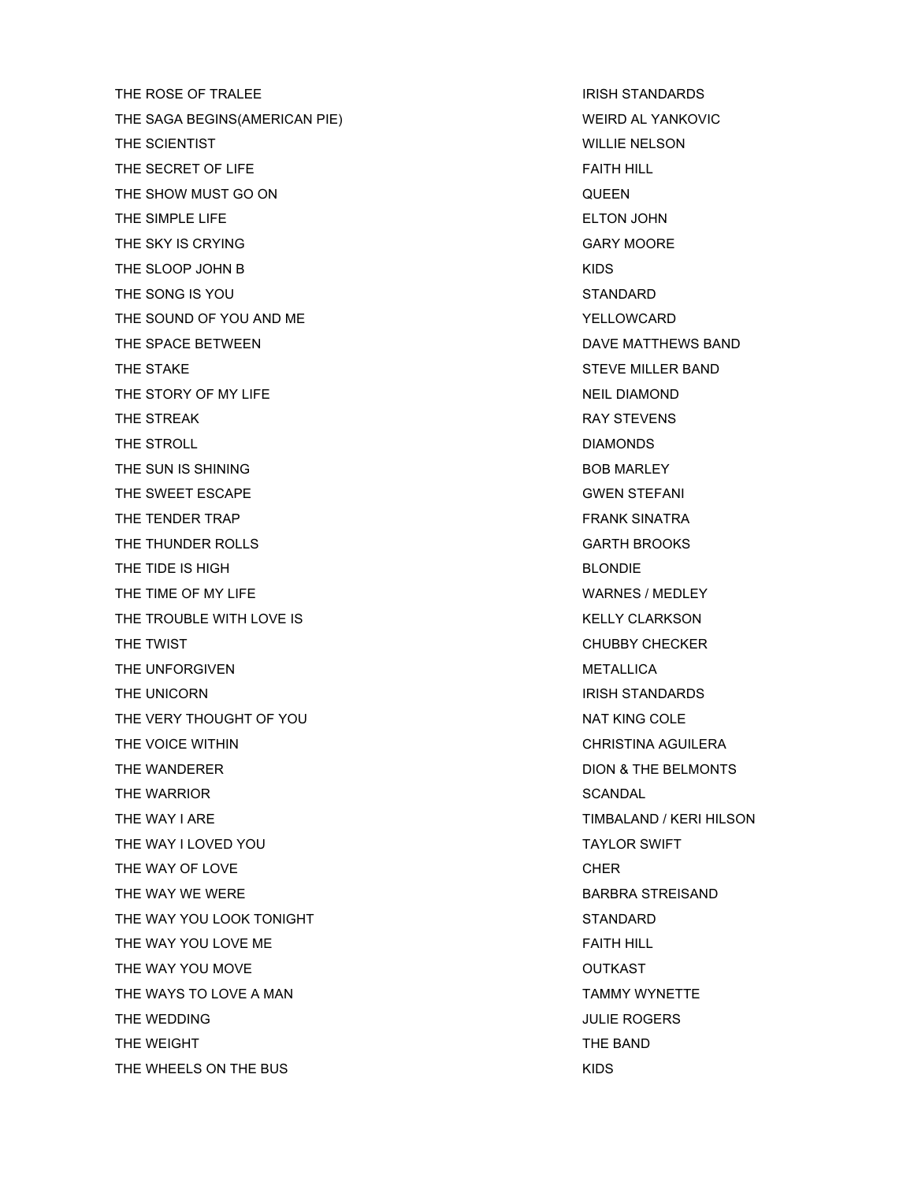| | |
|---|---|
| THE ROSE OF TRALEE | IRISH STANDARDS |
| THE SAGA BEGINS(AMERICAN PIE) | WEIRD AL YANKOVIC |
| THE SCIENTIST | WILLIE NELSON |
| THE SECRET OF LIFE | FAITH HILL |
| THE SHOW MUST GO ON | QUEEN |
| THE SIMPLE LIFE | ELTON JOHN |
| THE SKY IS CRYING | GARY MOORE |
| THE SLOOP JOHN B | KIDS |
| THE SONG IS YOU | STANDARD |
| THE SOUND OF YOU AND ME | YELLOWCARD |
| THE SPACE BETWEEN | DAVE MATTHEWS BAND |
| THE STAKE | STEVE MILLER BAND |
| THE STORY OF MY LIFE | NEIL DIAMOND |
| THE STREAK | RAY STEVENS |
| THE STROLL | DIAMONDS |
| THE SUN IS SHINING | BOB MARLEY |
| THE SWEET ESCAPE | GWEN STEFANI |
| THE TENDER TRAP | FRANK SINATRA |
| THE THUNDER ROLLS | GARTH BROOKS |
| THE TIDE IS HIGH | BLONDIE |
| THE TIME OF MY LIFE | WARNES / MEDLEY |
| THE TROUBLE WITH LOVE IS | KELLY CLARKSON |
| THE TWIST | CHUBBY CHECKER |
| THE UNFORGIVEN | METALLICA |
| THE UNICORN | IRISH STANDARDS |
| THE VERY THOUGHT OF YOU | NAT KING COLE |
| THE VOICE WITHIN | CHRISTINA AGUILERA |
| THE WANDERER | DION & THE BELMONTS |
| THE WARRIOR | SCANDAL |
| THE WAY I ARE | TIMBALAND / KERI HILSON |
| THE WAY I LOVED YOU | TAYLOR SWIFT |
| THE WAY OF LOVE | CHER |
| THE WAY WE WERE | BARBRA STREISAND |
| THE WAY YOU LOOK TONIGHT | STANDARD |
| THE WAY YOU LOVE ME | FAITH HILL |
| THE WAY YOU MOVE | OUTKAST |
| THE WAYS TO LOVE A MAN | TAMMY WYNETTE |
| THE WEDDING | JULIE ROGERS |
| THE WEIGHT | THE BAND |
| THE WHEELS ON THE BUS | KIDS |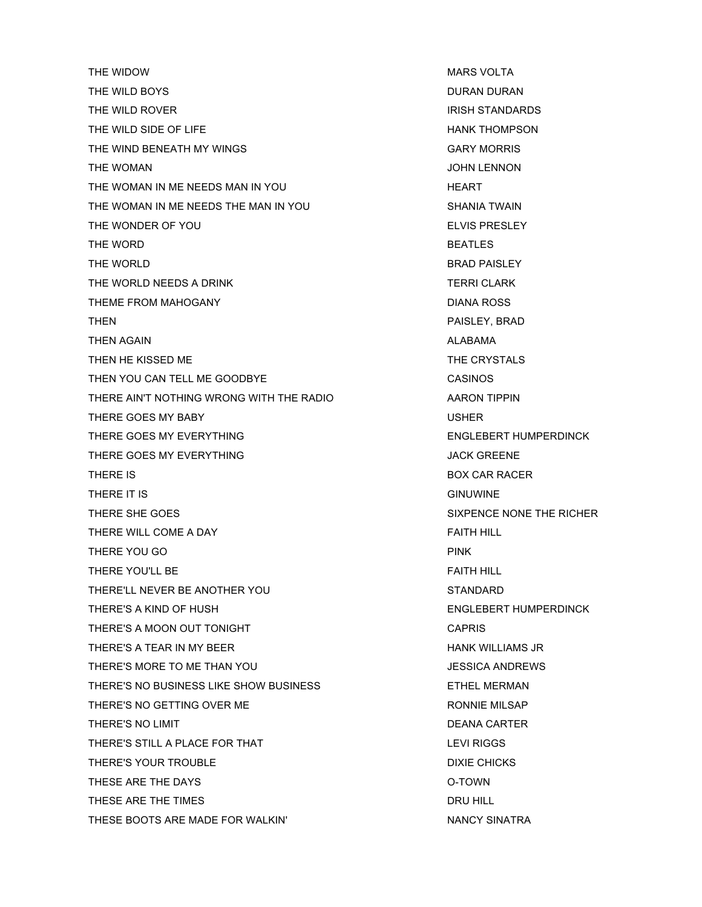| | |
|---|---|
| THE WIDOW | MARS VOLTA |
| THE WILD BOYS | DURAN DURAN |
| THE WILD ROVER | IRISH STANDARDS |
| THE WILD SIDE OF LIFE | HANK THOMPSON |
| THE WIND BENEATH MY WINGS | GARY MORRIS |
| THE WOMAN | JOHN LENNON |
| THE WOMAN IN ME NEEDS MAN IN YOU | HEART |
| THE WOMAN IN ME NEEDS THE MAN IN YOU | SHANIA TWAIN |
| THE WONDER OF YOU | ELVIS PRESLEY |
| THE WORD | BEATLES |
| THE WORLD | BRAD PAISLEY |
| THE WORLD NEEDS A DRINK | TERRI CLARK |
| THEME FROM MAHOGANY | DIANA ROSS |
| THEN | PAISLEY, BRAD |
| THEN AGAIN | ALABAMA |
| THEN HE KISSED ME | THE CRYSTALS |
| THEN YOU CAN TELL ME GOODBYE | CASINOS |
| THERE AIN'T NOTHING WRONG WITH THE RADIO | AARON TIPPIN |
| THERE GOES MY BABY | USHER |
| THERE GOES MY EVERYTHING | ENGLEBERT HUMPERDINCK |
| THERE GOES MY EVERYTHING | JACK GREENE |
| THERE IS | BOX CAR RACER |
| THERE IT IS | GINUWINE |
| THERE SHE GOES | SIXPENCE NONE THE RICHER |
| THERE WILL COME A DAY | FAITH HILL |
| THERE YOU GO | PINK |
| THERE YOU'LL BE | FAITH HILL |
| THERE'LL NEVER BE ANOTHER YOU | STANDARD |
| THERE'S A KIND OF HUSH | ENGLEBERT HUMPERDINCK |
| THERE'S A MOON OUT TONIGHT | CAPRIS |
| THERE'S A TEAR IN MY BEER | HANK WILLIAMS JR |
| THERE'S MORE TO ME THAN YOU | JESSICA ANDREWS |
| THERE'S NO BUSINESS LIKE SHOW BUSINESS | ETHEL MERMAN |
| THERE'S NO GETTING OVER ME | RONNIE MILSAP |
| THERE'S NO LIMIT | DEANA CARTER |
| THERE'S STILL A PLACE FOR THAT | LEVI RIGGS |
| THERE'S YOUR TROUBLE | DIXIE CHICKS |
| THESE ARE THE DAYS | O-TOWN |
| THESE ARE THE TIMES | DRU HILL |
| THESE BOOTS ARE MADE FOR WALKIN' | NANCY SINATRA |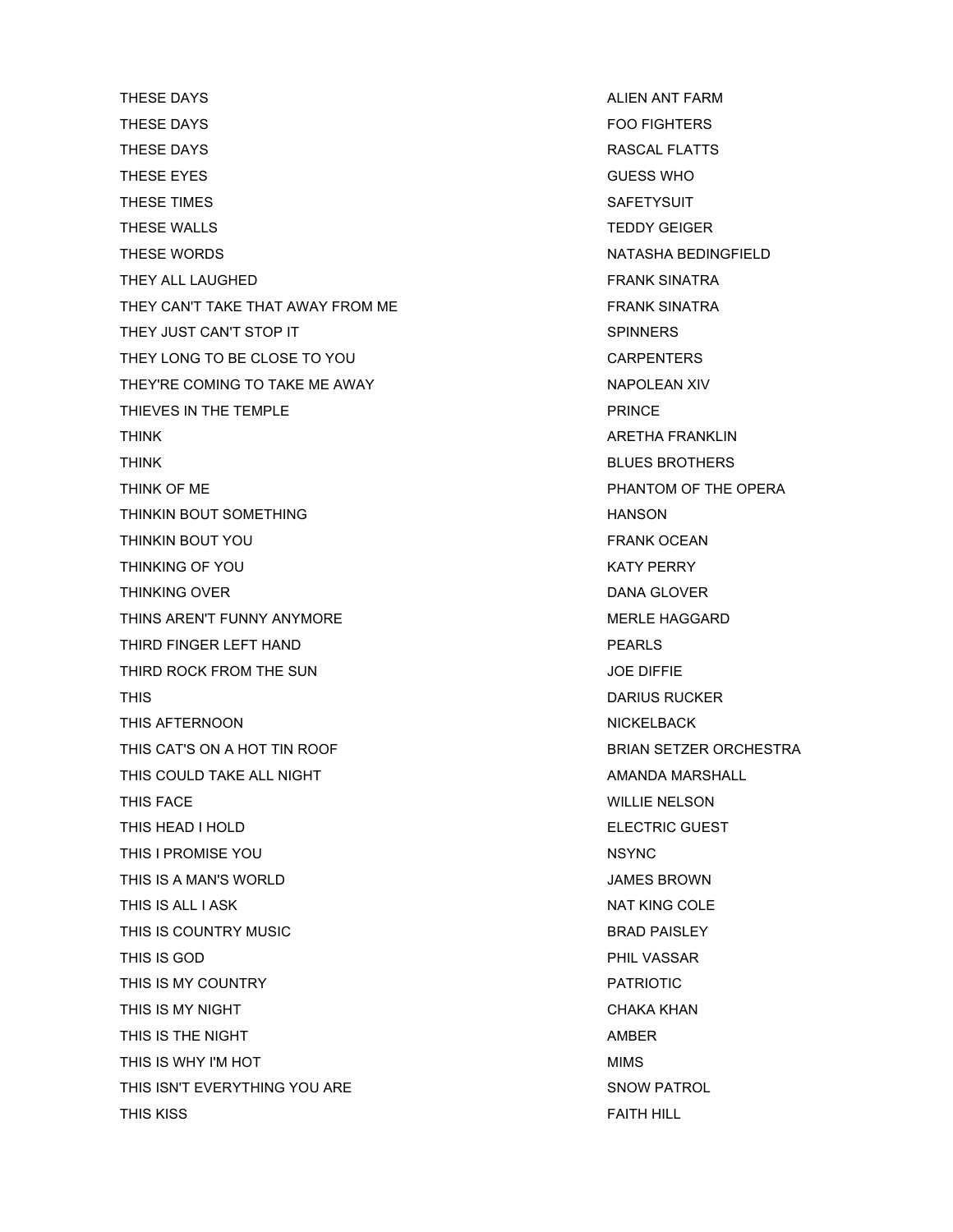| | |
|---|---|
| THESE DAYS | ALIEN ANT FARM |
| THESE DAYS | FOO FIGHTERS |
| THESE DAYS | RASCAL FLATTS |
| THESE EYES | GUESS WHO |
| THESE TIMES | SAFETYSUIT |
| THESE WALLS | TEDDY GEIGER |
| THESE WORDS | NATASHA BEDINGFIELD |
| THEY ALL LAUGHED | FRANK SINATRA |
| THEY CAN'T TAKE THAT AWAY FROM ME | FRANK SINATRA |
| THEY JUST CAN'T STOP IT | SPINNERS |
| THEY LONG TO BE CLOSE TO YOU | CARPENTERS |
| THEY'RE COMING TO TAKE ME AWAY | NAPOLEAN XIV |
| THIEVES IN THE TEMPLE | PRINCE |
| THINK | ARETHA FRANKLIN |
| THINK | BLUES BROTHERS |
| THINK OF ME | PHANTOM OF THE OPERA |
| THINKIN BOUT SOMETHING | HANSON |
| THINKIN BOUT YOU | FRANK OCEAN |
| THINKING OF YOU | KATY PERRY |
| THINKING OVER | DANA GLOVER |
| THINS AREN'T FUNNY ANYMORE | MERLE HAGGARD |
| THIRD FINGER LEFT HAND | PEARLS |
| THIRD ROCK FROM THE SUN | JOE DIFFIE |
| THIS | DARIUS RUCKER |
| THIS AFTERNOON | NICKELBACK |
| THIS CAT'S ON A HOT TIN ROOF | BRIAN SETZER ORCHESTRA |
| THIS COULD TAKE ALL NIGHT | AMANDA MARSHALL |
| THIS FACE | WILLIE NELSON |
| THIS HEAD I HOLD | ELECTRIC GUEST |
| THIS I PROMISE YOU | NSYNC |
| THIS IS A MAN'S WORLD | JAMES BROWN |
| THIS IS ALL I ASK | NAT KING COLE |
| THIS IS COUNTRY MUSIC | BRAD PAISLEY |
| THIS IS GOD | PHIL VASSAR |
| THIS IS MY COUNTRY | PATRIOTIC |
| THIS IS MY NIGHT | CHAKA KHAN |
| THIS IS THE NIGHT | AMBER |
| THIS IS WHY I'M HOT | MIMS |
| THIS ISN'T EVERYTHING YOU ARE | SNOW PATROL |
| THIS KISS | FAITH HILL |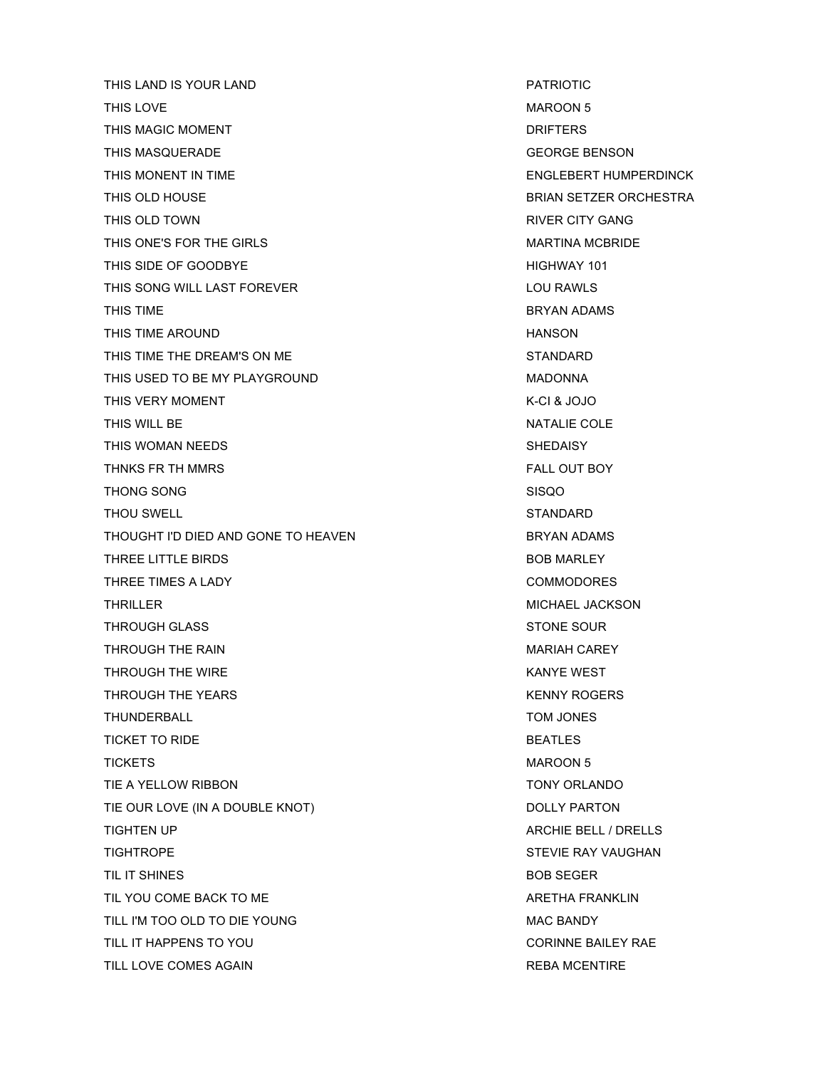| | |
|---|---|
| THIS LAND IS YOUR LAND | PATRIOTIC |
| THIS LOVE | MAROON 5 |
| THIS MAGIC MOMENT | DRIFTERS |
| THIS MASQUERADE | GEORGE BENSON |
| THIS MONENT IN TIME | ENGLEBERT HUMPERDINCK |
| THIS OLD HOUSE | BRIAN SETZER ORCHESTRA |
| THIS OLD TOWN | RIVER CITY GANG |
| THIS ONE'S FOR THE GIRLS | MARTINA MCBRIDE |
| THIS SIDE OF GOODBYE | HIGHWAY 101 |
| THIS SONG WILL LAST FOREVER | LOU RAWLS |
| THIS TIME | BRYAN ADAMS |
| THIS TIME AROUND | HANSON |
| THIS TIME THE DREAM'S ON ME | STANDARD |
| THIS USED TO BE MY PLAYGROUND | MADONNA |
| THIS VERY MOMENT | K-CI & JOJO |
| THIS WILL BE | NATALIE COLE |
| THIS WOMAN NEEDS | SHEDAISY |
| THNKS FR TH MMRS | FALL OUT BOY |
| THONG SONG | SISQO |
| THOU SWELL | STANDARD |
| THOUGHT I'D DIED AND GONE TO HEAVEN | BRYAN ADAMS |
| THREE LITTLE BIRDS | BOB MARLEY |
| THREE TIMES A LADY | COMMODORES |
| THRILLER | MICHAEL JACKSON |
| THROUGH GLASS | STONE SOUR |
| THROUGH THE RAIN | MARIAH CAREY |
| THROUGH THE WIRE | KANYE WEST |
| THROUGH THE YEARS | KENNY ROGERS |
| THUNDERBALL | TOM JONES |
| TICKET TO RIDE | BEATLES |
| TICKETS | MAROON 5 |
| TIE A YELLOW RIBBON | TONY ORLANDO |
| TIE OUR LOVE (IN A DOUBLE KNOT) | DOLLY PARTON |
| TIGHTEN UP | ARCHIE BELL / DRELLS |
| TIGHTROPE | STEVIE RAY VAUGHAN |
| TIL IT SHINES | BOB SEGER |
| TIL YOU COME BACK TO ME | ARETHA FRANKLIN |
| TILL I'M TOO OLD TO DIE YOUNG | MAC BANDY |
| TILL IT HAPPENS TO YOU | CORINNE BAILEY RAE |
| TILL LOVE COMES AGAIN | REBA MCENTIRE |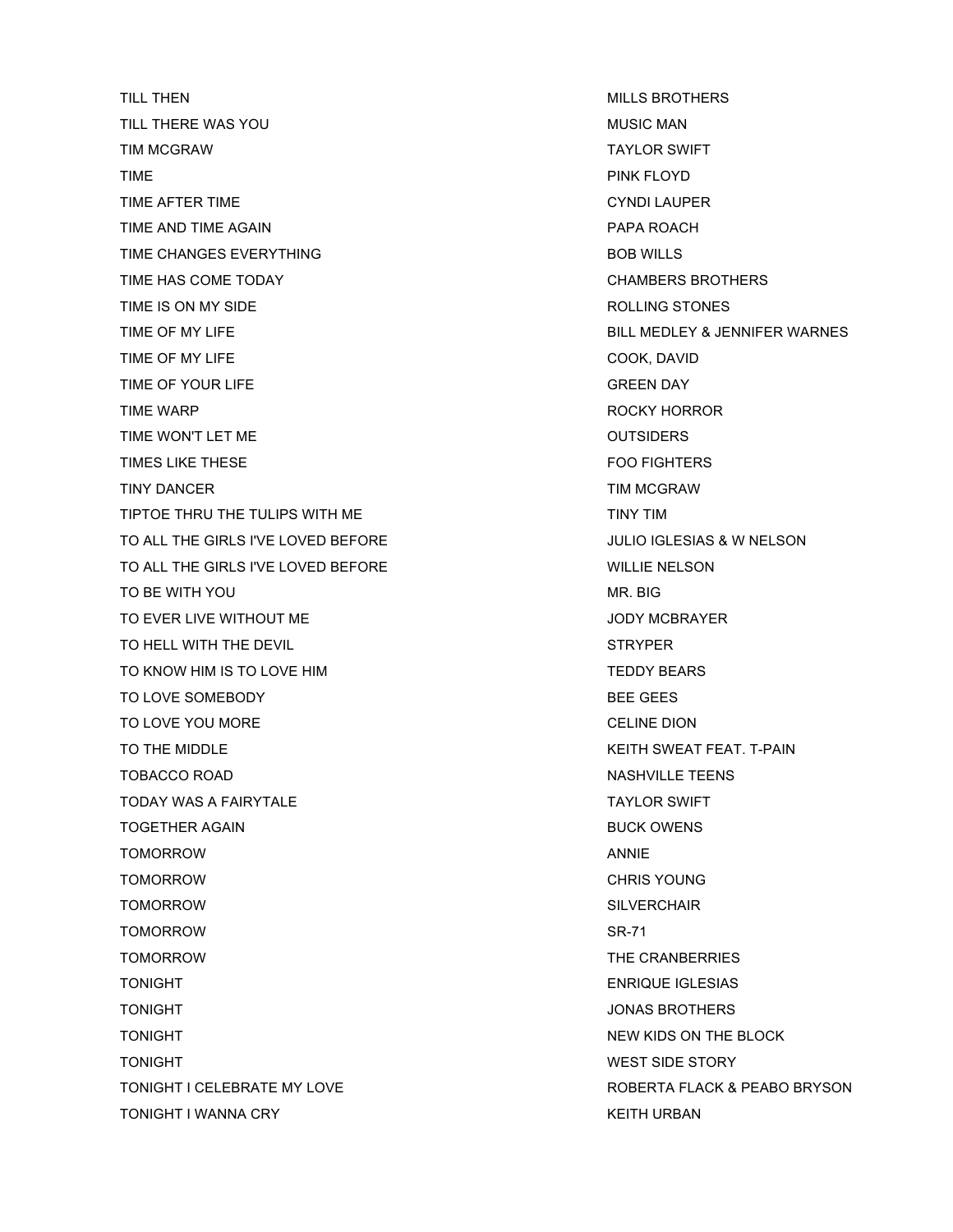| | |
|---|---|
| TILL THEN | MILLS BROTHERS |
| TILL THERE WAS YOU | MUSIC MAN |
| TIM MCGRAW | TAYLOR SWIFT |
| TIME | PINK FLOYD |
| TIME AFTER TIME | CYNDI LAUPER |
| TIME AND TIME AGAIN | PAPA ROACH |
| TIME CHANGES EVERYTHING | BOB WILLS |
| TIME HAS COME TODAY | CHAMBERS BROTHERS |
| TIME IS ON MY SIDE | ROLLING STONES |
| TIME OF MY LIFE | BILL MEDLEY & JENNIFER WARNES |
| TIME OF MY LIFE | COOK, DAVID |
| TIME OF YOUR LIFE | GREEN DAY |
| TIME WARP | ROCKY HORROR |
| TIME WON'T LET ME | OUTSIDERS |
| TIMES LIKE THESE | FOO FIGHTERS |
| TINY DANCER | TIM MCGRAW |
| TIPTOE THRU THE TULIPS WITH ME | TINY TIM |
| TO ALL THE GIRLS I'VE LOVED BEFORE | JULIO IGLESIAS & W NELSON |
| TO ALL THE GIRLS I'VE LOVED BEFORE | WILLIE NELSON |
| TO BE WITH YOU | MR. BIG |
| TO EVER LIVE WITHOUT ME | JODY MCBRAYER |
| TO HELL WITH THE DEVIL | STRYPER |
| TO KNOW HIM IS TO LOVE HIM | TEDDY BEARS |
| TO LOVE SOMEBODY | BEE GEES |
| TO LOVE YOU MORE | CELINE DION |
| TO THE MIDDLE | KEITH SWEAT FEAT. T-PAIN |
| TOBACCO ROAD | NASHVILLE TEENS |
| TODAY WAS A FAIRYTALE | TAYLOR SWIFT |
| TOGETHER AGAIN | BUCK OWENS |
| TOMORROW | ANNIE |
| TOMORROW | CHRIS YOUNG |
| TOMORROW | SILVERCHAIR |
| TOMORROW | SR-71 |
| TOMORROW | THE CRANBERRIES |
| TONIGHT | ENRIQUE IGLESIAS |
| TONIGHT | JONAS BROTHERS |
| TONIGHT | NEW KIDS ON THE BLOCK |
| TONIGHT | WEST SIDE STORY |
| TONIGHT I CELEBRATE MY LOVE | ROBERTA FLACK & PEABO BRYSON |
| TONIGHT I WANNA CRY | KEITH URBAN |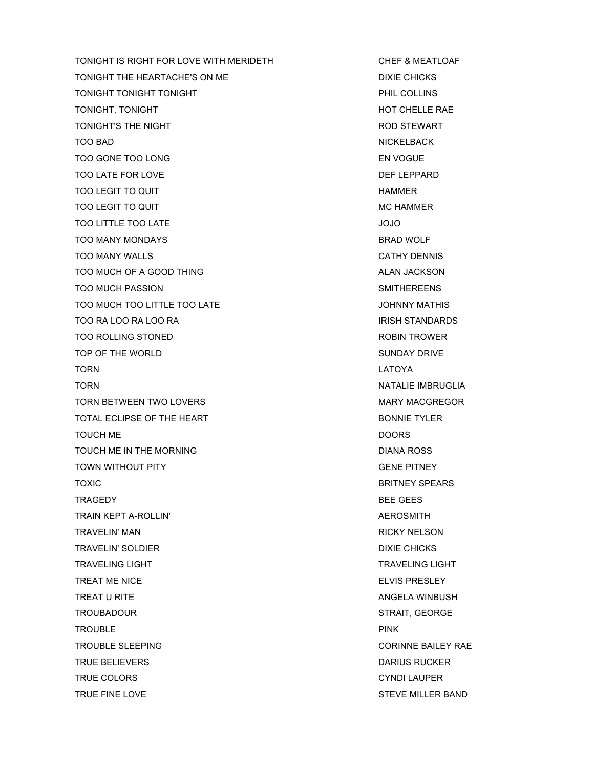| | |
|---|---|
| TONIGHT IS RIGHT FOR LOVE WITH MERIDETH | CHEF & MEATLOAF |
| TONIGHT THE HEARTACHE'S ON ME | DIXIE CHICKS |
| TONIGHT TONIGHT TONIGHT | PHIL COLLINS |
| TONIGHT, TONIGHT | HOT CHELLE RAE |
| TONIGHT'S THE NIGHT | ROD STEWART |
| TOO BAD | NICKELBACK |
| TOO GONE TOO LONG | EN VOGUE |
| TOO LATE FOR LOVE | DEF LEPPARD |
| TOO LEGIT TO QUIT | HAMMER |
| TOO LEGIT TO QUIT | MC HAMMER |
| TOO LITTLE TOO LATE | JOJO |
| TOO MANY MONDAYS | BRAD WOLF |
| TOO MANY WALLS | CATHY DENNIS |
| TOO MUCH OF A GOOD THING | ALAN JACKSON |
| TOO MUCH PASSION | SMITHEREENS |
| TOO MUCH TOO LITTLE TOO LATE | JOHNNY MATHIS |
| TOO RA LOO RA LOO RA | IRISH STANDARDS |
| TOO ROLLING STONED | ROBIN TROWER |
| TOP OF THE WORLD | SUNDAY DRIVE |
| TORN | LATOYA |
| TORN | NATALIE IMBRUGLIA |
| TORN BETWEEN TWO LOVERS | MARY MACGREGOR |
| TOTAL ECLIPSE OF THE HEART | BONNIE TYLER |
| TOUCH ME | DOORS |
| TOUCH ME IN THE MORNING | DIANA ROSS |
| TOWN WITHOUT PITY | GENE PITNEY |
| TOXIC | BRITNEY SPEARS |
| TRAGEDY | BEE GEES |
| TRAIN KEPT A-ROLLIN' | AEROSMITH |
| TRAVELIN' MAN | RICKY NELSON |
| TRAVELIN' SOLDIER | DIXIE CHICKS |
| TRAVELING LIGHT | TRAVELING LIGHT |
| TREAT ME NICE | ELVIS PRESLEY |
| TREAT U RITE | ANGELA WINBUSH |
| TROUBADOUR | STRAIT, GEORGE |
| TROUBLE | PINK |
| TROUBLE SLEEPING | CORINNE BAILEY RAE |
| TRUE BELIEVERS | DARIUS RUCKER |
| TRUE COLORS | CYNDI LAUPER |
| TRUE FINE LOVE | STEVE MILLER BAND |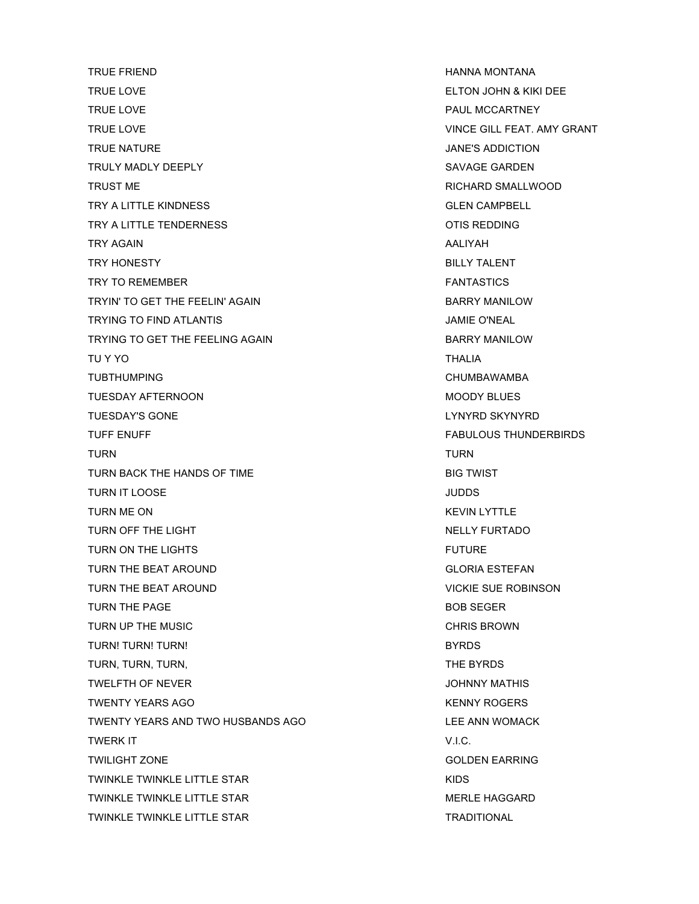| | |
|---|---|
| TRUE FRIEND | HANNA MONTANA |
| TRUE LOVE | ELTON JOHN & KIKI DEE |
| TRUE LOVE | PAUL MCCARTNEY |
| TRUE LOVE | VINCE GILL FEAT. AMY GRANT |
| TRUE NATURE | JANE'S ADDICTION |
| TRULY MADLY DEEPLY | SAVAGE GARDEN |
| TRUST ME | RICHARD SMALLWOOD |
| TRY A LITTLE KINDNESS | GLEN CAMPBELL |
| TRY A LITTLE TENDERNESS | OTIS REDDING |
| TRY AGAIN | AALIYAH |
| TRY HONESTY | BILLY TALENT |
| TRY TO REMEMBER | FANTASTICS |
| TRYIN' TO GET THE FEELIN' AGAIN | BARRY MANILOW |
| TRYING TO FIND ATLANTIS | JAMIE O'NEAL |
| TRYING TO GET THE FEELING AGAIN | BARRY MANILOW |
| TU Y YO | THALIA |
| TUBTHUMPING | CHUMBAWAMBA |
| TUESDAY AFTERNOON | MOODY BLUES |
| TUESDAY'S GONE | LYNYRD SKYNYRD |
| TUFF ENUFF | FABULOUS THUNDERBIRDS |
| TURN | TURN |
| TURN BACK THE HANDS OF TIME | BIG TWIST |
| TURN IT LOOSE | JUDDS |
| TURN ME ON | KEVIN LYTTLE |
| TURN OFF THE LIGHT | NELLY FURTADO |
| TURN ON THE LIGHTS | FUTURE |
| TURN THE BEAT AROUND | GLORIA ESTEFAN |
| TURN THE BEAT AROUND | VICKIE SUE ROBINSON |
| TURN THE PAGE | BOB SEGER |
| TURN UP THE MUSIC | CHRIS BROWN |
| TURN! TURN! TURN! | BYRDS |
| TURN, TURN, TURN, | THE BYRDS |
| TWELFTH OF NEVER | JOHNNY MATHIS |
| TWENTY YEARS AGO | KENNY ROGERS |
| TWENTY YEARS AND TWO HUSBANDS AGO | LEE ANN WOMACK |
| TWERK IT | V.I.C. |
| TWILIGHT ZONE | GOLDEN EARRING |
| TWINKLE TWINKLE LITTLE STAR | KIDS |
| TWINKLE TWINKLE LITTLE STAR | MERLE HAGGARD |
| TWINKLE TWINKLE LITTLE STAR | TRADITIONAL |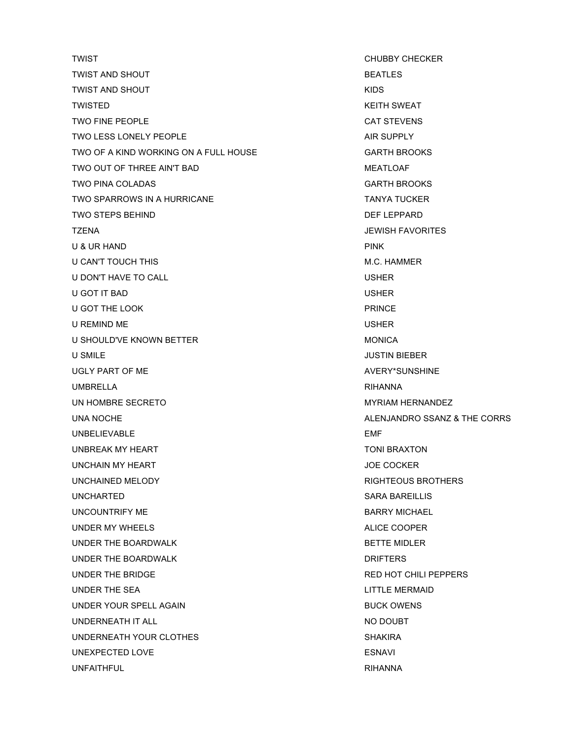| | |
|---|---|
| TWIST | CHUBBY CHECKER |
| TWIST AND SHOUT | BEATLES |
| TWIST AND SHOUT | KIDS |
| TWISTED | KEITH SWEAT |
| TWO FINE PEOPLE | CAT STEVENS |
| TWO LESS LONELY PEOPLE | AIR SUPPLY |
| TWO OF A KIND WORKING ON A FULL HOUSE | GARTH BROOKS |
| TWO OUT OF THREE AIN'T BAD | MEATLOAF |
| TWO PINA COLADAS | GARTH BROOKS |
| TWO SPARROWS IN A HURRICANE | TANYA TUCKER |
| TWO STEPS BEHIND | DEF LEPPARD |
| TZENA | JEWISH FAVORITES |
| U & UR HAND | PINK |
| U CAN'T TOUCH THIS | M.C. HAMMER |
| U DON'T HAVE TO CALL | USHER |
| U GOT IT BAD | USHER |
| U GOT THE LOOK | PRINCE |
| U REMIND ME | USHER |
| U SHOULD'VE KNOWN BETTER | MONICA |
| U SMILE | JUSTIN BIEBER |
| UGLY PART OF ME | AVERY*SUNSHINE |
| UMBRELLA | RIHANNA |
| UN HOMBRE SECRETO | MYRIAM HERNANDEZ |
| UNA NOCHE | ALENJANDRO SSANZ & THE CORRS |
| UNBELIEVABLE | EMF |
| UNBREAK MY HEART | TONI BRAXTON |
| UNCHAIN MY HEART | JOE COCKER |
| UNCHAINED MELODY | RIGHTEOUS BROTHERS |
| UNCHARTED | SARA BAREILLIS |
| UNCOUNTRIFY ME | BARRY MICHAEL |
| UNDER MY WHEELS | ALICE COOPER |
| UNDER THE BOARDWALK | BETTE MIDLER |
| UNDER THE BOARDWALK | DRIFTERS |
| UNDER THE BRIDGE | RED HOT CHILI PEPPERS |
| UNDER THE SEA | LITTLE MERMAID |
| UNDER YOUR SPELL AGAIN | BUCK OWENS |
| UNDERNEATH IT ALL | NO DOUBT |
| UNDERNEATH YOUR CLOTHES | SHAKIRA |
| UNEXPECTED LOVE | ESNAVI |
| UNFAITHFUL | RIHANNA |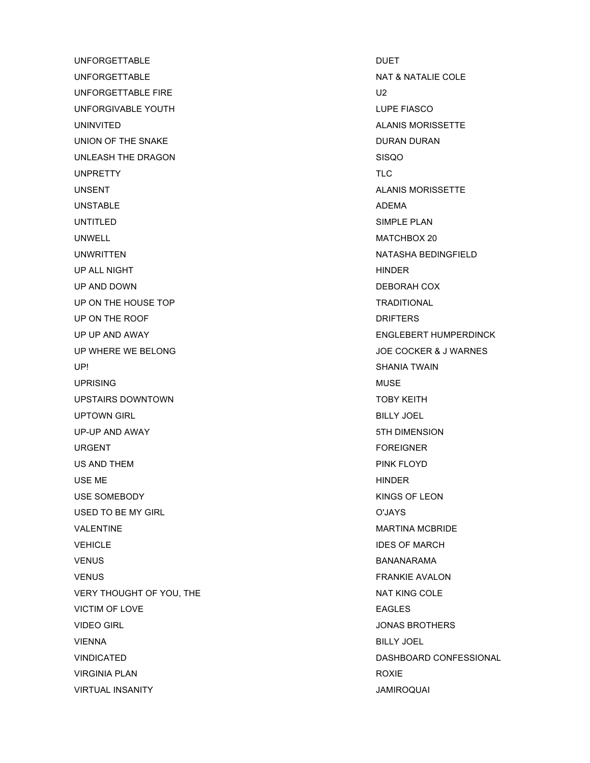| | |
|---|---|
| UNFORGETTABLE | DUET |
| UNFORGETTABLE | NAT & NATALIE COLE |
| UNFORGETTABLE FIRE | U2 |
| UNFORGIVABLE YOUTH | LUPE FIASCO |
| UNINVITED | ALANIS MORISSETTE |
| UNION OF THE SNAKE | DURAN DURAN |
| UNLEASH THE DRAGON | SISQO |
| UNPRETTY | TLC |
| UNSENT | ALANIS MORISSETTE |
| UNSTABLE | ADEMA |
| UNTITLED | SIMPLE PLAN |
| UNWELL | MATCHBOX 20 |
| UNWRITTEN | NATASHA BEDINGFIELD |
| UP ALL NIGHT | HINDER |
| UP AND DOWN | DEBORAH COX |
| UP ON THE HOUSE TOP | TRADITIONAL |
| UP ON THE ROOF | DRIFTERS |
| UP UP AND AWAY | ENGLEBERT HUMPERDINCK |
| UP WHERE WE BELONG | JOE COCKER & J WARNES |
| UP! | SHANIA TWAIN |
| UPRISING | MUSE |
| UPSTAIRS DOWNTOWN | TOBY KEITH |
| UPTOWN GIRL | BILLY JOEL |
| UP-UP AND AWAY | 5TH DIMENSION |
| URGENT | FOREIGNER |
| US AND THEM | PINK FLOYD |
| USE ME | HINDER |
| USE SOMEBODY | KINGS OF LEON |
| USED TO BE MY GIRL | O'JAYS |
| VALENTINE | MARTINA MCBRIDE |
| VEHICLE | IDES OF MARCH |
| VENUS | BANANARAMA |
| VENUS | FRANKIE AVALON |
| VERY THOUGHT OF YOU, THE | NAT KING COLE |
| VICTIM OF LOVE | EAGLES |
| VIDEO GIRL | JONAS BROTHERS |
| VIENNA | BILLY JOEL |
| VINDICATED | DASHBOARD CONFESSIONAL |
| VIRGINIA PLAN | ROXIE |
| VIRTUAL INSANITY | JAMIROQUAI |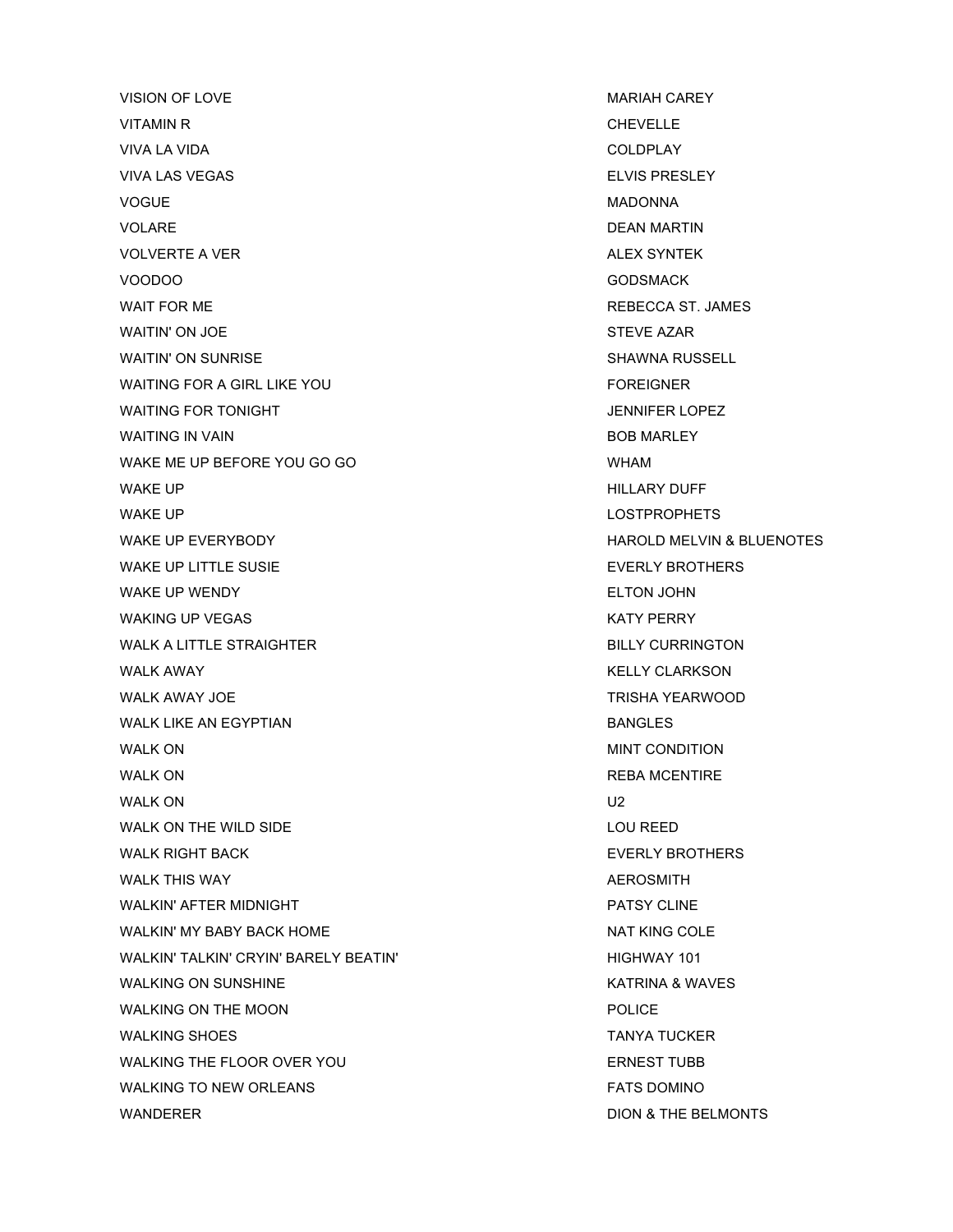| | |
|---|---|
| VISION OF LOVE | MARIAH CAREY |
| VITAMIN R | CHEVELLE |
| VIVA LA VIDA | COLDPLAY |
| VIVA LAS VEGAS | ELVIS PRESLEY |
| VOGUE | MADONNA |
| VOLARE | DEAN MARTIN |
| VOLVERTE A VER | ALEX SYNTEK |
| VOODOO | GODSMACK |
| WAIT FOR ME | REBECCA ST. JAMES |
| WAITIN' ON JOE | STEVE AZAR |
| WAITIN' ON SUNRISE | SHAWNA RUSSELL |
| WAITING FOR A GIRL LIKE YOU | FOREIGNER |
| WAITING FOR TONIGHT | JENNIFER LOPEZ |
| WAITING IN VAIN | BOB MARLEY |
| WAKE ME UP BEFORE YOU GO GO | WHAM |
| WAKE UP | HILLARY DUFF |
| WAKE UP | LOSTPROPHETS |
| WAKE UP EVERYBODY | HAROLD MELVIN & BLUENOTES |
| WAKE UP LITTLE SUSIE | EVERLY BROTHERS |
| WAKE UP WENDY | ELTON JOHN |
| WAKING UP VEGAS | KATY PERRY |
| WALK A LITTLE STRAIGHTER | BILLY CURRINGTON |
| WALK AWAY | KELLY CLARKSON |
| WALK AWAY JOE | TRISHA YEARWOOD |
| WALK LIKE AN EGYPTIAN | BANGLES |
| WALK ON | MINT CONDITION |
| WALK ON | REBA MCENTIRE |
| WALK ON | U2 |
| WALK ON THE WILD SIDE | LOU REED |
| WALK RIGHT BACK | EVERLY BROTHERS |
| WALK THIS WAY | AEROSMITH |
| WALKIN' AFTER MIDNIGHT | PATSY CLINE |
| WALKIN' MY BABY BACK HOME | NAT KING COLE |
| WALKIN' TALKIN' CRYIN' BARELY BEATIN' | HIGHWAY 101 |
| WALKING ON SUNSHINE | KATRINA & WAVES |
| WALKING ON THE MOON | POLICE |
| WALKING SHOES | TANYA TUCKER |
| WALKING THE FLOOR OVER YOU | ERNEST TUBB |
| WALKING TO NEW ORLEANS | FATS DOMINO |
| WANDERER | DION & THE BELMONTS |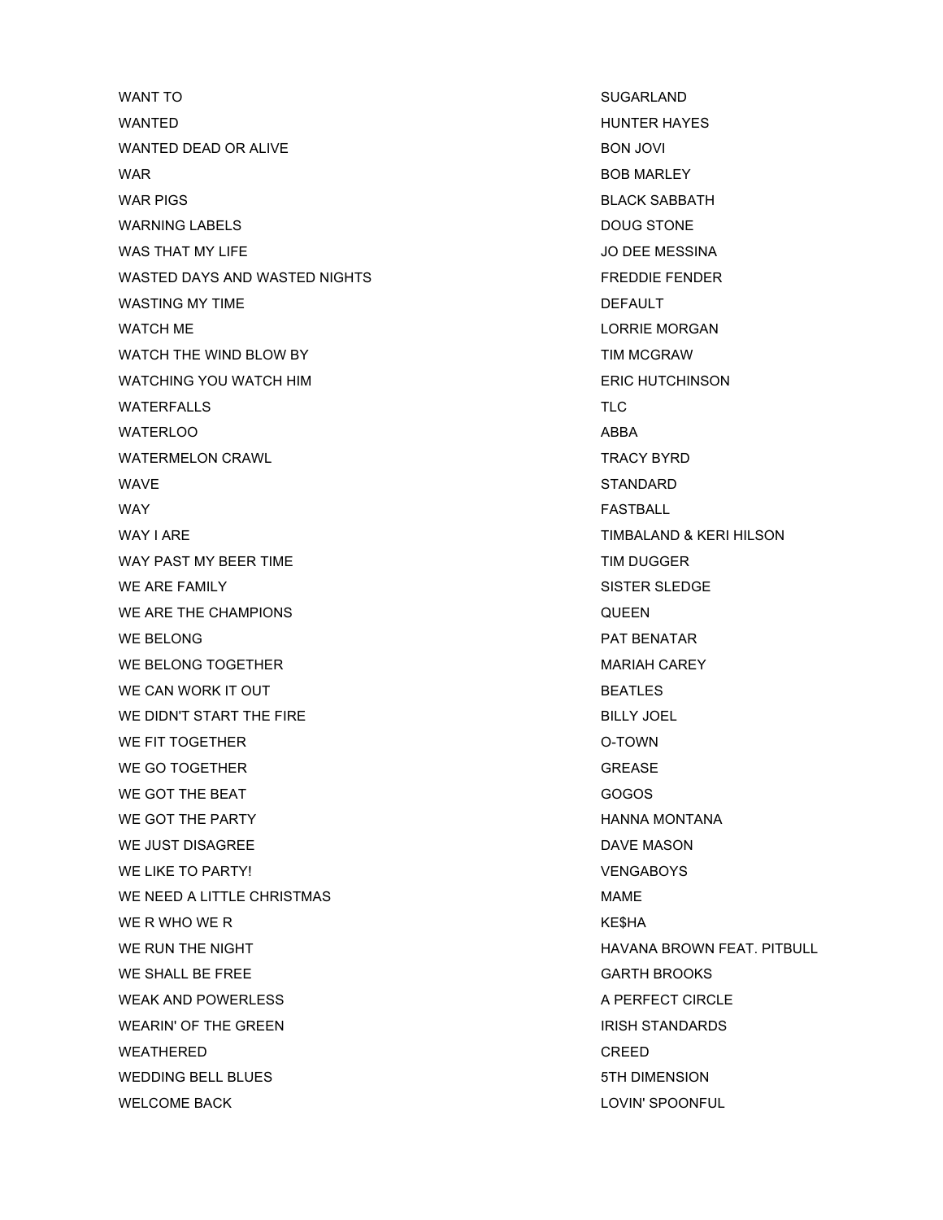| | |
|---|---|
| WANT TO | SUGARLAND |
| WANTED | HUNTER HAYES |
| WANTED DEAD OR ALIVE | BON JOVI |
| WAR | BOB MARLEY |
| WAR PIGS | BLACK SABBATH |
| WARNING LABELS | DOUG STONE |
| WAS THAT MY LIFE | JO DEE MESSINA |
| WASTED DAYS AND WASTED NIGHTS | FREDDIE FENDER |
| WASTING MY TIME | DEFAULT |
| WATCH ME | LORRIE MORGAN |
| WATCH THE WIND BLOW BY | TIM MCGRAW |
| WATCHING YOU WATCH HIM | ERIC HUTCHINSON |
| WATERFALLS | TLC |
| WATERLOO | ABBA |
| WATERMELON CRAWL | TRACY BYRD |
| WAVE | STANDARD |
| WAY | FASTBALL |
| WAY I ARE | TIMBALAND & KERI HILSON |
| WAY PAST MY BEER TIME | TIM DUGGER |
| WE ARE FAMILY | SISTER SLEDGE |
| WE ARE THE CHAMPIONS | QUEEN |
| WE BELONG | PAT BENATAR |
| WE BELONG TOGETHER | MARIAH CAREY |
| WE CAN WORK IT OUT | BEATLES |
| WE DIDN'T START THE FIRE | BILLY JOEL |
| WE FIT TOGETHER | O-TOWN |
| WE GO TOGETHER | GREASE |
| WE GOT THE BEAT | GOGOS |
| WE GOT THE PARTY | HANNA MONTANA |
| WE JUST DISAGREE | DAVE MASON |
| WE LIKE TO PARTY! | VENGABOYS |
| WE NEED A LITTLE CHRISTMAS | MAME |
| WE R WHO WE R | KE$HA |
| WE RUN THE NIGHT | HAVANA BROWN FEAT. PITBULL |
| WE SHALL BE FREE | GARTH BROOKS |
| WEAK AND POWERLESS | A PERFECT CIRCLE |
| WEARIN' OF THE GREEN | IRISH STANDARDS |
| WEATHERED | CREED |
| WEDDING BELL BLUES | 5TH DIMENSION |
| WELCOME BACK | LOVIN' SPOONFUL |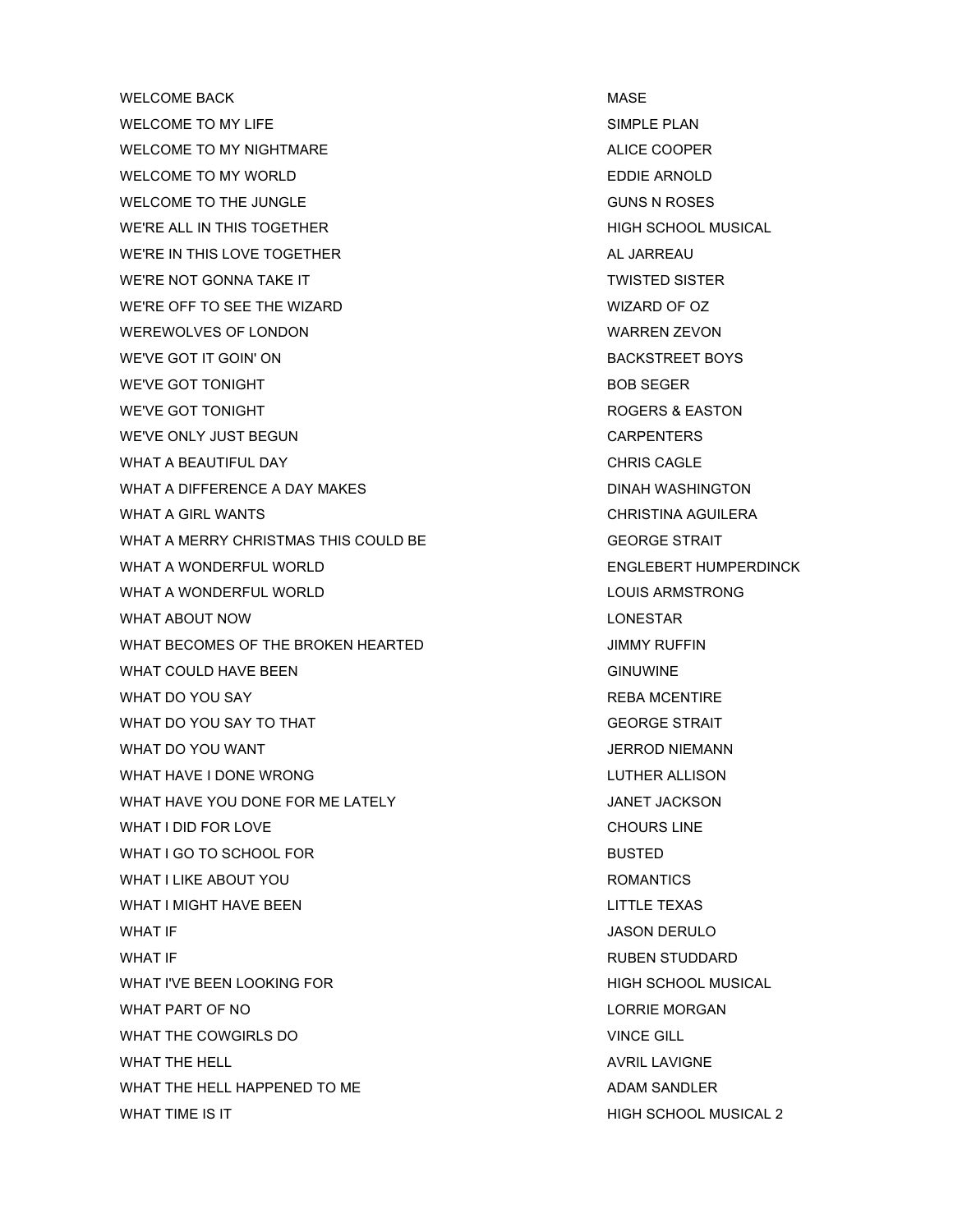| | |
|---|---|
| WELCOME BACK | MASE |
| WELCOME TO MY LIFE | SIMPLE PLAN |
| WELCOME TO MY NIGHTMARE | ALICE COOPER |
| WELCOME TO MY WORLD | EDDIE ARNOLD |
| WELCOME TO THE JUNGLE | GUNS N ROSES |
| WE'RE ALL IN THIS TOGETHER | HIGH SCHOOL MUSICAL |
| WE'RE IN THIS LOVE TOGETHER | AL JARREAU |
| WE'RE NOT GONNA TAKE IT | TWISTED SISTER |
| WE'RE OFF TO SEE THE WIZARD | WIZARD OF OZ |
| WEREWOLVES OF LONDON | WARREN ZEVON |
| WE'VE GOT IT GOIN' ON | BACKSTREET BOYS |
| WE'VE GOT TONIGHT | BOB SEGER |
| WE'VE GOT TONIGHT | ROGERS & EASTON |
| WE'VE ONLY JUST BEGUN | CARPENTERS |
| WHAT A BEAUTIFUL DAY | CHRIS CAGLE |
| WHAT A DIFFERENCE A DAY MAKES | DINAH WASHINGTON |
| WHAT A GIRL WANTS | CHRISTINA AGUILERA |
| WHAT A MERRY CHRISTMAS THIS COULD BE | GEORGE STRAIT |
| WHAT A WONDERFUL WORLD | ENGLEBERT HUMPERDINCK |
| WHAT A WONDERFUL WORLD | LOUIS ARMSTRONG |
| WHAT ABOUT NOW | LONESTAR |
| WHAT BECOMES OF THE BROKEN HEARTED | JIMMY RUFFIN |
| WHAT COULD HAVE BEEN | GINUWINE |
| WHAT DO YOU SAY | REBA MCENTIRE |
| WHAT DO YOU SAY TO THAT | GEORGE STRAIT |
| WHAT DO YOU WANT | JERROD NIEMANN |
| WHAT HAVE I DONE WRONG | LUTHER ALLISON |
| WHAT HAVE YOU DONE FOR ME LATELY | JANET JACKSON |
| WHAT I DID FOR LOVE | CHOURS LINE |
| WHAT I GO TO SCHOOL FOR | BUSTED |
| WHAT I LIKE ABOUT YOU | ROMANTICS |
| WHAT I MIGHT HAVE BEEN | LITTLE TEXAS |
| WHAT IF | JASON DERULO |
| WHAT IF | RUBEN STUDDARD |
| WHAT I'VE BEEN LOOKING FOR | HIGH SCHOOL MUSICAL |
| WHAT PART OF NO | LORRIE MORGAN |
| WHAT THE COWGIRLS DO | VINCE GILL |
| WHAT THE HELL | AVRIL LAVIGNE |
| WHAT THE HELL HAPPENED TO ME | ADAM SANDLER |
| WHAT TIME IS IT | HIGH SCHOOL MUSICAL 2 |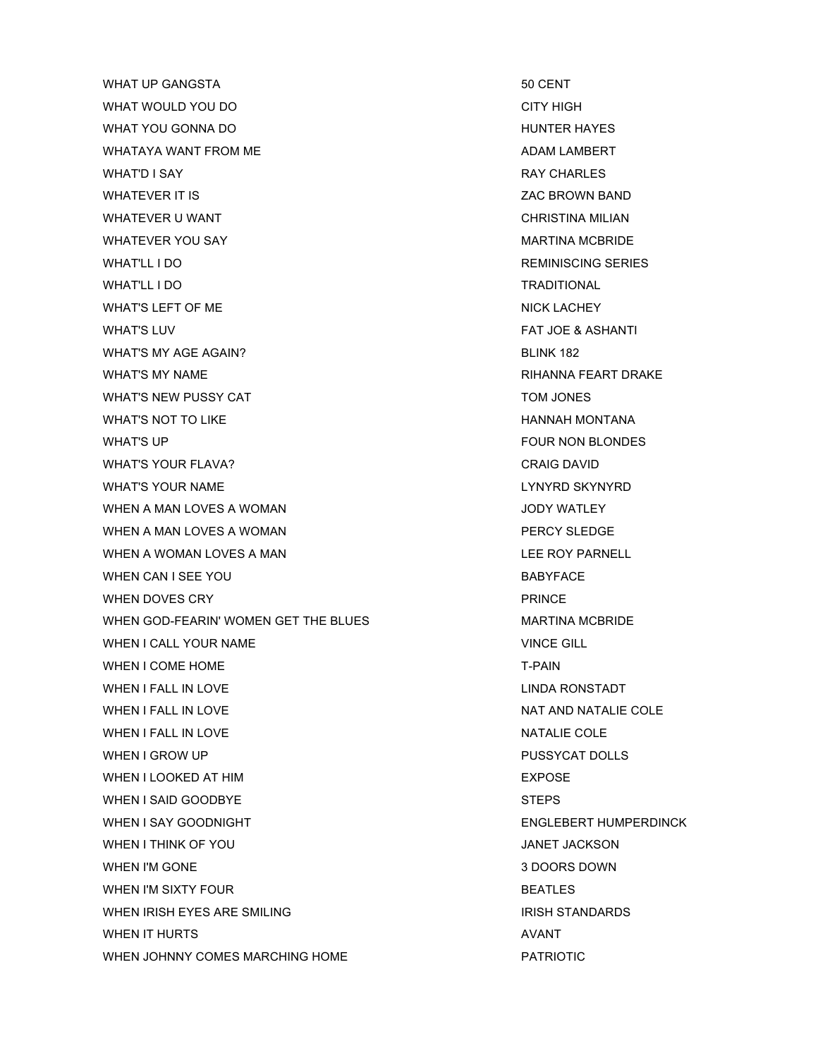| | |
|---|---|
| WHAT UP GANGSTA | 50 CENT |
| WHAT WOULD YOU DO | CITY HIGH |
| WHAT YOU GONNA DO | HUNTER HAYES |
| WHATAYA WANT FROM ME | ADAM LAMBERT |
| WHAT'D I SAY | RAY CHARLES |
| WHATEVER IT IS | ZAC BROWN BAND |
| WHATEVER U WANT | CHRISTINA MILIAN |
| WHATEVER YOU SAY | MARTINA MCBRIDE |
| WHAT'LL I DO | REMINISCING SERIES |
| WHAT'LL I DO | TRADITIONAL |
| WHAT'S LEFT OF ME | NICK LACHEY |
| WHAT'S LUV | FAT JOE & ASHANTI |
| WHAT'S MY AGE AGAIN? | BLINK 182 |
| WHAT'S MY NAME | RIHANNA FEART DRAKE |
| WHAT'S NEW PUSSY CAT | TOM JONES |
| WHAT'S NOT TO LIKE | HANNAH MONTANA |
| WHAT'S UP | FOUR NON BLONDES |
| WHAT'S YOUR FLAVA? | CRAIG DAVID |
| WHAT'S YOUR NAME | LYNYRD SKYNYRD |
| WHEN A MAN LOVES A WOMAN | JODY WATLEY |
| WHEN A MAN LOVES A WOMAN | PERCY SLEDGE |
| WHEN A WOMAN LOVES A MAN | LEE ROY PARNELL |
| WHEN CAN I SEE YOU | BABYFACE |
| WHEN DOVES CRY | PRINCE |
| WHEN GOD-FEARIN' WOMEN GET THE BLUES | MARTINA MCBRIDE |
| WHEN I CALL YOUR NAME | VINCE GILL |
| WHEN I COME HOME | T-PAIN |
| WHEN I FALL IN LOVE | LINDA RONSTADT |
| WHEN I FALL IN LOVE | NAT AND NATALIE COLE |
| WHEN I FALL IN LOVE | NATALIE COLE |
| WHEN I GROW UP | PUSSYCAT DOLLS |
| WHEN I LOOKED AT HIM | EXPOSE |
| WHEN I SAID GOODBYE | STEPS |
| WHEN I SAY GOODNIGHT | ENGLEBERT HUMPERDINCK |
| WHEN I THINK OF YOU | JANET JACKSON |
| WHEN I'M GONE | 3 DOORS DOWN |
| WHEN I'M SIXTY FOUR | BEATLES |
| WHEN IRISH EYES ARE SMILING | IRISH STANDARDS |
| WHEN IT HURTS | AVANT |
| WHEN JOHNNY COMES MARCHING HOME | PATRIOTIC |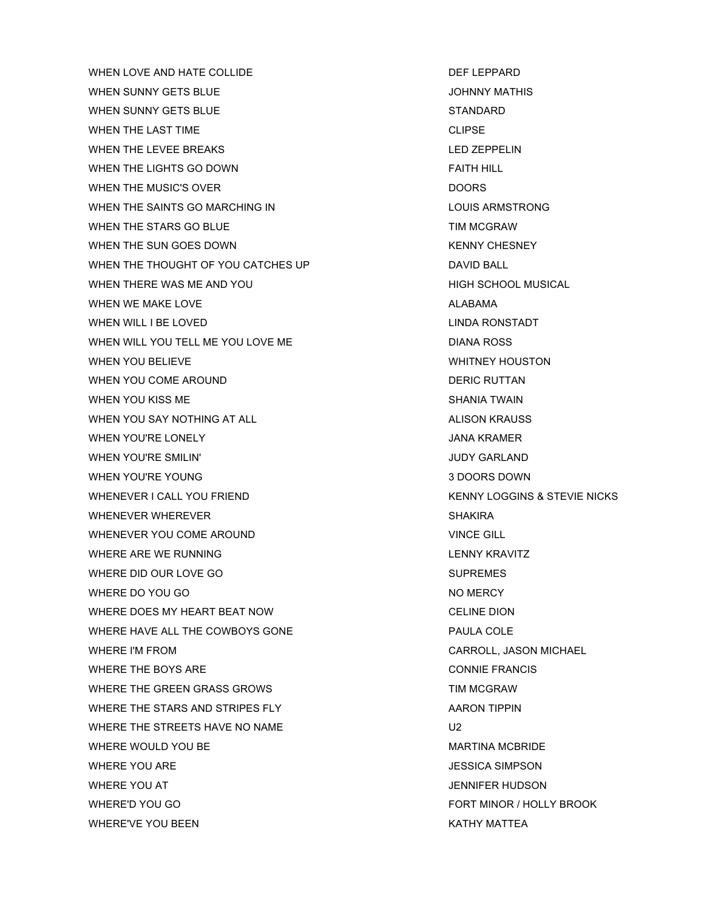| | |
|---|---|
| WHEN LOVE AND HATE COLLIDE | DEF LEPPARD |
| WHEN SUNNY GETS BLUE | JOHNNY MATHIS |
| WHEN SUNNY GETS BLUE | STANDARD |
| WHEN THE LAST TIME | CLIPSE |
| WHEN THE LEVEE BREAKS | LED ZEPPELIN |
| WHEN THE LIGHTS GO DOWN | FAITH HILL |
| WHEN THE MUSIC'S OVER | DOORS |
| WHEN THE SAINTS GO MARCHING IN | LOUIS ARMSTRONG |
| WHEN THE STARS GO BLUE | TIM MCGRAW |
| WHEN THE SUN GOES DOWN | KENNY CHESNEY |
| WHEN THE THOUGHT OF YOU CATCHES UP | DAVID BALL |
| WHEN THERE WAS ME AND YOU | HIGH SCHOOL MUSICAL |
| WHEN WE MAKE LOVE | ALABAMA |
| WHEN WILL I BE LOVED | LINDA RONSTADT |
| WHEN WILL YOU TELL ME YOU LOVE ME | DIANA ROSS |
| WHEN YOU BELIEVE | WHITNEY HOUSTON |
| WHEN YOU COME AROUND | DERIC RUTTAN |
| WHEN YOU KISS ME | SHANIA TWAIN |
| WHEN YOU SAY NOTHING AT ALL | ALISON KRAUSS |
| WHEN YOU'RE LONELY | JANA KRAMER |
| WHEN YOU'RE SMILIN' | JUDY GARLAND |
| WHEN YOU'RE YOUNG | 3 DOORS DOWN |
| WHENEVER I CALL YOU FRIEND | KENNY LOGGINS & STEVIE NICKS |
| WHENEVER WHEREVER | SHAKIRA |
| WHENEVER YOU COME AROUND | VINCE GILL |
| WHERE ARE WE RUNNING | LENNY KRAVITZ |
| WHERE DID OUR LOVE GO | SUPREMES |
| WHERE DO YOU GO | NO MERCY |
| WHERE DOES MY HEART BEAT NOW | CELINE DION |
| WHERE HAVE ALL THE COWBOYS GONE | PAULA COLE |
| WHERE I'M FROM | CARROLL, JASON MICHAEL |
| WHERE THE BOYS ARE | CONNIE FRANCIS |
| WHERE THE GREEN GRASS GROWS | TIM MCGRAW |
| WHERE THE STARS AND STRIPES FLY | AARON TIPPIN |
| WHERE THE STREETS HAVE NO NAME | U2 |
| WHERE WOULD YOU BE | MARTINA MCBRIDE |
| WHERE YOU ARE | JESSICA SIMPSON |
| WHERE YOU AT | JENNIFER HUDSON |
| WHERE'D YOU GO | FORT MINOR / HOLLY BROOK |
| WHERE'VE YOU BEEN | KATHY MATTEA |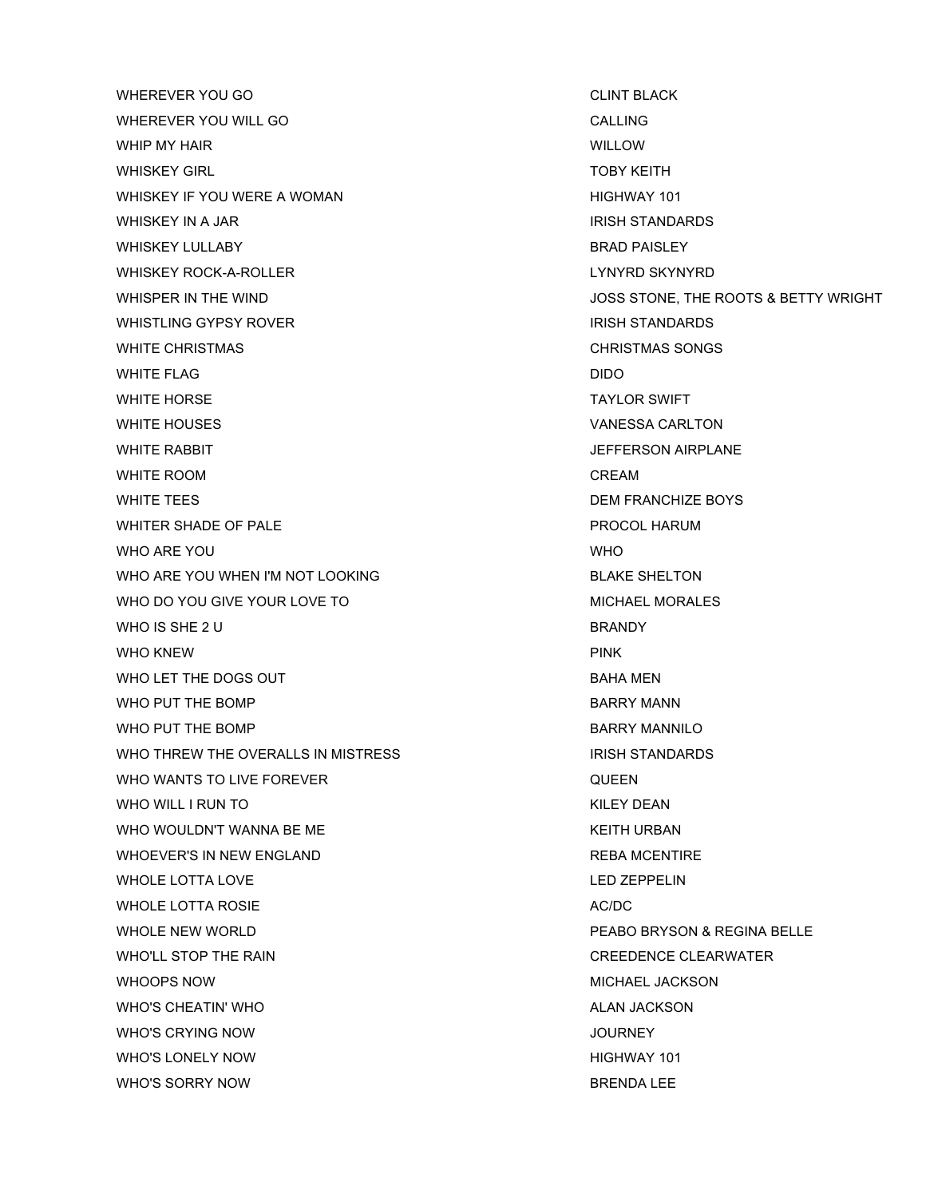| | |
|---|---|
| WHEREVER YOU GO | CLINT BLACK |
| WHEREVER YOU WILL GO | CALLING |
| WHIP MY HAIR | WILLOW |
| WHISKEY GIRL | TOBY KEITH |
| WHISKEY IF YOU WERE A WOMAN | HIGHWAY 101 |
| WHISKEY IN A JAR | IRISH STANDARDS |
| WHISKEY LULLABY | BRAD PAISLEY |
| WHISKEY ROCK-A-ROLLER | LYNYRD SKYNYRD |
| WHISPER IN THE WIND | JOSS STONE, THE ROOTS & BETTY WRIGHT |
| WHISTLING GYPSY ROVER | IRISH STANDARDS |
| WHITE CHRISTMAS | CHRISTMAS SONGS |
| WHITE FLAG | DIDO |
| WHITE HORSE | TAYLOR SWIFT |
| WHITE HOUSES | VANESSA CARLTON |
| WHITE RABBIT | JEFFERSON AIRPLANE |
| WHITE ROOM | CREAM |
| WHITE TEES | DEM FRANCHIZE BOYS |
| WHITER SHADE OF PALE | PROCOL HARUM |
| WHO ARE YOU | WHO |
| WHO ARE YOU WHEN I'M NOT LOOKING | BLAKE SHELTON |
| WHO DO YOU GIVE YOUR LOVE TO | MICHAEL MORALES |
| WHO IS SHE 2 U | BRANDY |
| WHO KNEW | PINK |
| WHO LET THE DOGS OUT | BAHA MEN |
| WHO PUT THE BOMP | BARRY MANN |
| WHO PUT THE BOMP | BARRY MANNILO |
| WHO THREW THE OVERALLS IN MISTRESS | IRISH STANDARDS |
| WHO WANTS TO LIVE FOREVER | QUEEN |
| WHO WILL I RUN TO | KILEY DEAN |
| WHO WOULDN'T WANNA BE ME | KEITH URBAN |
| WHOEVER'S IN NEW ENGLAND | REBA MCENTIRE |
| WHOLE LOTTA LOVE | LED ZEPPELIN |
| WHOLE LOTTA ROSIE | AC/DC |
| WHOLE NEW WORLD | PEABO BRYSON & REGINA BELLE |
| WHO'LL STOP THE RAIN | CREEDENCE CLEARWATER |
| WHOOPS NOW | MICHAEL JACKSON |
| WHO'S CHEATIN' WHO | ALAN JACKSON |
| WHO'S CRYING NOW | JOURNEY |
| WHO'S LONELY NOW | HIGHWAY 101 |
| WHO'S SORRY NOW | BRENDA LEE |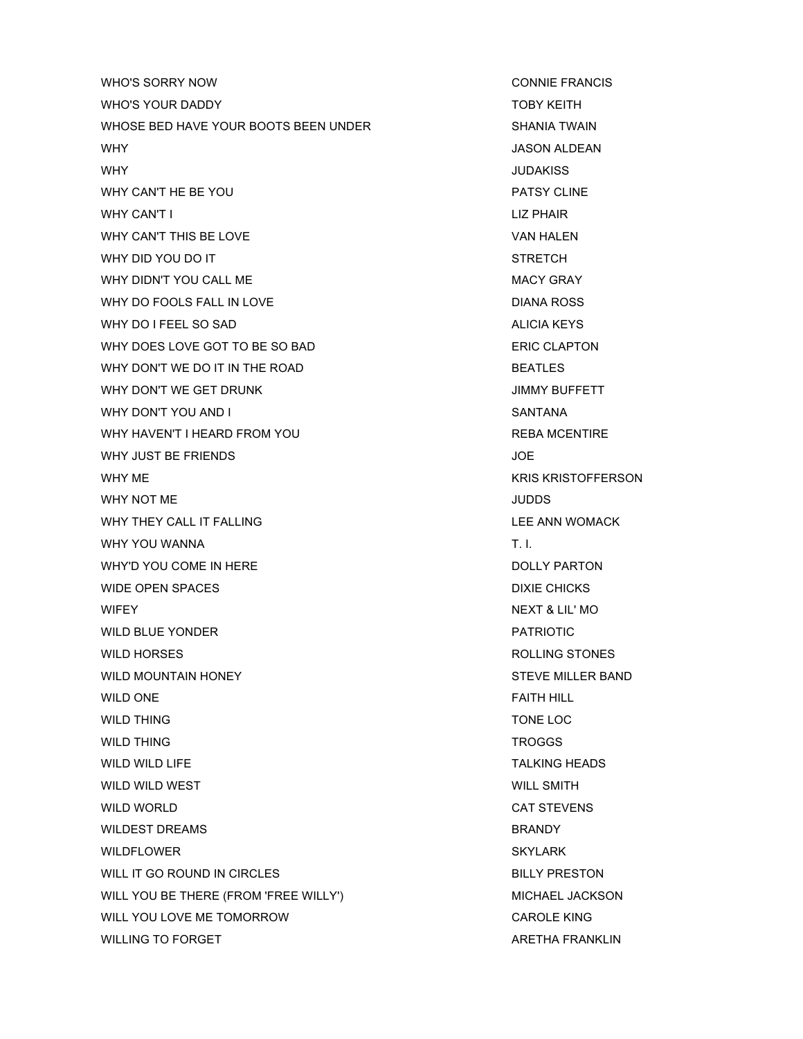| | |
|---|---|
| WHO'S SORRY NOW | CONNIE FRANCIS |
| WHO'S YOUR DADDY | TOBY KEITH |
| WHOSE BED HAVE YOUR BOOTS BEEN UNDER | SHANIA TWAIN |
| WHY | JASON ALDEAN |
| WHY | JUDAKISS |
| WHY CAN'T HE BE YOU | PATSY CLINE |
| WHY CAN'T I | LIZ PHAIR |
| WHY CAN'T THIS BE LOVE | VAN HALEN |
| WHY DID YOU DO IT | STRETCH |
| WHY DIDN'T YOU CALL ME | MACY GRAY |
| WHY DO FOOLS FALL IN LOVE | DIANA ROSS |
| WHY DO I FEEL SO SAD | ALICIA KEYS |
| WHY DOES LOVE GOT TO BE SO BAD | ERIC CLAPTON |
| WHY DON'T WE DO IT IN THE ROAD | BEATLES |
| WHY DON'T WE GET DRUNK | JIMMY BUFFETT |
| WHY DON'T YOU AND I | SANTANA |
| WHY HAVEN'T I HEARD FROM YOU | REBA MCENTIRE |
| WHY JUST BE FRIENDS | JOE |
| WHY ME | KRIS KRISTOFFERSON |
| WHY NOT ME | JUDDS |
| WHY THEY CALL IT FALLING | LEE ANN WOMACK |
| WHY YOU WANNA | T. I. |
| WHY'D YOU COME IN HERE | DOLLY PARTON |
| WIDE OPEN SPACES | DIXIE CHICKS |
| WIFEY | NEXT & LIL' MO |
| WILD BLUE YONDER | PATRIOTIC |
| WILD HORSES | ROLLING STONES |
| WILD MOUNTAIN HONEY | STEVE MILLER BAND |
| WILD ONE | FAITH HILL |
| WILD THING | TONE LOC |
| WILD THING | TROGGS |
| WILD WILD LIFE | TALKING HEADS |
| WILD WILD WEST | WILL SMITH |
| WILD WORLD | CAT STEVENS |
| WILDEST DREAMS | BRANDY |
| WILDFLOWER | SKYLARK |
| WILL IT GO ROUND IN CIRCLES | BILLY PRESTON |
| WILL YOU BE THERE (FROM 'FREE WILLY') | MICHAEL JACKSON |
| WILL YOU LOVE ME TOMORROW | CAROLE KING |
| WILLING TO FORGET | ARETHA FRANKLIN |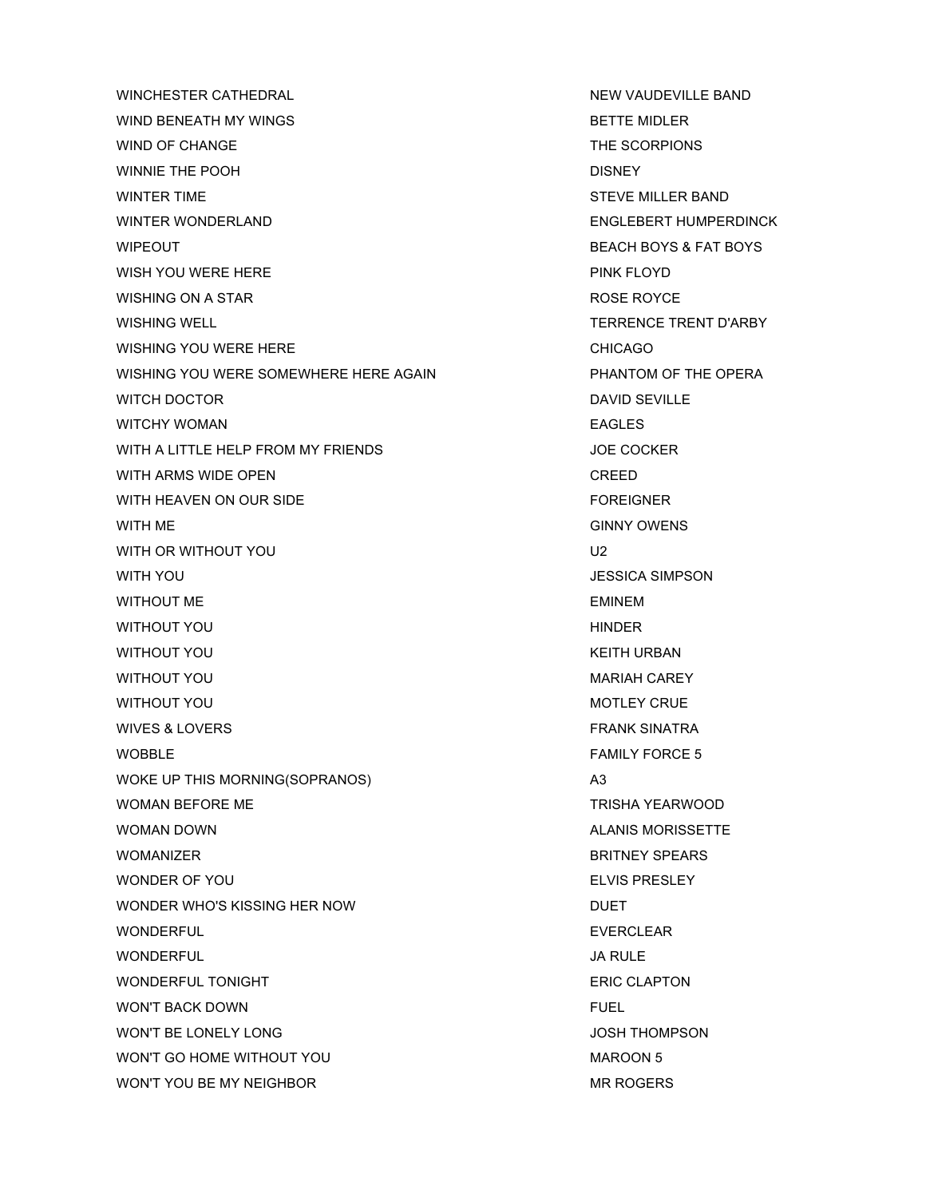| | |
|---|---|
| WINCHESTER CATHEDRAL | NEW VAUDEVILLE BAND |
| WIND BENEATH MY WINGS | BETTE MIDLER |
| WIND OF CHANGE | THE SCORPIONS |
| WINNIE THE POOH | DISNEY |
| WINTER TIME | STEVE MILLER BAND |
| WINTER WONDERLAND | ENGLEBERT HUMPERDINCK |
| WIPEOUT | BEACH BOYS & FAT BOYS |
| WISH YOU WERE HERE | PINK FLOYD |
| WISHING ON A STAR | ROSE ROYCE |
| WISHING WELL | TERRENCE TRENT D'ARBY |
| WISHING YOU WERE HERE | CHICAGO |
| WISHING YOU WERE SOMEWHERE HERE AGAIN | PHANTOM OF THE OPERA |
| WITCH DOCTOR | DAVID SEVILLE |
| WITCHY WOMAN | EAGLES |
| WITH A LITTLE HELP FROM MY FRIENDS | JOE COCKER |
| WITH ARMS WIDE OPEN | CREED |
| WITH HEAVEN ON OUR SIDE | FOREIGNER |
| WITH ME | GINNY OWENS |
| WITH OR WITHOUT YOU | U2 |
| WITH YOU | JESSICA SIMPSON |
| WITHOUT ME | EMINEM |
| WITHOUT YOU | HINDER |
| WITHOUT YOU | KEITH URBAN |
| WITHOUT YOU | MARIAH CAREY |
| WITHOUT YOU | MOTLEY CRUE |
| WIVES & LOVERS | FRANK SINATRA |
| WOBBLE | FAMILY FORCE 5 |
| WOKE UP THIS MORNING(SOPRANOS) | A3 |
| WOMAN BEFORE ME | TRISHA YEARWOOD |
| WOMAN DOWN | ALANIS MORISSETTE |
| WOMANIZER | BRITNEY SPEARS |
| WONDER OF YOU | ELVIS PRESLEY |
| WONDER WHO'S KISSING HER NOW | DUET |
| WONDERFUL | EVERCLEAR |
| WONDERFUL | JA RULE |
| WONDERFUL TONIGHT | ERIC CLAPTON |
| WON'T BACK DOWN | FUEL |
| WON'T BE LONELY LONG | JOSH THOMPSON |
| WON'T GO HOME WITHOUT YOU | MAROON 5 |
| WON'T YOU BE MY NEIGHBOR | MR ROGERS |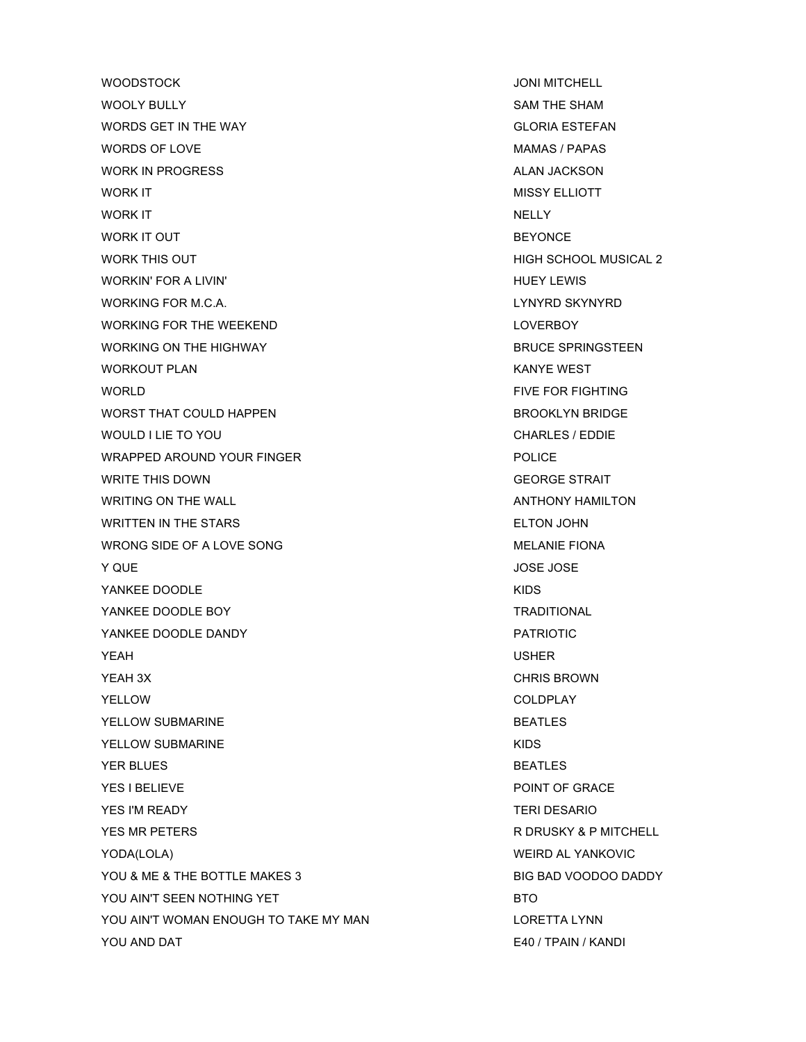| | |
|---|---|
| WOODSTOCK | JONI MITCHELL |
| WOOLY BULLY | SAM THE SHAM |
| WORDS GET IN THE WAY | GLORIA ESTEFAN |
| WORDS OF LOVE | MAMAS / PAPAS |
| WORK IN PROGRESS | ALAN JACKSON |
| WORK IT | MISSY ELLIOTT |
| WORK IT | NELLY |
| WORK IT OUT | BEYONCE |
| WORK THIS OUT | HIGH SCHOOL MUSICAL 2 |
| WORKIN' FOR A LIVIN' | HUEY LEWIS |
| WORKING FOR M.C.A. | LYNYRD SKYNYRD |
| WORKING FOR THE WEEKEND | LOVERBOY |
| WORKING ON THE HIGHWAY | BRUCE SPRINGSTEEN |
| WORKOUT PLAN | KANYE WEST |
| WORLD | FIVE FOR FIGHTING |
| WORST THAT COULD HAPPEN | BROOKLYN BRIDGE |
| WOULD I LIE TO YOU | CHARLES / EDDIE |
| WRAPPED AROUND YOUR FINGER | POLICE |
| WRITE THIS DOWN | GEORGE STRAIT |
| WRITING ON THE WALL | ANTHONY HAMILTON |
| WRITTEN IN THE STARS | ELTON JOHN |
| WRONG SIDE OF A LOVE SONG | MELANIE FIONA |
| Y QUE | JOSE JOSE |
| YANKEE DOODLE | KIDS |
| YANKEE DOODLE BOY | TRADITIONAL |
| YANKEE DOODLE DANDY | PATRIOTIC |
| YEAH | USHER |
| YEAH 3X | CHRIS BROWN |
| YELLOW | COLDPLAY |
| YELLOW SUBMARINE | BEATLES |
| YELLOW SUBMARINE | KIDS |
| YER BLUES | BEATLES |
| YES I BELIEVE | POINT OF GRACE |
| YES I'M READY | TERI DESARIO |
| YES MR PETERS | R DRUSKY & P MITCHELL |
| YODA(LOLA) | WEIRD AL YANKOVIC |
| YOU & ME & THE BOTTLE MAKES 3 | BIG BAD VOODOO DADDY |
| YOU AIN'T SEEN NOTHING YET | BTO |
| YOU AIN'T WOMAN ENOUGH TO TAKE MY MAN | LORETTA LYNN |
| YOU AND DAT | E40 / TPAIN / KANDI |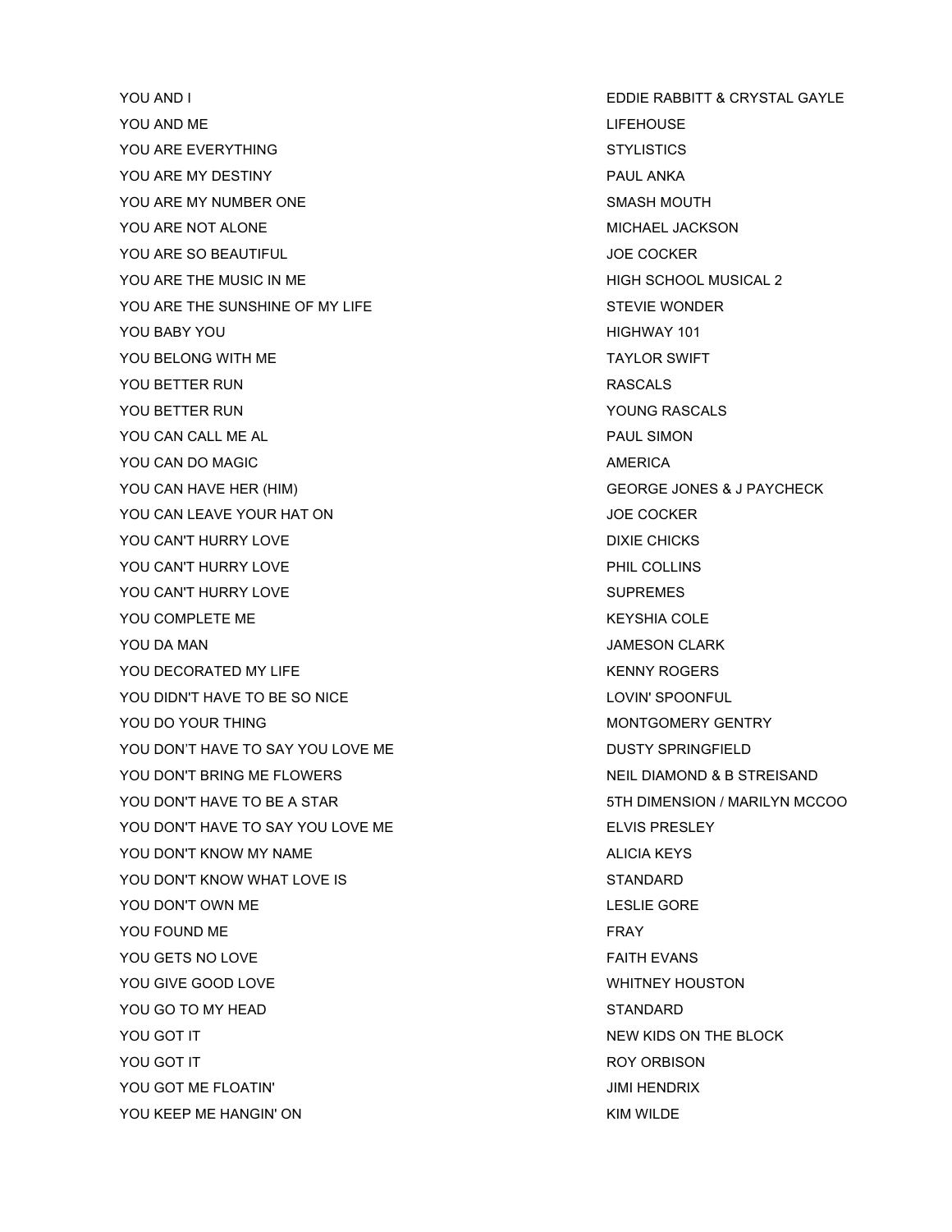| | |
|---|---|
| YOU AND I | EDDIE RABBITT & CRYSTAL GAYLE |
| YOU AND ME | LIFEHOUSE |
| YOU ARE EVERYTHING | STYLISTICS |
| YOU ARE MY DESTINY | PAUL ANKA |
| YOU ARE MY NUMBER ONE | SMASH MOUTH |
| YOU ARE NOT ALONE | MICHAEL JACKSON |
| YOU ARE SO BEAUTIFUL | JOE COCKER |
| YOU ARE THE MUSIC IN ME | HIGH SCHOOL MUSICAL 2 |
| YOU ARE THE SUNSHINE OF MY LIFE | STEVIE WONDER |
| YOU BABY YOU | HIGHWAY 101 |
| YOU BELONG WITH ME | TAYLOR SWIFT |
| YOU BETTER RUN | RASCALS |
| YOU BETTER RUN | YOUNG RASCALS |
| YOU CAN CALL ME AL | PAUL SIMON |
| YOU CAN DO MAGIC | AMERICA |
| YOU CAN HAVE HER (HIM) | GEORGE JONES & J PAYCHECK |
| YOU CAN LEAVE YOUR HAT ON | JOE COCKER |
| YOU CAN'T HURRY LOVE | DIXIE CHICKS |
| YOU CAN'T HURRY LOVE | PHIL COLLINS |
| YOU CAN'T HURRY LOVE | SUPREMES |
| YOU COMPLETE ME | KEYSHIA COLE |
| YOU DA MAN | JAMESON CLARK |
| YOU DECORATED MY LIFE | KENNY ROGERS |
| YOU DIDN'T HAVE TO BE SO NICE | LOVIN' SPOONFUL |
| YOU DO YOUR THING | MONTGOMERY GENTRY |
| YOU DON’T HAVE TO SAY YOU LOVE ME | DUSTY SPRINGFIELD |
| YOU DON'T BRING ME FLOWERS | NEIL DIAMOND & B STREISAND |
| YOU DON'T HAVE TO BE A STAR | 5TH DIMENSION / MARILYN MCCOO |
| YOU DON'T HAVE TO SAY YOU LOVE ME | ELVIS PRESLEY |
| YOU DON'T KNOW MY NAME | ALICIA KEYS |
| YOU DON'T KNOW WHAT LOVE IS | STANDARD |
| YOU DON'T OWN ME | LESLIE GORE |
| YOU FOUND ME | FRAY |
| YOU GETS NO LOVE | FAITH EVANS |
| YOU GIVE GOOD LOVE | WHITNEY HOUSTON |
| YOU GO TO MY HEAD | STANDARD |
| YOU GOT IT | NEW KIDS ON THE BLOCK |
| YOU GOT IT | ROY ORBISON |
| YOU GOT ME FLOATIN' | JIMI HENDRIX |
| YOU KEEP ME HANGIN' ON | KIM WILDE |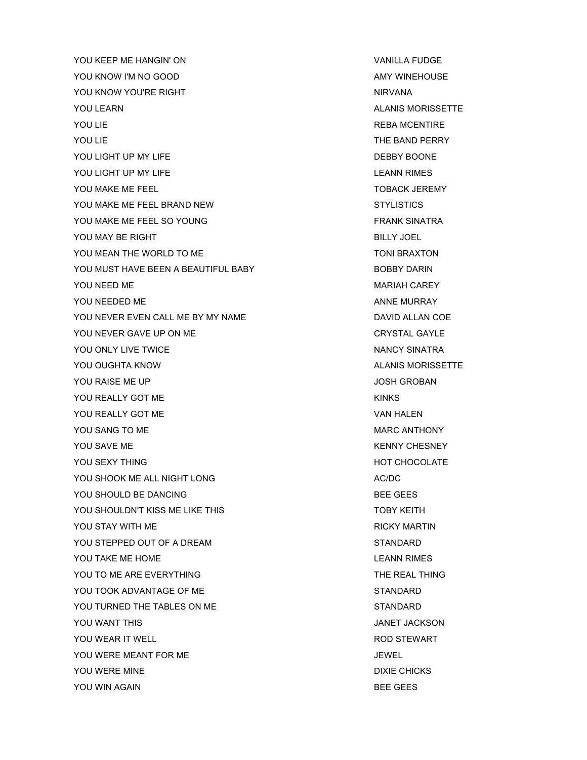| | |
|---|---|
| YOU KEEP ME HANGIN' ON | VANILLA FUDGE |
| YOU KNOW I'M NO GOOD | AMY WINEHOUSE |
| YOU KNOW YOU'RE RIGHT | NIRVANA |
| YOU LEARN | ALANIS MORISSETTE |
| YOU LIE | REBA MCENTIRE |
| YOU LIE | THE BAND PERRY |
| YOU LIGHT UP MY LIFE | DEBBY BOONE |
| YOU LIGHT UP MY LIFE | LEANN RIMES |
| YOU MAKE ME FEEL | TOBACK JEREMY |
| YOU MAKE ME FEEL BRAND NEW | STYLISTICS |
| YOU MAKE ME FEEL SO YOUNG | FRANK SINATRA |
| YOU MAY BE RIGHT | BILLY JOEL |
| YOU MEAN THE WORLD TO ME | TONI BRAXTON |
| YOU MUST HAVE BEEN A BEAUTIFUL BABY | BOBBY DARIN |
| YOU NEED ME | MARIAH CAREY |
| YOU NEEDED ME | ANNE MURRAY |
| YOU NEVER EVEN CALL ME BY MY NAME | DAVID ALLAN COE |
| YOU NEVER GAVE UP ON ME | CRYSTAL GAYLE |
| YOU ONLY LIVE TWICE | NANCY SINATRA |
| YOU OUGHTA KNOW | ALANIS MORISSETTE |
| YOU RAISE ME UP | JOSH GROBAN |
| YOU REALLY GOT ME | KINKS |
| YOU REALLY GOT ME | VAN HALEN |
| YOU SANG TO ME | MARC ANTHONY |
| YOU SAVE ME | KENNY CHESNEY |
| YOU SEXY THING | HOT CHOCOLATE |
| YOU SHOOK ME ALL NIGHT LONG | AC/DC |
| YOU SHOULD BE DANCING | BEE GEES |
| YOU SHOULDN'T KISS ME LIKE THIS | TOBY KEITH |
| YOU STAY WITH ME | RICKY MARTIN |
| YOU STEPPED OUT OF A DREAM | STANDARD |
| YOU TAKE ME HOME | LEANN RIMES |
| YOU TO ME ARE EVERYTHING | THE REAL THING |
| YOU TOOK ADVANTAGE OF ME | STANDARD |
| YOU TURNED THE TABLES ON ME | STANDARD |
| YOU WANT THIS | JANET JACKSON |
| YOU WEAR IT WELL | ROD STEWART |
| YOU WERE MEANT FOR ME | JEWEL |
| YOU WERE MINE | DIXIE CHICKS |
| YOU WIN AGAIN | BEE GEES |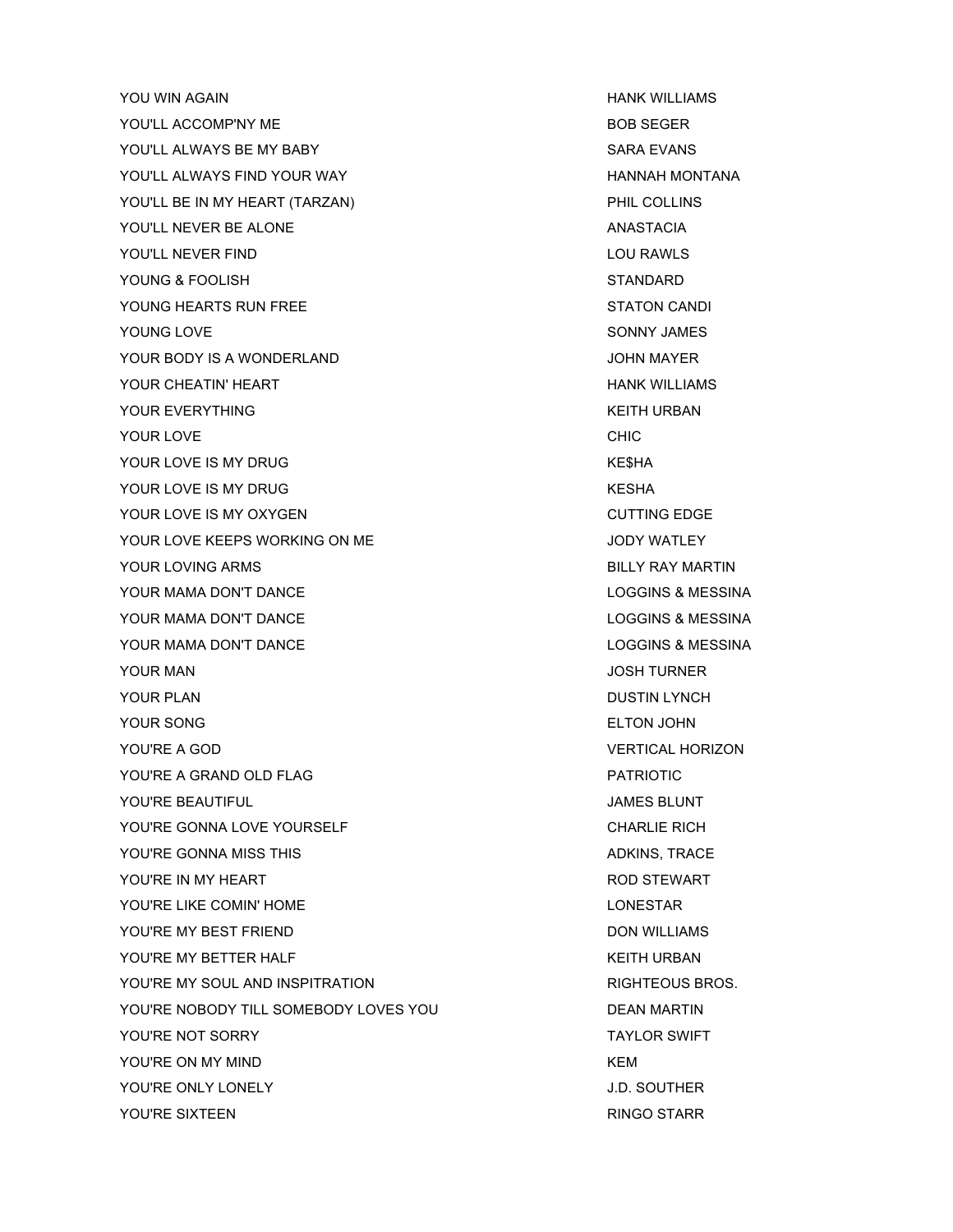| | |
|---|---|
| YOU WIN AGAIN | HANK WILLIAMS |
| YOU'LL ACCOMP'NY ME | BOB SEGER |
| YOU'LL ALWAYS BE MY BABY | SARA EVANS |
| YOU'LL ALWAYS FIND YOUR WAY | HANNAH MONTANA |
| YOU'LL BE IN MY HEART (TARZAN) | PHIL COLLINS |
| YOU'LL NEVER BE ALONE | ANASTACIA |
| YOU'LL NEVER FIND | LOU RAWLS |
| YOUNG & FOOLISH | STANDARD |
| YOUNG HEARTS RUN FREE | STATON CANDI |
| YOUNG LOVE | SONNY JAMES |
| YOUR BODY IS A WONDERLAND | JOHN MAYER |
| YOUR CHEATIN' HEART | HANK WILLIAMS |
| YOUR EVERYTHING | KEITH URBAN |
| YOUR LOVE | CHIC |
| YOUR LOVE IS MY DRUG | KE$HA |
| YOUR LOVE IS MY DRUG | KESHA |
| YOUR LOVE IS MY OXYGEN | CUTTING EDGE |
| YOUR LOVE KEEPS WORKING ON ME | JODY WATLEY |
| YOUR LOVING ARMS | BILLY RAY MARTIN |
| YOUR MAMA DON'T DANCE | LOGGINS & MESSINA |
| YOUR MAMA DON'T DANCE | LOGGINS & MESSINA |
| YOUR MAMA DON'T DANCE | LOGGINS & MESSINA |
| YOUR MAN | JOSH TURNER |
| YOUR PLAN | DUSTIN LYNCH |
| YOUR SONG | ELTON JOHN |
| YOU'RE A GOD | VERTICAL HORIZON |
| YOU'RE A GRAND OLD FLAG | PATRIOTIC |
| YOU'RE BEAUTIFUL | JAMES BLUNT |
| YOU'RE GONNA LOVE YOURSELF | CHARLIE RICH |
| YOU'RE GONNA MISS THIS | ADKINS, TRACE |
| YOU'RE IN MY HEART | ROD STEWART |
| YOU'RE LIKE COMIN' HOME | LONESTAR |
| YOU'RE MY BEST FRIEND | DON WILLIAMS |
| YOU'RE MY BETTER HALF | KEITH URBAN |
| YOU'RE MY SOUL AND INSPITRATION | RIGHTEOUS BROS. |
| YOU'RE NOBODY TILL SOMEBODY LOVES YOU | DEAN MARTIN |
| YOU'RE NOT SORRY | TAYLOR SWIFT |
| YOU'RE ON MY MIND | KEM |
| YOU'RE ONLY LONELY | J.D. SOUTHER |
| YOU'RE SIXTEEN | RINGO STARR |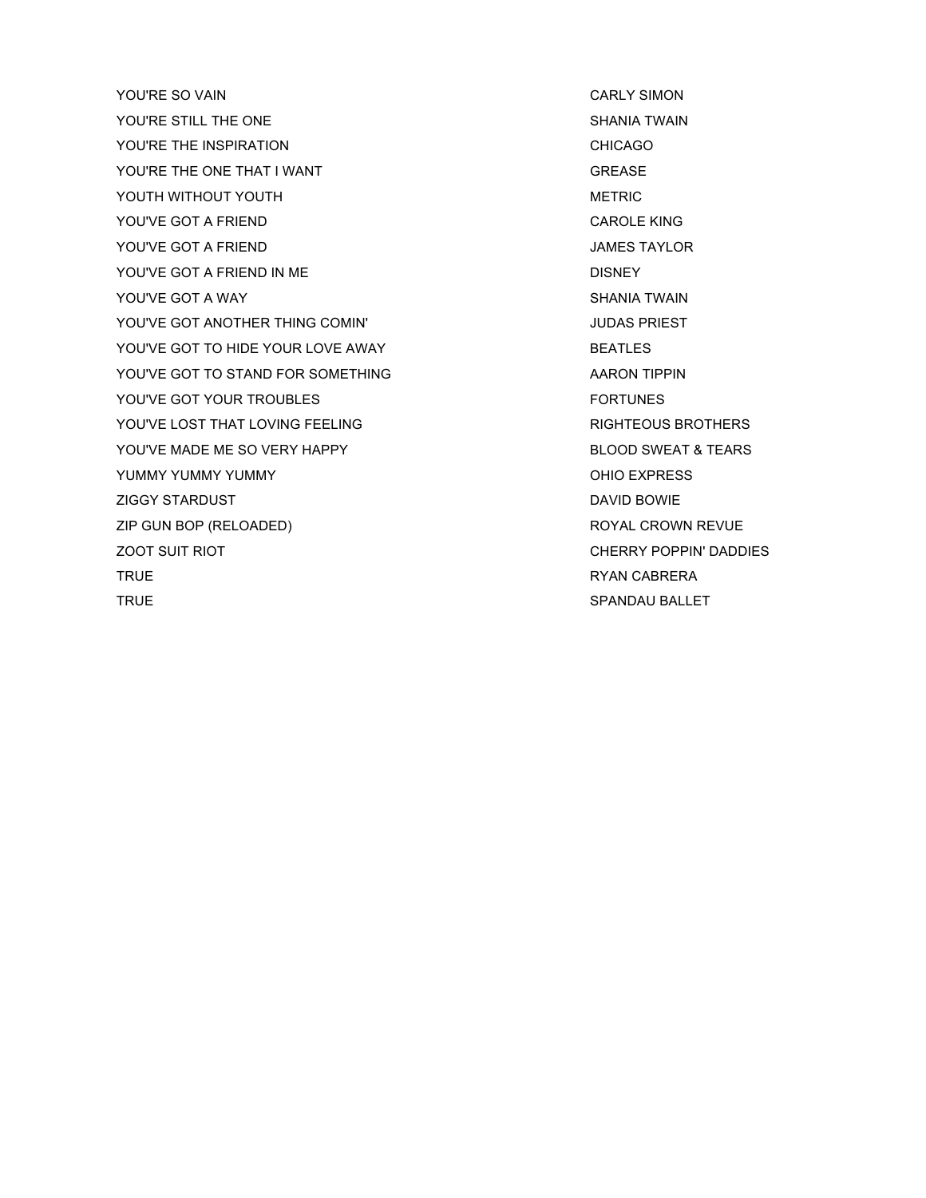| | |
|---|---|
| YOU'RE SO VAIN | CARLY SIMON |
| YOU'RE STILL THE ONE | SHANIA TWAIN |
| YOU'RE THE INSPIRATION | CHICAGO |
| YOU'RE THE ONE THAT I WANT | GREASE |
| YOUTH WITHOUT YOUTH | METRIC |
| YOU'VE GOT A FRIEND | CAROLE KING |
| YOU'VE GOT A FRIEND | JAMES TAYLOR |
| YOU'VE GOT A FRIEND IN ME | DISNEY |
| YOU'VE GOT A WAY | SHANIA TWAIN |
| YOU'VE GOT ANOTHER THING COMIN' | JUDAS PRIEST |
| YOU'VE GOT TO HIDE YOUR LOVE AWAY | BEATLES |
| YOU'VE GOT TO STAND FOR SOMETHING | AARON TIPPIN |
| YOU'VE GOT YOUR TROUBLES | FORTUNES |
| YOU'VE LOST THAT LOVING FEELING | RIGHTEOUS BROTHERS |
| YOU'VE MADE ME SO VERY HAPPY | BLOOD SWEAT & TEARS |
| YUMMY YUMMY YUMMY | OHIO EXPRESS |
| ZIGGY STARDUST | DAVID BOWIE |
| ZIP GUN BOP (RELOADED) | ROYAL CROWN REVUE |
| ZOOT SUIT RIOT | CHERRY POPPIN' DADDIES |
| TRUE | RYAN CABRERA |
| TRUE | SPANDAU BALLET |